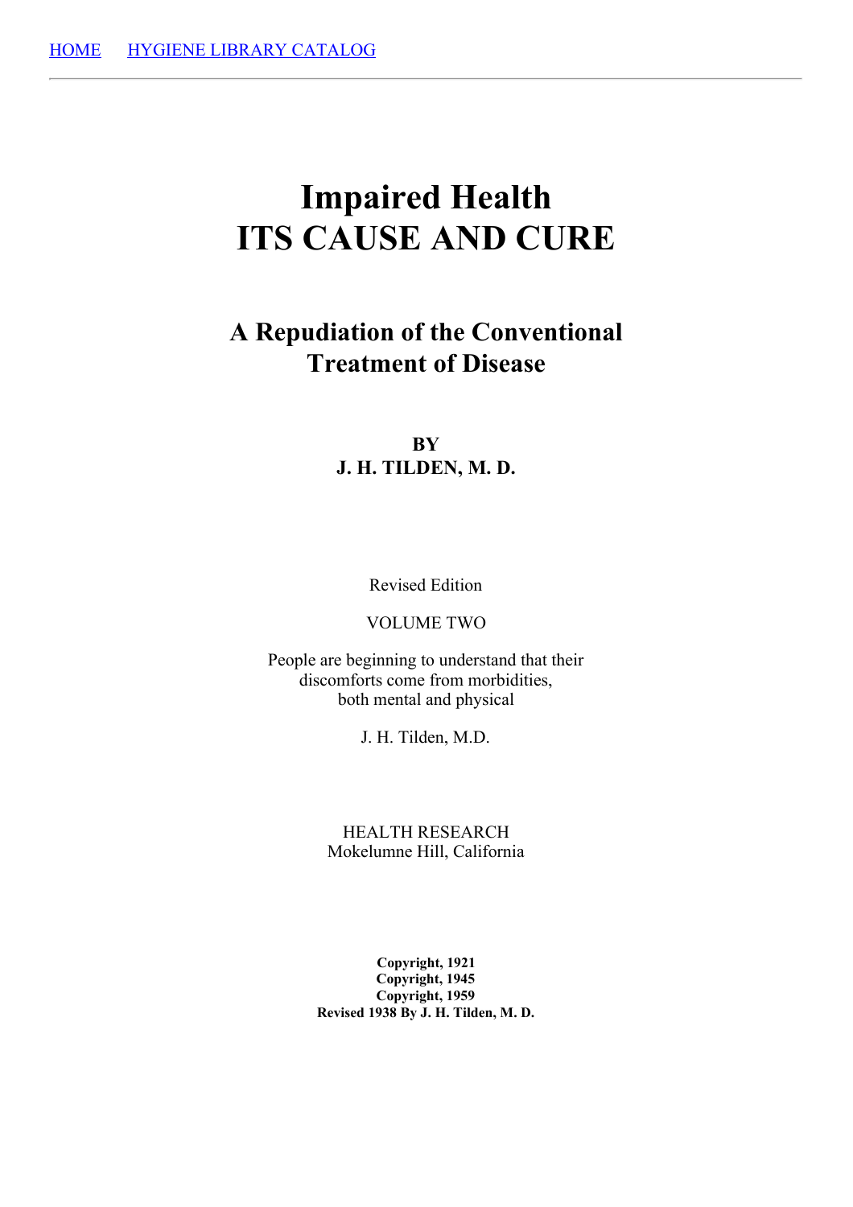HOME HYGIENE LIBRARY CATALOG

# Impaired Health
# ITS CAUSE AND CURE

## A Repudiation of the Conventional Treatment of Disease

**BY**
**J. H. TILDEN, M. D.**

Revised Edition

VOLUME TWO

People are beginning to understand that their discomforts come from morbidities, both mental and physical

J. H. Tilden, M.D.

HEALTH RESEARCH
Mokelumne Hill, California

**Copyright, 1921**
**Copyright, 1945**
**Copyright, 1959**
**Revised 1938 By J. H. Tilden, M. D.**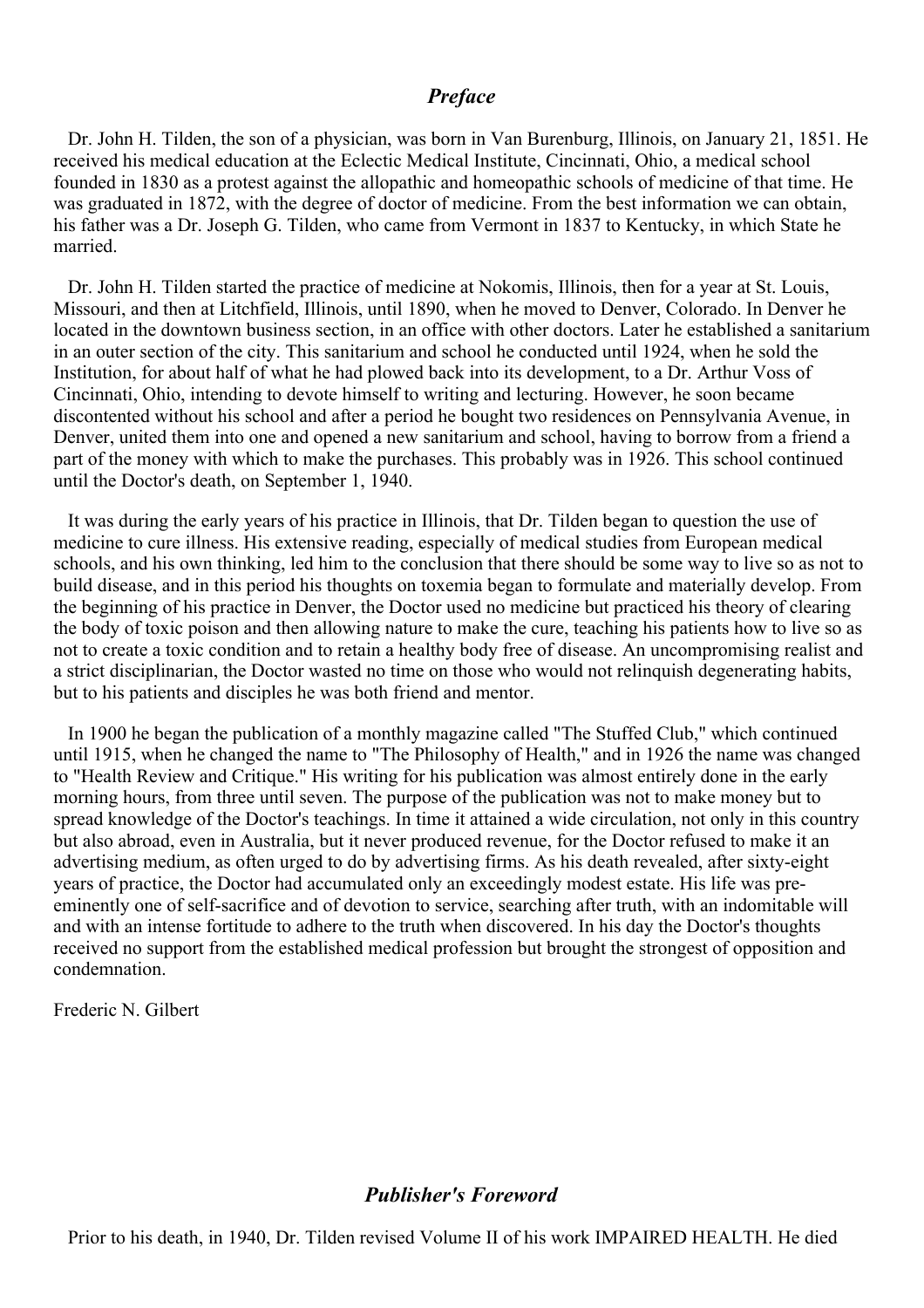## *Preface*

Dr. John H. Tilden, the son of a physician, was born in Van Burenburg, Illinois, on January 21, 1851. He received his medical education at the Eclectic Medical Institute, Cincinnati, Ohio, a medical school founded in 1830 as a protest against the allopathic and homeopathic schools of medicine of that time. He was graduated in 1872, with the degree of doctor of medicine. From the best information we can obtain, his father was a Dr. Joseph G. Tilden, who came from Vermont in 1837 to Kentucky, in which State he married.

Dr. John H. Tilden started the practice of medicine at Nokomis, Illinois, then for a year at St. Louis, Missouri, and then at Litchfield, Illinois, until 1890, when he moved to Denver, Colorado. In Denver he located in the downtown business section, in an office with other doctors. Later he established a sanitarium in an outer section of the city. This sanitarium and school he conducted until 1924, when he sold the Institution, for about half of what he had plowed back into its development, to a Dr. Arthur Voss of Cincinnati, Ohio, intending to devote himself to writing and lecturing. However, he soon became discontented without his school and after a period he bought two residences on Pennsylvania Avenue, in Denver, united them into one and opened a new sanitarium and school, having to borrow from a friend a part of the money with which to make the purchases. This probably was in 1926. This school continued until the Doctor's death, on September 1, 1940.

It was during the early years of his practice in Illinois, that Dr. Tilden began to question the use of medicine to cure illness. His extensive reading, especially of medical studies from European medical schools, and his own thinking, led him to the conclusion that there should be some way to live so as not to build disease, and in this period his thoughts on toxemia began to formulate and materially develop. From the beginning of his practice in Denver, the Doctor used no medicine but practiced his theory of clearing the body of toxic poison and then allowing nature to make the cure, teaching his patients how to live so as not to create a toxic condition and to retain a healthy body free of disease. An uncompromising realist and a strict disciplinarian, the Doctor wasted no time on those who would not relinquish degenerating habits, but to his patients and disciples he was both friend and mentor.

In 1900 he began the publication of a monthly magazine called "The Stuffed Club," which continued until 1915, when he changed the name to "The Philosophy of Health," and in 1926 the name was changed to "Health Review and Critique." His writing for his publication was almost entirely done in the early morning hours, from three until seven. The purpose of the publication was not to make money but to spread knowledge of the Doctor's teachings. In time it attained a wide circulation, not only in this country but also abroad, even in Australia, but it never produced revenue, for the Doctor refused to make it an advertising medium, as often urged to do by advertising firms. As his death revealed, after sixty-eight years of practice, the Doctor had accumulated only an exceedingly modest estate. His life was pre-eminently one of self-sacrifice and of devotion to service, searching after truth, with an indomitable will and with an intense fortitude to adhere to the truth when discovered. In his day the Doctor's thoughts received no support from the established medical profession but brought the strongest of opposition and condemnation.

Frederic N. Gilbert

## *Publisher's Foreword*

Prior to his death, in 1940, Dr. Tilden revised Volume II of his work IMPAIRED HEALTH. He died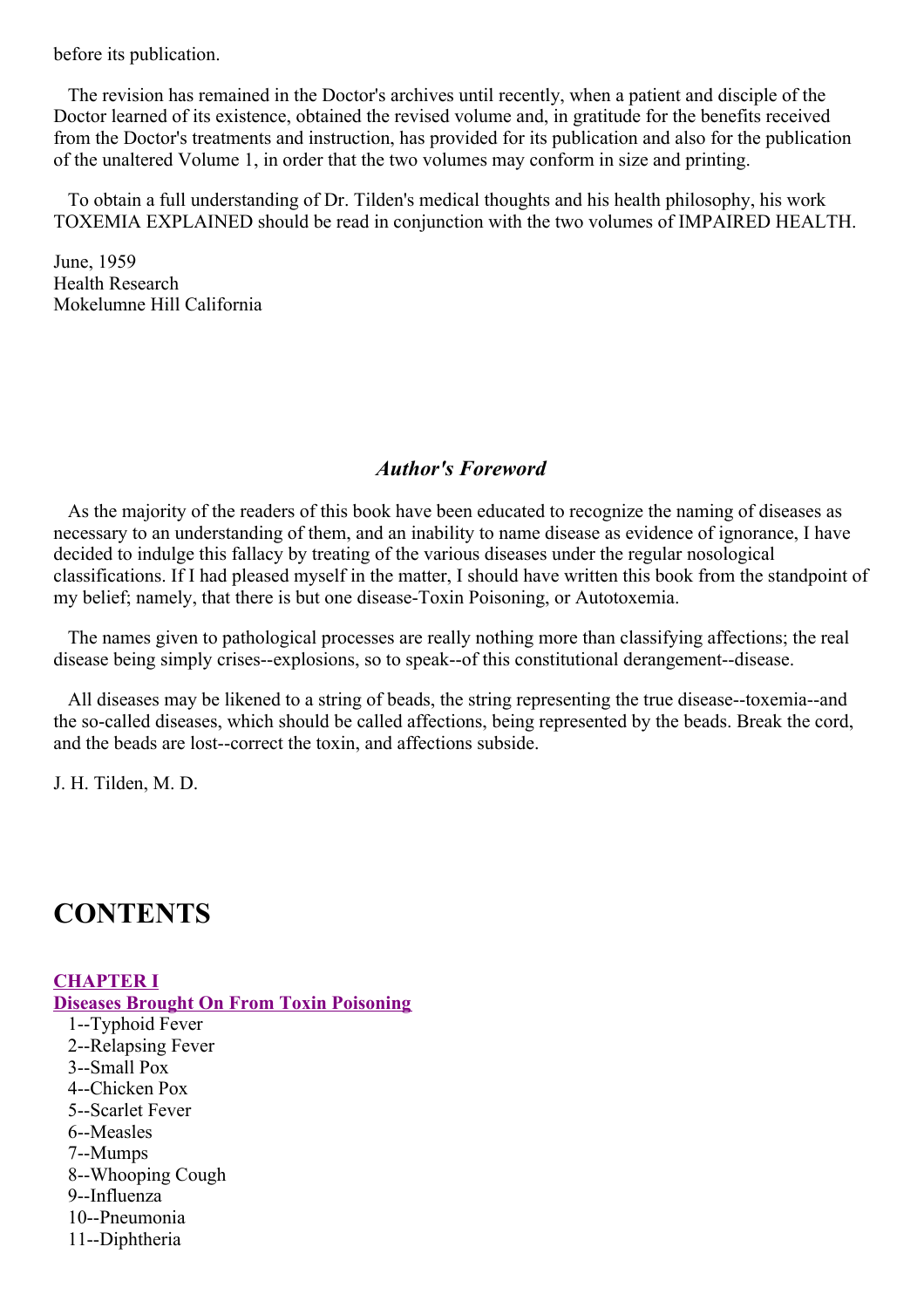before its publication.

The revision has remained in the Doctor's archives until recently, when a patient and disciple of the Doctor learned of its existence, obtained the revised volume and, in gratitude for the benefits received from the Doctor's treatments and instruction, has provided for its publication and also for the publication of the unaltered Volume 1, in order that the two volumes may conform in size and printing.

To obtain a full understanding of Dr. Tilden's medical thoughts and his health philosophy, his work TOXEMIA EXPLAINED should be read in conjunction with the two volumes of IMPAIRED HEALTH.

June, 1959
Health Research
Mokelumne Hill California

### *Author's Foreword*

As the majority of the readers of this book have been educated to recognize the naming of diseases as necessary to an understanding of them, and an inability to name disease as evidence of ignorance, I have decided to indulge this fallacy by treating of the various diseases under the regular nosological classifications. If I had pleased myself in the matter, I should have written this book from the standpoint of my belief; namely, that there is but one disease-Toxin Poisoning, or Autotoxemia.

The names given to pathological processes are really nothing more than classifying affections; the real disease being simply crises--explosions, so to speak--of this constitutional derangement--disease.

All diseases may be likened to a string of beads, the string representing the true disease--toxemia--and the so-called diseases, which should be called affections, being represented by the beads. Break the cord, and the beads are lost--correct the toxin, and affections subside.

J. H. Tilden, M. D.

# CONTENTS

**CHAPTER I**
**Diseases Brought On From Toxin Poisoning**

1--Typhoid Fever
2--Relapsing Fever
3--Small Pox
4--Chicken Pox
5--Scarlet Fever
6--Measles
7--Mumps
8--Whooping Cough
9--Influenza
10--Pneumonia
11--Diphtheria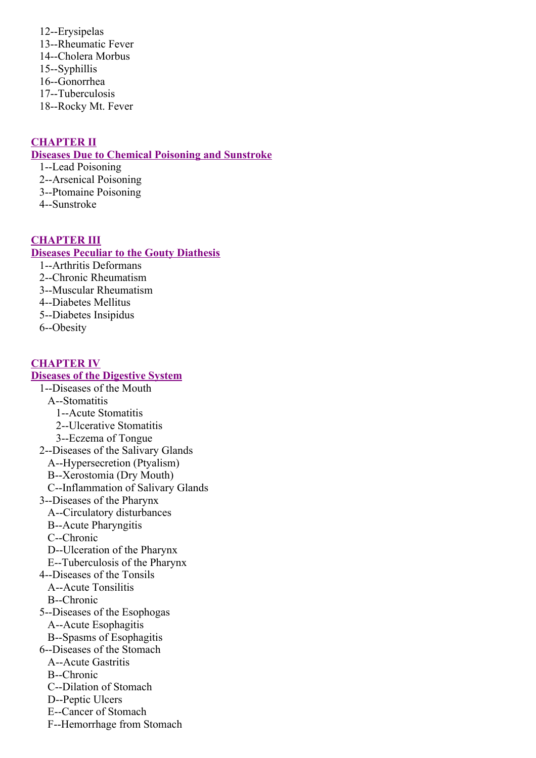12--Erysipelas
13--Rheumatic Fever
14--Cholera Morbus
15--Syphillis
16--Gonorrhea
17--Tuberculosis
18--Rocky Mt. Fever

## CHAPTER II

### Diseases Due to Chemical Poisoning and Sunstroke

1--Lead Poisoning
2--Arsenical Poisoning
3--Ptomaine Poisoning
4--Sunstroke

## CHAPTER III

### Diseases Peculiar to the Gouty Diathesis

1--Arthritis Deformans
2--Chronic Rheumatism
3--Muscular Rheumatism
4--Diabetes Mellitus
5--Diabetes Insipidus
6--Obesity

## CHAPTER IV

### Diseases of the Digestive System

1--Diseases of the Mouth
  A--Stomatitis
    1--Acute Stomatitis
    2--Ulcerative Stomatitis
    3--Eczema of Tongue
2--Diseases of the Salivary Glands
  A--Hypersecretion (Ptyalism)
  B--Xerostomia (Dry Mouth)
  C--Inflammation of Salivary Glands
3--Diseases of the Pharynx
  A--Circulatory disturbances
  B--Acute Pharyngitis
  C--Chronic
  D--Ulceration of the Pharynx
  E--Tuberculosis of the Pharynx
4--Diseases of the Tonsils
  A--Acute Tonsilitis
  B--Chronic
5--Diseases of the Esophogas
  A--Acute Esophagitis
  B--Spasms of Esophagitis
6--Diseases of the Stomach
  A--Acute Gastritis
  B--Chronic
  C--Dilation of Stomach
  D--Peptic Ulcers
  E--Cancer of Stomach
  F--Hemorrhage from Stomach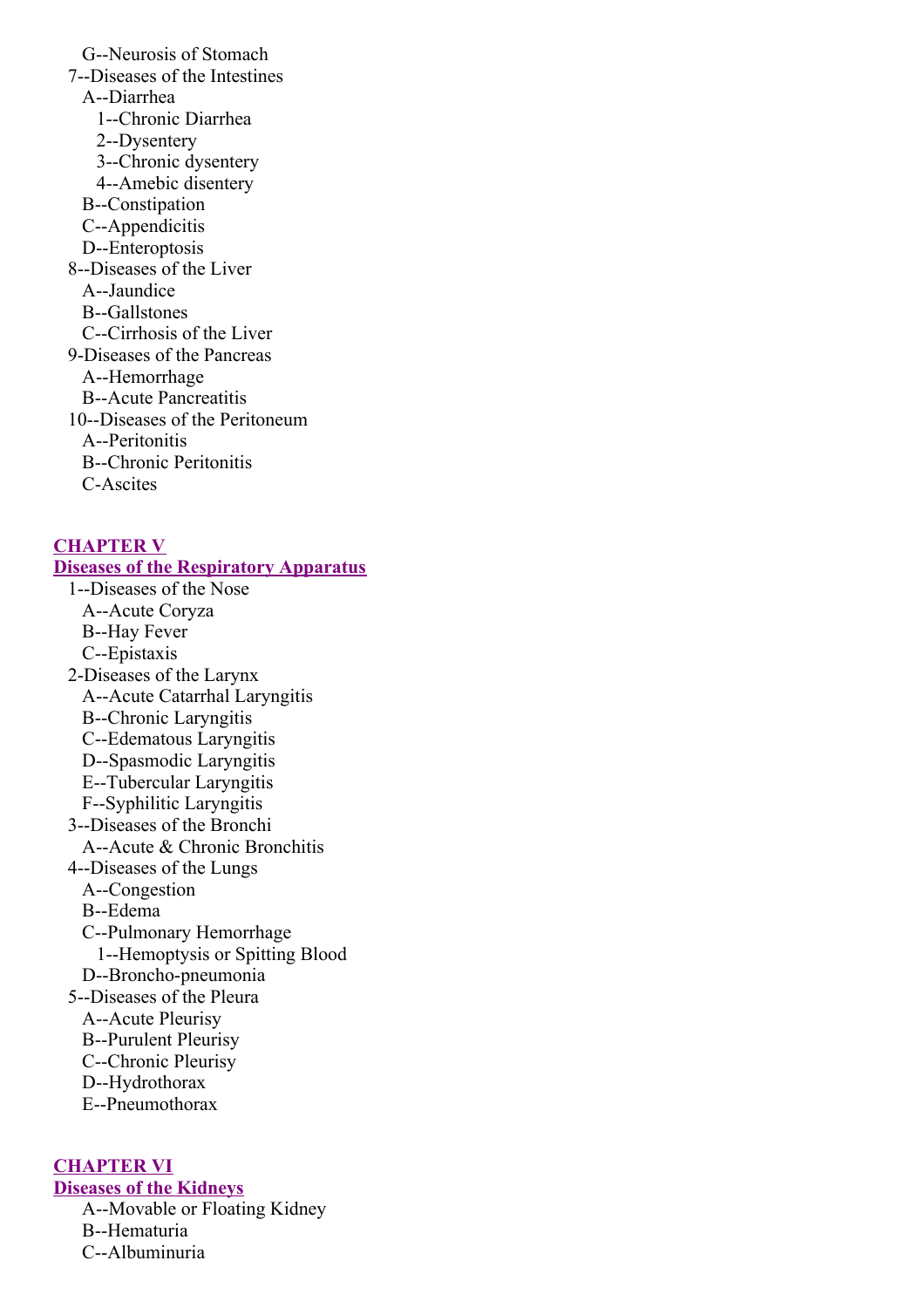G--Neurosis of Stomach

7--Diseases of the Intestines

A--Diarrhea

1--Chronic Diarrhea

2--Dysentery

3--Chronic dysentery

4--Amebic disentery

B--Constipation

C--Appendicitis

D--Enteroptosis

8--Diseases of the Liver

A--Jaundice

B--Gallstones

C--Cirrhosis of the Liver

9-Diseases of the Pancreas

A--Hemorrhage

B--Acute Pancreatitis

10--Diseases of the Peritoneum

A--Peritonitis

B--Chronic Peritonitis

C-Ascites

## CHAPTER V

## Diseases of the Respiratory Apparatus

1--Diseases of the Nose

A--Acute Coryza

B--Hay Fever

C--Epistaxis

2-Diseases of the Larynx

A--Acute Catarrhal Laryngitis

B--Chronic Laryngitis

C--Edematous Laryngitis

D--Spasmodic Laryngitis

E--Tubercular Laryngitis

F--Syphilitic Laryngitis

3--Diseases of the Bronchi

A--Acute & Chronic Bronchitis

4--Diseases of the Lungs

A--Congestion

B--Edema

C--Pulmonary Hemorrhage

1--Hemoptysis or Spitting Blood

D--Broncho-pneumonia

5--Diseases of the Pleura

A--Acute Pleurisy

B--Purulent Pleurisy

C--Chronic Pleurisy

D--Hydrothorax

E--Pneumothorax

## CHAPTER VI

## Diseases of the Kidneys

A--Movable or Floating Kidney

B--Hematuria

C--Albuminuria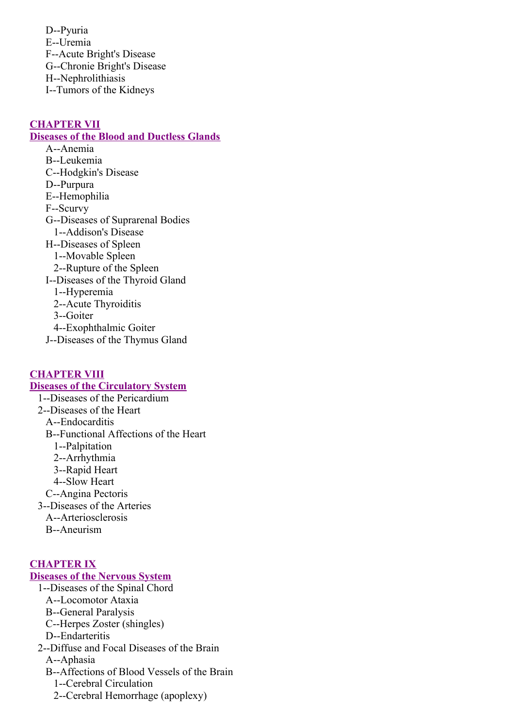- D--Pyuria
- E--Uremia
- F--Acute Bright's Disease
- G--Chronie Bright's Disease
- H--Nephrolithiasis
- I--Tumors of the Kidneys

## CHAPTER VII

## Diseases of the Blood and Ductless Glands

- A--Anemia
- B--Leukemia
- C--Hodgkin's Disease
- D--Purpura
- E--Hemophilia
- F--Scurvy
- G--Diseases of Suprarenal Bodies
  - 1--Addison's Disease
- H--Diseases of Spleen
  - 1--Movable Spleen
  - 2--Rupture of the Spleen
- I--Diseases of the Thyroid Gland
  - 1--Hyperemia
  - 2--Acute Thyroiditis
  - 3--Goiter
  - 4--Exophthalmic Goiter
- J--Diseases of the Thymus Gland

## CHAPTER VIII

## Diseases of the Circulatory System

- 1--Diseases of the Pericardium
- 2--Diseases of the Heart
  - A--Endocarditis
  - B--Functional Affections of the Heart
    - 1--Palpitation
    - 2--Arrhythmia
    - 3--Rapid Heart
    - 4--Slow Heart
  - C--Angina Pectoris
- 3--Diseases of the Arteries
  - A--Arteriosclerosis
  - B--Aneurism

## CHAPTER IX

## Diseases of the Nervous System

- 1--Diseases of the Spinal Chord
  - A--Locomotor Ataxia
  - B--General Paralysis
  - C--Herpes Zoster (shingles)
  - D--Endarteritis
- 2--Diffuse and Focal Diseases of the Brain
  - A--Aphasia
  - B--Affections of Blood Vessels of the Brain
    - 1--Cerebral Circulation
    - 2--Cerebral Hemorrhage (apoplexy)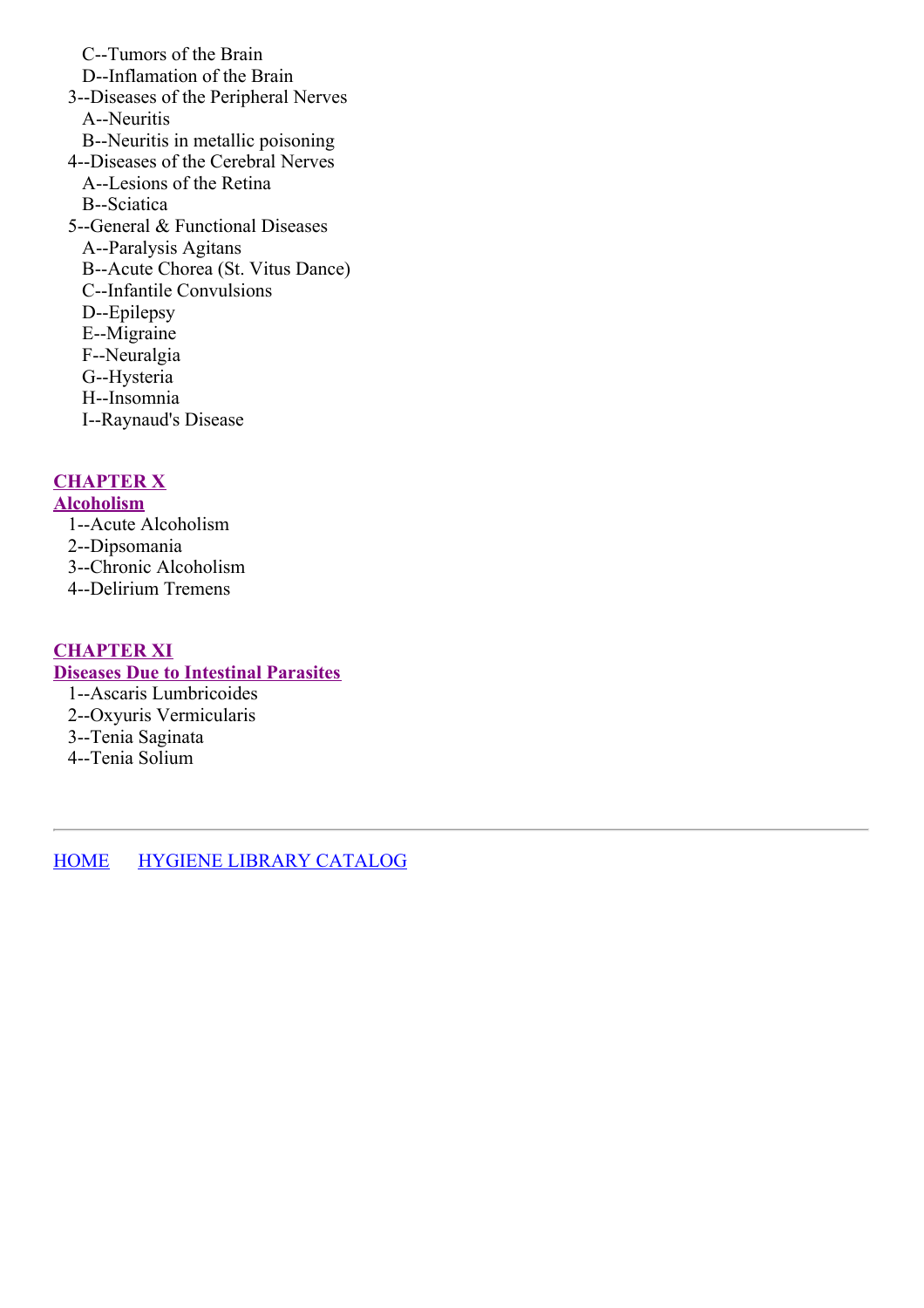C--Tumors of the Brain
  D--Inflamation of the Brain
- 3--Diseases of the Peripheral Nerves
  - A--Neuritis
  - B--Neuritis in metallic poisoning
- 4--Diseases of the Cerebral Nerves
  - A--Lesions of the Retina
  - B--Sciatica
- 5--General & Functional Diseases
  - A--Paralysis Agitans
  - B--Acute Chorea (St. Vitus Dance)
  - C--Infantile Convulsions
  - D--Epilepsy
  - E--Migraine
  - F--Neuralgia
  - G--Hysteria
  - H--Insomnia
  - I--Raynaud's Disease

**CHAPTER X**
**Alcoholism**

- 1--Acute Alcoholism
- 2--Dipsomania
- 3--Chronic Alcoholism
- 4--Delirium Tremens

**CHAPTER XI**
**Diseases Due to Intestinal Parasites**

- 1--Ascaris Lumbricoides
- 2--Oxyuris Vermicularis
- 3--Tenia Saginata
- 4--Tenia Solium

---

HOME    HYGIENE LIBRARY CATALOG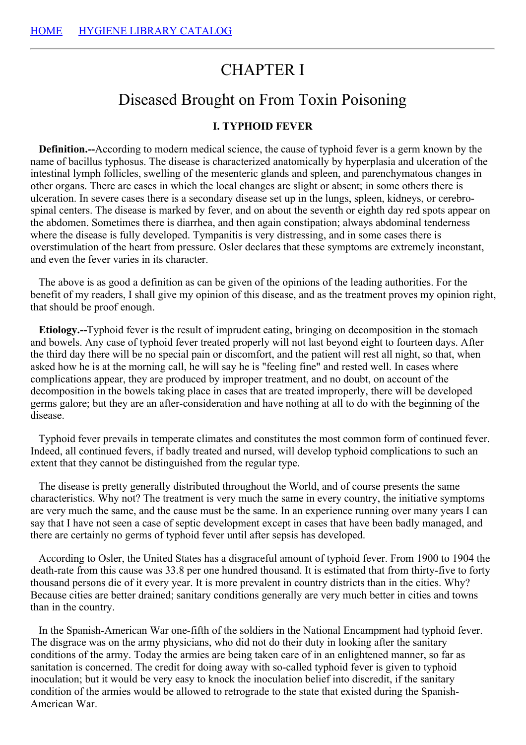# CHAPTER I

## Diseased Brought on From Toxin Poisoning

### I. TYPHOID FEVER

**Definition.--**According to modern medical science, the cause of typhoid fever is a germ known by the name of bacillus typhosus. The disease is characterized anatomically by hyperplasia and ulceration of the intestinal lymph follicles, swelling of the mesenteric glands and spleen, and parenchymatous changes in other organs. There are cases in which the local changes are slight or absent; in some others there is ulceration. In severe cases there is a secondary disease set up in the lungs, spleen, kidneys, or cerebro-spinal centers. The disease is marked by fever, and on about the seventh or eighth day red spots appear on the abdomen. Sometimes there is diarrhea, and then again constipation; always abdominal tenderness where the disease is fully developed. Tympanitis is very distressing, and in some cases there is overstimulation of the heart from pressure. Osler declares that these symptoms are extremely inconstant, and even the fever varies in its character.

The above is as good a definition as can be given of the opinions of the leading authorities. For the benefit of my readers, I shall give my opinion of this disease, and as the treatment proves my opinion right, that should be proof enough.

**Etiology.--**Typhoid fever is the result of imprudent eating, bringing on decomposition in the stomach and bowels. Any case of typhoid fever treated properly will not last beyond eight to fourteen days. After the third day there will be no special pain or discomfort, and the patient will rest all night, so that, when asked how he is at the morning call, he will say he is "feeling fine" and rested well. In cases where complications appear, they are produced by improper treatment, and no doubt, on account of the decomposition in the bowels taking place in cases that are treated improperly, there will be developed germs galore; but they are an after-consideration and have nothing at all to do with the beginning of the disease.

Typhoid fever prevails in temperate climates and constitutes the most common form of continued fever. Indeed, all continued fevers, if badly treated and nursed, will develop typhoid complications to such an extent that they cannot be distinguished from the regular type.

The disease is pretty generally distributed throughout the World, and of course presents the same characteristics. Why not? The treatment is very much the same in every country, the initiative symptoms are very much the same, and the cause must be the same. In an experience running over many years I can say that I have not seen a case of septic development except in cases that have been badly managed, and there are certainly no germs of typhoid fever until after sepsis has developed.

According to Osler, the United States has a disgraceful amount of typhoid fever. From 1900 to 1904 the death-rate from this cause was 33.8 per one hundred thousand. It is estimated that from thirty-five to forty thousand persons die of it every year. It is more prevalent in country districts than in the cities. Why? Because cities are better drained; sanitary conditions generally are very much better in cities and towns than in the country.

In the Spanish-American War one-fifth of the soldiers in the National Encampment had typhoid fever. The disgrace was on the army physicians, who did not do their duty in looking after the sanitary conditions of the army. Today the armies are being taken care of in an enlightened manner, so far as sanitation is concerned. The credit for doing away with so-called typhoid fever is given to typhoid inoculation; but it would be very easy to knock the inoculation belief into discredit, if the sanitary condition of the armies would be allowed to retrograde to the state that existed during the Spanish-American War.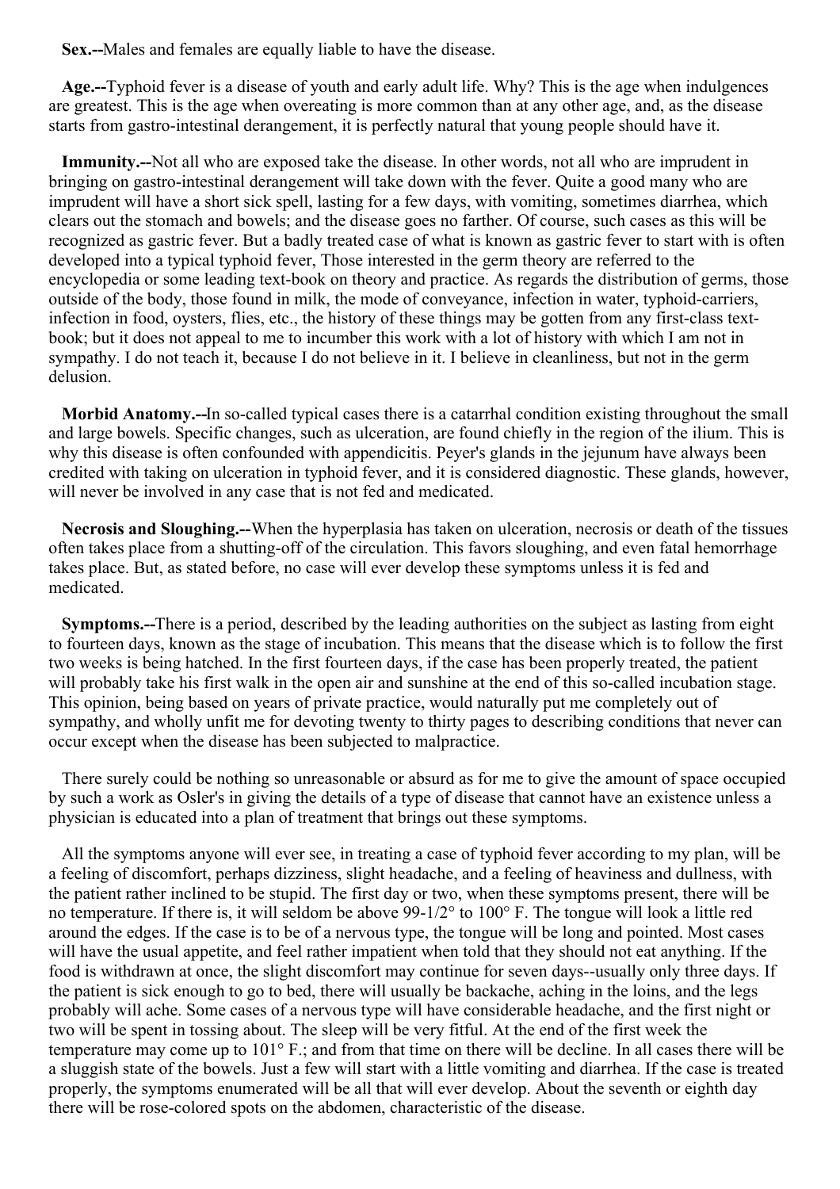**Sex.--**Males and females are equally liable to have the disease.

**Age.--**Typhoid fever is a disease of youth and early adult life. Why? This is the age when indulgences are greatest. This is the age when overeating is more common than at any other age, and, as the disease starts from gastro-intestinal derangement, it is perfectly natural that young people should have it.

**Immunity.--**Not all who are exposed take the disease. In other words, not all who are imprudent in bringing on gastro-intestinal derangement will take down with the fever. Quite a good many who are imprudent will have a short sick spell, lasting for a few days, with vomiting, sometimes diarrhea, which clears out the stomach and bowels; and the disease goes no farther. Of course, such cases as this will be recognized as gastric fever. But a badly treated case of what is known as gastric fever to start with is often developed into a typical typhoid fever, Those interested in the germ theory are referred to the encyclopedia or some leading text-book on theory and practice. As regards the distribution of germs, those outside of the body, those found in milk, the mode of conveyance, infection in water, typhoid-carriers, infection in food, oysters, flies, etc., the history of these things may be gotten from any first-class text-book; but it does not appeal to me to incumber this work with a lot of history with which I am not in sympathy. I do not teach it, because I do not believe in it. I believe in cleanliness, but not in the germ delusion.

**Morbid Anatomy.--**In so-called typical cases there is a catarrhal condition existing throughout the small and large bowels. Specific changes, such as ulceration, are found chiefly in the region of the ilium. This is why this disease is often confounded with appendicitis. Peyer's glands in the jejunum have always been credited with taking on ulceration in typhoid fever, and it is considered diagnostic. These glands, however, will never be involved in any case that is not fed and medicated.

**Necrosis and Sloughing.--**When the hyperplasia has taken on ulceration, necrosis or death of the tissues often takes place from a shutting-off of the circulation. This favors sloughing, and even fatal hemorrhage takes place. But, as stated before, no case will ever develop these symptoms unless it is fed and medicated.

**Symptoms.--**There is a period, described by the leading authorities on the subject as lasting from eight to fourteen days, known as the stage of incubation. This means that the disease which is to follow the first two weeks is being hatched. In the first fourteen days, if the case has been properly treated, the patient will probably take his first walk in the open air and sunshine at the end of this so-called incubation stage. This opinion, being based on years of private practice, would naturally put me completely out of sympathy, and wholly unfit me for devoting twenty to thirty pages to describing conditions that never can occur except when the disease has been subjected to malpractice.

There surely could be nothing so unreasonable or absurd as for me to give the amount of space occupied by such a work as Osler's in giving the details of a type of disease that cannot have an existence unless a physician is educated into a plan of treatment that brings out these symptoms.

All the symptoms anyone will ever see, in treating a case of typhoid fever according to my plan, will be a feeling of discomfort, perhaps dizziness, slight headache, and a feeling of heaviness and dullness, with the patient rather inclined to be stupid. The first day or two, when these symptoms present, there will be no temperature. If there is, it will seldom be above 99-1/2° to 100° F. The tongue will look a little red around the edges. If the case is to be of a nervous type, the tongue will be long and pointed. Most cases will have the usual appetite, and feel rather impatient when told that they should not eat anything. If the food is withdrawn at once, the slight discomfort may continue for seven days--usually only three days. If the patient is sick enough to go to bed, there will usually be backache, aching in the loins, and the legs probably will ache. Some cases of a nervous type will have considerable headache, and the first night or two will be spent in tossing about. The sleep will be very fitful. At the end of the first week the temperature may come up to 101° F.; and from that time on there will be decline. In all cases there will be a sluggish state of the bowels. Just a few will start with a little vomiting and diarrhea. If the case is treated properly, the symptoms enumerated will be all that will ever develop. About the seventh or eighth day there will be rose-colored spots on the abdomen, characteristic of the disease.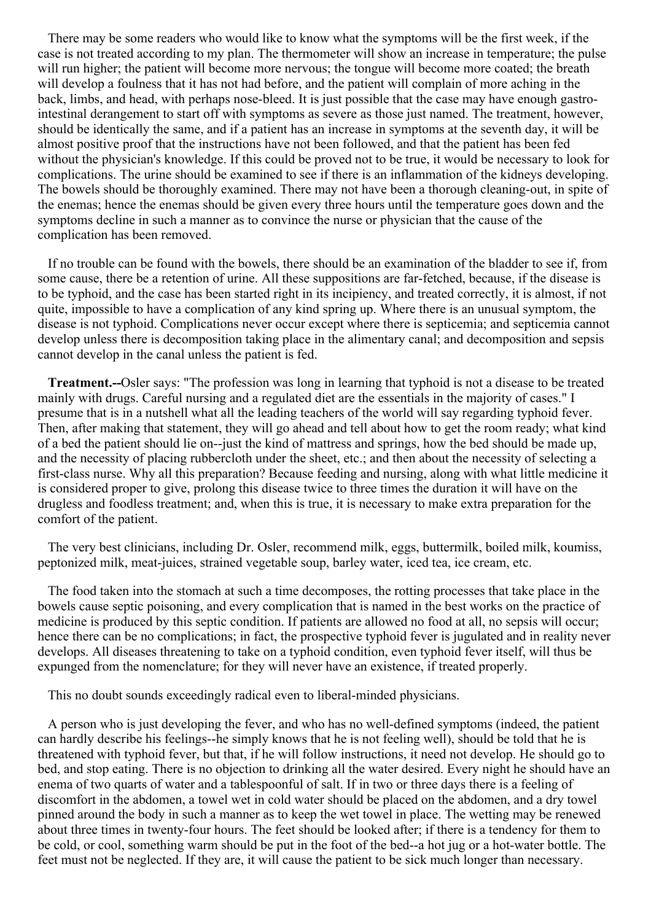There may be some readers who would like to know what the symptoms will be the first week, if the case is not treated according to my plan. The thermometer will show an increase in temperature; the pulse will run higher; the patient will become more nervous; the tongue will become more coated; the breath will develop a foulness that it has not had before, and the patient will complain of more aching in the back, limbs, and head, with perhaps nose-bleed. It is just possible that the case may have enough gastro-intestinal derangement to start off with symptoms as severe as those just named. The treatment, however, should be identically the same, and if a patient has an increase in symptoms at the seventh day, it will be almost positive proof that the instructions have not been followed, and that the patient has been fed without the physician's knowledge. If this could be proved not to be true, it would be necessary to look for complications. The urine should be examined to see if there is an inflammation of the kidneys developing. The bowels should be thoroughly examined. There may not have been a thorough cleaning-out, in spite of the enemas; hence the enemas should be given every three hours until the temperature goes down and the symptoms decline in such a manner as to convince the nurse or physician that the cause of the complication has been removed.

If no trouble can be found with the bowels, there should be an examination of the bladder to see if, from some cause, there be a retention of urine. All these suppositions are far-fetched, because, if the disease is to be typhoid, and the case has been started right in its incipiency, and treated correctly, it is almost, if not quite, impossible to have a complication of any kind spring up. Where there is an unusual symptom, the disease is not typhoid. Complications never occur except where there is septicemia; and septicemia cannot develop unless there is decomposition taking place in the alimentary canal; and decomposition and sepsis cannot develop in the canal unless the patient is fed.

**Treatment.--**Osler says: "The profession was long in learning that typhoid is not a disease to be treated mainly with drugs. Careful nursing and a regulated diet are the essentials in the majority of cases." I presume that is in a nutshell what all the leading teachers of the world will say regarding typhoid fever. Then, after making that statement, they will go ahead and tell about how to get the room ready; what kind of a bed the patient should lie on--just the kind of mattress and springs, how the bed should be made up, and the necessity of placing rubbercloth under the sheet, etc.; and then about the necessity of selecting a first-class nurse. Why all this preparation? Because feeding and nursing, along with what little medicine it is considered proper to give, prolong this disease twice to three times the duration it will have on the drugless and foodless treatment; and, when this is true, it is necessary to make extra preparation for the comfort of the patient.

The very best clinicians, including Dr. Osler, recommend milk, eggs, buttermilk, boiled milk, koumiss, peptonized milk, meat-juices, strained vegetable soup, barley water, iced tea, ice cream, etc.

The food taken into the stomach at such a time decomposes, the rotting processes that take place in the bowels cause septic poisoning, and every complication that is named in the best works on the practice of medicine is produced by this septic condition. If patients are allowed no food at all, no sepsis will occur; hence there can be no complications; in fact, the prospective typhoid fever is jugulated and in reality never develops. All diseases threatening to take on a typhoid condition, even typhoid fever itself, will thus be expunged from the nomenclature; for they will never have an existence, if treated properly.

This no doubt sounds exceedingly radical even to liberal-minded physicians.

A person who is just developing the fever, and who has no well-defined symptoms (indeed, the patient can hardly describe his feelings--he simply knows that he is not feeling well), should be told that he is threatened with typhoid fever, but that, if he will follow instructions, it need not develop. He should go to bed, and stop eating. There is no objection to drinking all the water desired. Every night he should have an enema of two quarts of water and a tablespoonful of salt. If in two or three days there is a feeling of discomfort in the abdomen, a towel wet in cold water should be placed on the abdomen, and a dry towel pinned around the body in such a manner as to keep the wet towel in place. The wetting may be renewed about three times in twenty-four hours. The feet should be looked after; if there is a tendency for them to be cold, or cool, something warm should be put in the foot of the bed--a hot jug or a hot-water bottle. The feet must not be neglected. If they are, it will cause the patient to be sick much longer than necessary.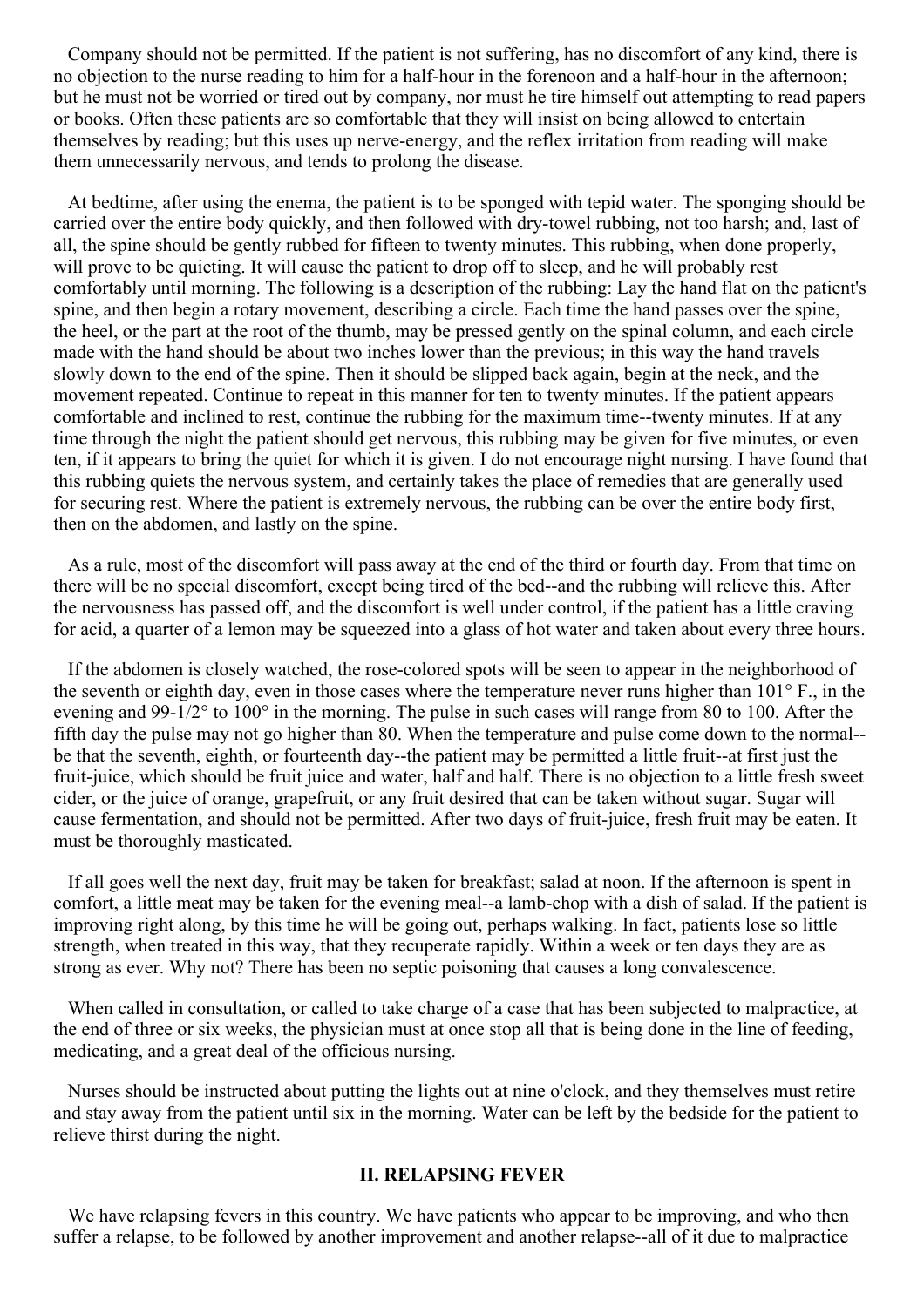Company should not be permitted. If the patient is not suffering, has no discomfort of any kind, there is no objection to the nurse reading to him for a half-hour in the forenoon and a half-hour in the afternoon; but he must not be worried or tired out by company, nor must he tire himself out attempting to read papers or books. Often these patients are so comfortable that they will insist on being allowed to entertain themselves by reading; but this uses up nerve-energy, and the reflex irritation from reading will make them unnecessarily nervous, and tends to prolong the disease.

At bedtime, after using the enema, the patient is to be sponged with tepid water. The sponging should be carried over the entire body quickly, and then followed with dry-towel rubbing, not too harsh; and, last of all, the spine should be gently rubbed for fifteen to twenty minutes. This rubbing, when done properly, will prove to be quieting. It will cause the patient to drop off to sleep, and he will probably rest comfortably until morning. The following is a description of the rubbing: Lay the hand flat on the patient's spine, and then begin a rotary movement, describing a circle. Each time the hand passes over the spine, the heel, or the part at the root of the thumb, may be pressed gently on the spinal column, and each circle made with the hand should be about two inches lower than the previous; in this way the hand travels slowly down to the end of the spine. Then it should be slipped back again, begin at the neck, and the movement repeated. Continue to repeat in this manner for ten to twenty minutes. If the patient appears comfortable and inclined to rest, continue the rubbing for the maximum time--twenty minutes. If at any time through the night the patient should get nervous, this rubbing may be given for five minutes, or even ten, if it appears to bring the quiet for which it is given. I do not encourage night nursing. I have found that this rubbing quiets the nervous system, and certainly takes the place of remedies that are generally used for securing rest. Where the patient is extremely nervous, the rubbing can be over the entire body first, then on the abdomen, and lastly on the spine.

As a rule, most of the discomfort will pass away at the end of the third or fourth day. From that time on there will be no special discomfort, except being tired of the bed--and the rubbing will relieve this. After the nervousness has passed off, and the discomfort is well under control, if the patient has a little craving for acid, a quarter of a lemon may be squeezed into a glass of hot water and taken about every three hours.

If the abdomen is closely watched, the rose-colored spots will be seen to appear in the neighborhood of the seventh or eighth day, even in those cases where the temperature never runs higher than 101° F., in the evening and 99-1/2° to 100° in the morning. The pulse in such cases will range from 80 to 100. After the fifth day the pulse may not go higher than 80. When the temperature and pulse come down to the normal--be that the seventh, eighth, or fourteenth day--the patient may be permitted a little fruit--at first just the fruit-juice, which should be fruit juice and water, half and half. There is no objection to a little fresh sweet cider, or the juice of orange, grapefruit, or any fruit desired that can be taken without sugar. Sugar will cause fermentation, and should not be permitted. After two days of fruit-juice, fresh fruit may be eaten. It must be thoroughly masticated.

If all goes well the next day, fruit may be taken for breakfast; salad at noon. If the afternoon is spent in comfort, a little meat may be taken for the evening meal--a lamb-chop with a dish of salad. If the patient is improving right along, by this time he will be going out, perhaps walking. In fact, patients lose so little strength, when treated in this way, that they recuperate rapidly. Within a week or ten days they are as strong as ever. Why not? There has been no septic poisoning that causes a long convalescence.

When called in consultation, or called to take charge of a case that has been subjected to malpractice, at the end of three or six weeks, the physician must at once stop all that is being done in the line of feeding, medicating, and a great deal of the officious nursing.

Nurses should be instructed about putting the lights out at nine o'clock, and they themselves must retire and stay away from the patient until six in the morning. Water can be left by the bedside for the patient to relieve thirst during the night.

## II. RELAPSING FEVER

We have relapsing fevers in this country. We have patients who appear to be improving, and who then suffer a relapse, to be followed by another improvement and another relapse--all of it due to malpractice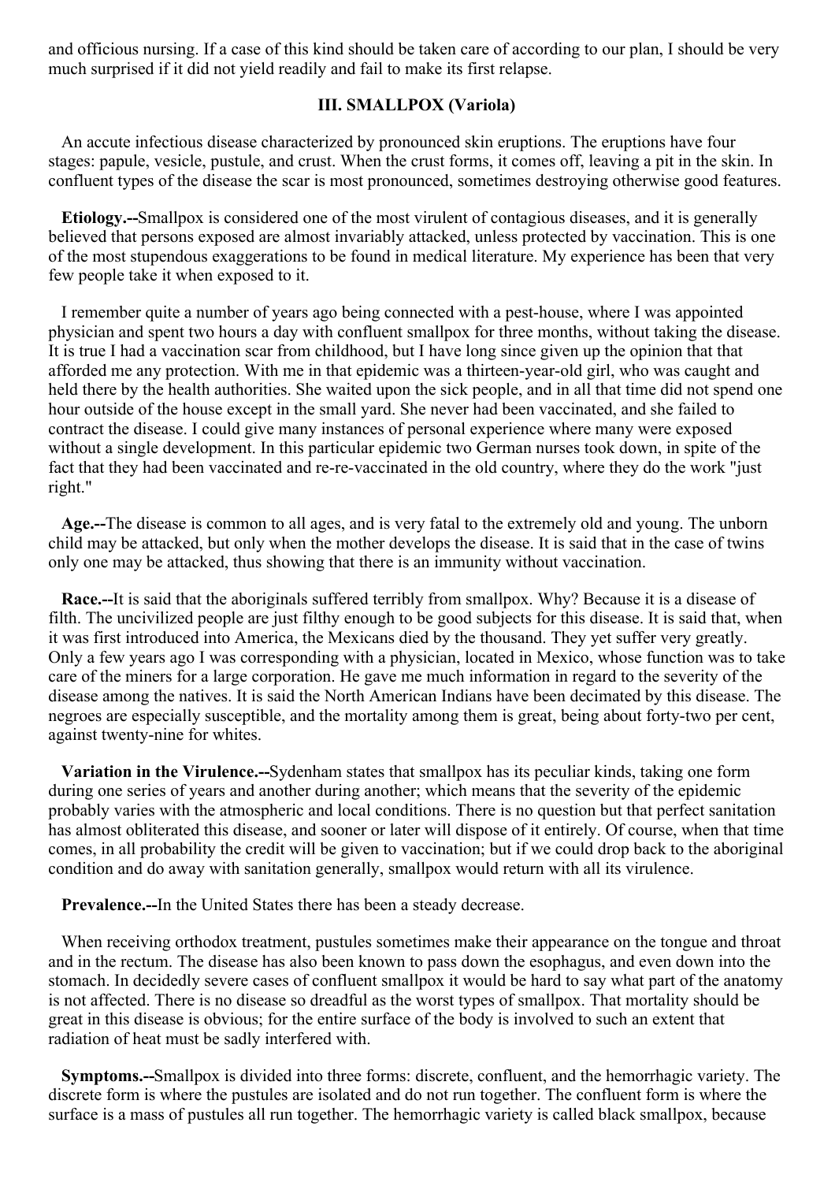and officious nursing. If a case of this kind should be taken care of according to our plan, I should be very much surprised if it did not yield readily and fail to make its first relapse.

### III. SMALLPOX (Variola)

An accute infectious disease characterized by pronounced skin eruptions. The eruptions have four stages: papule, vesicle, pustule, and crust. When the crust forms, it comes off, leaving a pit in the skin. In confluent types of the disease the scar is most pronounced, sometimes destroying otherwise good features.

**Etiology.--**Smallpox is considered one of the most virulent of contagious diseases, and it is generally believed that persons exposed are almost invariably attacked, unless protected by vaccination. This is one of the most stupendous exaggerations to be found in medical literature. My experience has been that very few people take it when exposed to it.

I remember quite a number of years ago being connected with a pest-house, where I was appointed physician and spent two hours a day with confluent smallpox for three months, without taking the disease. It is true I had a vaccination scar from childhood, but I have long since given up the opinion that that afforded me any protection. With me in that epidemic was a thirteen-year-old girl, who was caught and held there by the health authorities. She waited upon the sick people, and in all that time did not spend one hour outside of the house except in the small yard. She never had been vaccinated, and she failed to contract the disease. I could give many instances of personal experience where many were exposed without a single development. In this particular epidemic two German nurses took down, in spite of the fact that they had been vaccinated and re-re-vaccinated in the old country, where they do the work "just right."

**Age.--**The disease is common to all ages, and is very fatal to the extremely old and young. The unborn child may be attacked, but only when the mother develops the disease. It is said that in the case of twins only one may be attacked, thus showing that there is an immunity without vaccination.

**Race.--**It is said that the aboriginals suffered terribly from smallpox. Why? Because it is a disease of filth. The uncivilized people are just filthy enough to be good subjects for this disease. It is said that, when it was first introduced into America, the Mexicans died by the thousand. They yet suffer very greatly. Only a few years ago I was corresponding with a physician, located in Mexico, whose function was to take care of the miners for a large corporation. He gave me much information in regard to the severity of the disease among the natives. It is said the North American Indians have been decimated by this disease. The negroes are especially susceptible, and the mortality among them is great, being about forty-two per cent, against twenty-nine for whites.

**Variation in the Virulence.--**Sydenham states that smallpox has its peculiar kinds, taking one form during one series of years and another during another; which means that the severity of the epidemic probably varies with the atmospheric and local conditions. There is no question but that perfect sanitation has almost obliterated this disease, and sooner or later will dispose of it entirely. Of course, when that time comes, in all probability the credit will be given to vaccination; but if we could drop back to the aboriginal condition and do away with sanitation generally, smallpox would return with all its virulence.

**Prevalence.--**In the United States there has been a steady decrease.

When receiving orthodox treatment, pustules sometimes make their appearance on the tongue and throat and in the rectum. The disease has also been known to pass down the esophagus, and even down into the stomach. In decidedly severe cases of confluent smallpox it would be hard to say what part of the anatomy is not affected. There is no disease so dreadful as the worst types of smallpox. That mortality should be great in this disease is obvious; for the entire surface of the body is involved to such an extent that radiation of heat must be sadly interfered with.

**Symptoms.--**Smallpox is divided into three forms: discrete, confluent, and the hemorrhagic variety. The discrete form is where the pustules are isolated and do not run together. The confluent form is where the surface is a mass of pustules all run together. The hemorrhagic variety is called black smallpox, because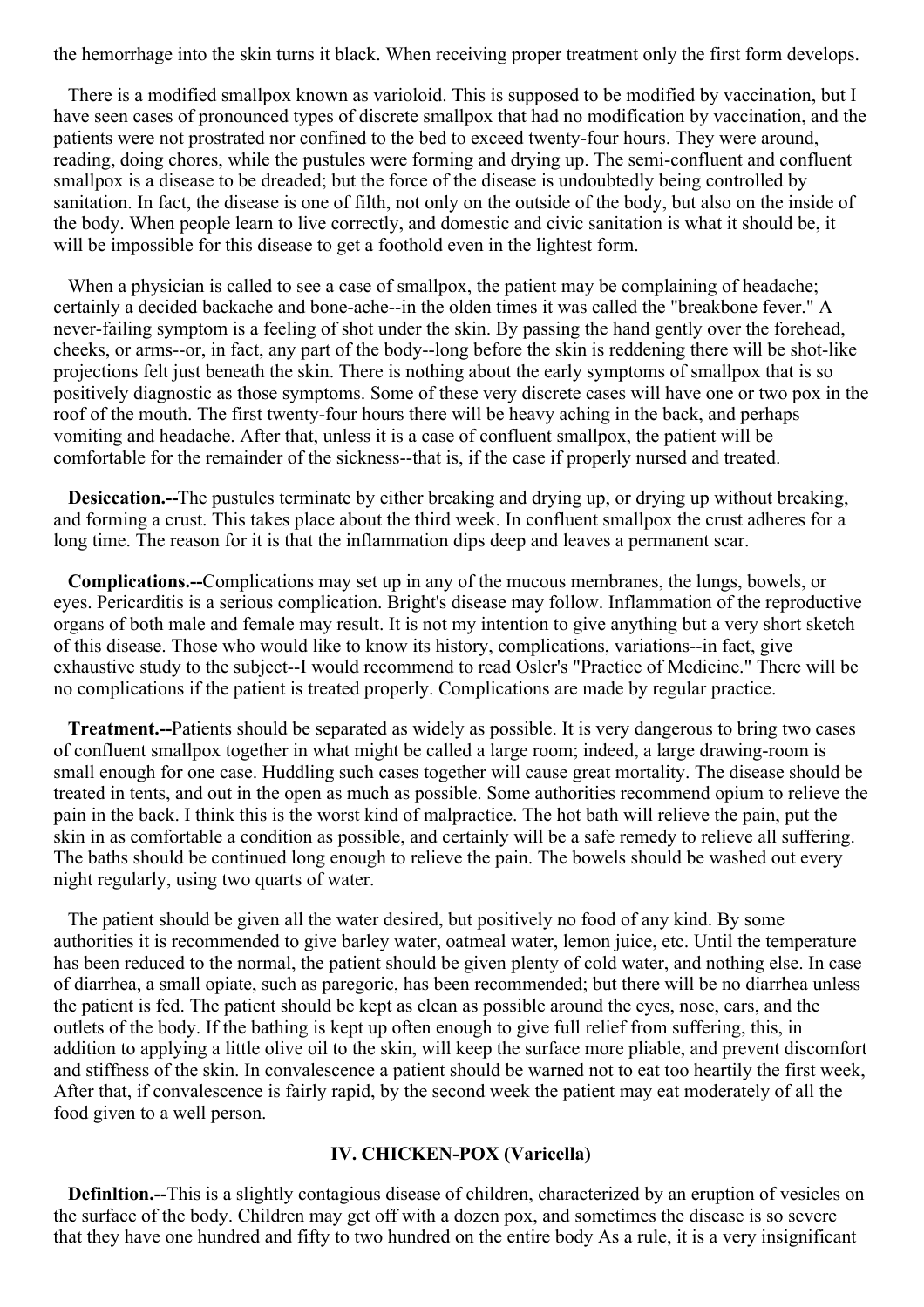the hemorrhage into the skin turns it black. When receiving proper treatment only the first form develops.

There is a modified smallpox known as varioloid. This is supposed to be modified by vaccination, but I have seen cases of pronounced types of discrete smallpox that had no modification by vaccination, and the patients were not prostrated nor confined to the bed to exceed twenty-four hours. They were around, reading, doing chores, while the pustules were forming and drying up. The semi-confluent and confluent smallpox is a disease to be dreaded; but the force of the disease is undoubtedly being controlled by sanitation. In fact, the disease is one of filth, not only on the outside of the body, but also on the inside of the body. When people learn to live correctly, and domestic and civic sanitation is what it should be, it will be impossible for this disease to get a foothold even in the lightest form.

When a physician is called to see a case of smallpox, the patient may be complaining of headache; certainly a decided backache and bone-ache--in the olden times it was called the "breakbone fever." A never-failing symptom is a feeling of shot under the skin. By passing the hand gently over the forehead, cheeks, or arms--or, in fact, any part of the body--long before the skin is reddening there will be shot-like projections felt just beneath the skin. There is nothing about the early symptoms of smallpox that is so positively diagnostic as those symptoms. Some of these very discrete cases will have one or two pox in the roof of the mouth. The first twenty-four hours there will be heavy aching in the back, and perhaps vomiting and headache. After that, unless it is a case of confluent smallpox, the patient will be comfortable for the remainder of the sickness--that is, if the case if properly nursed and treated.

**Desiccation.--**The pustules terminate by either breaking and drying up, or drying up without breaking, and forming a crust. This takes place about the third week. In confluent smallpox the crust adheres for a long time. The reason for it is that the inflammation dips deep and leaves a permanent scar.

**Complications.--**Complications may set up in any of the mucous membranes, the lungs, bowels, or eyes. Pericarditis is a serious complication. Bright's disease may follow. Inflammation of the reproductive organs of both male and female may result. It is not my intention to give anything but a very short sketch of this disease. Those who would like to know its history, complications, variations--in fact, give exhaustive study to the subject--I would recommend to read Osler's "Practice of Medicine." There will be no complications if the patient is treated properly. Complications are made by regular practice.

**Treatment.--**Patients should be separated as widely as possible. It is very dangerous to bring two cases of confluent smallpox together in what might be called a large room; indeed, a large drawing-room is small enough for one case. Huddling such cases together will cause great mortality. The disease should be treated in tents, and out in the open as much as possible. Some authorities recommend opium to relieve the pain in the back. I think this is the worst kind of malpractice. The hot bath will relieve the pain, put the skin in as comfortable a condition as possible, and certainly will be a safe remedy to relieve all suffering. The baths should be continued long enough to relieve the pain. The bowels should be washed out every night regularly, using two quarts of water.

The patient should be given all the water desired, but positively no food of any kind. By some authorities it is recommended to give barley water, oatmeal water, lemon juice, etc. Until the temperature has been reduced to the normal, the patient should be given plenty of cold water, and nothing else. In case of diarrhea, a small opiate, such as paregoric, has been recommended; but there will be no diarrhea unless the patient is fed. The patient should be kept as clean as possible around the eyes, nose, ears, and the outlets of the body. If the bathing is kept up often enough to give full relief from suffering, this, in addition to applying a little olive oil to the skin, will keep the surface more pliable, and prevent discomfort and stiffness of the skin. In convalescence a patient should be warned not to eat too heartily the first week, After that, if convalescence is fairly rapid, by the second week the patient may eat moderately of all the food given to a well person.

### IV. CHICKEN-POX (Varicella)

**Definltion.--**This is a slightly contagious disease of children, characterized by an eruption of vesicles on the surface of the body. Children may get off with a dozen pox, and sometimes the disease is so severe that they have one hundred and fifty to two hundred on the entire body As a rule, it is a very insignificant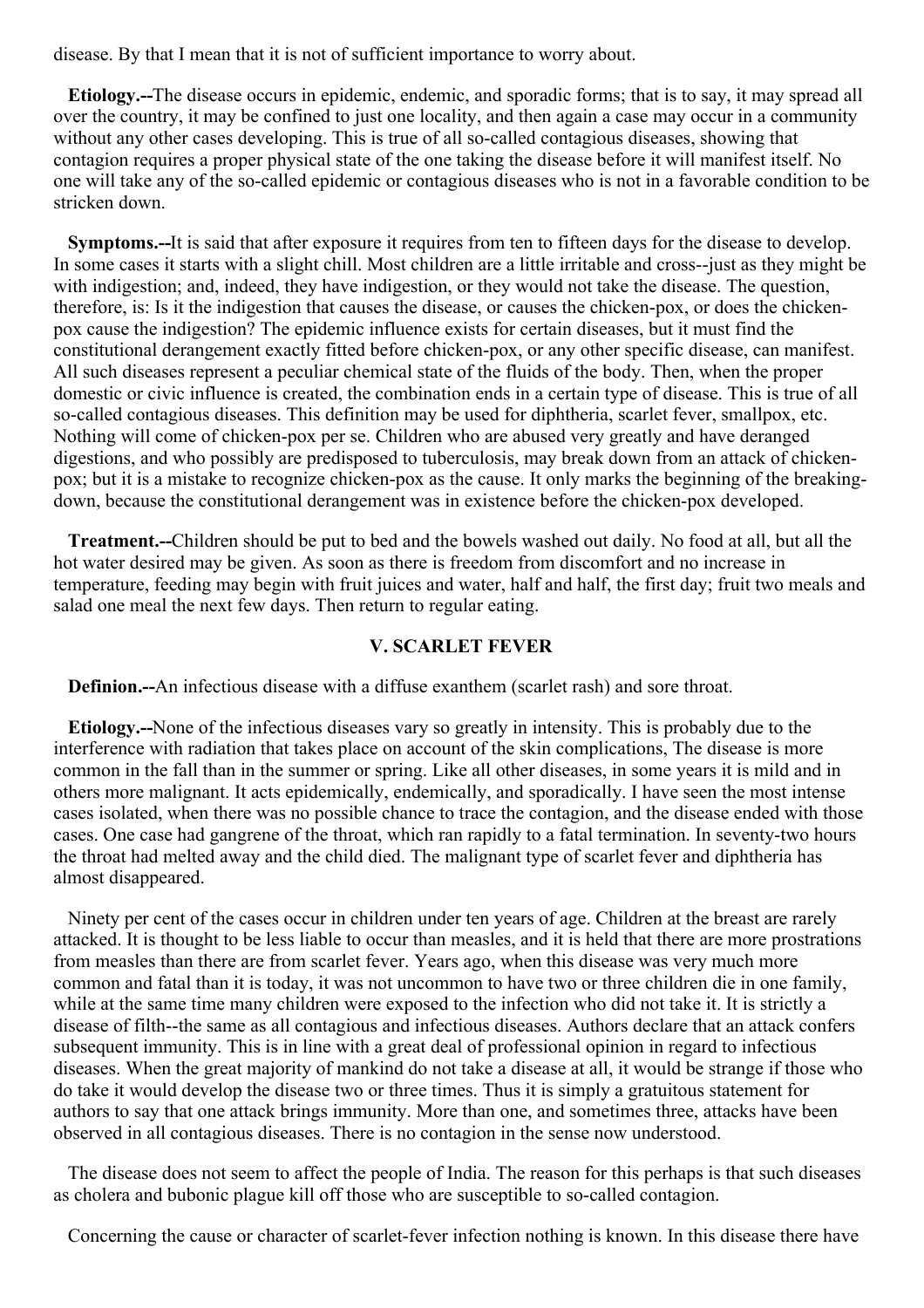disease. By that I mean that it is not of sufficient importance to worry about.

**Etiology.--**The disease occurs in epidemic, endemic, and sporadic forms; that is to say, it may spread all over the country, it may be confined to just one locality, and then again a case may occur in a community without any other cases developing. This is true of all so-called contagious diseases, showing that contagion requires a proper physical state of the one taking the disease before it will manifest itself. No one will take any of the so-called epidemic or contagious diseases who is not in a favorable condition to be stricken down.

**Symptoms.--**It is said that after exposure it requires from ten to fifteen days for the disease to develop. In some cases it starts with a slight chill. Most children are a little irritable and cross--just as they might be with indigestion; and, indeed, they have indigestion, or they would not take the disease. The question, therefore, is: Is it the indigestion that causes the disease, or causes the chicken-pox, or does the chicken-pox cause the indigestion? The epidemic influence exists for certain diseases, but it must find the constitutional derangement exactly fitted before chicken-pox, or any other specific disease, can manifest. All such diseases represent a peculiar chemical state of the fluids of the body. Then, when the proper domestic or civic influence is created, the combination ends in a certain type of disease. This is true of all so-called contagious diseases. This definition may be used for diphtheria, scarlet fever, smallpox, etc. Nothing will come of chicken-pox per se. Children who are abused very greatly and have deranged digestions, and who possibly are predisposed to tuberculosis, may break down from an attack of chicken-pox; but it is a mistake to recognize chicken-pox as the cause. It only marks the beginning of the breaking-down, because the constitutional derangement was in existence before the chicken-pox developed.

**Treatment.--**Children should be put to bed and the bowels washed out daily. No food at all, but all the hot water desired may be given. As soon as there is freedom from discomfort and no increase in temperature, feeding may begin with fruit juices and water, half and half, the first day; fruit two meals and salad one meal the next few days. Then return to regular eating.

### V. SCARLET FEVER

**Definion.--**An infectious disease with a diffuse exanthem (scarlet rash) and sore throat.

**Etiology.--**None of the infectious diseases vary so greatly in intensity. This is probably due to the interference with radiation that takes place on account of the skin complications, The disease is more common in the fall than in the summer or spring. Like all other diseases, in some years it is mild and in others more malignant. It acts epidemically, endemically, and sporadically. I have seen the most intense cases isolated, when there was no possible chance to trace the contagion, and the disease ended with those cases. One case had gangrene of the throat, which ran rapidly to a fatal termination. In seventy-two hours the throat had melted away and the child died. The malignant type of scarlet fever and diphtheria has almost disappeared.

Ninety per cent of the cases occur in children under ten years of age. Children at the breast are rarely attacked. It is thought to be less liable to occur than measles, and it is held that there are more prostrations from measles than there are from scarlet fever. Years ago, when this disease was very much more common and fatal than it is today, it was not uncommon to have two or three children die in one family, while at the same time many children were exposed to the infection who did not take it. It is strictly a disease of filth--the same as all contagious and infectious diseases. Authors declare that an attack confers subsequent immunity. This is in line with a great deal of professional opinion in regard to infectious diseases. When the great majority of mankind do not take a disease at all, it would be strange if those who do take it would develop the disease two or three times. Thus it is simply a gratuitous statement for authors to say that one attack brings immunity. More than one, and sometimes three, attacks have been observed in all contagious diseases. There is no contagion in the sense now understood.

The disease does not seem to affect the people of India. The reason for this perhaps is that such diseases as cholera and bubonic plague kill off those who are susceptible to so-called contagion.

Concerning the cause or character of scarlet-fever infection nothing is known. In this disease there have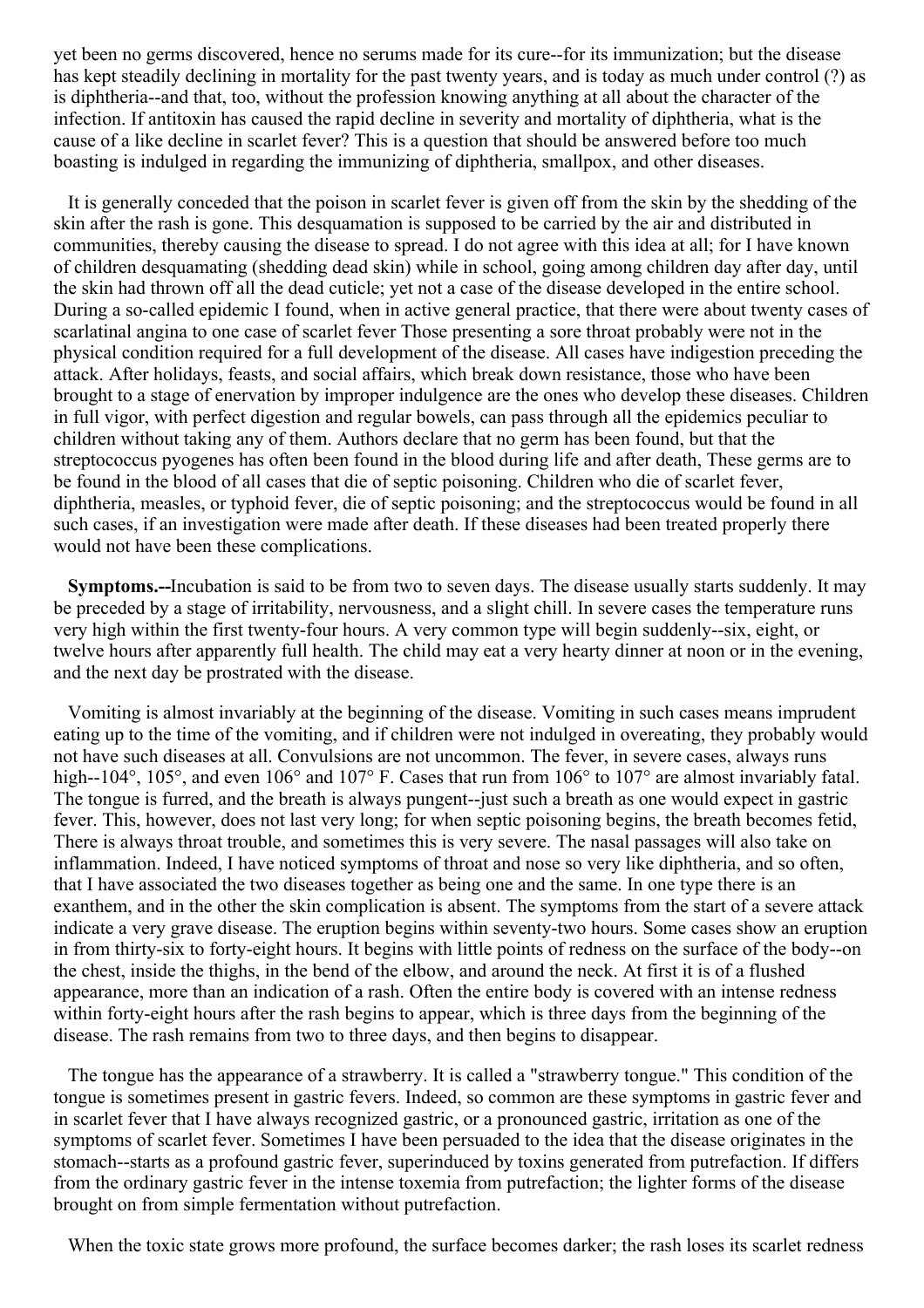yet been no germs discovered, hence no serums made for its cure--for its immunization; but the disease has kept steadily declining in mortality for the past twenty years, and is today as much under control (?) as is diphtheria--and that, too, without the profession knowing anything at all about the character of the infection. If antitoxin has caused the rapid decline in severity and mortality of diphtheria, what is the cause of a like decline in scarlet fever? This is a question that should be answered before too much boasting is indulged in regarding the immunizing of diphtheria, smallpox, and other diseases.

It is generally conceded that the poison in scarlet fever is given off from the skin by the shedding of the skin after the rash is gone. This desquamation is supposed to be carried by the air and distributed in communities, thereby causing the disease to spread. I do not agree with this idea at all; for I have known of children desquamating (shedding dead skin) while in school, going among children day after day, until the skin had thrown off all the dead cuticle; yet not a case of the disease developed in the entire school. During a so-called epidemic I found, when in active general practice, that there were about twenty cases of scarlatinal angina to one case of scarlet fever Those presenting a sore throat probably were not in the physical condition required for a full development of the disease. All cases have indigestion preceding the attack. After holidays, feasts, and social affairs, which break down resistance, those who have been brought to a stage of enervation by improper indulgence are the ones who develop these diseases. Children in full vigor, with perfect digestion and regular bowels, can pass through all the epidemics peculiar to children without taking any of them. Authors declare that no germ has been found, but that the streptococcus pyogenes has often been found in the blood during life and after death, These germs are to be found in the blood of all cases that die of septic poisoning. Children who die of scarlet fever, diphtheria, measles, or typhoid fever, die of septic poisoning; and the streptococcus would be found in all such cases, if an investigation were made after death. If these diseases had been treated properly there would not have been these complications.

**Symptoms.--**Incubation is said to be from two to seven days. The disease usually starts suddenly. It may be preceded by a stage of irritability, nervousness, and a slight chill. In severe cases the temperature runs very high within the first twenty-four hours. A very common type will begin suddenly--six, eight, or twelve hours after apparently full health. The child may eat a very hearty dinner at noon or in the evening, and the next day be prostrated with the disease.

Vomiting is almost invariably at the beginning of the disease. Vomiting in such cases means imprudent eating up to the time of the vomiting, and if children were not indulged in overeating, they probably would not have such diseases at all. Convulsions are not uncommon. The fever, in severe cases, always runs high--104°, 105°, and even 106° and 107° F. Cases that run from 106° to 107° are almost invariably fatal. The tongue is furred, and the breath is always pungent--just such a breath as one would expect in gastric fever. This, however, does not last very long; for when septic poisoning begins, the breath becomes fetid, There is always throat trouble, and sometimes this is very severe. The nasal passages will also take on inflammation. Indeed, I have noticed symptoms of throat and nose so very like diphtheria, and so often, that I have associated the two diseases together as being one and the same. In one type there is an exanthem, and in the other the skin complication is absent. The symptoms from the start of a severe attack indicate a very grave disease. The eruption begins within seventy-two hours. Some cases show an eruption in from thirty-six to forty-eight hours. It begins with little points of redness on the surface of the body--on the chest, inside the thighs, in the bend of the elbow, and around the neck. At first it is of a flushed appearance, more than an indication of a rash. Often the entire body is covered with an intense redness within forty-eight hours after the rash begins to appear, which is three days from the beginning of the disease. The rash remains from two to three days, and then begins to disappear.

The tongue has the appearance of a strawberry. It is called a "strawberry tongue." This condition of the tongue is sometimes present in gastric fevers. Indeed, so common are these symptoms in gastric fever and in scarlet fever that I have always recognized gastric, or a pronounced gastric, irritation as one of the symptoms of scarlet fever. Sometimes I have been persuaded to the idea that the disease originates in the stomach--starts as a profound gastric fever, superinduced by toxins generated from putrefaction. If differs from the ordinary gastric fever in the intense toxemia from putrefaction; the lighter forms of the disease brought on from simple fermentation without putrefaction.

When the toxic state grows more profound, the surface becomes darker; the rash loses its scarlet redness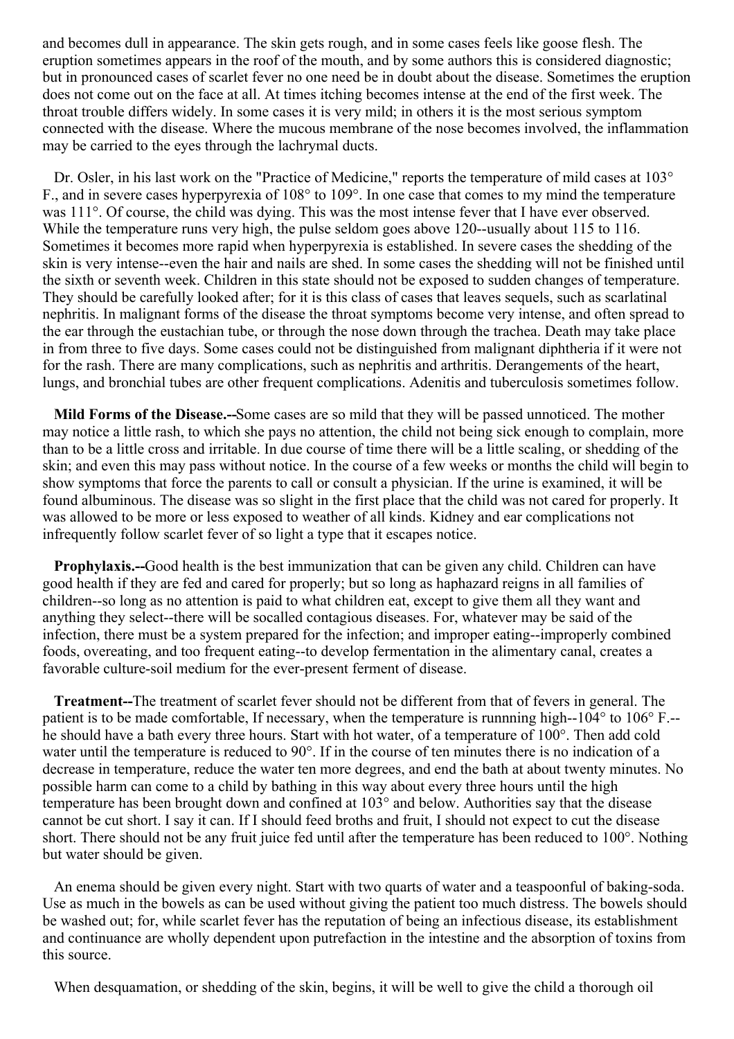and becomes dull in appearance. The skin gets rough, and in some cases feels like goose flesh. The eruption sometimes appears in the roof of the mouth, and by some authors this is considered diagnostic; but in pronounced cases of scarlet fever no one need be in doubt about the disease. Sometimes the eruption does not come out on the face at all. At times itching becomes intense at the end of the first week. The throat trouble differs widely. In some cases it is very mild; in others it is the most serious symptom connected with the disease. Where the mucous membrane of the nose becomes involved, the inflammation may be carried to the eyes through the lachrymal ducts.

Dr. Osler, in his last work on the "Practice of Medicine," reports the temperature of mild cases at 103° F., and in severe cases hyperpyrexia of 108° to 109°. In one case that comes to my mind the temperature was 111°. Of course, the child was dying. This was the most intense fever that I have ever observed. While the temperature runs very high, the pulse seldom goes above 120--usually about 115 to 116. Sometimes it becomes more rapid when hyperpyrexia is established. In severe cases the shedding of the skin is very intense--even the hair and nails are shed. In some cases the shedding will not be finished until the sixth or seventh week. Children in this state should not be exposed to sudden changes of temperature. They should be carefully looked after; for it is this class of cases that leaves sequels, such as scarlatinal nephritis. In malignant forms of the disease the throat symptoms become very intense, and often spread to the ear through the eustachian tube, or through the nose down through the trachea. Death may take place in from three to five days. Some cases could not be distinguished from malignant diphtheria if it were not for the rash. There are many complications, such as nephritis and arthritis. Derangements of the heart, lungs, and bronchial tubes are other frequent complications. Adenitis and tuberculosis sometimes follow.

**Mild Forms of the Disease.--**Some cases are so mild that they will be passed unnoticed. The mother may notice a little rash, to which she pays no attention, the child not being sick enough to complain, more than to be a little cross and irritable. In due course of time there will be a little scaling, or shedding of the skin; and even this may pass without notice. In the course of a few weeks or months the child will begin to show symptoms that force the parents to call or consult a physician. If the urine is examined, it will be found albuminous. The disease was so slight in the first place that the child was not cared for properly. It was allowed to be more or less exposed to weather of all kinds. Kidney and ear complications not infrequently follow scarlet fever of so light a type that it escapes notice.

**Prophylaxis.--**Good health is the best immunization that can be given any child. Children can have good health if they are fed and cared for properly; but so long as haphazard reigns in all families of children--so long as no attention is paid to what children eat, except to give them all they want and anything they select--there will be socalled contagious diseases. For, whatever may be said of the infection, there must be a system prepared for the infection; and improper eating--improperly combined foods, overeating, and too frequent eating--to develop fermentation in the alimentary canal, creates a favorable culture-soil medium for the ever-present ferment of disease.

**Treatment--**The treatment of scarlet fever should not be different from that of fevers in general. The patient is to be made comfortable, If necessary, when the temperature is runnning high--104° to 106° F.--he should have a bath every three hours. Start with hot water, of a temperature of 100°. Then add cold water until the temperature is reduced to 90°. If in the course of ten minutes there is no indication of a decrease in temperature, reduce the water ten more degrees, and end the bath at about twenty minutes. No possible harm can come to a child by bathing in this way about every three hours until the high temperature has been brought down and confined at 103° and below. Authorities say that the disease cannot be cut short. I say it can. If I should feed broths and fruit, I should not expect to cut the disease short. There should not be any fruit juice fed until after the temperature has been reduced to 100°. Nothing but water should be given.

An enema should be given every night. Start with two quarts of water and a teaspoonful of baking-soda. Use as much in the bowels as can be used without giving the patient too much distress. The bowels should be washed out; for, while scarlet fever has the reputation of being an infectious disease, its establishment and continuance are wholly dependent upon putrefaction in the intestine and the absorption of toxins from this source.

When desquamation, or shedding of the skin, begins, it will be well to give the child a thorough oil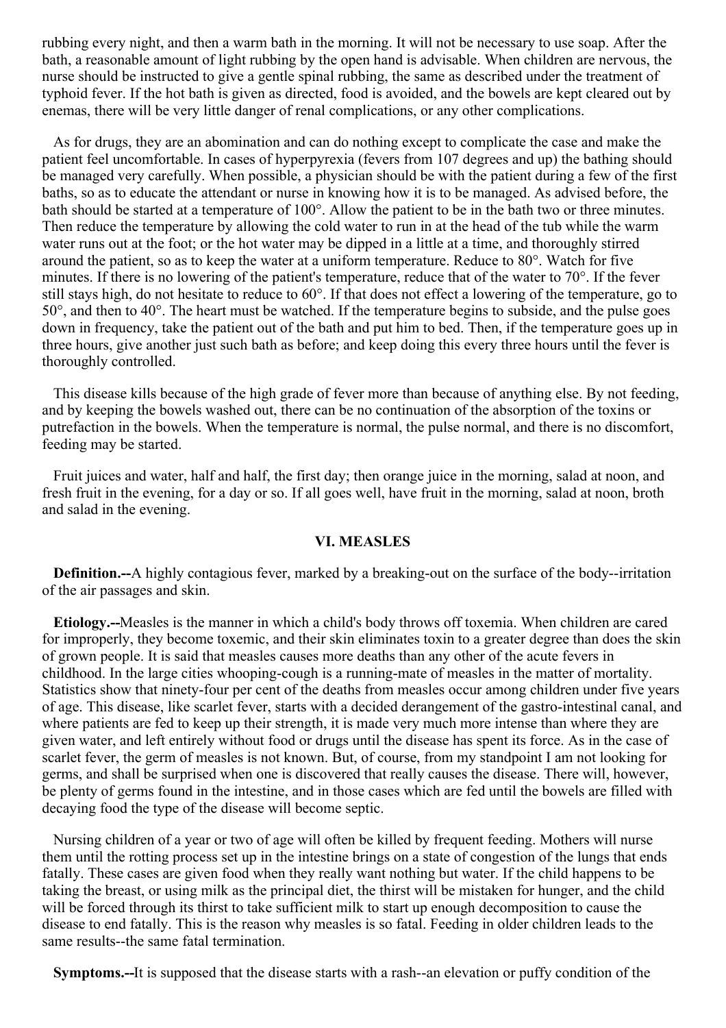rubbing every night, and then a warm bath in the morning. It will not be necessary to use soap. After the bath, a reasonable amount of light rubbing by the open hand is advisable. When children are nervous, the nurse should be instructed to give a gentle spinal rubbing, the same as described under the treatment of typhoid fever. If the hot bath is given as directed, food is avoided, and the bowels are kept cleared out by enemas, there will be very little danger of renal complications, or any other complications.

As for drugs, they are an abomination and can do nothing except to complicate the case and make the patient feel uncomfortable. In cases of hyperpyrexia (fevers from 107 degrees and up) the bathing should be managed very carefully. When possible, a physician should be with the patient during a few of the first baths, so as to educate the attendant or nurse in knowing how it is to be managed. As advised before, the bath should be started at a temperature of 100°. Allow the patient to be in the bath two or three minutes. Then reduce the temperature by allowing the cold water to run in at the head of the tub while the warm water runs out at the foot; or the hot water may be dipped in a little at a time, and thoroughly stirred around the patient, so as to keep the water at a uniform temperature. Reduce to 80°. Watch for five minutes. If there is no lowering of the patient's temperature, reduce that of the water to 70°. If the fever still stays high, do not hesitate to reduce to 60°. If that does not effect a lowering of the temperature, go to 50°, and then to 40°. The heart must be watched. If the temperature begins to subside, and the pulse goes down in frequency, take the patient out of the bath and put him to bed. Then, if the temperature goes up in three hours, give another just such bath as before; and keep doing this every three hours until the fever is thoroughly controlled.

This disease kills because of the high grade of fever more than because of anything else. By not feeding, and by keeping the bowels washed out, there can be no continuation of the absorption of the toxins or putrefaction in the bowels. When the temperature is normal, the pulse normal, and there is no discomfort, feeding may be started.

Fruit juices and water, half and half, the first day; then orange juice in the morning, salad at noon, and fresh fruit in the evening, for a day or so. If all goes well, have fruit in the morning, salad at noon, broth and salad in the evening.

## VI. MEASLES

**Definition.--**A highly contagious fever, marked by a breaking-out on the surface of the body--irritation of the air passages and skin.

**Etiology.--**Measles is the manner in which a child's body throws off toxemia. When children are cared for improperly, they become toxemic, and their skin eliminates toxin to a greater degree than does the skin of grown people. It is said that measles causes more deaths than any other of the acute fevers in childhood. In the large cities whooping-cough is a running-mate of measles in the matter of mortality. Statistics show that ninety-four per cent of the deaths from measles occur among children under five years of age. This disease, like scarlet fever, starts with a decided derangement of the gastro-intestinal canal, and where patients are fed to keep up their strength, it is made very much more intense than where they are given water, and left entirely without food or drugs until the disease has spent its force. As in the case of scarlet fever, the germ of measles is not known. But, of course, from my standpoint I am not looking for germs, and shall be surprised when one is discovered that really causes the disease. There will, however, be plenty of germs found in the intestine, and in those cases which are fed until the bowels are filled with decaying food the type of the disease will become septic.

Nursing children of a year or two of age will often be killed by frequent feeding. Mothers will nurse them until the rotting process set up in the intestine brings on a state of congestion of the lungs that ends fatally. These cases are given food when they really want nothing but water. If the child happens to be taking the breast, or using milk as the principal diet, the thirst will be mistaken for hunger, and the child will be forced through its thirst to take sufficient milk to start up enough decomposition to cause the disease to end fatally. This is the reason why measles is so fatal. Feeding in older children leads to the same results--the same fatal termination.

**Symptoms.--**It is supposed that the disease starts with a rash--an elevation or puffy condition of the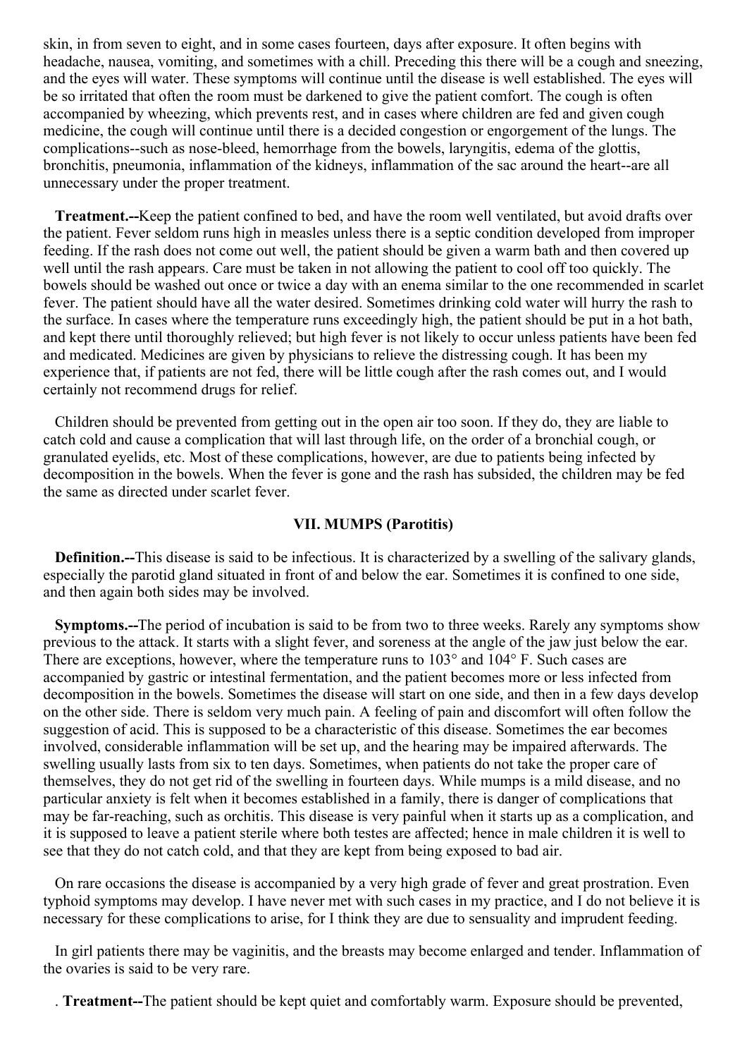skin, in from seven to eight, and in some cases fourteen, days after exposure. It often begins with headache, nausea, vomiting, and sometimes with a chill. Preceding this there will be a cough and sneezing, and the eyes will water. These symptoms will continue until the disease is well established. The eyes will be so irritated that often the room must be darkened to give the patient comfort. The cough is often accompanied by wheezing, which prevents rest, and in cases where children are fed and given cough medicine, the cough will continue until there is a decided congestion or engorgement of the lungs. The complications--such as nose-bleed, hemorrhage from the bowels, laryngitis, edema of the glottis, bronchitis, pneumonia, inflammation of the kidneys, inflammation of the sac around the heart--are all unnecessary under the proper treatment.

**Treatment.--**Keep the patient confined to bed, and have the room well ventilated, but avoid drafts over the patient. Fever seldom runs high in measles unless there is a septic condition developed from improper feeding. If the rash does not come out well, the patient should be given a warm bath and then covered up well until the rash appears. Care must be taken in not allowing the patient to cool off too quickly. The bowels should be washed out once or twice a day with an enema similar to the one recommended in scarlet fever. The patient should have all the water desired. Sometimes drinking cold water will hurry the rash to the surface. In cases where the temperature runs exceedingly high, the patient should be put in a hot bath, and kept there until thoroughly relieved; but high fever is not likely to occur unless patients have been fed and medicated. Medicines are given by physicians to relieve the distressing cough. It has been my experience that, if patients are not fed, there will be little cough after the rash comes out, and I would certainly not recommend drugs for relief.

Children should be prevented from getting out in the open air too soon. If they do, they are liable to catch cold and cause a complication that will last through life, on the order of a bronchial cough, or granulated eyelids, etc. Most of these complications, however, are due to patients being infected by decomposition in the bowels. When the fever is gone and the rash has subsided, the children may be fed the same as directed under scarlet fever.

### VII. MUMPS (Parotitis)

**Definition.--**This disease is said to be infectious. It is characterized by a swelling of the salivary glands, especially the parotid gland situated in front of and below the ear. Sometimes it is confined to one side, and then again both sides may be involved.

**Symptoms.--**The period of incubation is said to be from two to three weeks. Rarely any symptoms show previous to the attack. It starts with a slight fever, and soreness at the angle of the jaw just below the ear. There are exceptions, however, where the temperature runs to 103° and 104° F. Such cases are accompanied by gastric or intestinal fermentation, and the patient becomes more or less infected from decomposition in the bowels. Sometimes the disease will start on one side, and then in a few days develop on the other side. There is seldom very much pain. A feeling of pain and discomfort will often follow the suggestion of acid. This is supposed to be a characteristic of this disease. Sometimes the ear becomes involved, considerable inflammation will be set up, and the hearing may be impaired afterwards. The swelling usually lasts from six to ten days. Sometimes, when patients do not take the proper care of themselves, they do not get rid of the swelling in fourteen days. While mumps is a mild disease, and no particular anxiety is felt when it becomes established in a family, there is danger of complications that may be far-reaching, such as orchitis. This disease is very painful when it starts up as a complication, and it is supposed to leave a patient sterile where both testes are affected; hence in male children it is well to see that they do not catch cold, and that they are kept from being exposed to bad air.

On rare occasions the disease is accompanied by a very high grade of fever and great prostration. Even typhoid symptoms may develop. I have never met with such cases in my practice, and I do not believe it is necessary for these complications to arise, for I think they are due to sensuality and imprudent feeding.

In girl patients there may be vaginitis, and the breasts may become enlarged and tender. Inflammation of the ovaries is said to be very rare.

. **Treatment--**The patient should be kept quiet and comfortably warm. Exposure should be prevented,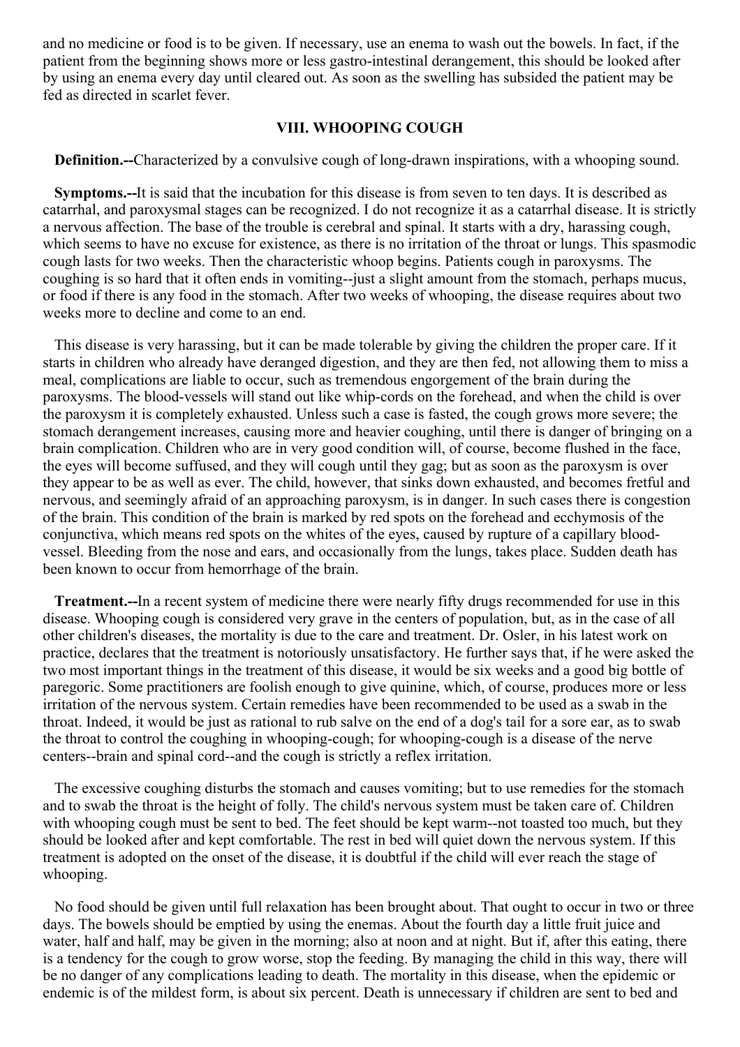and no medicine or food is to be given. If necessary, use an enema to wash out the bowels. In fact, if the patient from the beginning shows more or less gastro-intestinal derangement, this should be looked after by using an enema every day until cleared out. As soon as the swelling has subsided the patient may be fed as directed in scarlet fever.

## VIII. WHOOPING COUGH

**Definition.--**Characterized by a convulsive cough of long-drawn inspirations, with a whooping sound.

**Symptoms.--**It is said that the incubation for this disease is from seven to ten days. It is described as catarrhal, and paroxysmal stages can be recognized. I do not recognize it as a catarrhal disease. It is strictly a nervous affection. The base of the trouble is cerebral and spinal. It starts with a dry, harassing cough, which seems to have no excuse for existence, as there is no irritation of the throat or lungs. This spasmodic cough lasts for two weeks. Then the characteristic whoop begins. Patients cough in paroxysms. The coughing is so hard that it often ends in vomiting--just a slight amount from the stomach, perhaps mucus, or food if there is any food in the stomach. After two weeks of whooping, the disease requires about two weeks more to decline and come to an end.

This disease is very harassing, but it can be made tolerable by giving the children the proper care. If it starts in children who already have deranged digestion, and they are then fed, not allowing them to miss a meal, complications are liable to occur, such as tremendous engorgement of the brain during the paroxysms. The blood-vessels will stand out like whip-cords on the forehead, and when the child is over the paroxysm it is completely exhausted. Unless such a case is fasted, the cough grows more severe; the stomach derangement increases, causing more and heavier coughing, until there is danger of bringing on a brain complication. Children who are in very good condition will, of course, become flushed in the face, the eyes will become suffused, and they will cough until they gag; but as soon as the paroxysm is over they appear to be as well as ever. The child, however, that sinks down exhausted, and becomes fretful and nervous, and seemingly afraid of an approaching paroxysm, is in danger. In such cases there is congestion of the brain. This condition of the brain is marked by red spots on the forehead and ecchymosis of the conjunctiva, which means red spots on the whites of the eyes, caused by rupture of a capillary blood-vessel. Bleeding from the nose and ears, and occasionally from the lungs, takes place. Sudden death has been known to occur from hemorrhage of the brain.

**Treatment.--**In a recent system of medicine there were nearly fifty drugs recommended for use in this disease. Whooping cough is considered very grave in the centers of population, but, as in the case of all other children's diseases, the mortality is due to the care and treatment. Dr. Osler, in his latest work on practice, declares that the treatment is notoriously unsatisfactory. He further says that, if he were asked the two most important things in the treatment of this disease, it would be six weeks and a good big bottle of paregoric. Some practitioners are foolish enough to give quinine, which, of course, produces more or less irritation of the nervous system. Certain remedies have been recommended to be used as a swab in the throat. Indeed, it would be just as rational to rub salve on the end of a dog's tail for a sore ear, as to swab the throat to control the coughing in whooping-cough; for whooping-cough is a disease of the nerve centers--brain and spinal cord--and the cough is strictly a reflex irritation.

The excessive coughing disturbs the stomach and causes vomiting; but to use remedies for the stomach and to swab the throat is the height of folly. The child's nervous system must be taken care of. Children with whooping cough must be sent to bed. The feet should be kept warm--not toasted too much, but they should be looked after and kept comfortable. The rest in bed will quiet down the nervous system. If this treatment is adopted on the onset of the disease, it is doubtful if the child will ever reach the stage of whooping.

No food should be given until full relaxation has been brought about. That ought to occur in two or three days. The bowels should be emptied by using the enemas. About the fourth day a little fruit juice and water, half and half, may be given in the morning; also at noon and at night. But if, after this eating, there is a tendency for the cough to grow worse, stop the feeding. By managing the child in this way, there will be no danger of any complications leading to death. The mortality in this disease, when the epidemic or endemic is of the mildest form, is about six percent. Death is unnecessary if children are sent to bed and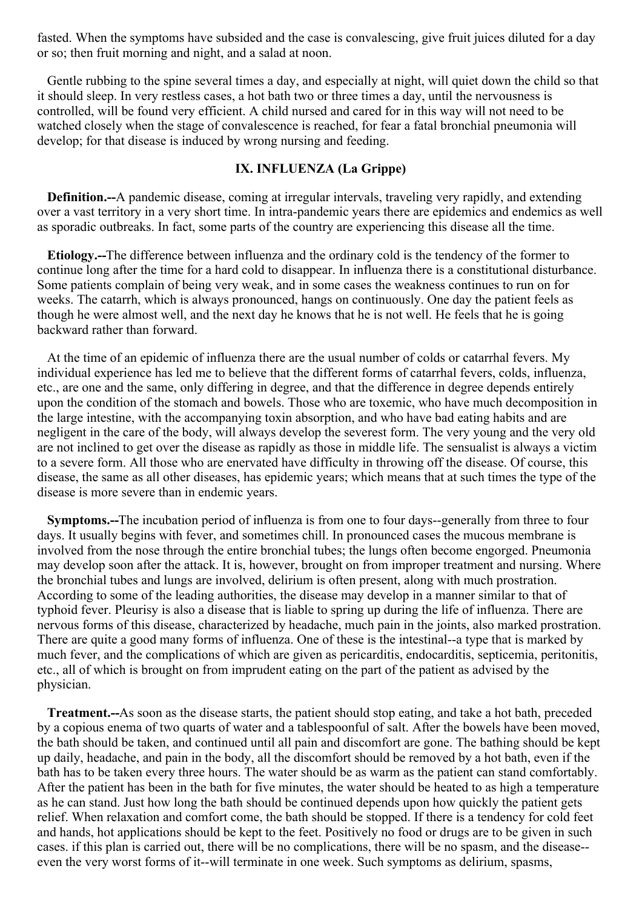fasted. When the symptoms have subsided and the case is convalescing, give fruit juices diluted for a day or so; then fruit morning and night, and a salad at noon.

Gentle rubbing to the spine several times a day, and especially at night, will quiet down the child so that it should sleep. In very restless cases, a hot bath two or three times a day, until the nervousness is controlled, will be found very efficient. A child nursed and cared for in this way will not need to be watched closely when the stage of convalescence is reached, for fear a fatal bronchial pneumonia will develop; for that disease is induced by wrong nursing and feeding.

### IX. INFLUENZA (La Grippe)

**Definition.--**A pandemic disease, coming at irregular intervals, traveling very rapidly, and extending over a vast territory in a very short time. In intra-pandemic years there are epidemics and endemics as well as sporadic outbreaks. In fact, some parts of the country are experiencing this disease all the time.

**Etiology.--**The difference between influenza and the ordinary cold is the tendency of the former to continue long after the time for a hard cold to disappear. In influenza there is a constitutional disturbance. Some patients complain of being very weak, and in some cases the weakness continues to run on for weeks. The catarrh, which is always pronounced, hangs on continuously. One day the patient feels as though he were almost well, and the next day he knows that he is not well. He feels that he is going backward rather than forward.

At the time of an epidemic of influenza there are the usual number of colds or catarrhal fevers. My individual experience has led me to believe that the different forms of catarrhal fevers, colds, influenza, etc., are one and the same, only differing in degree, and that the difference in degree depends entirely upon the condition of the stomach and bowels. Those who are toxemic, who have much decomposition in the large intestine, with the accompanying toxin absorption, and who have bad eating habits and are negligent in the care of the body, will always develop the severest form. The very young and the very old are not inclined to get over the disease as rapidly as those in middle life. The sensualist is always a victim to a severe form. All those who are enervated have difficulty in throwing off the disease. Of course, this disease, the same as all other diseases, has epidemic years; which means that at such times the type of the disease is more severe than in endemic years.

**Symptoms.--**The incubation period of influenza is from one to four days--generally from three to four days. It usually begins with fever, and sometimes chill. In pronounced cases the mucous membrane is involved from the nose through the entire bronchial tubes; the lungs often become engorged. Pneumonia may develop soon after the attack. It is, however, brought on from improper treatment and nursing. Where the bronchial tubes and lungs are involved, delirium is often present, along with much prostration. According to some of the leading authorities, the disease may develop in a manner similar to that of typhoid fever. Pleurisy is also a disease that is liable to spring up during the life of influenza. There are nervous forms of this disease, characterized by headache, much pain in the joints, also marked prostration. There are quite a good many forms of influenza. One of these is the intestinal--a type that is marked by much fever, and the complications of which are given as pericarditis, endocarditis, septicemia, peritonitis, etc., all of which is brought on from imprudent eating on the part of the patient as advised by the physician.

**Treatment.--**As soon as the disease starts, the patient should stop eating, and take a hot bath, preceded by a copious enema of two quarts of water and a tablespoonful of salt. After the bowels have been moved, the bath should be taken, and continued until all pain and discomfort are gone. The bathing should be kept up daily, headache, and pain in the body, all the discomfort should be removed by a hot bath, even if the bath has to be taken every three hours. The water should be as warm as the patient can stand comfortably. After the patient has been in the bath for five minutes, the water should be heated to as high a temperature as he can stand. Just how long the bath should be continued depends upon how quickly the patient gets relief. When relaxation and comfort come, the bath should be stopped. If there is a tendency for cold feet and hands, hot applications should be kept to the feet. Positively no food or drugs are to be given in such cases. if this plan is carried out, there will be no complications, there will be no spasm, and the disease--even the very worst forms of it--will terminate in one week. Such symptoms as delirium, spasms,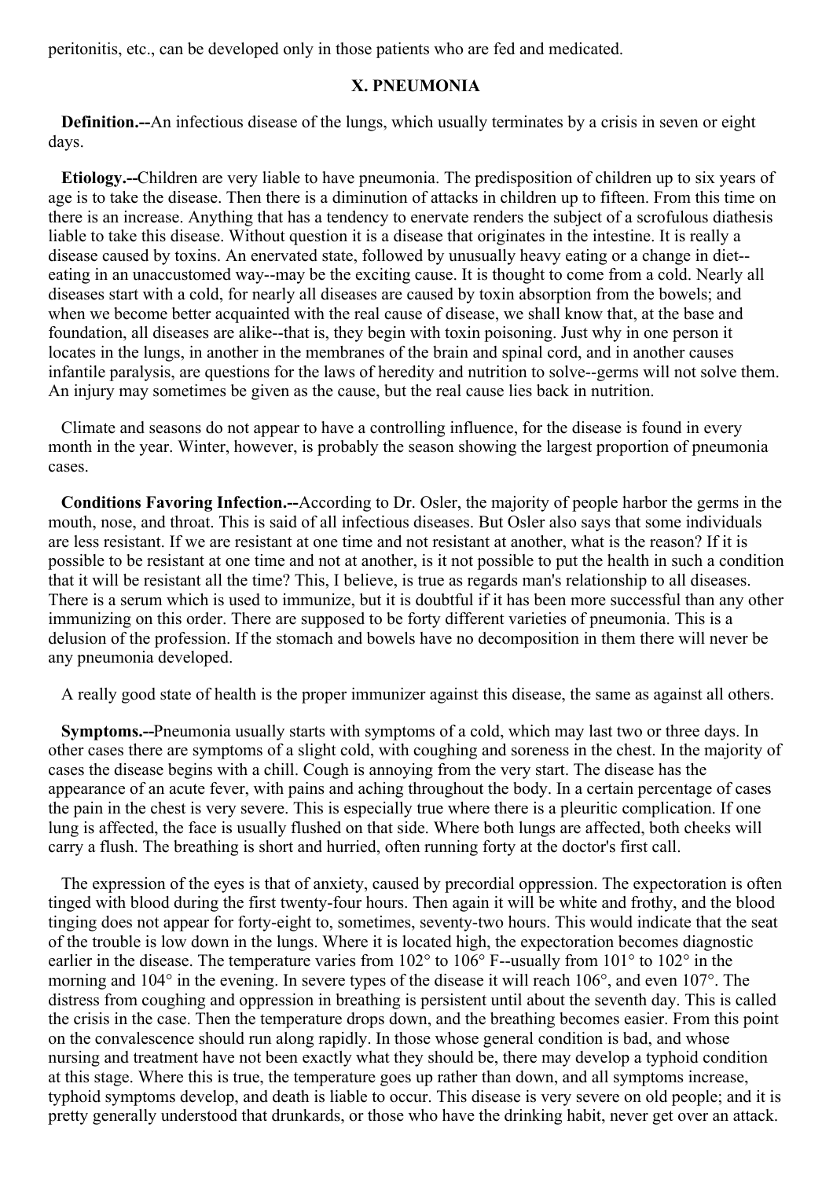peritonitis, etc., can be developed only in those patients who are fed and medicated.

## X. PNEUMONIA

**Definition.--**An infectious disease of the lungs, which usually terminates by a crisis in seven or eight days.

**Etiology.--**Children are very liable to have pneumonia. The predisposition of children up to six years of age is to take the disease. Then there is a diminution of attacks in children up to fifteen. From this time on there is an increase. Anything that has a tendency to enervate renders the subject of a scrofulous diathesis liable to take this disease. Without question it is a disease that originates in the intestine. It is really a disease caused by toxins. An enervated state, followed by unusually heavy eating or a change in diet--eating in an unaccustomed way--may be the exciting cause. It is thought to come from a cold. Nearly all diseases start with a cold, for nearly all diseases are caused by toxin absorption from the bowels; and when we become better acquainted with the real cause of disease, we shall know that, at the base and foundation, all diseases are alike--that is, they begin with toxin poisoning. Just why in one person it locates in the lungs, in another in the membranes of the brain and spinal cord, and in another causes infantile paralysis, are questions for the laws of heredity and nutrition to solve--germs will not solve them. An injury may sometimes be given as the cause, but the real cause lies back in nutrition.

Climate and seasons do not appear to have a controlling influence, for the disease is found in every month in the year. Winter, however, is probably the season showing the largest proportion of pneumonia cases.

**Conditions Favoring Infection.--**According to Dr. Osler, the majority of people harbor the germs in the mouth, nose, and throat. This is said of all infectious diseases. But Osler also says that some individuals are less resistant. If we are resistant at one time and not resistant at another, what is the reason? If it is possible to be resistant at one time and not at another, is it not possible to put the health in such a condition that it will be resistant all the time? This, I believe, is true as regards man's relationship to all diseases. There is a serum which is used to immunize, but it is doubtful if it has been more successful than any other immunizing on this order. There are supposed to be forty different varieties of pneumonia. This is a delusion of the profession. If the stomach and bowels have no decomposition in them there will never be any pneumonia developed.

A really good state of health is the proper immunizer against this disease, the same as against all others.

**Symptoms.--**Pneumonia usually starts with symptoms of a cold, which may last two or three days. In other cases there are symptoms of a slight cold, with coughing and soreness in the chest. In the majority of cases the disease begins with a chill. Cough is annoying from the very start. The disease has the appearance of an acute fever, with pains and aching throughout the body. In a certain percentage of cases the pain in the chest is very severe. This is especially true where there is a pleuritic complication. If one lung is affected, the face is usually flushed on that side. Where both lungs are affected, both cheeks will carry a flush. The breathing is short and hurried, often running forty at the doctor's first call.

The expression of the eyes is that of anxiety, caused by precordial oppression. The expectoration is often tinged with blood during the first twenty-four hours. Then again it will be white and frothy, and the blood tinging does not appear for forty-eight to, sometimes, seventy-two hours. This would indicate that the seat of the trouble is low down in the lungs. Where it is located high, the expectoration becomes diagnostic earlier in the disease. The temperature varies from 102° to 106° F--usually from 101° to 102° in the morning and 104° in the evening. In severe types of the disease it will reach 106°, and even 107°. The distress from coughing and oppression in breathing is persistent until about the seventh day. This is called the crisis in the case. Then the temperature drops down, and the breathing becomes easier. From this point on the convalescence should run along rapidly. In those whose general condition is bad, and whose nursing and treatment have not been exactly what they should be, there may develop a typhoid condition at this stage. Where this is true, the temperature goes up rather than down, and all symptoms increase, typhoid symptoms develop, and death is liable to occur. This disease is very severe on old people; and it is pretty generally understood that drunkards, or those who have the drinking habit, never get over an attack.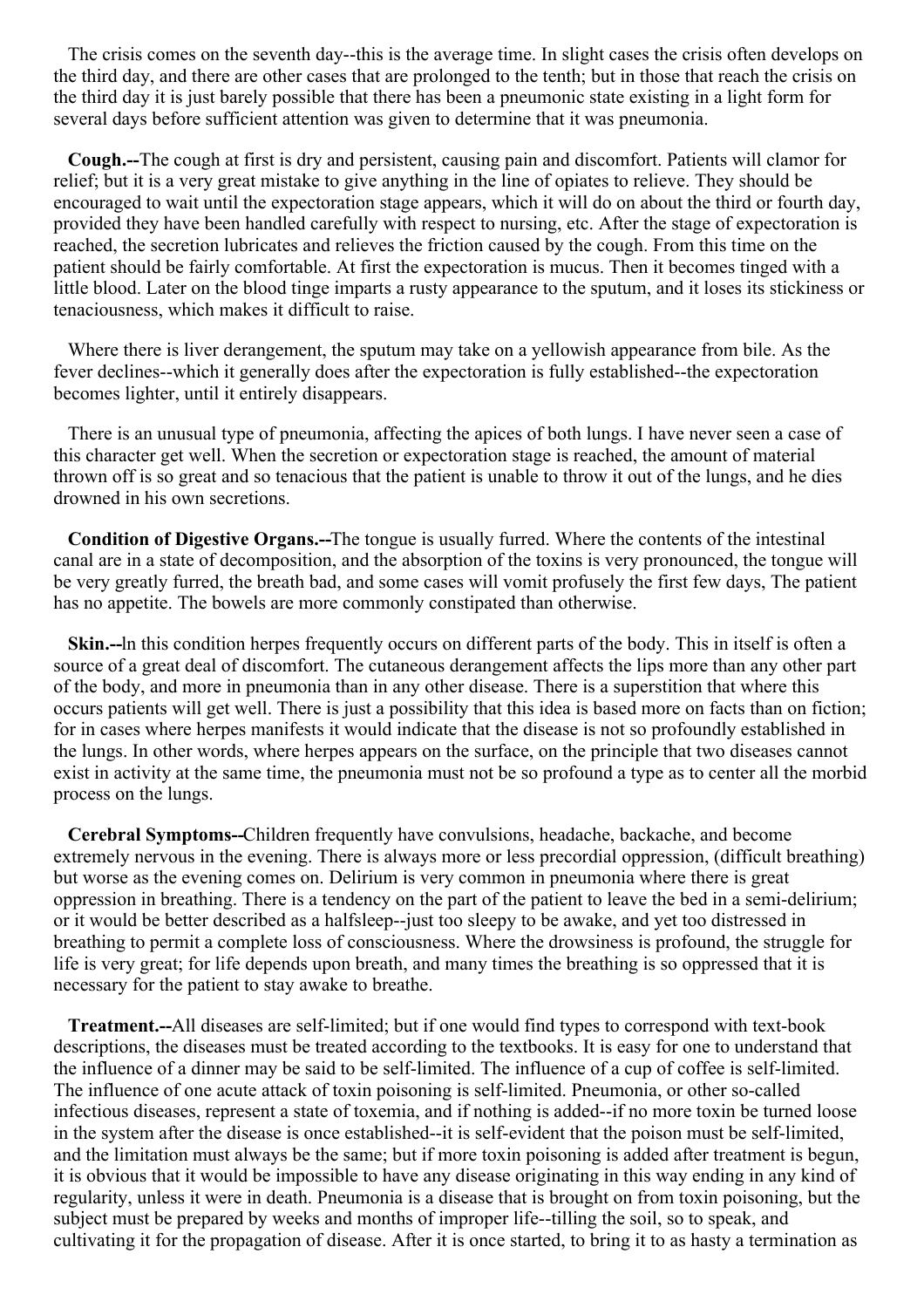The crisis comes on the seventh day--this is the average time. In slight cases the crisis often develops on the third day, and there are other cases that are prolonged to the tenth; but in those that reach the crisis on the third day it is just barely possible that there has been a pneumonic state existing in a light form for several days before sufficient attention was given to determine that it was pneumonia.

**Cough.--**The cough at first is dry and persistent, causing pain and discomfort. Patients will clamor for relief; but it is a very great mistake to give anything in the line of opiates to relieve. They should be encouraged to wait until the expectoration stage appears, which it will do on about the third or fourth day, provided they have been handled carefully with respect to nursing, etc. After the stage of expectoration is reached, the secretion lubricates and relieves the friction caused by the cough. From this time on the patient should be fairly comfortable. At first the expectoration is mucus. Then it becomes tinged with a little blood. Later on the blood tinge imparts a rusty appearance to the sputum, and it loses its stickiness or tenaciousness, which makes it difficult to raise.

Where there is liver derangement, the sputum may take on a yellowish appearance from bile. As the fever declines--which it generally does after the expectoration is fully established--the expectoration becomes lighter, until it entirely disappears.

There is an unusual type of pneumonia, affecting the apices of both lungs. I have never seen a case of this character get well. When the secretion or expectoration stage is reached, the amount of material thrown off is so great and so tenacious that the patient is unable to throw it out of the lungs, and he dies drowned in his own secretions.

**Condition of Digestive Organs.--**The tongue is usually furred. Where the contents of the intestinal canal are in a state of decomposition, and the absorption of the toxins is very pronounced, the tongue will be very greatly furred, the breath bad, and some cases will vomit profusely the first few days, The patient has no appetite. The bowels are more commonly constipated than otherwise.

**Skin.--**In this condition herpes frequently occurs on different parts of the body. This in itself is often a source of a great deal of discomfort. The cutaneous derangement affects the lips more than any other part of the body, and more in pneumonia than in any other disease. There is a superstition that where this occurs patients will get well. There is just a possibility that this idea is based more on facts than on fiction; for in cases where herpes manifests it would indicate that the disease is not so profoundly established in the lungs. In other words, where herpes appears on the surface, on the principle that two diseases cannot exist in activity at the same time, the pneumonia must not be so profound a type as to center all the morbid process on the lungs.

**Cerebral Symptoms--**Children frequently have convulsions, headache, backache, and become extremely nervous in the evening. There is always more or less precordial oppression, (difficult breathing) but worse as the evening comes on. Delirium is very common in pneumonia where there is great oppression in breathing. There is a tendency on the part of the patient to leave the bed in a semi-delirium; or it would be better described as a halfsleep--just too sleepy to be awake, and yet too distressed in breathing to permit a complete loss of consciousness. Where the drowsiness is profound, the struggle for life is very great; for life depends upon breath, and many times the breathing is so oppressed that it is necessary for the patient to stay awake to breathe.

**Treatment.--**All diseases are self-limited; but if one would find types to correspond with text-book descriptions, the diseases must be treated according to the textbooks. It is easy for one to understand that the influence of a dinner may be said to be self-limited. The influence of a cup of coffee is self-limited. The influence of one acute attack of toxin poisoning is self-limited. Pneumonia, or other so-called infectious diseases, represent a state of toxemia, and if nothing is added--if no more toxin be turned loose in the system after the disease is once established--it is self-evident that the poison must be self-limited, and the limitation must always be the same; but if more toxin poisoning is added after treatment is begun, it is obvious that it would be impossible to have any disease originating in this way ending in any kind of regularity, unless it were in death. Pneumonia is a disease that is brought on from toxin poisoning, but the subject must be prepared by weeks and months of improper life--tilling the soil, so to speak, and cultivating it for the propagation of disease. After it is once started, to bring it to as hasty a termination as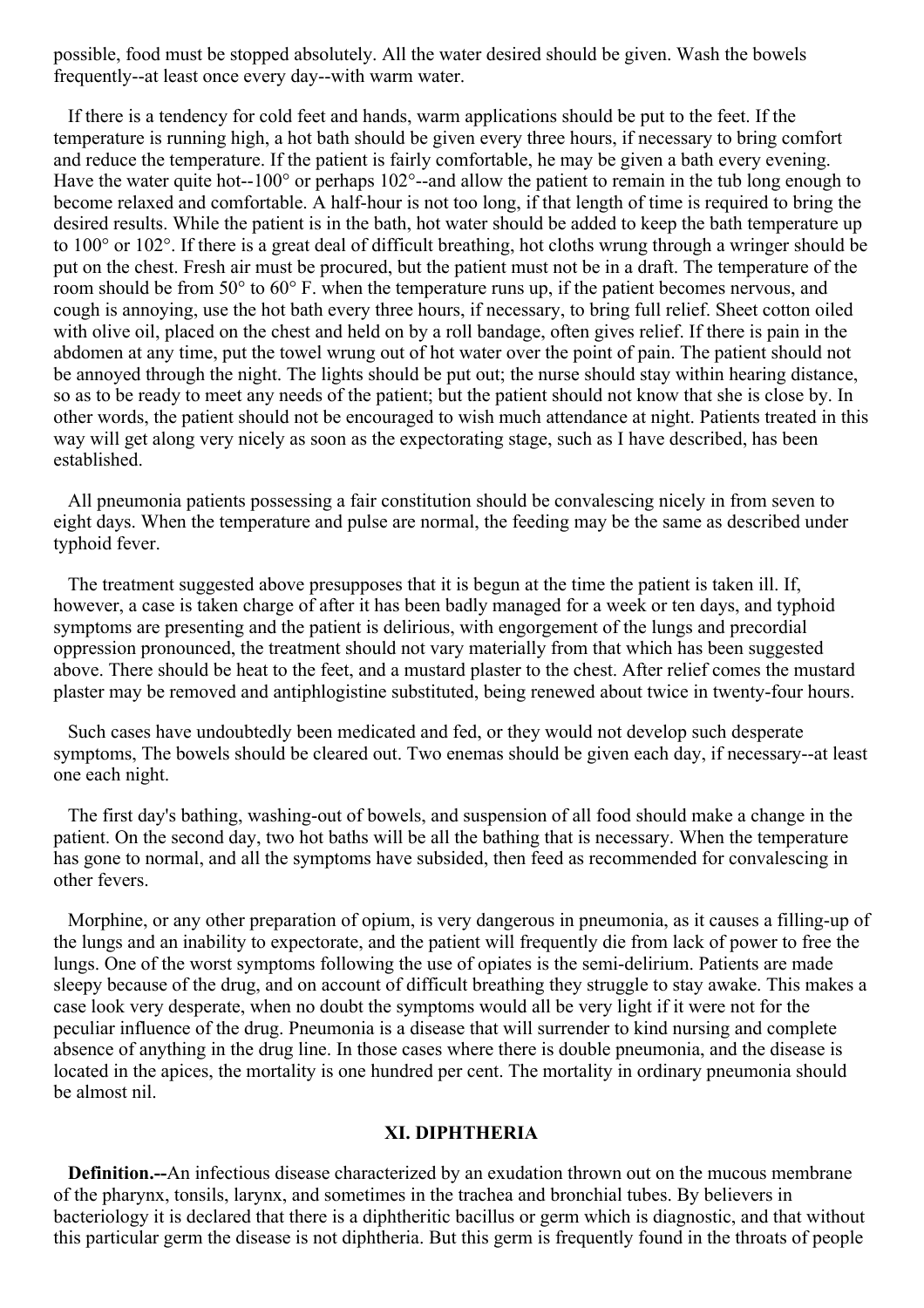possible, food must be stopped absolutely. All the water desired should be given. Wash the bowels frequently--at least once every day--with warm water.

If there is a tendency for cold feet and hands, warm applications should be put to the feet. If the temperature is running high, a hot bath should be given every three hours, if necessary to bring comfort and reduce the temperature. If the patient is fairly comfortable, he may be given a bath every evening. Have the water quite hot--100° or perhaps 102°--and allow the patient to remain in the tub long enough to become relaxed and comfortable. A half-hour is not too long, if that length of time is required to bring the desired results. While the patient is in the bath, hot water should be added to keep the bath temperature up to 100° or 102°. If there is a great deal of difficult breathing, hot cloths wrung through a wringer should be put on the chest. Fresh air must be procured, but the patient must not be in a draft. The temperature of the room should be from 50° to 60° F. when the temperature runs up, if the patient becomes nervous, and cough is annoying, use the hot bath every three hours, if necessary, to bring full relief. Sheet cotton oiled with olive oil, placed on the chest and held on by a roll bandage, often gives relief. If there is pain in the abdomen at any time, put the towel wrung out of hot water over the point of pain. The patient should not be annoyed through the night. The lights should be put out; the nurse should stay within hearing distance, so as to be ready to meet any needs of the patient; but the patient should not know that she is close by. In other words, the patient should not be encouraged to wish much attendance at night. Patients treated in this way will get along very nicely as soon as the expectorating stage, such as I have described, has been established.

All pneumonia patients possessing a fair constitution should be convalescing nicely in from seven to eight days. When the temperature and pulse are normal, the feeding may be the same as described under typhoid fever.

The treatment suggested above presupposes that it is begun at the time the patient is taken ill. If, however, a case is taken charge of after it has been badly managed for a week or ten days, and typhoid symptoms are presenting and the patient is delirious, with engorgement of the lungs and precordial oppression pronounced, the treatment should not vary materially from that which has been suggested above. There should be heat to the feet, and a mustard plaster to the chest. After relief comes the mustard plaster may be removed and antiphlogistine substituted, being renewed about twice in twenty-four hours.

Such cases have undoubtedly been medicated and fed, or they would not develop such desperate symptoms, The bowels should be cleared out. Two enemas should be given each day, if necessary--at least one each night.

The first day's bathing, washing-out of bowels, and suspension of all food should make a change in the patient. On the second day, two hot baths will be all the bathing that is necessary. When the temperature has gone to normal, and all the symptoms have subsided, then feed as recommended for convalescing in other fevers.

Morphine, or any other preparation of opium, is very dangerous in pneumonia, as it causes a filling-up of the lungs and an inability to expectorate, and the patient will frequently die from lack of power to free the lungs. One of the worst symptoms following the use of opiates is the semi-delirium. Patients are made sleepy because of the drug, and on account of difficult breathing they struggle to stay awake. This makes a case look very desperate, when no doubt the symptoms would all be very light if it were not for the peculiar influence of the drug. Pneumonia is a disease that will surrender to kind nursing and complete absence of anything in the drug line. In those cases where there is double pneumonia, and the disease is located in the apices, the mortality is one hundred per cent. The mortality in ordinary pneumonia should be almost nil.

## XI. DIPHTHERIA

**Definition.--**An infectious disease characterized by an exudation thrown out on the mucous membrane of the pharynx, tonsils, larynx, and sometimes in the trachea and bronchial tubes. By believers in bacteriology it is declared that there is a diphtheritic bacillus or germ which is diagnostic, and that without this particular germ the disease is not diphtheria. But this germ is frequently found in the throats of people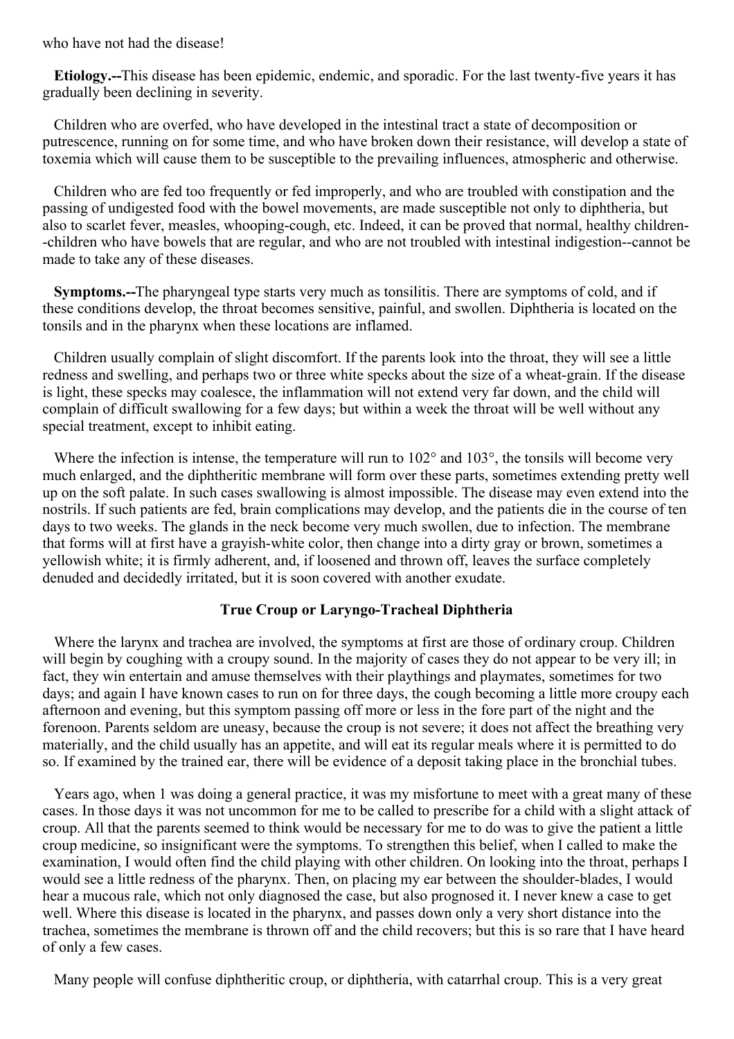who have not had the disease!

**Etiology.--**This disease has been epidemic, endemic, and sporadic. For the last twenty-five years it has gradually been declining in severity.

Children who are overfed, who have developed in the intestinal tract a state of decomposition or putrescence, running on for some time, and who have broken down their resistance, will develop a state of toxemia which will cause them to be susceptible to the prevailing influences, atmospheric and otherwise.

Children who are fed too frequently or fed improperly, and who are troubled with constipation and the passing of undigested food with the bowel movements, are made susceptible not only to diphtheria, but also to scarlet fever, measles, whooping-cough, etc. Indeed, it can be proved that normal, healthy children--children who have bowels that are regular, and who are not troubled with intestinal indigestion--cannot be made to take any of these diseases.

**Symptoms.--**The pharyngeal type starts very much as tonsilitis. There are symptoms of cold, and if these conditions develop, the throat becomes sensitive, painful, and swollen. Diphtheria is located on the tonsils and in the pharynx when these locations are inflamed.

Children usually complain of slight discomfort. If the parents look into the throat, they will see a little redness and swelling, and perhaps two or three white specks about the size of a wheat-grain. If the disease is light, these specks may coalesce, the inflammation will not extend very far down, and the child will complain of difficult swallowing for a few days; but within a week the throat will be well without any special treatment, except to inhibit eating.

Where the infection is intense, the temperature will run to 102° and 103°, the tonsils will become very much enlarged, and the diphtheritic membrane will form over these parts, sometimes extending pretty well up on the soft palate. In such cases swallowing is almost impossible. The disease may even extend into the nostrils. If such patients are fed, brain complications may develop, and the patients die in the course of ten days to two weeks. The glands in the neck become very much swollen, due to infection. The membrane that forms will at first have a grayish-white color, then change into a dirty gray or brown, sometimes a yellowish white; it is firmly adherent, and, if loosened and thrown off, leaves the surface completely denuded and decidedly irritated, but it is soon covered with another exudate.

### True Croup or Laryngo-Tracheal Diphtheria

Where the larynx and trachea are involved, the symptoms at first are those of ordinary croup. Children will begin by coughing with a croupy sound. In the majority of cases they do not appear to be very ill; in fact, they win entertain and amuse themselves with their playthings and playmates, sometimes for two days; and again I have known cases to run on for three days, the cough becoming a little more croupy each afternoon and evening, but this symptom passing off more or less in the fore part of the night and the forenoon. Parents seldom are uneasy, because the croup is not severe; it does not affect the breathing very materially, and the child usually has an appetite, and will eat its regular meals where it is permitted to do so. If examined by the trained ear, there will be evidence of a deposit taking place in the bronchial tubes.

Years ago, when 1 was doing a general practice, it was my misfortune to meet with a great many of these cases. In those days it was not uncommon for me to be called to prescribe for a child with a slight attack of croup. All that the parents seemed to think would be necessary for me to do was to give the patient a little croup medicine, so insignificant were the symptoms. To strengthen this belief, when I called to make the examination, I would often find the child playing with other children. On looking into the throat, perhaps I would see a little redness of the pharynx. Then, on placing my ear between the shoulder-blades, I would hear a mucous rale, which not only diagnosed the case, but also prognosed it. I never knew a case to get well. Where this disease is located in the pharynx, and passes down only a very short distance into the trachea, sometimes the membrane is thrown off and the child recovers; but this is so rare that I have heard of only a few cases.

Many people will confuse diphtheritic croup, or diphtheria, with catarrhal croup. This is a very great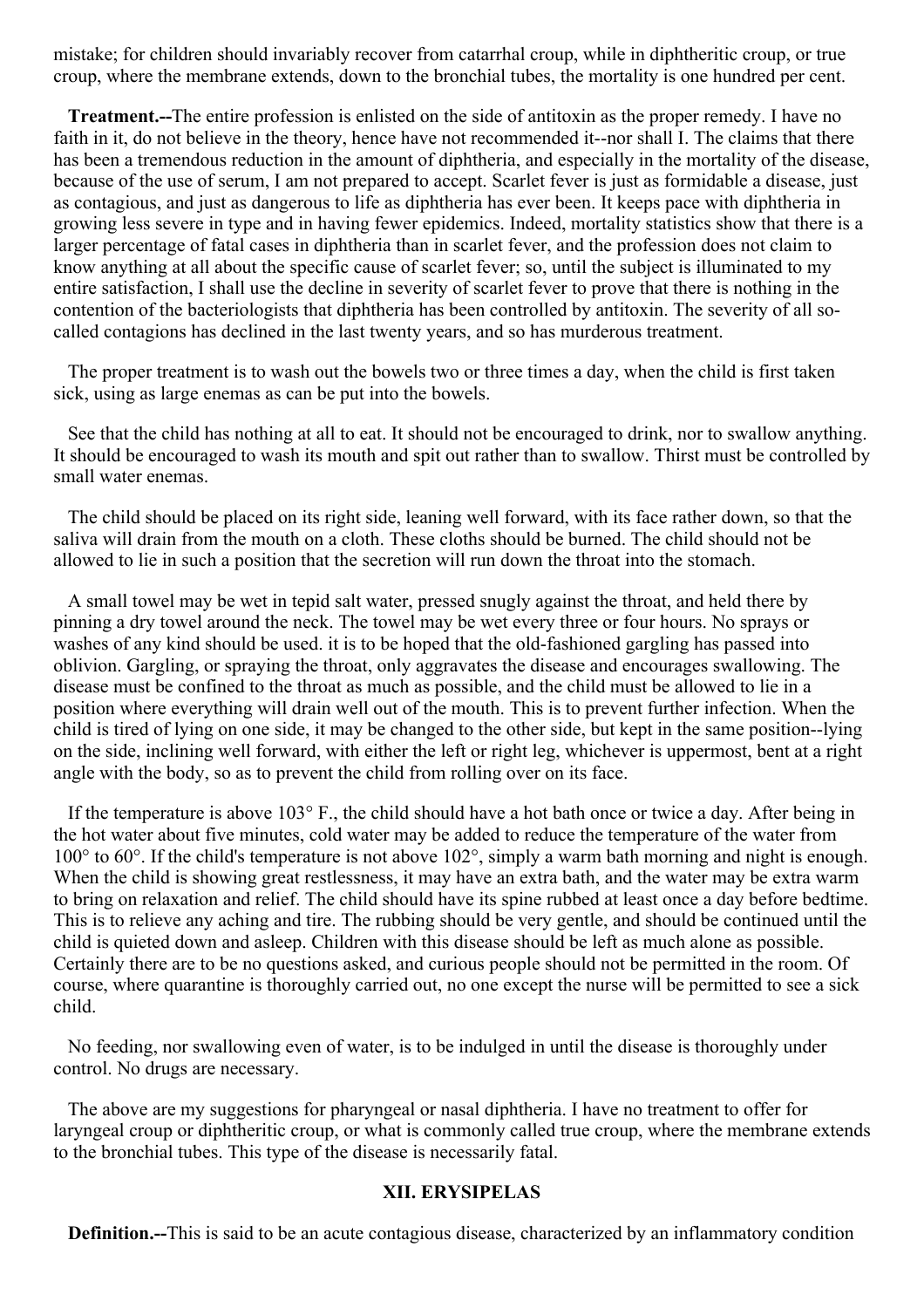mistake; for children should invariably recover from catarrhal croup, while in diphtheritic croup, or true croup, where the membrane extends, down to the bronchial tubes, the mortality is one hundred per cent.

**Treatment.--**The entire profession is enlisted on the side of antitoxin as the proper remedy. I have no faith in it, do not believe in the theory, hence have not recommended it--nor shall I. The claims that there has been a tremendous reduction in the amount of diphtheria, and especially in the mortality of the disease, because of the use of serum, I am not prepared to accept. Scarlet fever is just as formidable a disease, just as contagious, and just as dangerous to life as diphtheria has ever been. It keeps pace with diphtheria in growing less severe in type and in having fewer epidemics. Indeed, mortality statistics show that there is a larger percentage of fatal cases in diphtheria than in scarlet fever, and the profession does not claim to know anything at all about the specific cause of scarlet fever; so, until the subject is illuminated to my entire satisfaction, I shall use the decline in severity of scarlet fever to prove that there is nothing in the contention of the bacteriologists that diphtheria has been controlled by antitoxin. The severity of all so-called contagions has declined in the last twenty years, and so has murderous treatment.

The proper treatment is to wash out the bowels two or three times a day, when the child is first taken sick, using as large enemas as can be put into the bowels.

See that the child has nothing at all to eat. It should not be encouraged to drink, nor to swallow anything. It should be encouraged to wash its mouth and spit out rather than to swallow. Thirst must be controlled by small water enemas.

The child should be placed on its right side, leaning well forward, with its face rather down, so that the saliva will drain from the mouth on a cloth. These cloths should be burned. The child should not be allowed to lie in such a position that the secretion will run down the throat into the stomach.

A small towel may be wet in tepid salt water, pressed snugly against the throat, and held there by pinning a dry towel around the neck. The towel may be wet every three or four hours. No sprays or washes of any kind should be used. it is to be hoped that the old-fashioned gargling has passed into oblivion. Gargling, or spraying the throat, only aggravates the disease and encourages swallowing. The disease must be confined to the throat as much as possible, and the child must be allowed to lie in a position where everything will drain well out of the mouth. This is to prevent further infection. When the child is tired of lying on one side, it may be changed to the other side, but kept in the same position--lying on the side, inclining well forward, with either the left or right leg, whichever is uppermost, bent at a right angle with the body, so as to prevent the child from rolling over on its face.

If the temperature is above 103° F., the child should have a hot bath once or twice a day. After being in the hot water about five minutes, cold water may be added to reduce the temperature of the water from 100° to 60°. If the child's temperature is not above 102°, simply a warm bath morning and night is enough. When the child is showing great restlessness, it may have an extra bath, and the water may be extra warm to bring on relaxation and relief. The child should have its spine rubbed at least once a day before bedtime. This is to relieve any aching and tire. The rubbing should be very gentle, and should be continued until the child is quieted down and asleep. Children with this disease should be left as much alone as possible. Certainly there are to be no questions asked, and curious people should not be permitted in the room. Of course, where quarantine is thoroughly carried out, no one except the nurse will be permitted to see a sick child.

No feeding, nor swallowing even of water, is to be indulged in until the disease is thoroughly under control. No drugs are necessary.

The above are my suggestions for pharyngeal or nasal diphtheria. I have no treatment to offer for laryngeal croup or diphtheritic croup, or what is commonly called true croup, where the membrane extends to the bronchial tubes. This type of the disease is necessarily fatal.

## XII. ERYSIPELAS

**Definition.--**This is said to be an acute contagious disease, characterized by an inflammatory condition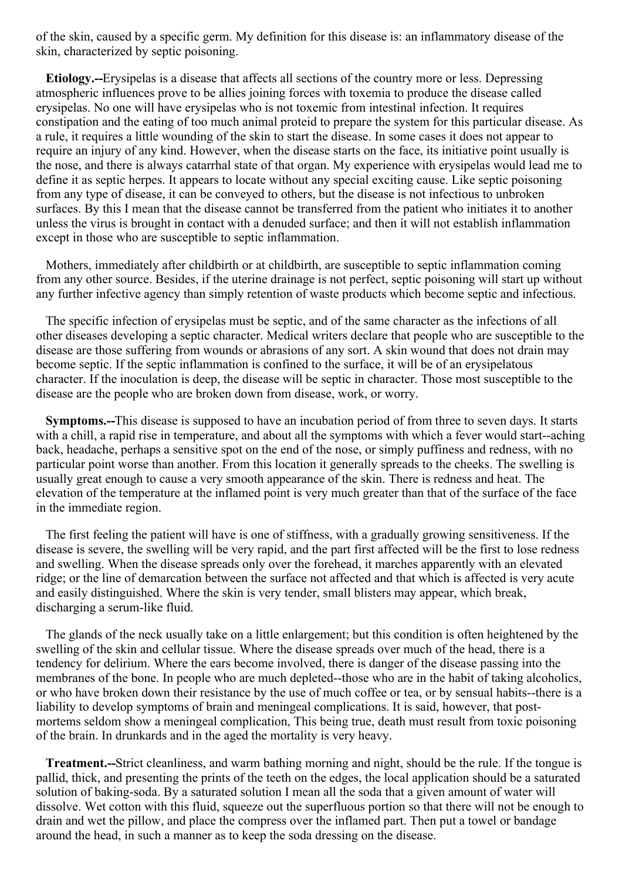of the skin, caused by a specific germ. My definition for this disease is: an inflammatory disease of the skin, characterized by septic poisoning.

**Etiology.--**Erysipelas is a disease that affects all sections of the country more or less. Depressing atmospheric influences prove to be allies joining forces with toxemia to produce the disease called erysipelas. No one will have erysipelas who is not toxemic from intestinal infection. It requires constipation and the eating of too much animal proteid to prepare the system for this particular disease. As a rule, it requires a little wounding of the skin to start the disease. In some cases it does not appear to require an injury of any kind. However, when the disease starts on the face, its initiative point usually is the nose, and there is always catarrhal state of that organ. My experience with erysipelas would lead me to define it as septic herpes. It appears to locate without any special exciting cause. Like septic poisoning from any type of disease, it can be conveyed to others, but the disease is not infectious to unbroken surfaces. By this I mean that the disease cannot be transferred from the patient who initiates it to another unless the virus is brought in contact with a denuded surface; and then it will not establish inflammation except in those who are susceptible to septic inflammation.

Mothers, immediately after childbirth or at childbirth, are susceptible to septic inflammation coming from any other source. Besides, if the uterine drainage is not perfect, septic poisoning will start up without any further infective agency than simply retention of waste products which become septic and infectious.

The specific infection of erysipelas must be septic, and of the same character as the infections of all other diseases developing a septic character. Medical writers declare that people who are susceptible to the disease are those suffering from wounds or abrasions of any sort. A skin wound that does not drain may become septic. If the septic inflammation is confined to the surface, it will be of an erysipelatous character. If the inoculation is deep, the disease will be septic in character. Those most susceptible to the disease are the people who are broken down from disease, work, or worry.

**Symptoms.--**This disease is supposed to have an incubation period of from three to seven days. It starts with a chill, a rapid rise in temperature, and about all the symptoms with which a fever would start--aching back, headache, perhaps a sensitive spot on the end of the nose, or simply puffiness and redness, with no particular point worse than another. From this location it generally spreads to the cheeks. The swelling is usually great enough to cause a very smooth appearance of the skin. There is redness and heat. The elevation of the temperature at the inflamed point is very much greater than that of the surface of the face in the immediate region.

The first feeling the patient will have is one of stiffness, with a gradually growing sensitiveness. If the disease is severe, the swelling will be very rapid, and the part first affected will be the first to lose redness and swelling. When the disease spreads only over the forehead, it marches apparently with an elevated ridge; or the line of demarcation between the surface not affected and that which is affected is very acute and easily distinguished. Where the skin is very tender, small blisters may appear, which break, discharging a serum-like fluid.

The glands of the neck usually take on a little enlargement; but this condition is often heightened by the swelling of the skin and cellular tissue. Where the disease spreads over much of the head, there is a tendency for delirium. Where the ears become involved, there is danger of the disease passing into the membranes of the bone. In people who are much depleted--those who are in the habit of taking alcoholics, or who have broken down their resistance by the use of much coffee or tea, or by sensual habits--there is a liability to develop symptoms of brain and meningeal complications. It is said, however, that post-mortems seldom show a meningeal complication, This being true, death must result from toxic poisoning of the brain. In drunkards and in the aged the mortality is very heavy.

**Treatment.--**Strict cleanliness, and warm bathing morning and night, should be the rule. If the tongue is pallid, thick, and presenting the prints of the teeth on the edges, the local application should be a saturated solution of baking-soda. By a saturated solution I mean all the soda that a given amount of water will dissolve. Wet cotton with this fluid, squeeze out the superfluous portion so that there will not be enough to drain and wet the pillow, and place the compress over the inflamed part. Then put a towel or bandage around the head, in such a manner as to keep the soda dressing on the disease.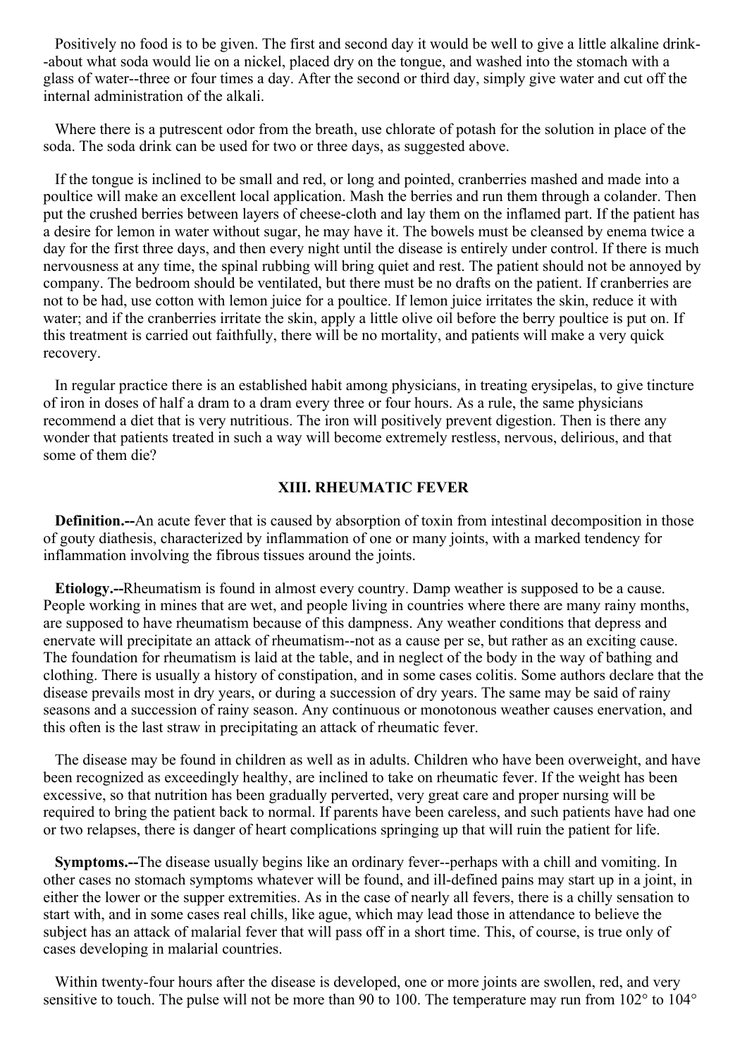Positively no food is to be given. The first and second day it would be well to give a little alkaline drink--about what soda would lie on a nickel, placed dry on the tongue, and washed into the stomach with a glass of water--three or four times a day. After the second or third day, simply give water and cut off the internal administration of the alkali.

Where there is a putrescent odor from the breath, use chlorate of potash for the solution in place of the soda. The soda drink can be used for two or three days, as suggested above.

If the tongue is inclined to be small and red, or long and pointed, cranberries mashed and made into a poultice will make an excellent local application. Mash the berries and run them through a colander. Then put the crushed berries between layers of cheese-cloth and lay them on the inflamed part. If the patient has a desire for lemon in water without sugar, he may have it. The bowels must be cleansed by enema twice a day for the first three days, and then every night until the disease is entirely under control. If there is much nervousness at any time, the spinal rubbing will bring quiet and rest. The patient should not be annoyed by company. The bedroom should be ventilated, but there must be no drafts on the patient. If cranberries are not to be had, use cotton with lemon juice for a poultice. If lemon juice irritates the skin, reduce it with water; and if the cranberries irritate the skin, apply a little olive oil before the berry poultice is put on. If this treatment is carried out faithfully, there will be no mortality, and patients will make a very quick recovery.

In regular practice there is an established habit among physicians, in treating erysipelas, to give tincture of iron in doses of half a dram to a dram every three or four hours. As a rule, the same physicians recommend a diet that is very nutritious. The iron will positively prevent digestion. Then is there any wonder that patients treated in such a way will become extremely restless, nervous, delirious, and that some of them die?

## XIII. RHEUMATIC FEVER

**Definition.--**An acute fever that is caused by absorption of toxin from intestinal decomposition in those of gouty diathesis, characterized by inflammation of one or many joints, with a marked tendency for inflammation involving the fibrous tissues around the joints.

**Etiology.--**Rheumatism is found in almost every country. Damp weather is supposed to be a cause. People working in mines that are wet, and people living in countries where there are many rainy months, are supposed to have rheumatism because of this dampness. Any weather conditions that depress and enervate will precipitate an attack of rheumatism--not as a cause per se, but rather as an exciting cause. The foundation for rheumatism is laid at the table, and in neglect of the body in the way of bathing and clothing. There is usually a history of constipation, and in some cases colitis. Some authors declare that the disease prevails most in dry years, or during a succession of dry years. The same may be said of rainy seasons and a succession of rainy season. Any continuous or monotonous weather causes enervation, and this often is the last straw in precipitating an attack of rheumatic fever.

The disease may be found in children as well as in adults. Children who have been overweight, and have been recognized as exceedingly healthy, are inclined to take on rheumatic fever. If the weight has been excessive, so that nutrition has been gradually perverted, very great care and proper nursing will be required to bring the patient back to normal. If parents have been careless, and such patients have had one or two relapses, there is danger of heart complications springing up that will ruin the patient for life.

**Symptoms.--**The disease usually begins like an ordinary fever--perhaps with a chill and vomiting. In other cases no stomach symptoms whatever will be found, and ill-defined pains may start up in a joint, in either the lower or the supper extremities. As in the case of nearly all fevers, there is a chilly sensation to start with, and in some cases real chills, like ague, which may lead those in attendance to believe the subject has an attack of malarial fever that will pass off in a short time. This, of course, is true only of cases developing in malarial countries.

Within twenty-four hours after the disease is developed, one or more joints are swollen, red, and very sensitive to touch. The pulse will not be more than 90 to 100. The temperature may run from 102° to 104°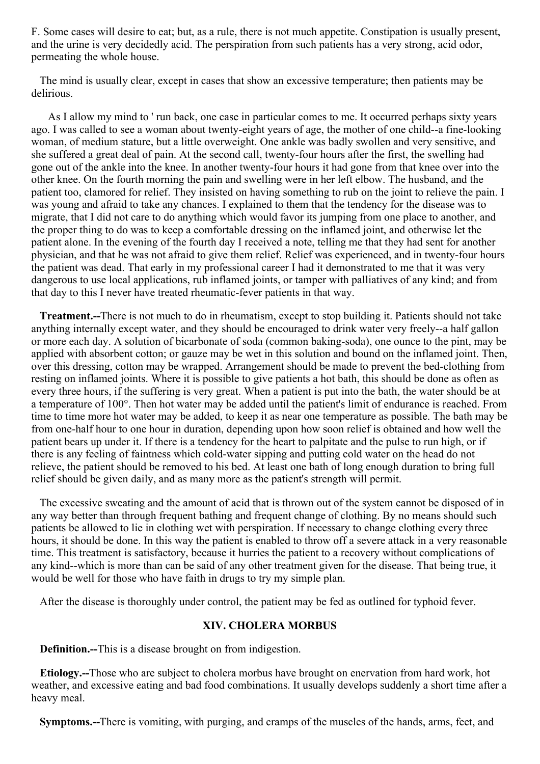F. Some cases will desire to eat; but, as a rule, there is not much appetite. Constipation is usually present, and the urine is very decidedly acid. The perspiration from such patients has a very strong, acid odor, permeating the whole house.

The mind is usually clear, except in cases that show an excessive temperature; then patients may be delirious.

As I allow my mind to ' run back, one case in particular comes to me. It occurred perhaps sixty years ago. I was called to see a woman about twenty-eight years of age, the mother of one child--a fine-looking woman, of medium stature, but a little overweight. One ankle was badly swollen and very sensitive, and she suffered a great deal of pain. At the second call, twenty-four hours after the first, the swelling had gone out of the ankle into the knee. In another twenty-four hours it had gone from that knee over into the other knee. On the fourth morning the pain and swelling were in her left elbow. The husband, and the patient too, clamored for relief. They insisted on having something to rub on the joint to relieve the pain. I was young and afraid to take any chances. I explained to them that the tendency for the disease was to migrate, that I did not care to do anything which would favor its jumping from one place to another, and the proper thing to do was to keep a comfortable dressing on the inflamed joint, and otherwise let the patient alone. In the evening of the fourth day I received a note, telling me that they had sent for another physician, and that he was not afraid to give them relief. Relief was experienced, and in twenty-four hours the patient was dead. That early in my professional career I had it demonstrated to me that it was very dangerous to use local applications, rub inflamed joints, or tamper with palliatives of any kind; and from that day to this I never have treated rheumatic-fever patients in that way.

**Treatment.--**There is not much to do in rheumatism, except to stop building it. Patients should not take anything internally except water, and they should be encouraged to drink water very freely--a half gallon or more each day. A solution of bicarbonate of soda (common baking-soda), one ounce to the pint, may be applied with absorbent cotton; or gauze may be wet in this solution and bound on the inflamed joint. Then, over this dressing, cotton may be wrapped. Arrangement should be made to prevent the bed-clothing from resting on inflamed joints. Where it is possible to give patients a hot bath, this should be done as often as every three hours, if the suffering is very great. When a patient is put into the bath, the water should be at a temperature of 100°. Then hot water may be added until the patient's limit of endurance is reached. From time to time more hot water may be added, to keep it as near one temperature as possible. The bath may be from one-half hour to one hour in duration, depending upon how soon relief is obtained and how well the patient bears up under it. If there is a tendency for the heart to palpitate and the pulse to run high, or if there is any feeling of faintness which cold-water sipping and putting cold water on the head do not relieve, the patient should be removed to his bed. At least one bath of long enough duration to bring full relief should be given daily, and as many more as the patient's strength will permit.

The excessive sweating and the amount of acid that is thrown out of the system cannot be disposed of in any way better than through frequent bathing and frequent change of clothing. By no means should such patients be allowed to lie in clothing wet with perspiration. If necessary to change clothing every three hours, it should be done. In this way the patient is enabled to throw off a severe attack in a very reasonable time. This treatment is satisfactory, because it hurries the patient to a recovery without complications of any kind--which is more than can be said of any other treatment given for the disease. That being true, it would be well for those who have faith in drugs to try my simple plan.

After the disease is thoroughly under control, the patient may be fed as outlined for typhoid fever.

## XIV. CHOLERA MORBUS

**Definition.--**This is a disease brought on from indigestion.

**Etiology.--**Those who are subject to cholera morbus have brought on enervation from hard work, hot weather, and excessive eating and bad food combinations. It usually develops suddenly a short time after a heavy meal.

**Symptoms.--**There is vomiting, with purging, and cramps of the muscles of the hands, arms, feet, and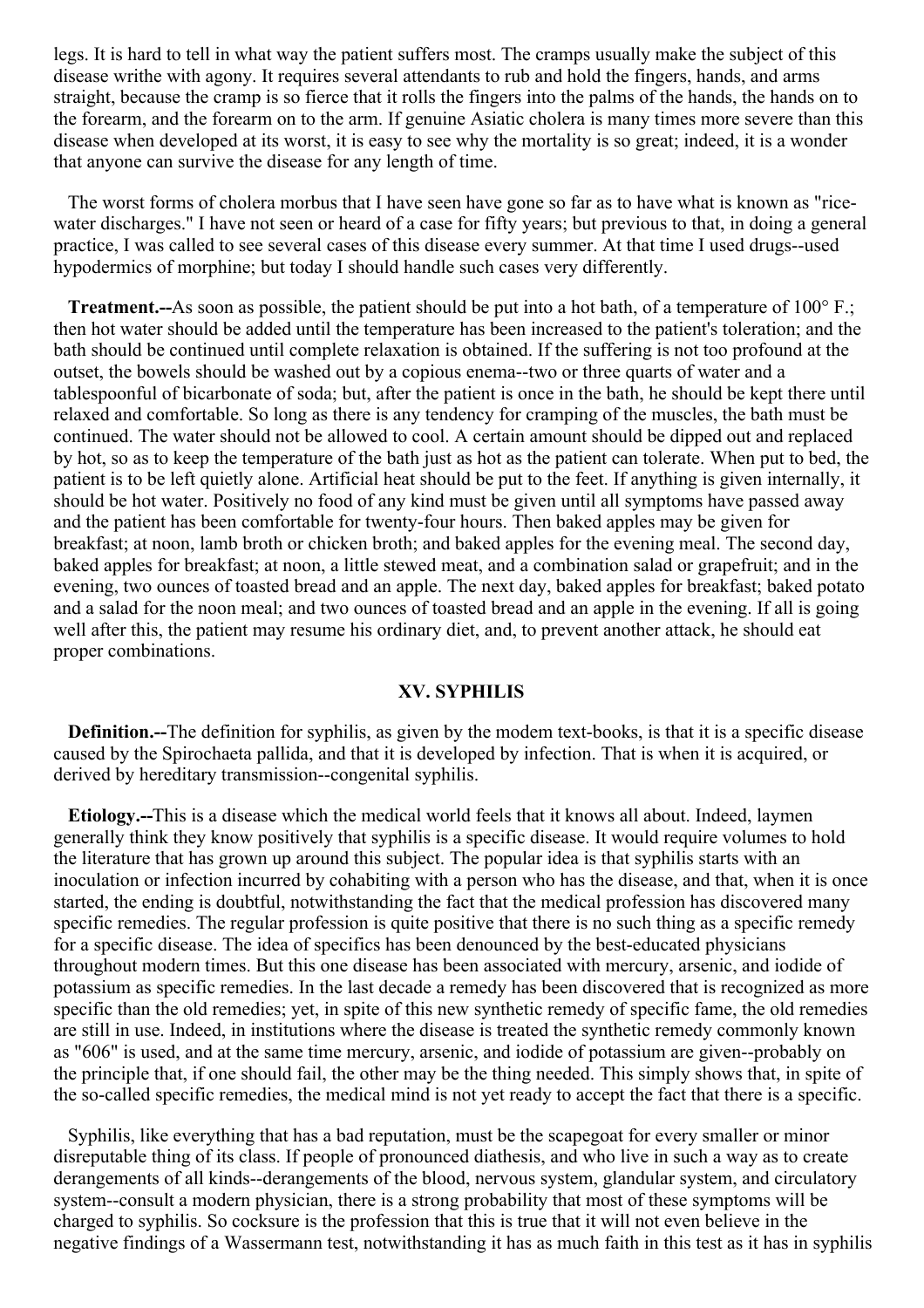legs. It is hard to tell in what way the patient suffers most. The cramps usually make the subject of this disease writhe with agony. It requires several attendants to rub and hold the fingers, hands, and arms straight, because the cramp is so fierce that it rolls the fingers into the palms of the hands, the hands on to the forearm, and the forearm on to the arm. If genuine Asiatic cholera is many times more severe than this disease when developed at its worst, it is easy to see why the mortality is so great; indeed, it is a wonder that anyone can survive the disease for any length of time.

The worst forms of cholera morbus that I have seen have gone so far as to have what is known as "rice-water discharges." I have not seen or heard of a case for fifty years; but previous to that, in doing a general practice, I was called to see several cases of this disease every summer. At that time I used drugs--used hypodermics of morphine; but today I should handle such cases very differently.

**Treatment.--**As soon as possible, the patient should be put into a hot bath, of a temperature of 100° F.; then hot water should be added until the temperature has been increased to the patient's toleration; and the bath should be continued until complete relaxation is obtained. If the suffering is not too profound at the outset, the bowels should be washed out by a copious enema--two or three quarts of water and a tablespoonful of bicarbonate of soda; but, after the patient is once in the bath, he should be kept there until relaxed and comfortable. So long as there is any tendency for cramping of the muscles, the bath must be continued. The water should not be allowed to cool. A certain amount should be dipped out and replaced by hot, so as to keep the temperature of the bath just as hot as the patient can tolerate. When put to bed, the patient is to be left quietly alone. Artificial heat should be put to the feet. If anything is given internally, it should be hot water. Positively no food of any kind must be given until all symptoms have passed away and the patient has been comfortable for twenty-four hours. Then baked apples may be given for breakfast; at noon, lamb broth or chicken broth; and baked apples for the evening meal. The second day, baked apples for breakfast; at noon, a little stewed meat, and a combination salad or grapefruit; and in the evening, two ounces of toasted bread and an apple. The next day, baked apples for breakfast; baked potato and a salad for the noon meal; and two ounces of toasted bread and an apple in the evening. If all is going well after this, the patient may resume his ordinary diet, and, to prevent another attack, he should eat proper combinations.

## XV. SYPHILIS

**Definition.--**The definition for syphilis, as given by the modem text-books, is that it is a specific disease caused by the Spirochaeta pallida, and that it is developed by infection. That is when it is acquired, or derived by hereditary transmission--congenital syphilis.

**Etiology.--**This is a disease which the medical world feels that it knows all about. Indeed, laymen generally think they know positively that syphilis is a specific disease. It would require volumes to hold the literature that has grown up around this subject. The popular idea is that syphilis starts with an inoculation or infection incurred by cohabiting with a person who has the disease, and that, when it is once started, the ending is doubtful, notwithstanding the fact that the medical profession has discovered many specific remedies. The regular profession is quite positive that there is no such thing as a specific remedy for a specific disease. The idea of specifics has been denounced by the best-educated physicians throughout modern times. But this one disease has been associated with mercury, arsenic, and iodide of potassium as specific remedies. In the last decade a remedy has been discovered that is recognized as more specific than the old remedies; yet, in spite of this new synthetic remedy of specific fame, the old remedies are still in use. Indeed, in institutions where the disease is treated the synthetic remedy commonly known as "606" is used, and at the same time mercury, arsenic, and iodide of potassium are given--probably on the principle that, if one should fail, the other may be the thing needed. This simply shows that, in spite of the so-called specific remedies, the medical mind is not yet ready to accept the fact that there is a specific.

Syphilis, like everything that has a bad reputation, must be the scapegoat for every smaller or minor disreputable thing of its class. If people of pronounced diathesis, and who live in such a way as to create derangements of all kinds--derangements of the blood, nervous system, glandular system, and circulatory system--consult a modern physician, there is a strong probability that most of these symptoms will be charged to syphilis. So cocksure is the profession that this is true that it will not even believe in the negative findings of a Wassermann test, notwithstanding it has as much faith in this test as it has in syphilis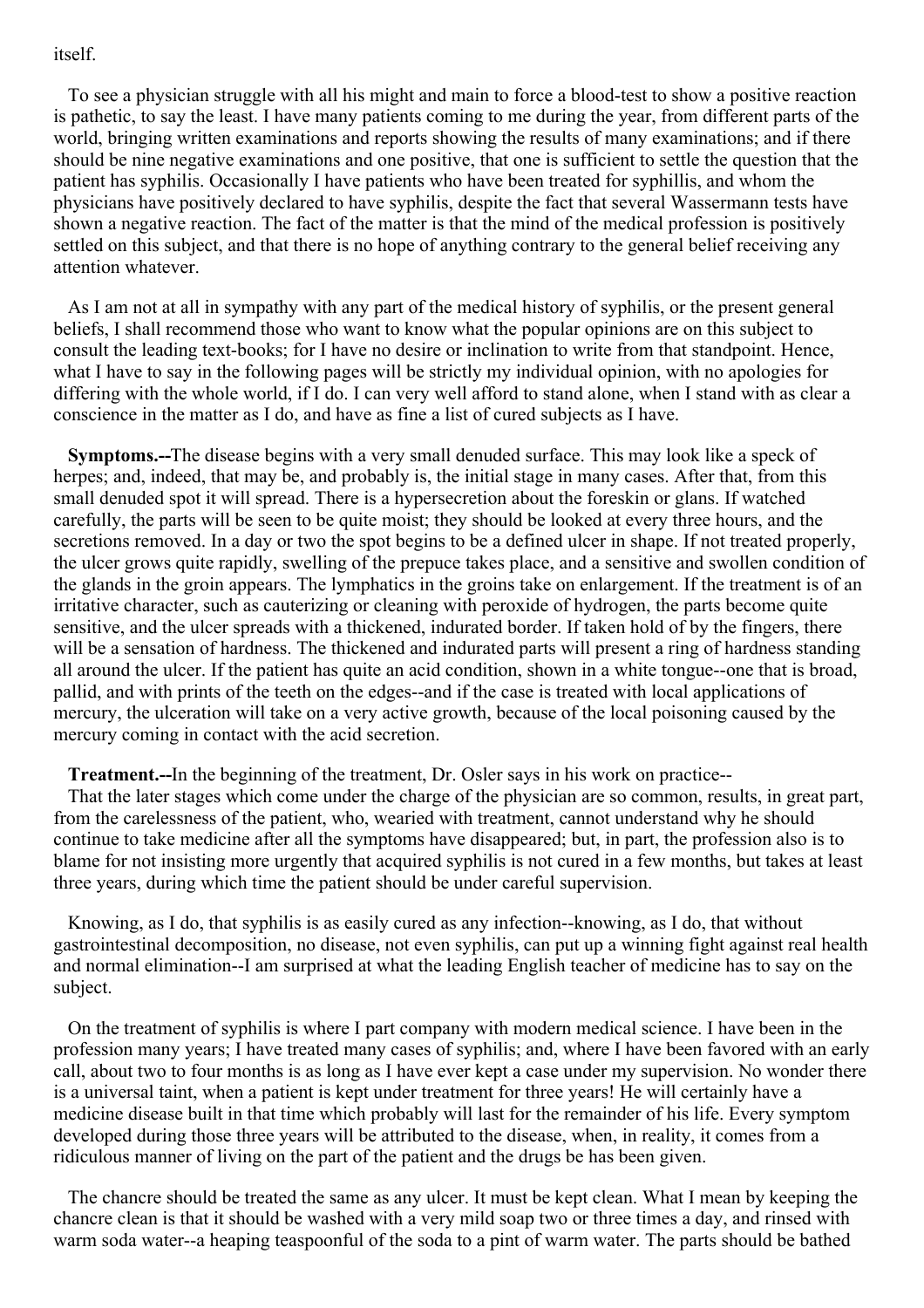itself.

To see a physician struggle with all his might and main to force a blood-test to show a positive reaction is pathetic, to say the least. I have many patients coming to me during the year, from different parts of the world, bringing written examinations and reports showing the results of many examinations; and if there should be nine negative examinations and one positive, that one is sufficient to settle the question that the patient has syphilis. Occasionally I have patients who have been treated for syphillis, and whom the physicians have positively declared to have syphilis, despite the fact that several Wassermann tests have shown a negative reaction. The fact of the matter is that the mind of the medical profession is positively settled on this subject, and that there is no hope of anything contrary to the general belief receiving any attention whatever.

As I am not at all in sympathy with any part of the medical history of syphilis, or the present general beliefs, I shall recommend those who want to know what the popular opinions are on this subject to consult the leading text-books; for I have no desire or inclination to write from that standpoint. Hence, what I have to say in the following pages will be strictly my individual opinion, with no apologies for differing with the whole world, if I do. I can very well afford to stand alone, when I stand with as clear a conscience in the matter as I do, and have as fine a list of cured subjects as I have.

**Symptoms.--**The disease begins with a very small denuded surface. This may look like a speck of herpes; and, indeed, that may be, and probably is, the initial stage in many cases. After that, from this small denuded spot it will spread. There is a hypersecretion about the foreskin or glans. If watched carefully, the parts will be seen to be quite moist; they should be looked at every three hours, and the secretions removed. In a day or two the spot begins to be a defined ulcer in shape. If not treated properly, the ulcer grows quite rapidly, swelling of the prepuce takes place, and a sensitive and swollen condition of the glands in the groin appears. The lymphatics in the groins take on enlargement. If the treatment is of an irritative character, such as cauterizing or cleaning with peroxide of hydrogen, the parts become quite sensitive, and the ulcer spreads with a thickened, indurated border. If taken hold of by the fingers, there will be a sensation of hardness. The thickened and indurated parts will present a ring of hardness standing all around the ulcer. If the patient has quite an acid condition, shown in a white tongue--one that is broad, pallid, and with prints of the teeth on the edges--and if the case is treated with local applications of mercury, the ulceration will take on a very active growth, because of the local poisoning caused by the mercury coming in contact with the acid secretion.

**Treatment.--**In the beginning of the treatment, Dr. Osler says in his work on practice--

That the later stages which come under the charge of the physician are so common, results, in great part, from the carelessness of the patient, who, wearied with treatment, cannot understand why he should continue to take medicine after all the symptoms have disappeared; but, in part, the profession also is to blame for not insisting more urgently that acquired syphilis is not cured in a few months, but takes at least three years, during which time the patient should be under careful supervision.

Knowing, as I do, that syphilis is as easily cured as any infection--knowing, as I do, that without gastrointestinal decomposition, no disease, not even syphilis, can put up a winning fight against real health and normal elimination--I am surprised at what the leading English teacher of medicine has to say on the subject.

On the treatment of syphilis is where I part company with modern medical science. I have been in the profession many years; I have treated many cases of syphilis; and, where I have been favored with an early call, about two to four months is as long as I have ever kept a case under my supervision. No wonder there is a universal taint, when a patient is kept under treatment for three years! He will certainly have a medicine disease built in that time which probably will last for the remainder of his life. Every symptom developed during those three years will be attributed to the disease, when, in reality, it comes from a ridiculous manner of living on the part of the patient and the drugs be has been given.

The chancre should be treated the same as any ulcer. It must be kept clean. What I mean by keeping the chancre clean is that it should be washed with a very mild soap two or three times a day, and rinsed with warm soda water--a heaping teaspoonful of the soda to a pint of warm water. The parts should be bathed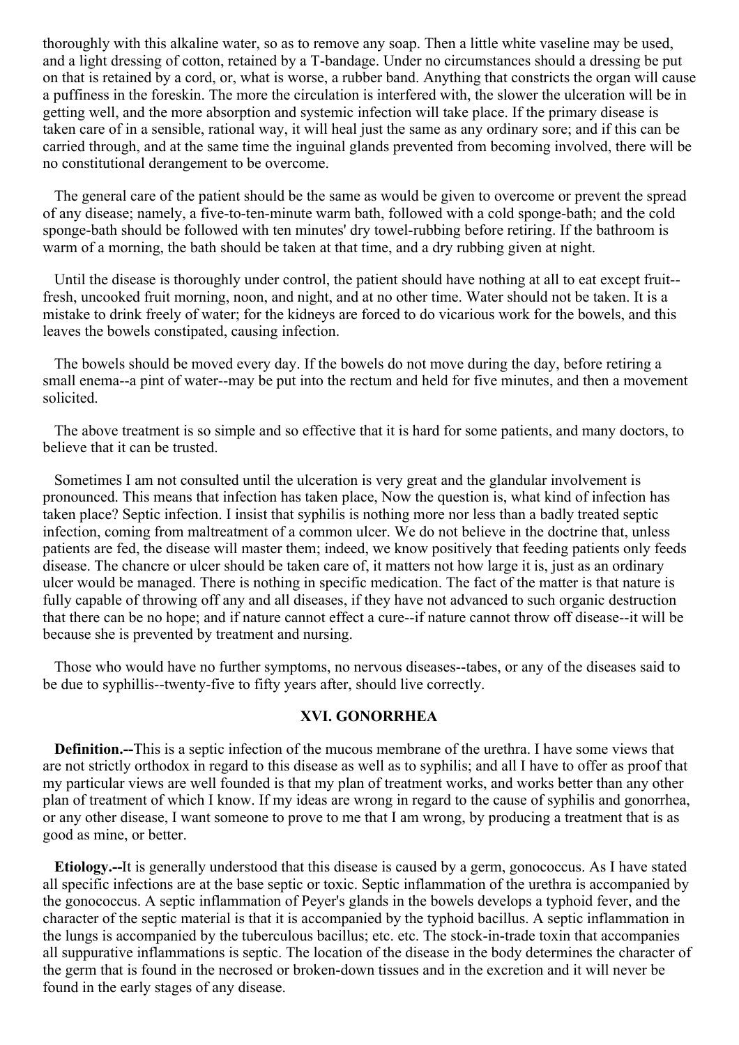thoroughly with this alkaline water, so as to remove any soap. Then a little white vaseline may be used, and a light dressing of cotton, retained by a T-bandage. Under no circumstances should a dressing be put on that is retained by a cord, or, what is worse, a rubber band. Anything that constricts the organ will cause a puffiness in the foreskin. The more the circulation is interfered with, the slower the ulceration will be in getting well, and the more absorption and systemic infection will take place. If the primary disease is taken care of in a sensible, rational way, it will heal just the same as any ordinary sore; and if this can be carried through, and at the same time the inguinal glands prevented from becoming involved, there will be no constitutional derangement to be overcome.

The general care of the patient should be the same as would be given to overcome or prevent the spread of any disease; namely, a five-to-ten-minute warm bath, followed with a cold sponge-bath; and the cold sponge-bath should be followed with ten minutes' dry towel-rubbing before retiring. If the bathroom is warm of a morning, the bath should be taken at that time, and a dry rubbing given at night.

Until the disease is thoroughly under control, the patient should have nothing at all to eat except fruit--fresh, uncooked fruit morning, noon, and night, and at no other time. Water should not be taken. It is a mistake to drink freely of water; for the kidneys are forced to do vicarious work for the bowels, and this leaves the bowels constipated, causing infection.

The bowels should be moved every day. If the bowels do not move during the day, before retiring a small enema--a pint of water--may be put into the rectum and held for five minutes, and then a movement solicited.

The above treatment is so simple and so effective that it is hard for some patients, and many doctors, to believe that it can be trusted.

Sometimes I am not consulted until the ulceration is very great and the glandular involvement is pronounced. This means that infection has taken place, Now the question is, what kind of infection has taken place? Septic infection. I insist that syphilis is nothing more nor less than a badly treated septic infection, coming from maltreatment of a common ulcer. We do not believe in the doctrine that, unless patients are fed, the disease will master them; indeed, we know positively that feeding patients only feeds disease. The chancre or ulcer should be taken care of, it matters not how large it is, just as an ordinary ulcer would be managed. There is nothing in specific medication. The fact of the matter is that nature is fully capable of throwing off any and all diseases, if they have not advanced to such organic destruction that there can be no hope; and if nature cannot effect a cure--if nature cannot throw off disease--it will be because she is prevented by treatment and nursing.

Those who would have no further symptoms, no nervous diseases--tabes, or any of the diseases said to be due to syphillis--twenty-five to fifty years after, should live correctly.

## XVI. GONORRHEA

**Definition.--**This is a septic infection of the mucous membrane of the urethra. I have some views that are not strictly orthodox in regard to this disease as well as to syphilis; and all I have to offer as proof that my particular views are well founded is that my plan of treatment works, and works better than any other plan of treatment of which I know. If my ideas are wrong in regard to the cause of syphilis and gonorrhea, or any other disease, I want someone to prove to me that I am wrong, by producing a treatment that is as good as mine, or better.

**Etiology.--**It is generally understood that this disease is caused by a germ, gonococcus. As I have stated all specific infections are at the base septic or toxic. Septic inflammation of the urethra is accompanied by the gonococcus. A septic inflammation of Peyer's glands in the bowels develops a typhoid fever, and the character of the septic material is that it is accompanied by the typhoid bacillus. A septic inflammation in the lungs is accompanied by the tuberculous bacillus; etc. etc. The stock-in-trade toxin that accompanies all suppurative inflammations is septic. The location of the disease in the body determines the character of the germ that is found in the necrosed or broken-down tissues and in the excretion and it will never be found in the early stages of any disease.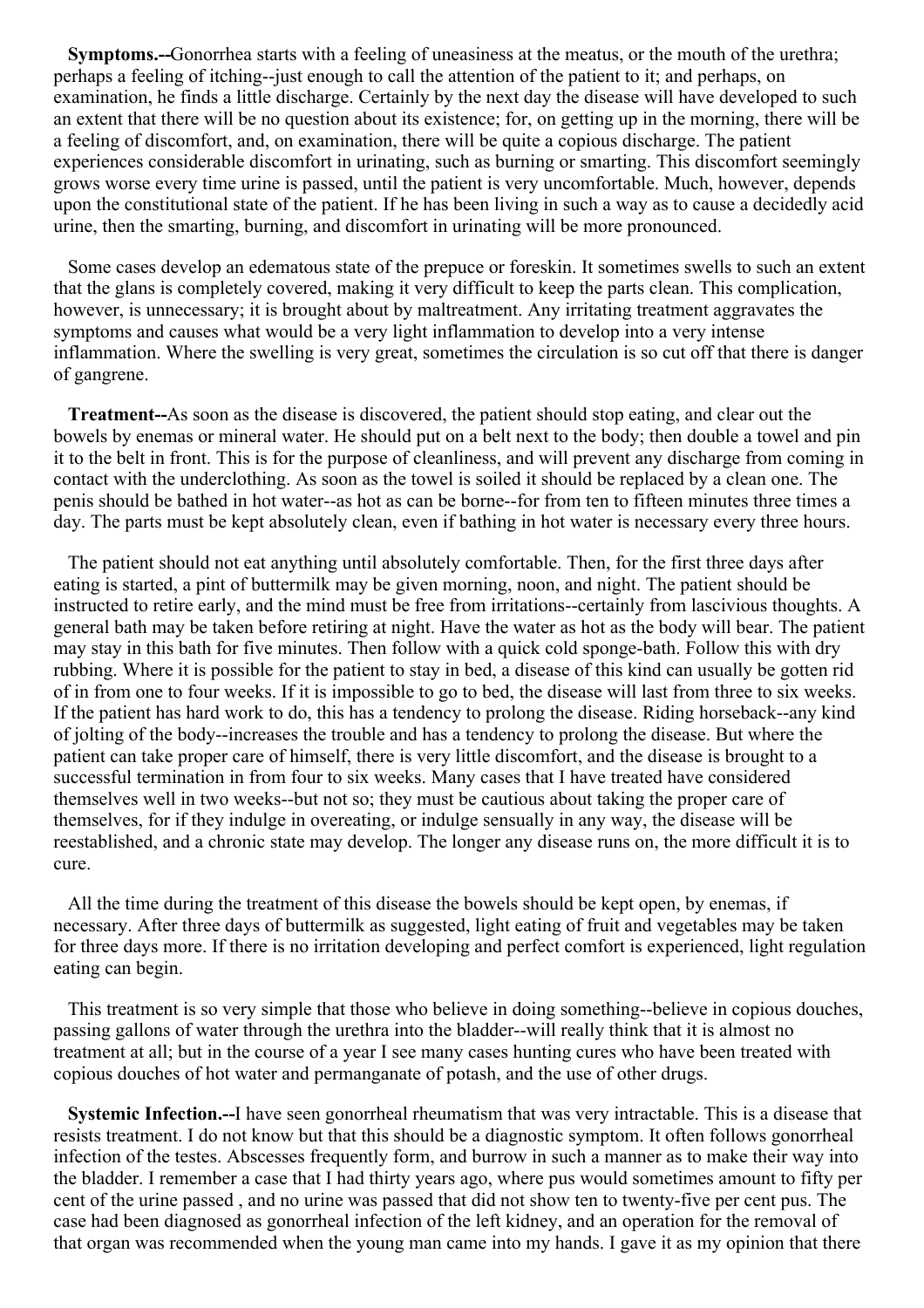**Symptoms.--**Gonorrhea starts with a feeling of uneasiness at the meatus, or the mouth of the urethra; perhaps a feeling of itching--just enough to call the attention of the patient to it; and perhaps, on examination, he finds a little discharge. Certainly by the next day the disease will have developed to such an extent that there will be no question about its existence; for, on getting up in the morning, there will be a feeling of discomfort, and, on examination, there will be quite a copious discharge. The patient experiences considerable discomfort in urinating, such as burning or smarting. This discomfort seemingly grows worse every time urine is passed, until the patient is very uncomfortable. Much, however, depends upon the constitutional state of the patient. If he has been living in such a way as to cause a decidedly acid urine, then the smarting, burning, and discomfort in urinating will be more pronounced.

Some cases develop an edematous state of the prepuce or foreskin. It sometimes swells to such an extent that the glans is completely covered, making it very difficult to keep the parts clean. This complication, however, is unnecessary; it is brought about by maltreatment. Any irritating treatment aggravates the symptoms and causes what would be a very light inflammation to develop into a very intense inflammation. Where the swelling is very great, sometimes the circulation is so cut off that there is danger of gangrene.

**Treatment--**As soon as the disease is discovered, the patient should stop eating, and clear out the bowels by enemas or mineral water. He should put on a belt next to the body; then double a towel and pin it to the belt in front. This is for the purpose of cleanliness, and will prevent any discharge from coming in contact with the underclothing. As soon as the towel is soiled it should be replaced by a clean one. The penis should be bathed in hot water--as hot as can be borne--for from ten to fifteen minutes three times a day. The parts must be kept absolutely clean, even if bathing in hot water is necessary every three hours.

The patient should not eat anything until absolutely comfortable. Then, for the first three days after eating is started, a pint of buttermilk may be given morning, noon, and night. The patient should be instructed to retire early, and the mind must be free from irritations--certainly from lascivious thoughts. A general bath may be taken before retiring at night. Have the water as hot as the body will bear. The patient may stay in this bath for five minutes. Then follow with a quick cold sponge-bath. Follow this with dry rubbing. Where it is possible for the patient to stay in bed, a disease of this kind can usually be gotten rid of in from one to four weeks. If it is impossible to go to bed, the disease will last from three to six weeks. If the patient has hard work to do, this has a tendency to prolong the disease. Riding horseback--any kind of jolting of the body--increases the trouble and has a tendency to prolong the disease. But where the patient can take proper care of himself, there is very little discomfort, and the disease is brought to a successful termination in from four to six weeks. Many cases that I have treated have considered themselves well in two weeks--but not so; they must be cautious about taking the proper care of themselves, for if they indulge in overeating, or indulge sensually in any way, the disease will be reestablished, and a chronic state may develop. The longer any disease runs on, the more difficult it is to cure.

All the time during the treatment of this disease the bowels should be kept open, by enemas, if necessary. After three days of buttermilk as suggested, light eating of fruit and vegetables may be taken for three days more. If there is no irritation developing and perfect comfort is experienced, light regulation eating can begin.

This treatment is so very simple that those who believe in doing something--believe in copious douches, passing gallons of water through the urethra into the bladder--will really think that it is almost no treatment at all; but in the course of a year I see many cases hunting cures who have been treated with copious douches of hot water and permanganate of potash, and the use of other drugs.

**Systemic Infection.--**I have seen gonorrheal rheumatism that was very intractable. This is a disease that resists treatment. I do not know but that this should be a diagnostic symptom. It often follows gonorrheal infection of the testes. Abscesses frequently form, and burrow in such a manner as to make their way into the bladder. I remember a case that I had thirty years ago, where pus would sometimes amount to fifty per cent of the urine passed , and no urine was passed that did not show ten to twenty-five per cent pus. The case had been diagnosed as gonorrheal infection of the left kidney, and an operation for the removal of that organ was recommended when the young man came into my hands. I gave it as my opinion that there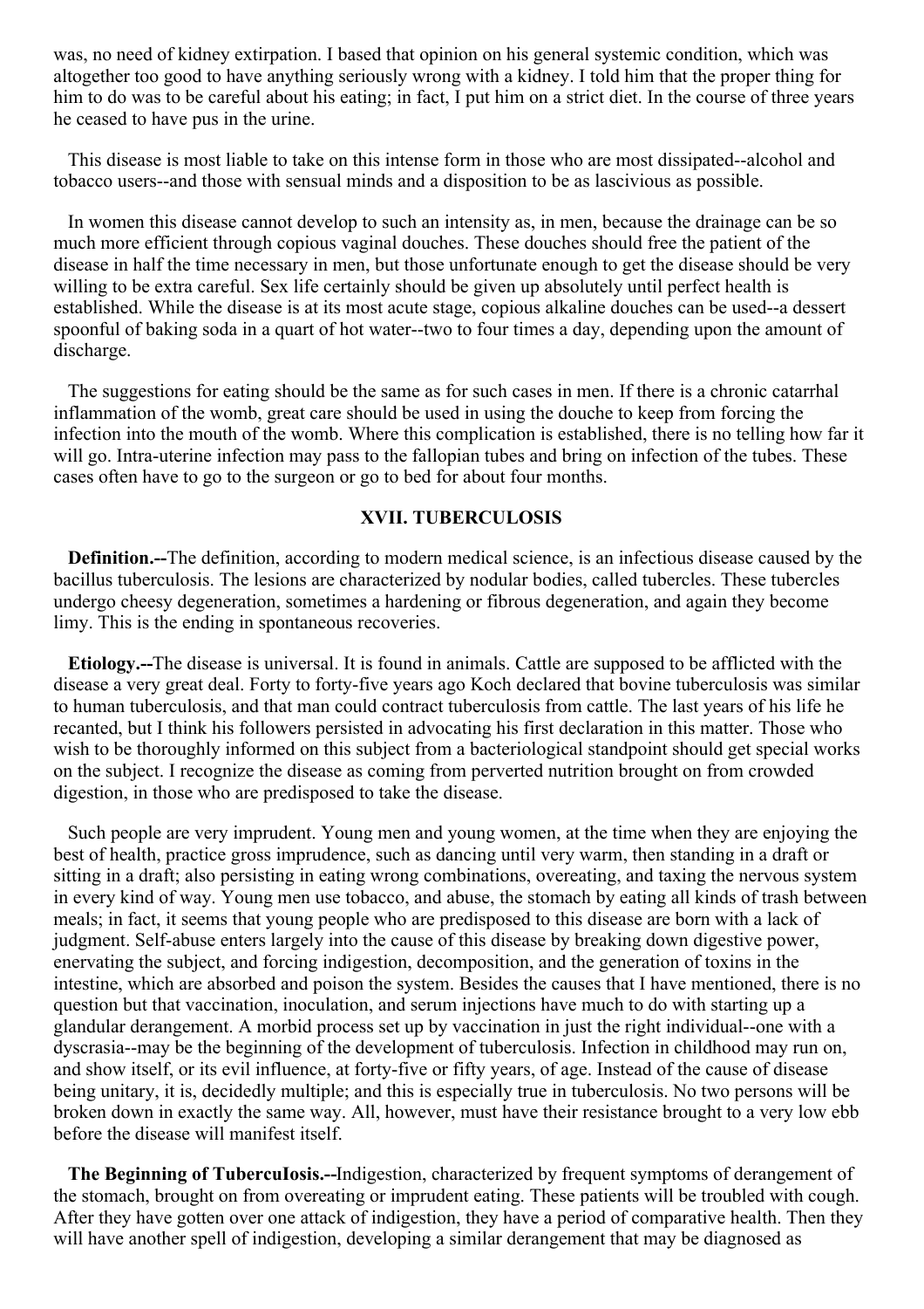was, no need of kidney extirpation. I based that opinion on his general systemic condition, which was altogether too good to have anything seriously wrong with a kidney. I told him that the proper thing for him to do was to be careful about his eating; in fact, I put him on a strict diet. In the course of three years he ceased to have pus in the urine.

This disease is most liable to take on this intense form in those who are most dissipated--alcohol and tobacco users--and those with sensual minds and a disposition to be as lascivious as possible.

In women this disease cannot develop to such an intensity as, in men, because the drainage can be so much more efficient through copious vaginal douches. These douches should free the patient of the disease in half the time necessary in men, but those unfortunate enough to get the disease should be very willing to be extra careful. Sex life certainly should be given up absolutely until perfect health is established. While the disease is at its most acute stage, copious alkaline douches can be used--a dessert spoonful of baking soda in a quart of hot water--two to four times a day, depending upon the amount of discharge.

The suggestions for eating should be the same as for such cases in men. If there is a chronic catarrhal inflammation of the womb, great care should be used in using the douche to keep from forcing the infection into the mouth of the womb. Where this complication is established, there is no telling how far it will go. Intra-uterine infection may pass to the fallopian tubes and bring on infection of the tubes. These cases often have to go to the surgeon or go to bed for about four months.

## XVII. TUBERCULOSIS

**Definition.--**The definition, according to modern medical science, is an infectious disease caused by the bacillus tuberculosis. The lesions are characterized by nodular bodies, called tubercles. These tubercles undergo cheesy degeneration, sometimes a hardening or fibrous degeneration, and again they become limy. This is the ending in spontaneous recoveries.

**Etiology.--**The disease is universal. It is found in animals. Cattle are supposed to be afflicted with the disease a very great deal. Forty to forty-five years ago Koch declared that bovine tuberculosis was similar to human tuberculosis, and that man could contract tuberculosis from cattle. The last years of his life he recanted, but I think his followers persisted in advocating his first declaration in this matter. Those who wish to be thoroughly informed on this subject from a bacteriological standpoint should get special works on the subject. I recognize the disease as coming from perverted nutrition brought on from crowded digestion, in those who are predisposed to take the disease.

Such people are very imprudent. Young men and young women, at the time when they are enjoying the best of health, practice gross imprudence, such as dancing until very warm, then standing in a draft or sitting in a draft; also persisting in eating wrong combinations, overeating, and taxing the nervous system in every kind of way. Young men use tobacco, and abuse, the stomach by eating all kinds of trash between meals; in fact, it seems that young people who are predisposed to this disease are born with a lack of judgment. Self-abuse enters largely into the cause of this disease by breaking down digestive power, enervating the subject, and forcing indigestion, decomposition, and the generation of toxins in the intestine, which are absorbed and poison the system. Besides the causes that I have mentioned, there is no question but that vaccination, inoculation, and serum injections have much to do with starting up a glandular derangement. A morbid process set up by vaccination in just the right individual--one with a dyscrasia--may be the beginning of the development of tuberculosis. Infection in childhood may run on, and show itself, or its evil influence, at forty-five or fifty years, of age. Instead of the cause of disease being unitary, it is, decidedly multiple; and this is especially true in tuberculosis. No two persons will be broken down in exactly the same way. All, however, must have their resistance brought to a very low ebb before the disease will manifest itself.

**The Beginning of Tuberculosis.--**Indigestion, characterized by frequent symptoms of derangement of the stomach, brought on from overeating or imprudent eating. These patients will be troubled with cough. After they have gotten over one attack of indigestion, they have a period of comparative health. Then they will have another spell of indigestion, developing a similar derangement that may be diagnosed as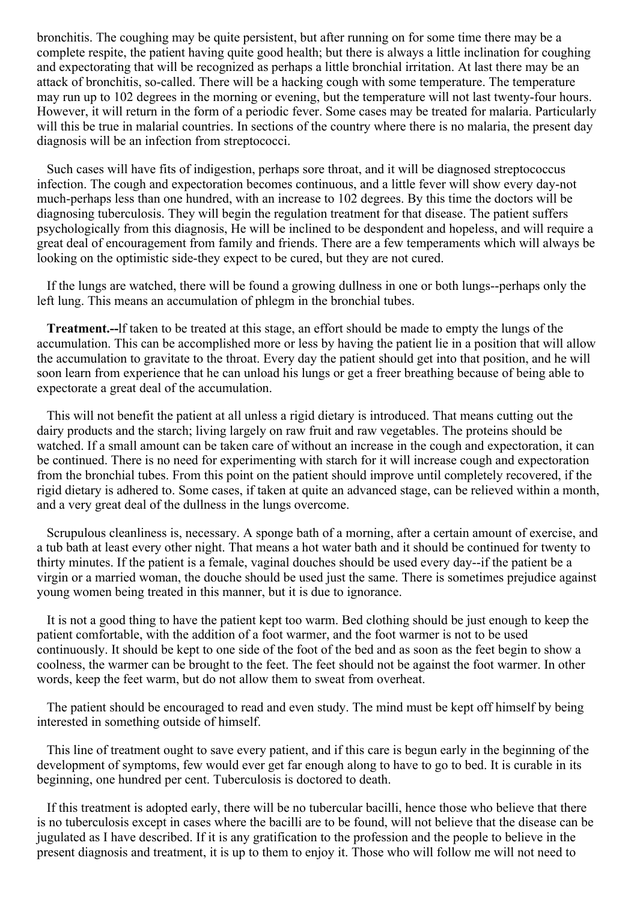bronchitis. The coughing may be quite persistent, but after running on for some time there may be a complete respite, the patient having quite good health; but there is always a little inclination for coughing and expectorating that will be recognized as perhaps a little bronchial irritation. At last there may be an attack of bronchitis, so-called. There will be a hacking cough with some temperature. The temperature may run up to 102 degrees in the morning or evening, but the temperature will not last twenty-four hours. However, it will return in the form of a periodic fever. Some cases may be treated for malaria. Particularly will this be true in malarial countries. In sections of the country where there is no malaria, the present day diagnosis will be an infection from streptococci.

Such cases will have fits of indigestion, perhaps sore throat, and it will be diagnosed streptococcus infection. The cough and expectoration becomes continuous, and a little fever will show every day-not much-perhaps less than one hundred, with an increase to 102 degrees. By this time the doctors will be diagnosing tuberculosis. They will begin the regulation treatment for that disease. The patient suffers psychologically from this diagnosis, He will be inclined to be despondent and hopeless, and will require a great deal of encouragement from family and friends. There are a few temperaments which will always be looking on the optimistic side-they expect to be cured, but they are not cured.

If the lungs are watched, there will be found a growing dullness in one or both lungs--perhaps only the left lung. This means an accumulation of phlegm in the bronchial tubes.

**Treatment.--**If taken to be treated at this stage, an effort should be made to empty the lungs of the accumulation. This can be accomplished more or less by having the patient lie in a position that will allow the accumulation to gravitate to the throat. Every day the patient should get into that position, and he will soon learn from experience that he can unload his lungs or get a freer breathing because of being able to expectorate a great deal of the accumulation.

This will not benefit the patient at all unless a rigid dietary is introduced. That means cutting out the dairy products and the starch; living largely on raw fruit and raw vegetables. The proteins should be watched. If a small amount can be taken care of without an increase in the cough and expectoration, it can be continued. There is no need for experimenting with starch for it will increase cough and expectoration from the bronchial tubes. From this point on the patient should improve until completely recovered, if the rigid dietary is adhered to. Some cases, if taken at quite an advanced stage, can be relieved within a month, and a very great deal of the dullness in the lungs overcome.

Scrupulous cleanliness is, necessary. A sponge bath of a morning, after a certain amount of exercise, and a tub bath at least every other night. That means a hot water bath and it should be continued for twenty to thirty minutes. If the patient is a female, vaginal douches should be used every day--if the patient be a virgin or a married woman, the douche should be used just the same. There is sometimes prejudice against young women being treated in this manner, but it is due to ignorance.

It is not a good thing to have the patient kept too warm. Bed clothing should be just enough to keep the patient comfortable, with the addition of a foot warmer, and the foot warmer is not to be used continuously. It should be kept to one side of the foot of the bed and as soon as the feet begin to show a coolness, the warmer can be brought to the feet. The feet should not be against the foot warmer. In other words, keep the feet warm, but do not allow them to sweat from overheat.

The patient should be encouraged to read and even study. The mind must be kept off himself by being interested in something outside of himself.

This line of treatment ought to save every patient, and if this care is begun early in the beginning of the development of symptoms, few would ever get far enough along to have to go to bed. It is curable in its beginning, one hundred per cent. Tuberculosis is doctored to death.

If this treatment is adopted early, there will be no tubercular bacilli, hence those who believe that there is no tuberculosis except in cases where the bacilli are to be found, will not believe that the disease can be jugulated as I have described. If it is any gratification to the profession and the people to believe in the present diagnosis and treatment, it is up to them to enjoy it. Those who will follow me will not need to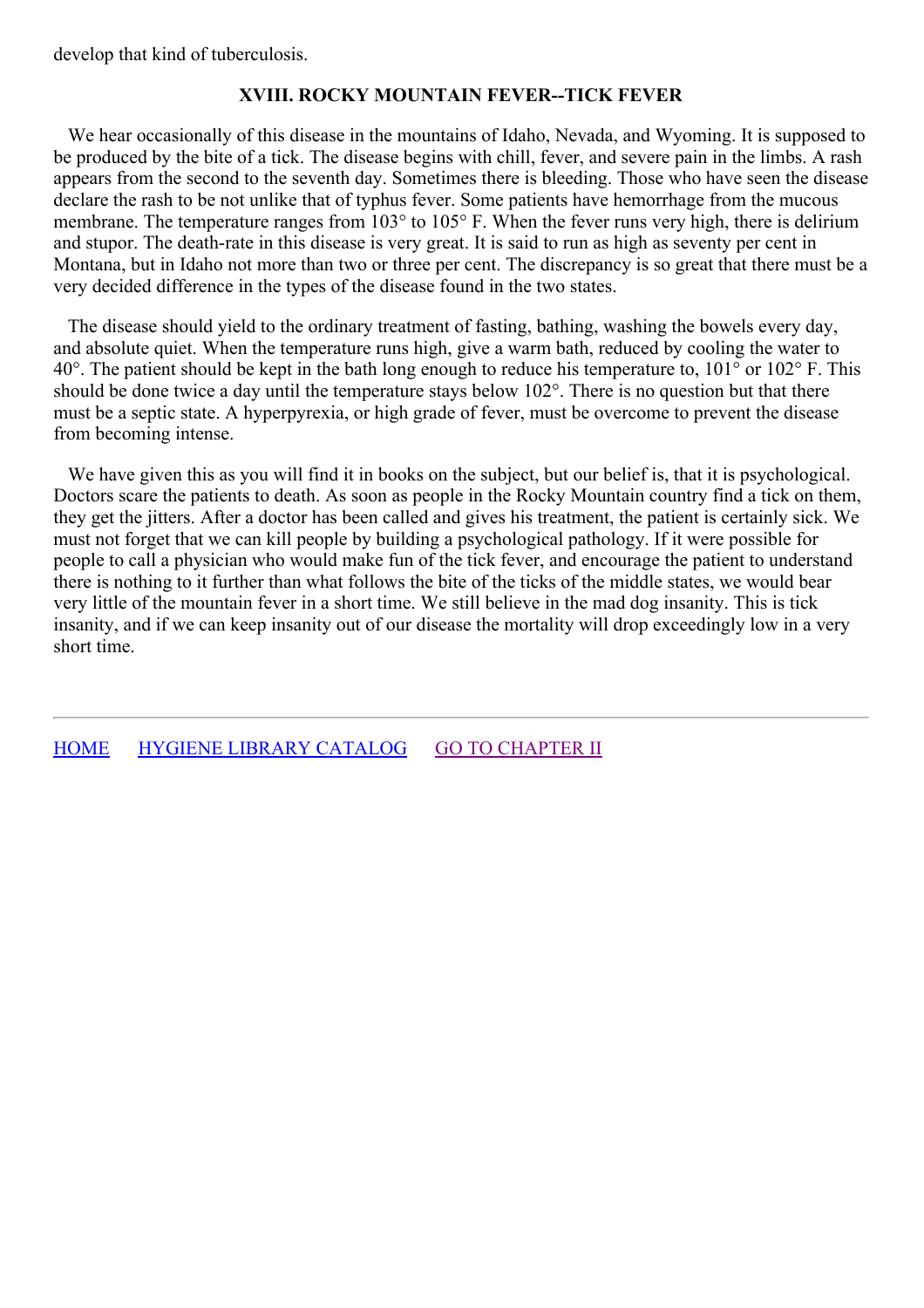develop that kind of tuberculosis.

### XVIII. ROCKY MOUNTAIN FEVER--TICK FEVER

We hear occasionally of this disease in the mountains of Idaho, Nevada, and Wyoming. It is supposed to be produced by the bite of a tick. The disease begins with chill, fever, and severe pain in the limbs. A rash appears from the second to the seventh day. Sometimes there is bleeding. Those who have seen the disease declare the rash to be not unlike that of typhus fever. Some patients have hemorrhage from the mucous membrane. The temperature ranges from 103° to 105° F. When the fever runs very high, there is delirium and stupor. The death-rate in this disease is very great. It is said to run as high as seventy per cent in Montana, but in Idaho not more than two or three per cent. The discrepancy is so great that there must be a very decided difference in the types of the disease found in the two states.

The disease should yield to the ordinary treatment of fasting, bathing, washing the bowels every day, and absolute quiet. When the temperature runs high, give a warm bath, reduced by cooling the water to 40°. The patient should be kept in the bath long enough to reduce his temperature to, 101° or 102° F. This should be done twice a day until the temperature stays below 102°. There is no question but that there must be a septic state. A hyperpyrexia, or high grade of fever, must be overcome to prevent the disease from becoming intense.

We have given this as you will find it in books on the subject, but our belief is, that it is psychological. Doctors scare the patients to death. As soon as people in the Rocky Mountain country find a tick on them, they get the jitters. After a doctor has been called and gives his treatment, the patient is certainly sick. We must not forget that we can kill people by building a psychological pathology. If it were possible for people to call a physician who would make fun of the tick fever, and encourage the patient to understand there is nothing to it further than what follows the bite of the ticks of the middle states, we would bear very little of the mountain fever in a short time. We still believe in the mad dog insanity. This is tick insanity, and if we can keep insanity out of our disease the mortality will drop exceedingly low in a very short time.

---

HOME HYGIENE LIBRARY CATALOG GO TO CHAPTER II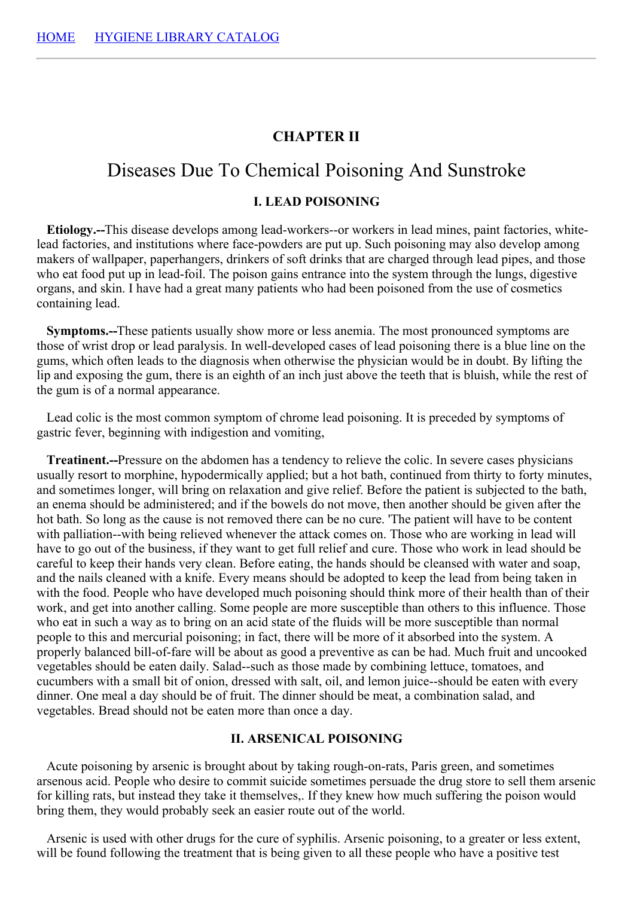HOME     HYGIENE LIBRARY CATALOG

## CHAPTER II

# Diseases Due To Chemical Poisoning And Sunstroke

### I. LEAD POISONING

**Etiology.--**This disease develops among lead-workers--or workers in lead mines, paint factories, white-lead factories, and institutions where face-powders are put up. Such poisoning may also develop among makers of wallpaper, paperhangers, drinkers of soft drinks that are charged through lead pipes, and those who eat food put up in lead-foil. The poison gains entrance into the system through the lungs, digestive organs, and skin. I have had a great many patients who had been poisoned from the use of cosmetics containing lead.

**Symptoms.--**These patients usually show more or less anemia. The most pronounced symptoms are those of wrist drop or lead paralysis. In well-developed cases of lead poisoning there is a blue line on the gums, which often leads to the diagnosis when otherwise the physician would be in doubt. By lifting the lip and exposing the gum, there is an eighth of an inch just above the teeth that is bluish, while the rest of the gum is of a normal appearance.

Lead colic is the most common symptom of chrome lead poisoning. It is preceded by symptoms of gastric fever, beginning with indigestion and vomiting,

**Treatinent.--**Pressure on the abdomen has a tendency to relieve the colic. In severe cases physicians usually resort to morphine, hypodermically applied; but a hot bath, continued from thirty to forty minutes, and sometimes longer, will bring on relaxation and give relief. Before the patient is subjected to the bath, an enema should be administered; and if the bowels do not move, then another should be given after the hot bath. So long as the cause is not removed there can be no cure. 'The patient will have to be content with palliation--with being relieved whenever the attack comes on. Those who are working in lead will have to go out of the business, if they want to get full relief and cure. Those who work in lead should be careful to keep their hands very clean. Before eating, the hands should be cleansed with water and soap, and the nails cleaned with a knife. Every means should be adopted to keep the lead from being taken in with the food. People who have developed much poisoning should think more of their health than of their work, and get into another calling. Some people are more susceptible than others to this influence. Those who eat in such a way as to bring on an acid state of the fluids will be more susceptible than normal people to this and mercurial poisoning; in fact, there will be more of it absorbed into the system. A properly balanced bill-of-fare will be about as good a preventive as can be had. Much fruit and uncooked vegetables should be eaten daily. Salad--such as those made by combining lettuce, tomatoes, and cucumbers with a small bit of onion, dressed with salt, oil, and lemon juice--should be eaten with every dinner. One meal a day should be of fruit. The dinner should be meat, a combination salad, and vegetables. Bread should not be eaten more than once a day.

### II. ARSENICAL POISONING

Acute poisoning by arsenic is brought about by taking rough-on-rats, Paris green, and sometimes arsenous acid. People who desire to commit suicide sometimes persuade the drug store to sell them arsenic for killing rats, but instead they take it themselves,. If they knew how much suffering the poison would bring them, they would probably seek an easier route out of the world.

Arsenic is used with other drugs for the cure of syphilis. Arsenic poisoning, to a greater or less extent, will be found following the treatment that is being given to all these people who have a positive test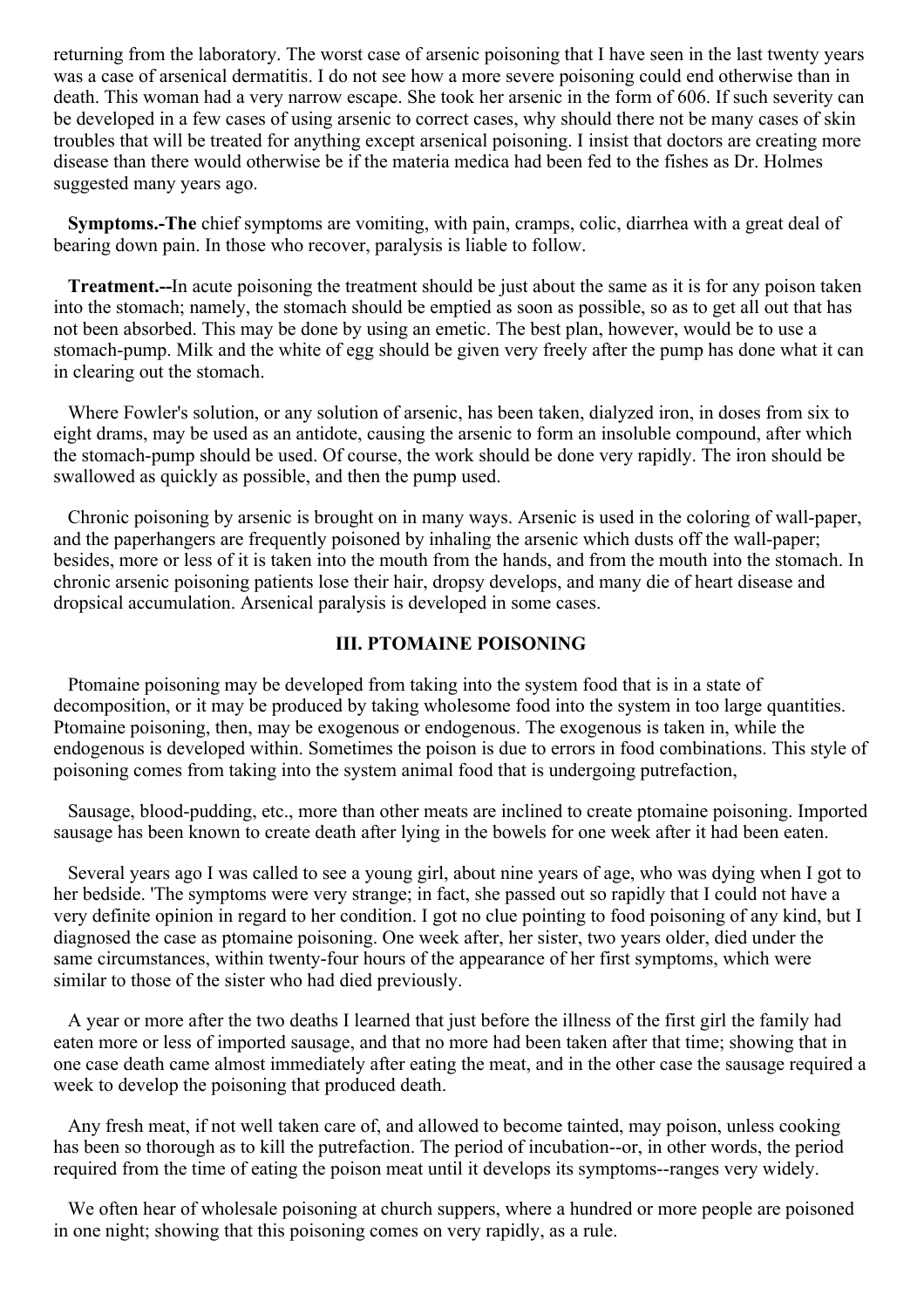returning from the laboratory. The worst case of arsenic poisoning that I have seen in the last twenty years was a case of arsenical dermatitis. I do not see how a more severe poisoning could end otherwise than in death. This woman had a very narrow escape. She took her arsenic in the form of 606. If such severity can be developed in a few cases of using arsenic to correct cases, why should there not be many cases of skin troubles that will be treated for anything except arsenical poisoning. I insist that doctors are creating more disease than there would otherwise be if the materia medica had been fed to the fishes as Dr. Holmes suggested many years ago.

**Symptoms.-The** chief symptoms are vomiting, with pain, cramps, colic, diarrhea with a great deal of bearing down pain. In those who recover, paralysis is liable to follow.

**Treatment.--**In acute poisoning the treatment should be just about the same as it is for any poison taken into the stomach; namely, the stomach should be emptied as soon as possible, so as to get all out that has not been absorbed. This may be done by using an emetic. The best plan, however, would be to use a stomach-pump. Milk and the white of egg should be given very freely after the pump has done what it can in clearing out the stomach.

Where Fowler's solution, or any solution of arsenic, has been taken, dialyzed iron, in doses from six to eight drams, may be used as an antidote, causing the arsenic to form an insoluble compound, after which the stomach-pump should be used. Of course, the work should be done very rapidly. The iron should be swallowed as quickly as possible, and then the pump used.

Chronic poisoning by arsenic is brought on in many ways. Arsenic is used in the coloring of wall-paper, and the paperhangers are frequently poisoned by inhaling the arsenic which dusts off the wall-paper; besides, more or less of it is taken into the mouth from the hands, and from the mouth into the stomach. In chronic arsenic poisoning patients lose their hair, dropsy develops, and many die of heart disease and dropsical accumulation. Arsenical paralysis is developed in some cases.

### III. PTOMAINE POISONING

Ptomaine poisoning may be developed from taking into the system food that is in a state of decomposition, or it may be produced by taking wholesome food into the system in too large quantities. Ptomaine poisoning, then, may be exogenous or endogenous. The exogenous is taken in, while the endogenous is developed within. Sometimes the poison is due to errors in food combinations. This style of poisoning comes from taking into the system animal food that is undergoing putrefaction,

Sausage, blood-pudding, etc., more than other meats are inclined to create ptomaine poisoning. Imported sausage has been known to create death after lying in the bowels for one week after it had been eaten.

Several years ago I was called to see a young girl, about nine years of age, who was dying when I got to her bedside. 'The symptoms were very strange; in fact, she passed out so rapidly that I could not have a very definite opinion in regard to her condition. I got no clue pointing to food poisoning of any kind, but I diagnosed the case as ptomaine poisoning. One week after, her sister, two years older, died under the same circumstances, within twenty-four hours of the appearance of her first symptoms, which were similar to those of the sister who had died previously.

A year or more after the two deaths I learned that just before the illness of the first girl the family had eaten more or less of imported sausage, and that no more had been taken after that time; showing that in one case death came almost immediately after eating the meat, and in the other case the sausage required a week to develop the poisoning that produced death.

Any fresh meat, if not well taken care of, and allowed to become tainted, may poison, unless cooking has been so thorough as to kill the putrefaction. The period of incubation--or, in other words, the period required from the time of eating the poison meat until it develops its symptoms--ranges very widely.

We often hear of wholesale poisoning at church suppers, where a hundred or more people are poisoned in one night; showing that this poisoning comes on very rapidly, as a rule.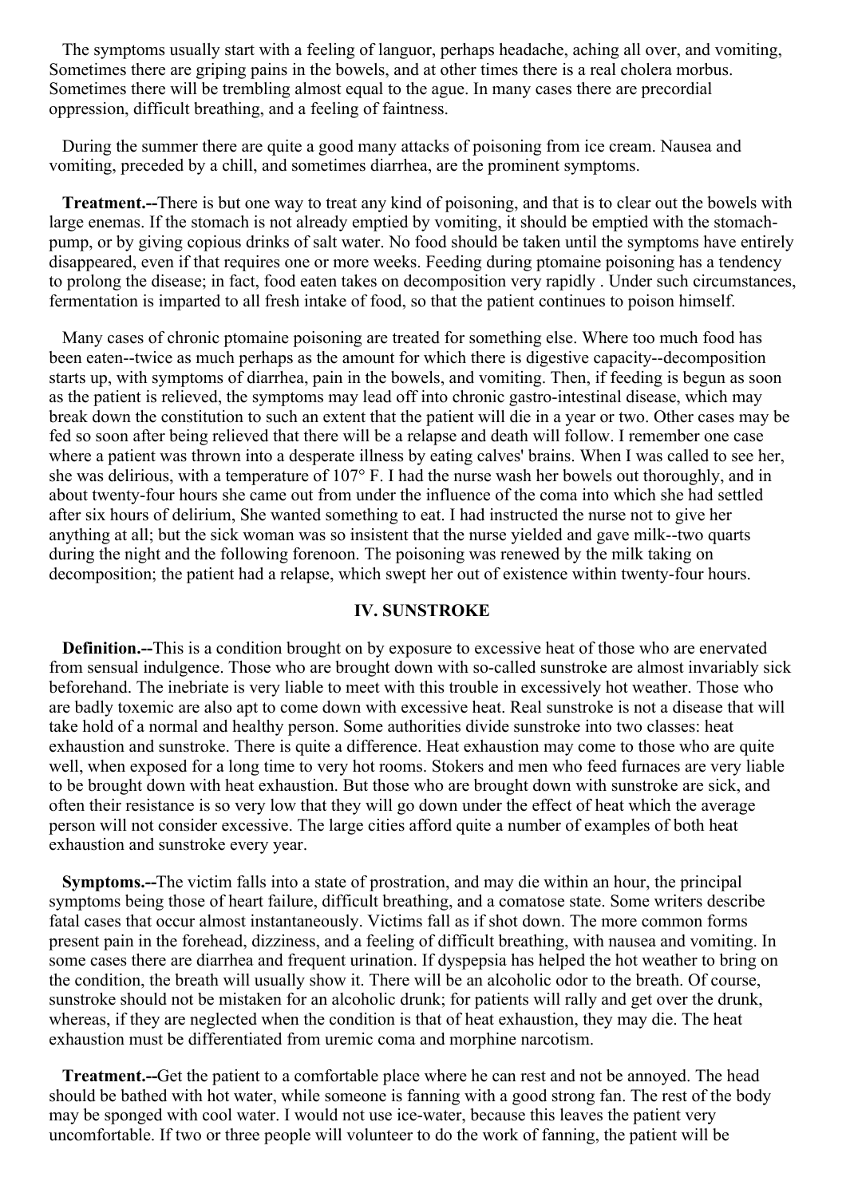The symptoms usually start with a feeling of languor, perhaps headache, aching all over, and vomiting, Sometimes there are griping pains in the bowels, and at other times there is a real cholera morbus. Sometimes there will be trembling almost equal to the ague. In many cases there are precordial oppression, difficult breathing, and a feeling of faintness.

During the summer there are quite a good many attacks of poisoning from ice cream. Nausea and vomiting, preceded by a chill, and sometimes diarrhea, are the prominent symptoms.

**Treatment.--**There is but one way to treat any kind of poisoning, and that is to clear out the bowels with large enemas. If the stomach is not already emptied by vomiting, it should be emptied with the stomach-pump, or by giving copious drinks of salt water. No food should be taken until the symptoms have entirely disappeared, even if that requires one or more weeks. Feeding during ptomaine poisoning has a tendency to prolong the disease; in fact, food eaten takes on decomposition very rapidly . Under such circumstances, fermentation is imparted to all fresh intake of food, so that the patient continues to poison himself.

Many cases of chronic ptomaine poisoning are treated for something else. Where too much food has been eaten--twice as much perhaps as the amount for which there is digestive capacity--decomposition starts up, with symptoms of diarrhea, pain in the bowels, and vomiting. Then, if feeding is begun as soon as the patient is relieved, the symptoms may lead off into chronic gastro-intestinal disease, which may break down the constitution to such an extent that the patient will die in a year or two. Other cases may be fed so soon after being relieved that there will be a relapse and death will follow. I remember one case where a patient was thrown into a desperate illness by eating calves' brains. When I was called to see her, she was delirious, with a temperature of 107° F. I had the nurse wash her bowels out thoroughly, and in about twenty-four hours she came out from under the influence of the coma into which she had settled after six hours of delirium, She wanted something to eat. I had instructed the nurse not to give her anything at all; but the sick woman was so insistent that the nurse yielded and gave milk--two quarts during the night and the following forenoon. The poisoning was renewed by the milk taking on decomposition; the patient had a relapse, which swept her out of existence within twenty-four hours.

### IV. SUNSTROKE

**Definition.--**This is a condition brought on by exposure to excessive heat of those who are enervated from sensual indulgence. Those who are brought down with so-called sunstroke are almost invariably sick beforehand. The inebriate is very liable to meet with this trouble in excessively hot weather. Those who are badly toxemic are also apt to come down with excessive heat. Real sunstroke is not a disease that will take hold of a normal and healthy person. Some authorities divide sunstroke into two classes: heat exhaustion and sunstroke. There is quite a difference. Heat exhaustion may come to those who are quite well, when exposed for a long time to very hot rooms. Stokers and men who feed furnaces are very liable to be brought down with heat exhaustion. But those who are brought down with sunstroke are sick, and often their resistance is so very low that they will go down under the effect of heat which the average person will not consider excessive. The large cities afford quite a number of examples of both heat exhaustion and sunstroke every year.

**Symptoms.--**The victim falls into a state of prostration, and may die within an hour, the principal symptoms being those of heart failure, difficult breathing, and a comatose state. Some writers describe fatal cases that occur almost instantaneously. Victims fall as if shot down. The more common forms present pain in the forehead, dizziness, and a feeling of difficult breathing, with nausea and vomiting. In some cases there are diarrhea and frequent urination. If dyspepsia has helped the hot weather to bring on the condition, the breath will usually show it. There will be an alcoholic odor to the breath. Of course, sunstroke should not be mistaken for an alcoholic drunk; for patients will rally and get over the drunk, whereas, if they are neglected when the condition is that of heat exhaustion, they may die. The heat exhaustion must be differentiated from uremic coma and morphine narcotism.

**Treatment.--**Get the patient to a comfortable place where he can rest and not be annoyed. The head should be bathed with hot water, while someone is fanning with a good strong fan. The rest of the body may be sponged with cool water. I would not use ice-water, because this leaves the patient very uncomfortable. If two or three people will volunteer to do the work of fanning, the patient will be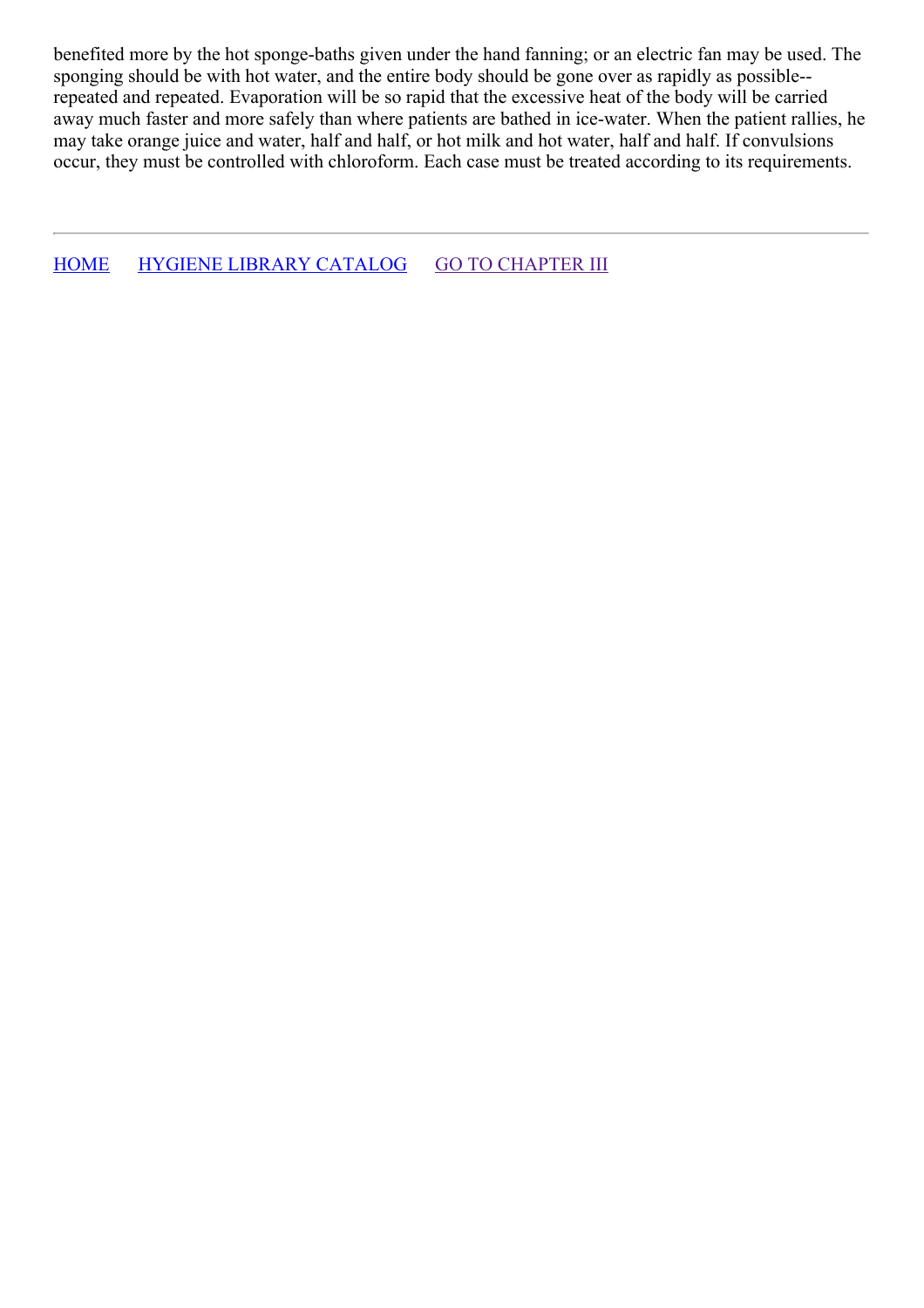benefited more by the hot sponge-baths given under the hand fanning; or an electric fan may be used. The sponging should be with hot water, and the entire body should be gone over as rapidly as possible--repeated and repeated. Evaporation will be so rapid that the excessive heat of the body will be carried away much faster and more safely than where patients are bathed in ice-water. When the patient rallies, he may take orange juice and water, half and half, or hot milk and hot water, half and half. If convulsions occur, they must be controlled with chloroform. Each case must be treated according to its requirements.

---

HOME HYGIENE LIBRARY CATALOG GO TO CHAPTER III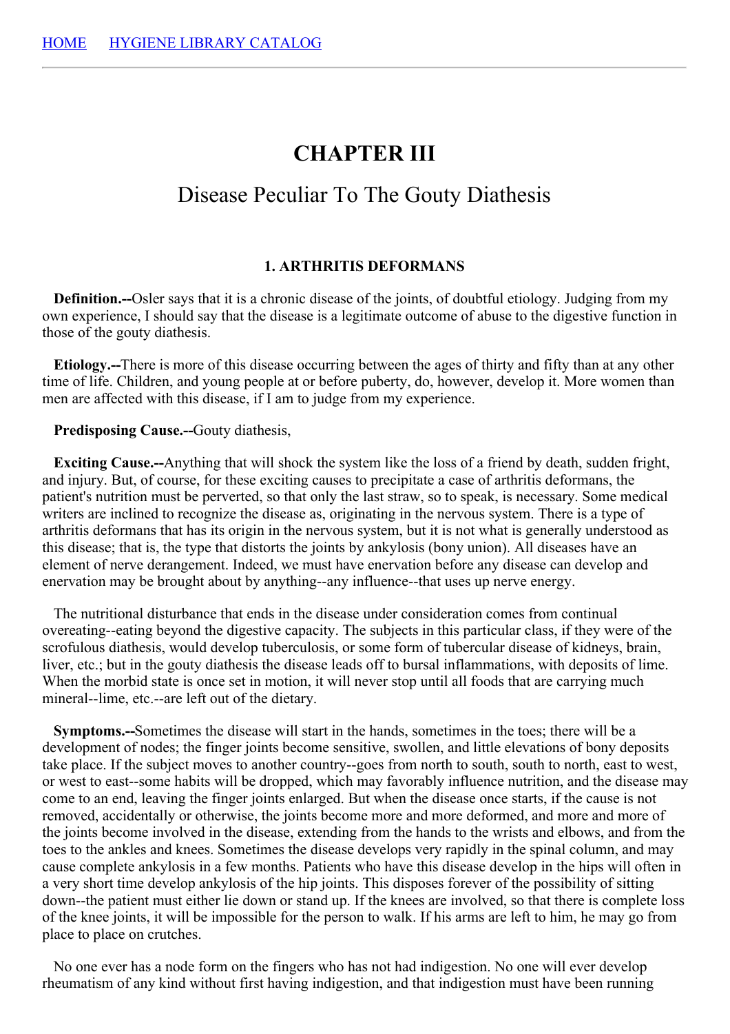HOME HYGIENE LIBRARY CATALOG

# CHAPTER III

## Disease Peculiar To The Gouty Diathesis

### 1. ARTHRITIS DEFORMANS

**Definition.--**Osler says that it is a chronic disease of the joints, of doubtful etiology. Judging from my own experience, I should say that the disease is a legitimate outcome of abuse to the digestive function in those of the gouty diathesis.

**Etiology.--**There is more of this disease occurring between the ages of thirty and fifty than at any other time of life. Children, and young people at or before puberty, do, however, develop it. More women than men are affected with this disease, if I am to judge from my experience.

**Predisposing Cause.--**Gouty diathesis,

**Exciting Cause.--**Anything that will shock the system like the loss of a friend by death, sudden fright, and injury. But, of course, for these exciting causes to precipitate a case of arthritis deformans, the patient's nutrition must be perverted, so that only the last straw, so to speak, is necessary. Some medical writers are inclined to recognize the disease as, originating in the nervous system. There is a type of arthritis deformans that has its origin in the nervous system, but it is not what is generally understood as this disease; that is, the type that distorts the joints by ankylosis (bony union). All diseases have an element of nerve derangement. Indeed, we must have enervation before any disease can develop and enervation may be brought about by anything--any influence--that uses up nerve energy.

The nutritional disturbance that ends in the disease under consideration comes from continual overeating--eating beyond the digestive capacity. The subjects in this particular class, if they were of the scrofulous diathesis, would develop tuberculosis, or some form of tubercular disease of kidneys, brain, liver, etc.; but in the gouty diathesis the disease leads off to bursal inflammations, with deposits of lime. When the morbid state is once set in motion, it will never stop until all foods that are carrying much mineral--lime, etc.--are left out of the dietary.

**Symptoms.--**Sometimes the disease will start in the hands, sometimes in the toes; there will be a development of nodes; the finger joints become sensitive, swollen, and little elevations of bony deposits take place. If the subject moves to another country--goes from north to south, south to north, east to west, or west to east--some habits will be dropped, which may favorably influence nutrition, and the disease may come to an end, leaving the finger joints enlarged. But when the disease once starts, if the cause is not removed, accidentally or otherwise, the joints become more and more deformed, and more and more of the joints become involved in the disease, extending from the hands to the wrists and elbows, and from the toes to the ankles and knees. Sometimes the disease develops very rapidly in the spinal column, and may cause complete ankylosis in a few months. Patients who have this disease develop in the hips will often in a very short time develop ankylosis of the hip joints. This disposes forever of the possibility of sitting down--the patient must either lie down or stand up. If the knees are involved, so that there is complete loss of the knee joints, it will be impossible for the person to walk. If his arms are left to him, he may go from place to place on crutches.

No one ever has a node form on the fingers who has not had indigestion. No one will ever develop rheumatism of any kind without first having indigestion, and that indigestion must have been running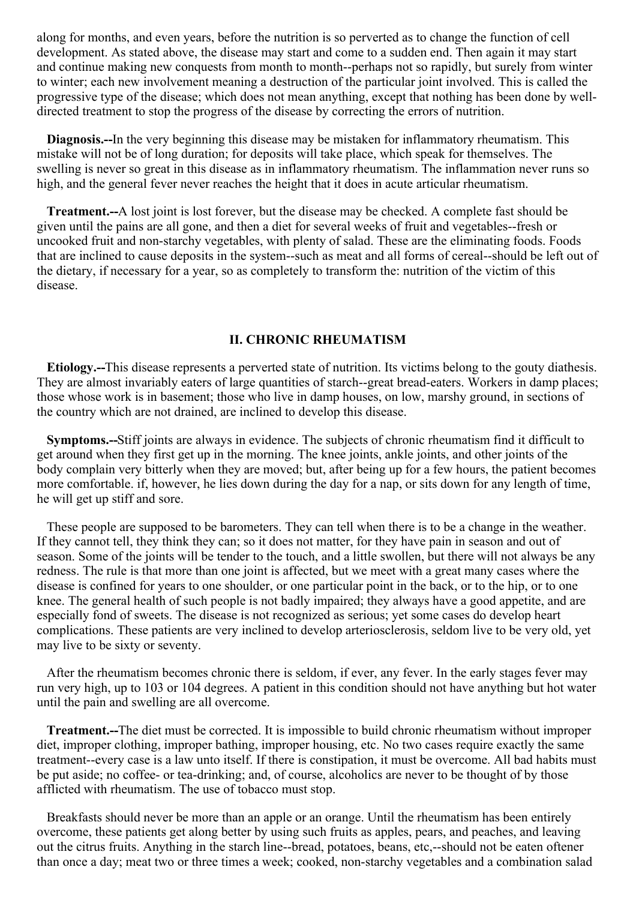along for months, and even years, before the nutrition is so perverted as to change the function of cell development. As stated above, the disease may start and come to a sudden end. Then again it may start and continue making new conquests from month to month--perhaps not so rapidly, but surely from winter to winter; each new involvement meaning a destruction of the particular joint involved. This is called the progressive type of the disease; which does not mean anything, except that nothing has been done by well-directed treatment to stop the progress of the disease by correcting the errors of nutrition.

**Diagnosis.--**In the very beginning this disease may be mistaken for inflammatory rheumatism. This mistake will not be of long duration; for deposits will take place, which speak for themselves. The swelling is never so great in this disease as in inflammatory rheumatism. The inflammation never runs so high, and the general fever never reaches the height that it does in acute articular rheumatism.

**Treatment.--**A lost joint is lost forever, but the disease may be checked. A complete fast should be given until the pains are all gone, and then a diet for several weeks of fruit and vegetables--fresh or uncooked fruit and non-starchy vegetables, with plenty of salad. These are the eliminating foods. Foods that are inclined to cause deposits in the system--such as meat and all forms of cereal--should be left out of the dietary, if necessary for a year, so as completely to transform the: nutrition of the victim of this disease.

### II. CHRONIC RHEUMATISM

**Etiology.--**This disease represents a perverted state of nutrition. Its victims belong to the gouty diathesis. They are almost invariably eaters of large quantities of starch--great bread-eaters. Workers in damp places; those whose work is in basement; those who live in damp houses, on low, marshy ground, in sections of the country which are not drained, are inclined to develop this disease.

**Symptoms.--**Stiff joints are always in evidence. The subjects of chronic rheumatism find it difficult to get around when they first get up in the morning. The knee joints, ankle joints, and other joints of the body complain very bitterly when they are moved; but, after being up for a few hours, the patient becomes more comfortable. if, however, he lies down during the day for a nap, or sits down for any length of time, he will get up stiff and sore.

These people are supposed to be barometers. They can tell when there is to be a change in the weather. If they cannot tell, they think they can; so it does not matter, for they have pain in season and out of season. Some of the joints will be tender to the touch, and a little swollen, but there will not always be any redness. The rule is that more than one joint is affected, but we meet with a great many cases where the disease is confined for years to one shoulder, or one particular point in the back, or to the hip, or to one knee. The general health of such people is not badly impaired; they always have a good appetite, and are especially fond of sweets. The disease is not recognized as serious; yet some cases do develop heart complications. These patients are very inclined to develop arteriosclerosis, seldom live to be very old, yet may live to be sixty or seventy.

After the rheumatism becomes chronic there is seldom, if ever, any fever. In the early stages fever may run very high, up to 103 or 104 degrees. A patient in this condition should not have anything but hot water until the pain and swelling are all overcome.

**Treatment.--**The diet must be corrected. It is impossible to build chronic rheumatism without improper diet, improper clothing, improper bathing, improper housing, etc. No two cases require exactly the same treatment--every case is a law unto itself. If there is constipation, it must be overcome. All bad habits must be put aside; no coffee- or tea-drinking; and, of course, alcoholics are never to be thought of by those afflicted with rheumatism. The use of tobacco must stop.

Breakfasts should never be more than an apple or an orange. Until the rheumatism has been entirely overcome, these patients get along better by using such fruits as apples, pears, and peaches, and leaving out the citrus fruits. Anything in the starch line--bread, potatoes, beans, etc,--should not be eaten oftener than once a day; meat two or three times a week; cooked, non-starchy vegetables and a combination salad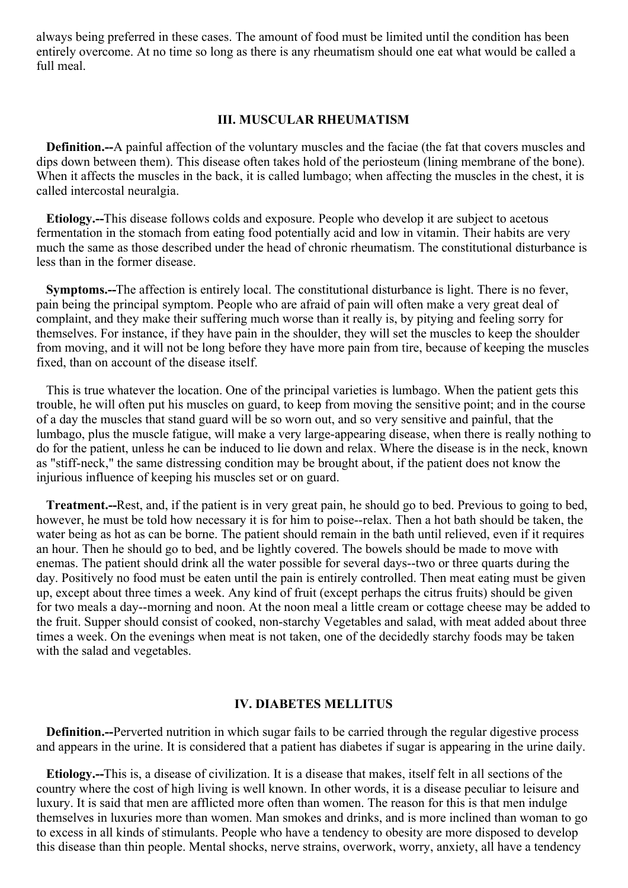always being preferred in these cases. The amount of food must be limited until the condition has been entirely overcome. At no time so long as there is any rheumatism should one eat what would be called a full meal.

### III. MUSCULAR RHEUMATISM

**Definition.--**A painful affection of the voluntary muscles and the faciae (the fat that covers muscles and dips down between them). This disease often takes hold of the periosteum (lining membrane of the bone). When it affects the muscles in the back, it is called lumbago; when affecting the muscles in the chest, it is called intercostal neuralgia.

**Etiology.--**This disease follows colds and exposure. People who develop it are subject to acetous fermentation in the stomach from eating food potentially acid and low in vitamin. Their habits are very much the same as those described under the head of chronic rheumatism. The constitutional disturbance is less than in the former disease.

**Symptoms.--**The affection is entirely local. The constitutional disturbance is light. There is no fever, pain being the principal symptom. People who are afraid of pain will often make a very great deal of complaint, and they make their suffering much worse than it really is, by pitying and feeling sorry for themselves. For instance, if they have pain in the shoulder, they will set the muscles to keep the shoulder from moving, and it will not be long before they have more pain from tire, because of keeping the muscles fixed, than on account of the disease itself.

This is true whatever the location. One of the principal varieties is lumbago. When the patient gets this trouble, he will often put his muscles on guard, to keep from moving the sensitive point; and in the course of a day the muscles that stand guard will be so worn out, and so very sensitive and painful, that the lumbago, plus the muscle fatigue, will make a very large-appearing disease, when there is really nothing to do for the patient, unless he can be induced to lie down and relax. Where the disease is in the neck, known as "stiff-neck," the same distressing condition may be brought about, if the patient does not know the injurious influence of keeping his muscles set or on guard.

**Treatment.--**Rest, and, if the patient is in very great pain, he should go to bed. Previous to going to bed, however, he must be told how necessary it is for him to poise--relax. Then a hot bath should be taken, the water being as hot as can be borne. The patient should remain in the bath until relieved, even if it requires an hour. Then he should go to bed, and be lightly covered. The bowels should be made to move with enemas. The patient should drink all the water possible for several days--two or three quarts during the day. Positively no food must be eaten until the pain is entirely controlled. Then meat eating must be given up, except about three times a week. Any kind of fruit (except perhaps the citrus fruits) should be given for two meals a day--morning and noon. At the noon meal a little cream or cottage cheese may be added to the fruit. Supper should consist of cooked, non-starchy Vegetables and salad, with meat added about three times a week. On the evenings when meat is not taken, one of the decidedly starchy foods may be taken with the salad and vegetables.

### IV. DIABETES MELLITUS

**Definition.--**Perverted nutrition in which sugar fails to be carried through the regular digestive process and appears in the urine. It is considered that a patient has diabetes if sugar is appearing in the urine daily.

**Etiology.--**This is, a disease of civilization. It is a disease that makes, itself felt in all sections of the country where the cost of high living is well known. In other words, it is a disease peculiar to leisure and luxury. It is said that men are afflicted more often than women. The reason for this is that men indulge themselves in luxuries more than women. Man smokes and drinks, and is more inclined than woman to go to excess in all kinds of stimulants. People who have a tendency to obesity are more disposed to develop this disease than thin people. Mental shocks, nerve strains, overwork, worry, anxiety, all have a tendency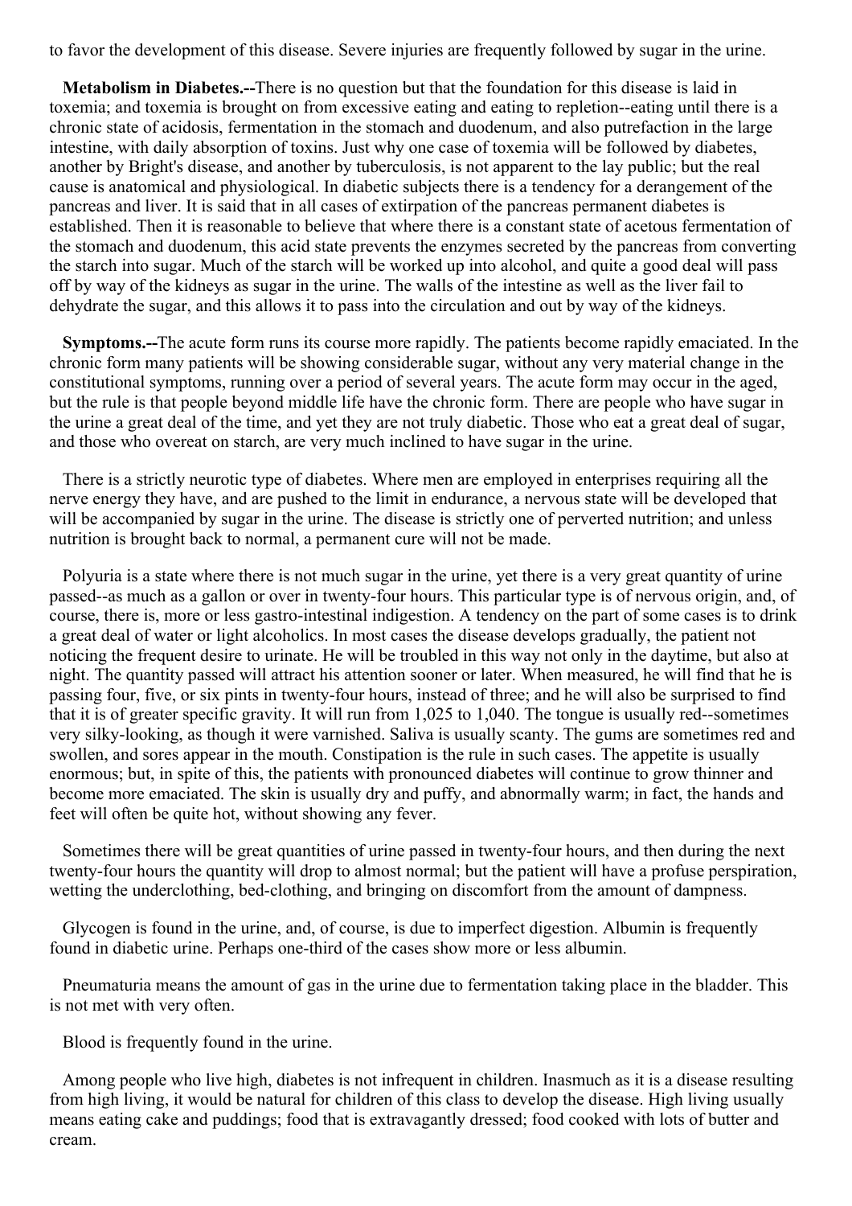to favor the development of this disease. Severe injuries are frequently followed by sugar in the urine.

**Metabolism in Diabetes.--**There is no question but that the foundation for this disease is laid in toxemia; and toxemia is brought on from excessive eating and eating to repletion--eating until there is a chronic state of acidosis, fermentation in the stomach and duodenum, and also putrefaction in the large intestine, with daily absorption of toxins. Just why one case of toxemia will be followed by diabetes, another by Bright's disease, and another by tuberculosis, is not apparent to the lay public; but the real cause is anatomical and physiological. In diabetic subjects there is a tendency for a derangement of the pancreas and liver. It is said that in all cases of extirpation of the pancreas permanent diabetes is established. Then it is reasonable to believe that where there is a constant state of acetous fermentation of the stomach and duodenum, this acid state prevents the enzymes secreted by the pancreas from converting the starch into sugar. Much of the starch will be worked up into alcohol, and quite a good deal will pass off by way of the kidneys as sugar in the urine. The walls of the intestine as well as the liver fail to dehydrate the sugar, and this allows it to pass into the circulation and out by way of the kidneys.

**Symptoms.--**The acute form runs its course more rapidly. The patients become rapidly emaciated. In the chronic form many patients will be showing considerable sugar, without any very material change in the constitutional symptoms, running over a period of several years. The acute form may occur in the aged, but the rule is that people beyond middle life have the chronic form. There are people who have sugar in the urine a great deal of the time, and yet they are not truly diabetic. Those who eat a great deal of sugar, and those who overeat on starch, are very much inclined to have sugar in the urine.

There is a strictly neurotic type of diabetes. Where men are employed in enterprises requiring all the nerve energy they have, and are pushed to the limit in endurance, a nervous state will be developed that will be accompanied by sugar in the urine. The disease is strictly one of perverted nutrition; and unless nutrition is brought back to normal, a permanent cure will not be made.

Polyuria is a state where there is not much sugar in the urine, yet there is a very great quantity of urine passed--as much as a gallon or over in twenty-four hours. This particular type is of nervous origin, and, of course, there is, more or less gastro-intestinal indigestion. A tendency on the part of some cases is to drink a great deal of water or light alcoholics. In most cases the disease develops gradually, the patient not noticing the frequent desire to urinate. He will be troubled in this way not only in the daytime, but also at night. The quantity passed will attract his attention sooner or later. When measured, he will find that he is passing four, five, or six pints in twenty-four hours, instead of three; and he will also be surprised to find that it is of greater specific gravity. It will run from 1,025 to 1,040. The tongue is usually red--sometimes very silky-looking, as though it were varnished. Saliva is usually scanty. The gums are sometimes red and swollen, and sores appear in the mouth. Constipation is the rule in such cases. The appetite is usually enormous; but, in spite of this, the patients with pronounced diabetes will continue to grow thinner and become more emaciated. The skin is usually dry and puffy, and abnormally warm; in fact, the hands and feet will often be quite hot, without showing any fever.

Sometimes there will be great quantities of urine passed in twenty-four hours, and then during the next twenty-four hours the quantity will drop to almost normal; but the patient will have a profuse perspiration, wetting the underclothing, bed-clothing, and bringing on discomfort from the amount of dampness.

Glycogen is found in the urine, and, of course, is due to imperfect digestion. Albumin is frequently found in diabetic urine. Perhaps one-third of the cases show more or less albumin.

Pneumaturia means the amount of gas in the urine due to fermentation taking place in the bladder. This is not met with very often.

Blood is frequently found in the urine.

Among people who live high, diabetes is not infrequent in children. Inasmuch as it is a disease resulting from high living, it would be natural for children of this class to develop the disease. High living usually means eating cake and puddings; food that is extravagantly dressed; food cooked with lots of butter and cream.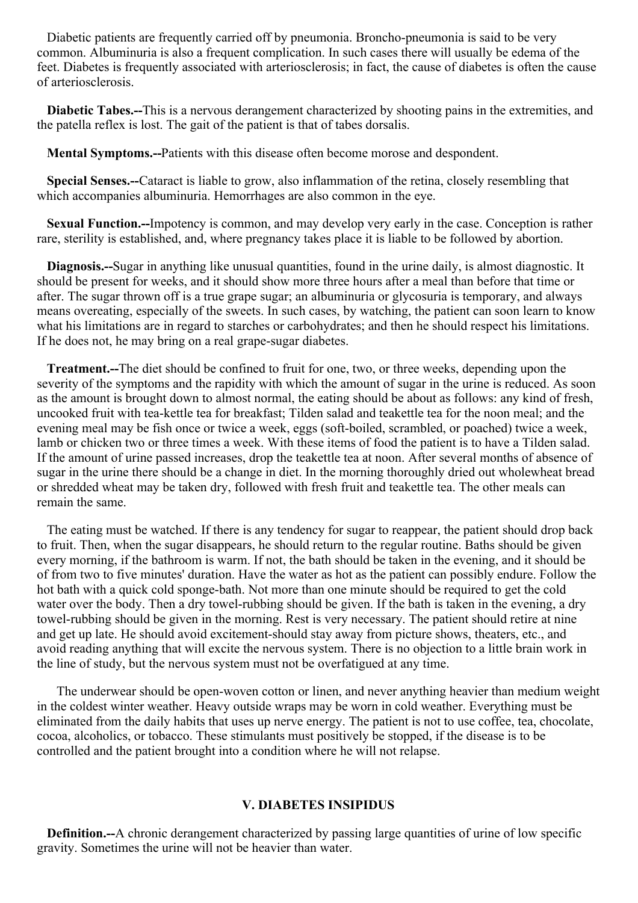Diabetic patients are frequently carried off by pneumonia. Broncho-pneumonia is said to be very common. Albuminuria is also a frequent complication. In such cases there will usually be edema of the feet. Diabetes is frequently associated with arteriosclerosis; in fact, the cause of diabetes is often the cause of arteriosclerosis.

**Diabetic Tabes.--**This is a nervous derangement characterized by shooting pains in the extremities, and the patella reflex is lost. The gait of the patient is that of tabes dorsalis.

**Mental Symptoms.--**Patients with this disease often become morose and despondent.

**Special Senses.--**Cataract is liable to grow, also inflammation of the retina, closely resembling that which accompanies albuminuria. Hemorrhages are also common in the eye.

**Sexual Function.--**Impotency is common, and may develop very early in the case. Conception is rather rare, sterility is established, and, where pregnancy takes place it is liable to be followed by abortion.

**Diagnosis.--**Sugar in anything like unusual quantities, found in the urine daily, is almost diagnostic. It should be present for weeks, and it should show more three hours after a meal than before that time or after. The sugar thrown off is a true grape sugar; an albuminuria or glycosuria is temporary, and always means overeating, especially of the sweets. In such cases, by watching, the patient can soon learn to know what his limitations are in regard to starches or carbohydrates; and then he should respect his limitations. If he does not, he may bring on a real grape-sugar diabetes.

**Treatment.--**The diet should be confined to fruit for one, two, or three weeks, depending upon the severity of the symptoms and the rapidity with which the amount of sugar in the urine is reduced. As soon as the amount is brought down to almost normal, the eating should be about as follows: any kind of fresh, uncooked fruit with tea-kettle tea for breakfast; Tilden salad and teakettle tea for the noon meal; and the evening meal may be fish once or twice a week, eggs (soft-boiled, scrambled, or poached) twice a week, lamb or chicken two or three times a week. With these items of food the patient is to have a Tilden salad. If the amount of urine passed increases, drop the teakettle tea at noon. After several months of absence of sugar in the urine there should be a change in diet. In the morning thoroughly dried out wholewheat bread or shredded wheat may be taken dry, followed with fresh fruit and teakettle tea. The other meals can remain the same.

The eating must be watched. If there is any tendency for sugar to reappear, the patient should drop back to fruit. Then, when the sugar disappears, he should return to the regular routine. Baths should be given every morning, if the bathroom is warm. If not, the bath should be taken in the evening, and it should be of from two to five minutes' duration. Have the water as hot as the patient can possibly endure. Follow the hot bath with a quick cold sponge-bath. Not more than one minute should be required to get the cold water over the body. Then a dry towel-rubbing should be given. If the bath is taken in the evening, a dry towel-rubbing should be given in the morning. Rest is very necessary. The patient should retire at nine and get up late. He should avoid excitement-should stay away from picture shows, theaters, etc., and avoid reading anything that will excite the nervous system. There is no objection to a little brain work in the line of study, but the nervous system must not be overfatigued at any time.

The underwear should be open-woven cotton or linen, and never anything heavier than medium weight in the coldest winter weather. Heavy outside wraps may be worn in cold weather. Everything must be eliminated from the daily habits that uses up nerve energy. The patient is not to use coffee, tea, chocolate, cocoa, alcoholics, or tobacco. These stimulants must positively be stopped, if the disease is to be controlled and the patient brought into a condition where he will not relapse.

## V. DIABETES INSIPIDUS

**Definition.--**A chronic derangement characterized by passing large quantities of urine of low specific gravity. Sometimes the urine will not be heavier than water.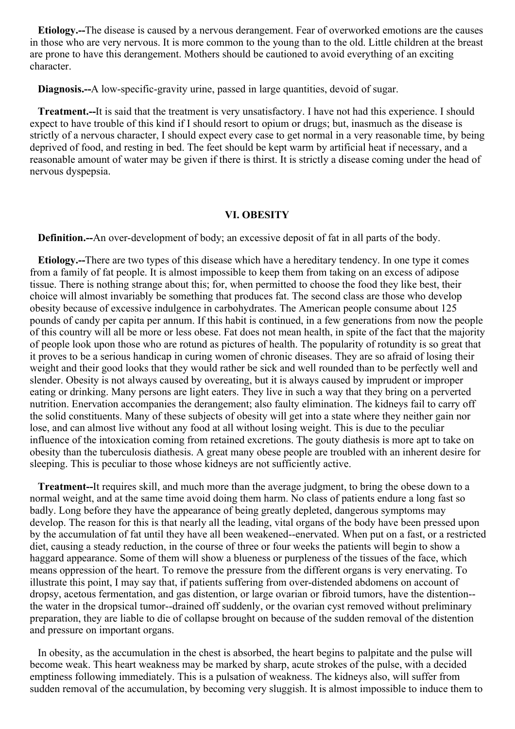**Etiology.--**The disease is caused by a nervous derangement. Fear of overworked emotions are the causes in those who are very nervous. It is more common to the young than to the old. Little children at the breast are prone to have this derangement. Mothers should be cautioned to avoid everything of an exciting character.

**Diagnosis.--**A low-specific-gravity urine, passed in large quantities, devoid of sugar.

**Treatment.--**It is said that the treatment is very unsatisfactory. I have not had this experience. I should expect to have trouble of this kind if I should resort to opium or drugs; but, inasmuch as the disease is strictly of a nervous character, I should expect every case to get normal in a very reasonable time, by being deprived of food, and resting in bed. The feet should be kept warm by artificial heat if necessary, and a reasonable amount of water may be given if there is thirst. It is strictly a disease coming under the head of nervous dyspepsia.

### VI. OBESITY

**Definition.--**An over-development of body; an excessive deposit of fat in all parts of the body.

**Etiology.--**There are two types of this disease which have a hereditary tendency. In one type it comes from a family of fat people. It is almost impossible to keep them from taking on an excess of adipose tissue. There is nothing strange about this; for, when permitted to choose the food they like best, their choice will almost invariably be something that produces fat. The second class are those who develop obesity because of excessive indulgence in carbohydrates. The American people consume about 125 pounds of candy per capita per annum. If this habit is continued, in a few generations from now the people of this country will all be more or less obese. Fat does not mean health, in spite of the fact that the majority of people look upon those who are rotund as pictures of health. The popularity of rotundity is so great that it proves to be a serious handicap in curing women of chronic diseases. They are so afraid of losing their weight and their good looks that they would rather be sick and well rounded than to be perfectly well and slender. Obesity is not always caused by overeating, but it is always caused by imprudent or improper eating or drinking. Many persons are light eaters. They live in such a way that they bring on a perverted nutrition. Enervation accompanies the derangement; also faulty elimination. The kidneys fail to carry off the solid constituents. Many of these subjects of obesity will get into a state where they neither gain nor lose, and can almost live without any food at all without losing weight. This is due to the peculiar influence of the intoxication coming from retained excretions. The gouty diathesis is more apt to take on obesity than the tuberculosis diathesis. A great many obese people are troubled with an inherent desire for sleeping. This is peculiar to those whose kidneys are not sufficiently active.

**Treatment--**It requires skill, and much more than the average judgment, to bring the obese down to a normal weight, and at the same time avoid doing them harm. No class of patients endure a long fast so badly. Long before they have the appearance of being greatly depleted, dangerous symptoms may develop. The reason for this is that nearly all the leading, vital organs of the body have been pressed upon by the accumulation of fat until they have all been weakened--enervated. When put on a fast, or a restricted diet, causing a steady reduction, in the course of three or four weeks the patients will begin to show a haggard appearance. Some of them will show a blueness or purpleness of the tissues of the face, which means oppression of the heart. To remove the pressure from the different organs is very enervating. To illustrate this point, I may say that, if patients suffering from over-distended abdomens on account of dropsy, acetous fermentation, and gas distention, or large ovarian or fibroid tumors, have the distention--the water in the dropsical tumor--drained off suddenly, or the ovarian cyst removed without preliminary preparation, they are liable to die of collapse brought on because of the sudden removal of the distention and pressure on important organs.

In obesity, as the accumulation in the chest is absorbed, the heart begins to palpitate and the pulse will become weak. This heart weakness may be marked by sharp, acute strokes of the pulse, with a decided emptiness following immediately. This is a pulsation of weakness. The kidneys also, will suffer from sudden removal of the accumulation, by becoming very sluggish. It is almost impossible to induce them to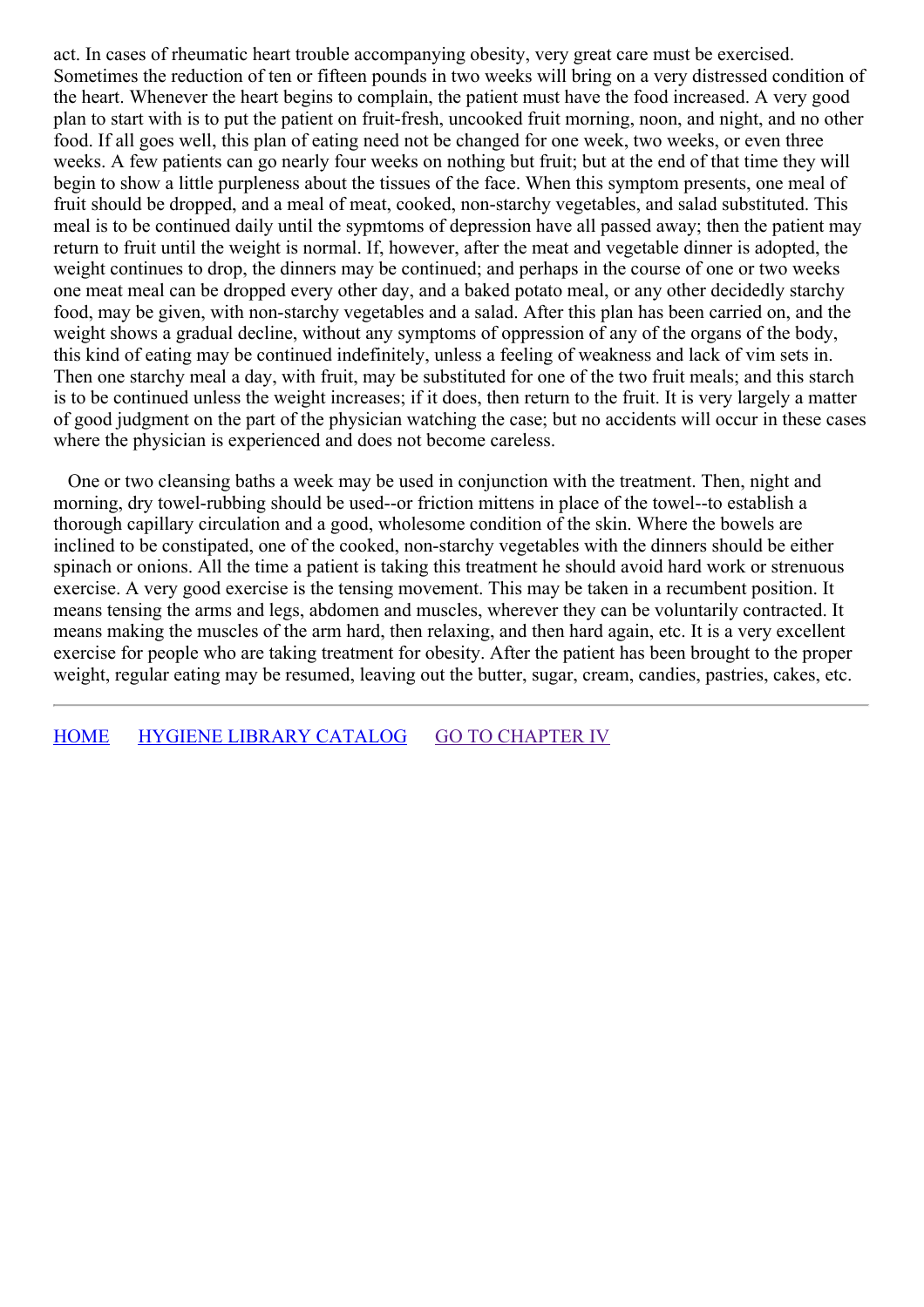act. In cases of rheumatic heart trouble accompanying obesity, very great care must be exercised. Sometimes the reduction of ten or fifteen pounds in two weeks will bring on a very distressed condition of the heart. Whenever the heart begins to complain, the patient must have the food increased. A very good plan to start with is to put the patient on fruit-fresh, uncooked fruit morning, noon, and night, and no other food. If all goes well, this plan of eating need not be changed for one week, two weeks, or even three weeks. A few patients can go nearly four weeks on nothing but fruit; but at the end of that time they will begin to show a little purpleness about the tissues of the face. When this symptom presents, one meal of fruit should be dropped, and a meal of meat, cooked, non-starchy vegetables, and salad substituted. This meal is to be continued daily until the sypmtoms of depression have all passed away; then the patient may return to fruit until the weight is normal. If, however, after the meat and vegetable dinner is adopted, the weight continues to drop, the dinners may be continued; and perhaps in the course of one or two weeks one meat meal can be dropped every other day, and a baked potato meal, or any other decidedly starchy food, may be given, with non-starchy vegetables and a salad. After this plan has been carried on, and the weight shows a gradual decline, without any symptoms of oppression of any of the organs of the body, this kind of eating may be continued indefinitely, unless a feeling of weakness and lack of vim sets in. Then one starchy meal a day, with fruit, may be substituted for one of the two fruit meals; and this starch is to be continued unless the weight increases; if it does, then return to the fruit. It is very largely a matter of good judgment on the part of the physician watching the case; but no accidents will occur in these cases where the physician is experienced and does not become careless.

One or two cleansing baths a week may be used in conjunction with the treatment. Then, night and morning, dry towel-rubbing should be used--or friction mittens in place of the towel--to establish a thorough capillary circulation and a good, wholesome condition of the skin. Where the bowels are inclined to be constipated, one of the cooked, non-starchy vegetables with the dinners should be either spinach or onions. All the time a patient is taking this treatment he should avoid hard work or strenuous exercise. A very good exercise is the tensing movement. This may be taken in a recumbent position. It means tensing the arms and legs, abdomen and muscles, wherever they can be voluntarily contracted. It means making the muscles of the arm hard, then relaxing, and then hard again, etc. It is a very excellent exercise for people who are taking treatment for obesity. After the patient has been brought to the proper weight, regular eating may be resumed, leaving out the butter, sugar, cream, candies, pastries, cakes, etc.

---

HOME HYGIENE LIBRARY CATALOG GO TO CHAPTER IV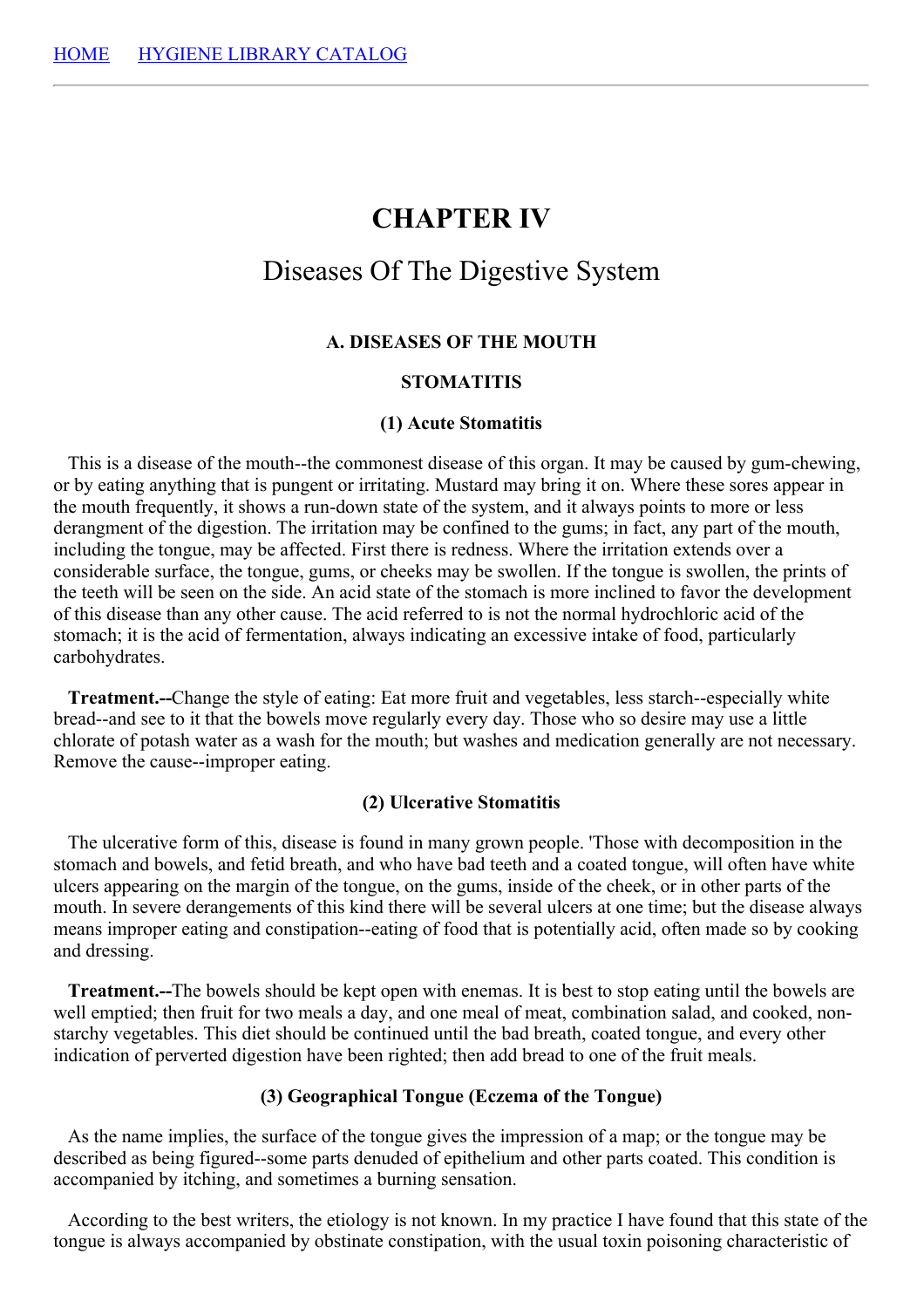[HOME](#) [HYGIENE LIBRARY CATALOG](#)

---

# CHAPTER IV

## Diseases Of The Digestive System

### A. DISEASES OF THE MOUTH

### STOMATITIS

#### (1) Acute Stomatitis

This is a disease of the mouth--the commonest disease of this organ. It may be caused by gum-chewing, or by eating anything that is pungent or irritating. Mustard may bring it on. Where these sores appear in the mouth frequently, it shows a run-down state of the system, and it always points to more or less derangment of the digestion. The irritation may be confined to the gums; in fact, any part of the mouth, including the tongue, may be affected. First there is redness. Where the irritation extends over a considerable surface, the tongue, gums, or cheeks may be swollen. If the tongue is swollen, the prints of the teeth will be seen on the side. An acid state of the stomach is more inclined to favor the development of this disease than any other cause. The acid referred to is not the normal hydrochloric acid of the stomach; it is the acid of fermentation, always indicating an excessive intake of food, particularly carbohydrates.

**Treatment.--**Change the style of eating: Eat more fruit and vegetables, less starch--especially white bread--and see to it that the bowels move regularly every day. Those who so desire may use a little chlorate of potash water as a wash for the mouth; but washes and medication generally are not necessary. Remove the cause--improper eating.

#### (2) Ulcerative Stomatitis

The ulcerative form of this, disease is found in many grown people. 'Those with decomposition in the stomach and bowels, and fetid breath, and who have bad teeth and a coated tongue, will often have white ulcers appearing on the margin of the tongue, on the gums, inside of the cheek, or in other parts of the mouth. In severe derangements of this kind there will be several ulcers at one time; but the disease always means improper eating and constipation--eating of food that is potentially acid, often made so by cooking and dressing.

**Treatment.--**The bowels should be kept open with enemas. It is best to stop eating until the bowels are well emptied; then fruit for two meals a day, and one meal of meat, combination salad, and cooked, non-starchy vegetables. This diet should be continued until the bad breath, coated tongue, and every other indication of perverted digestion have been righted; then add bread to one of the fruit meals.

#### (3) Geographical Tongue (Eczema of the Tongue)

As the name implies, the surface of the tongue gives the impression of a map; or the tongue may be described as being figured--some parts denuded of epithelium and other parts coated. This condition is accompanied by itching, and sometimes a burning sensation.

According to the best writers, the etiology is not known. In my practice I have found that this state of the tongue is always accompanied by obstinate constipation, with the usual toxin poisoning characteristic of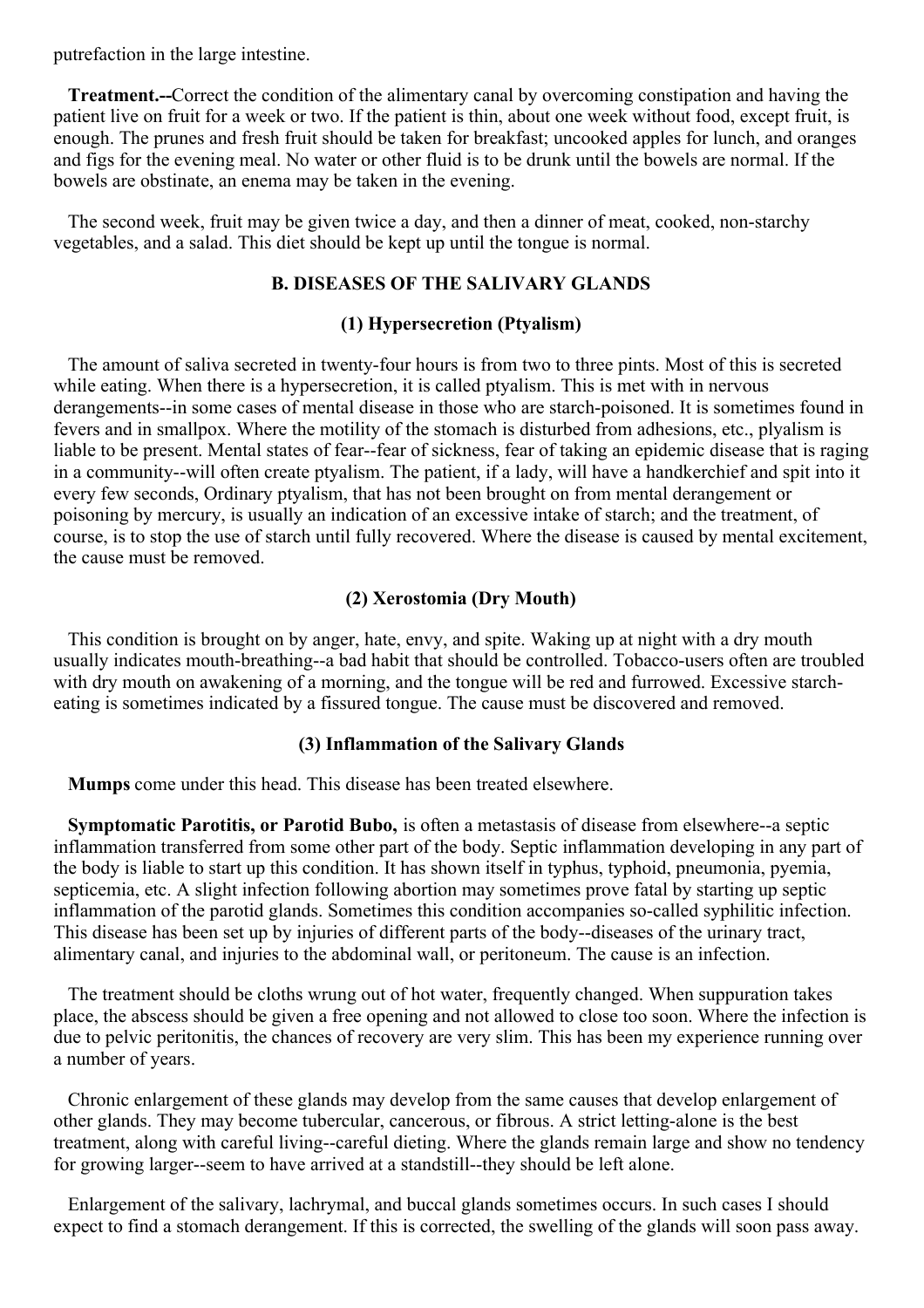putrefaction in the large intestine.

**Treatment.--**Correct the condition of the alimentary canal by overcoming constipation and having the patient live on fruit for a week or two. If the patient is thin, about one week without food, except fruit, is enough. The prunes and fresh fruit should be taken for breakfast; uncooked apples for lunch, and oranges and figs for the evening meal. No water or other fluid is to be drunk until the bowels are normal. If the bowels are obstinate, an enema may be taken in the evening.

The second week, fruit may be given twice a day, and then a dinner of meat, cooked, non-starchy vegetables, and a salad. This diet should be kept up until the tongue is normal.

### B. DISEASES OF THE SALIVARY GLANDS

#### (1) Hypersecretion (Ptyalism)

The amount of saliva secreted in twenty-four hours is from two to three pints. Most of this is secreted while eating. When there is a hypersecretion, it is called ptyalism. This is met with in nervous derangements--in some cases of mental disease in those who are starch-poisoned. It is sometimes found in fevers and in smallpox. Where the motility of the stomach is disturbed from adhesions, etc., plyalism is liable to be present. Mental states of fear--fear of sickness, fear of taking an epidemic disease that is raging in a community--will often create ptyalism. The patient, if a lady, will have a handkerchief and spit into it every few seconds, Ordinary ptyalism, that has not been brought on from mental derangement or poisoning by mercury, is usually an indication of an excessive intake of starch; and the treatment, of course, is to stop the use of starch until fully recovered. Where the disease is caused by mental excitement, the cause must be removed.

#### (2) Xerostomia (Dry Mouth)

This condition is brought on by anger, hate, envy, and spite. Waking up at night with a dry mouth usually indicates mouth-breathing--a bad habit that should be controlled. Tobacco-users often are troubled with dry mouth on awakening of a morning, and the tongue will be red and furrowed. Excessive starch-eating is sometimes indicated by a fissured tongue. The cause must be discovered and removed.

#### (3) Inflammation of the Salivary Glands

**Mumps** come under this head. This disease has been treated elsewhere.

**Symptomatic Parotitis, or Parotid Bubo,** is often a metastasis of disease from elsewhere--a septic inflammation transferred from some other part of the body. Septic inflammation developing in any part of the body is liable to start up this condition. It has shown itself in typhus, typhoid, pneumonia, pyemia, septicemia, etc. A slight infection following abortion may sometimes prove fatal by starting up septic inflammation of the parotid glands. Sometimes this condition accompanies so-called syphilitic infection. This disease has been set up by injuries of different parts of the body--diseases of the urinary tract, alimentary canal, and injuries to the abdominal wall, or peritoneum. The cause is an infection.

The treatment should be cloths wrung out of hot water, frequently changed. When suppuration takes place, the abscess should be given a free opening and not allowed to close too soon. Where the infection is due to pelvic peritonitis, the chances of recovery are very slim. This has been my experience running over a number of years.

Chronic enlargement of these glands may develop from the same causes that develop enlargement of other glands. They may become tubercular, cancerous, or fibrous. A strict letting-alone is the best treatment, along with careful living--careful dieting. Where the glands remain large and show no tendency for growing larger--seem to have arrived at a standstill--they should be left alone.

Enlargement of the salivary, lachrymal, and buccal glands sometimes occurs. In such cases I should expect to find a stomach derangement. If this is corrected, the swelling of the glands will soon pass away.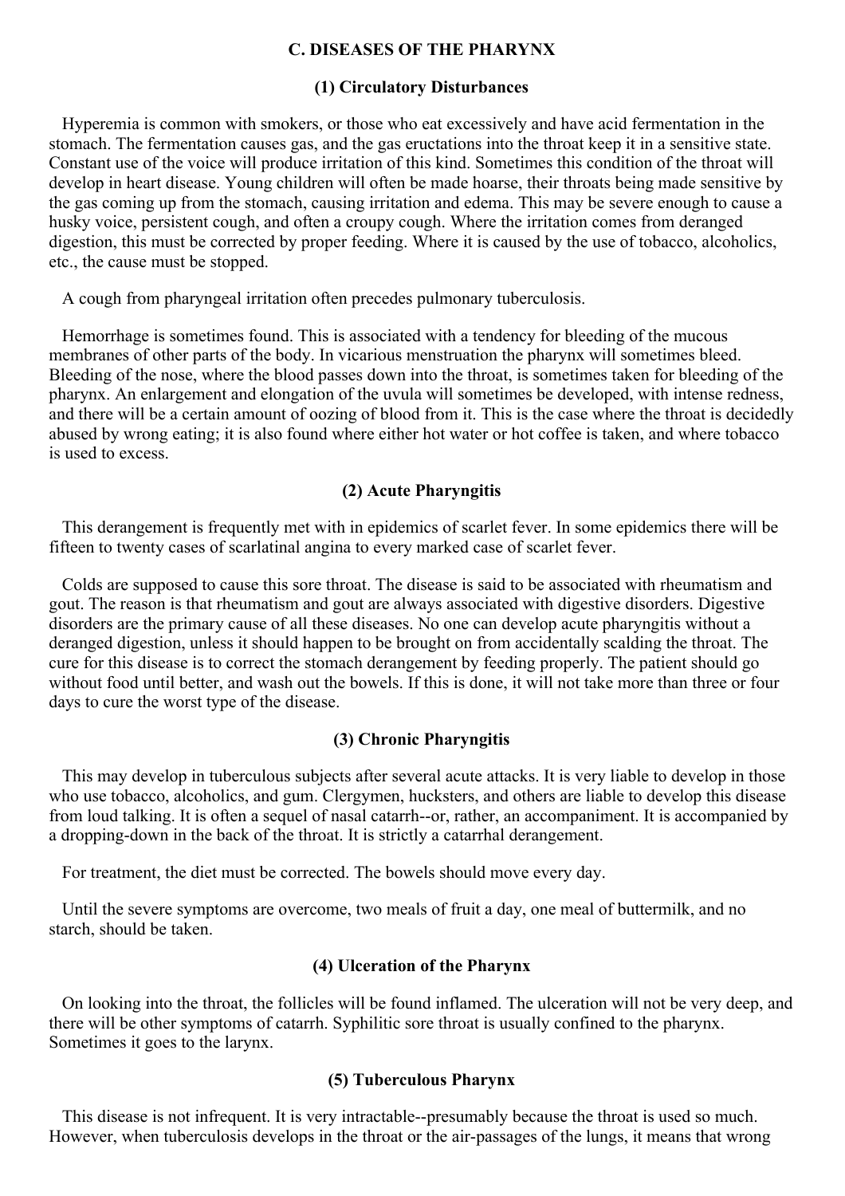## C. DISEASES OF THE PHARYNX

### (1) Circulatory Disturbances

Hyperemia is common with smokers, or those who eat excessively and have acid fermentation in the stomach. The fermentation causes gas, and the gas eructations into the throat keep it in a sensitive state. Constant use of the voice will produce irritation of this kind. Sometimes this condition of the throat will develop in heart disease. Young children will often be made hoarse, their throats being made sensitive by the gas coming up from the stomach, causing irritation and edema. This may be severe enough to cause a husky voice, persistent cough, and often a croupy cough. Where the irritation comes from deranged digestion, this must be corrected by proper feeding. Where it is caused by the use of tobacco, alcoholics, etc., the cause must be stopped.

A cough from pharyngeal irritation often precedes pulmonary tuberculosis.

Hemorrhage is sometimes found. This is associated with a tendency for bleeding of the mucous membranes of other parts of the body. In vicarious menstruation the pharynx will sometimes bleed. Bleeding of the nose, where the blood passes down into the throat, is sometimes taken for bleeding of the pharynx. An enlargement and elongation of the uvula will sometimes be developed, with intense redness, and there will be a certain amount of oozing of blood from it. This is the case where the throat is decidedly abused by wrong eating; it is also found where either hot water or hot coffee is taken, and where tobacco is used to excess.

### (2) Acute Pharyngitis

This derangement is frequently met with in epidemics of scarlet fever. In some epidemics there will be fifteen to twenty cases of scarlatinal angina to every marked case of scarlet fever.

Colds are supposed to cause this sore throat. The disease is said to be associated with rheumatism and gout. The reason is that rheumatism and gout are always associated with digestive disorders. Digestive disorders are the primary cause of all these diseases. No one can develop acute pharyngitis without a deranged digestion, unless it should happen to be brought on from accidentally scalding the throat. The cure for this disease is to correct the stomach derangement by feeding properly. The patient should go without food until better, and wash out the bowels. If this is done, it will not take more than three or four days to cure the worst type of the disease.

### (3) Chronic Pharyngitis

This may develop in tuberculous subjects after several acute attacks. It is very liable to develop in those who use tobacco, alcoholics, and gum. Clergymen, hucksters, and others are liable to develop this disease from loud talking. It is often a sequel of nasal catarrh--or, rather, an accompaniment. It is accompanied by a dropping-down in the back of the throat. It is strictly a catarrhal derangement.

For treatment, the diet must be corrected. The bowels should move every day.

Until the severe symptoms are overcome, two meals of fruit a day, one meal of buttermilk, and no starch, should be taken.

### (4) Ulceration of the Pharynx

On looking into the throat, the follicles will be found inflamed. The ulceration will not be very deep, and there will be other symptoms of catarrh. Syphilitic sore throat is usually confined to the pharynx. Sometimes it goes to the larynx.

### (5) Tuberculous Pharynx

This disease is not infrequent. It is very intractable--presumably because the throat is used so much. However, when tuberculosis develops in the throat or the air-passages of the lungs, it means that wrong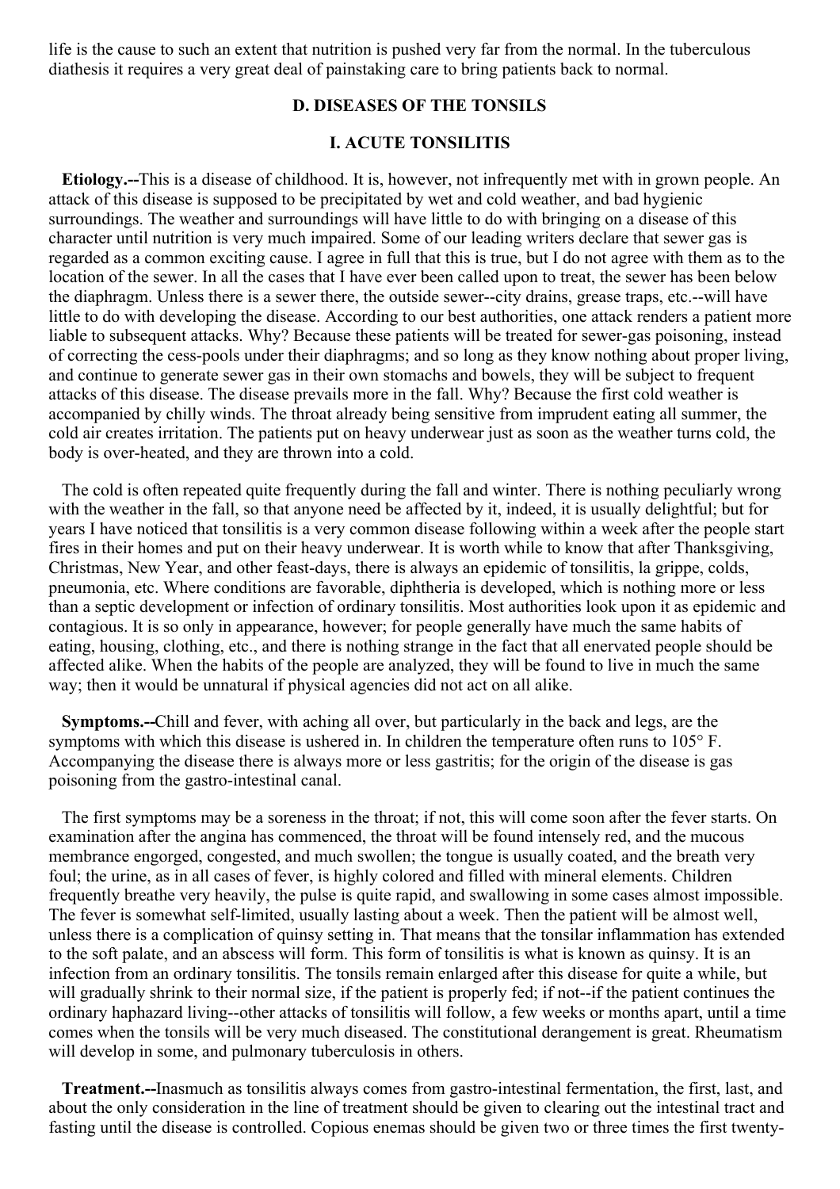life is the cause to such an extent that nutrition is pushed very far from the normal. In the tuberculous diathesis it requires a very great deal of painstaking care to bring patients back to normal.

## D. DISEASES OF THE TONSILS

### I. ACUTE TONSILITIS

**Etiology.--**This is a disease of childhood. It is, however, not infrequently met with in grown people. An attack of this disease is supposed to be precipitated by wet and cold weather, and bad hygienic surroundings. The weather and surroundings will have little to do with bringing on a disease of this character until nutrition is very much impaired. Some of our leading writers declare that sewer gas is regarded as a common exciting cause. I agree in full that this is true, but I do not agree with them as to the location of the sewer. In all the cases that I have ever been called upon to treat, the sewer has been below the diaphragm. Unless there is a sewer there, the outside sewer--city drains, grease traps, etc.--will have little to do with developing the disease. According to our best authorities, one attack renders a patient more liable to subsequent attacks. Why? Because these patients will be treated for sewer-gas poisoning, instead of correcting the cess-pools under their diaphragms; and so long as they know nothing about proper living, and continue to generate sewer gas in their own stomachs and bowels, they will be subject to frequent attacks of this disease. The disease prevails more in the fall. Why? Because the first cold weather is accompanied by chilly winds. The throat already being sensitive from imprudent eating all summer, the cold air creates irritation. The patients put on heavy underwear just as soon as the weather turns cold, the body is over-heated, and they are thrown into a cold.

The cold is often repeated quite frequently during the fall and winter. There is nothing peculiarly wrong with the weather in the fall, so that anyone need be affected by it, indeed, it is usually delightful; but for years I have noticed that tonsilitis is a very common disease following within a week after the people start fires in their homes and put on their heavy underwear. It is worth while to know that after Thanksgiving, Christmas, New Year, and other feast-days, there is always an epidemic of tonsilitis, la grippe, colds, pneumonia, etc. Where conditions are favorable, diphtheria is developed, which is nothing more or less than a septic development or infection of ordinary tonsilitis. Most authorities look upon it as epidemic and contagious. It is so only in appearance, however; for people generally have much the same habits of eating, housing, clothing, etc., and there is nothing strange in the fact that all enervated people should be affected alike. When the habits of the people are analyzed, they will be found to live in much the same way; then it would be unnatural if physical agencies did not act on all alike.

**Symptoms.--**Chill and fever, with aching all over, but particularly in the back and legs, are the symptoms with which this disease is ushered in. In children the temperature often runs to 105° F. Accompanying the disease there is always more or less gastritis; for the origin of the disease is gas poisoning from the gastro-intestinal canal.

The first symptoms may be a soreness in the throat; if not, this will come soon after the fever starts. On examination after the angina has commenced, the throat will be found intensely red, and the mucous membrance engorged, congested, and much swollen; the tongue is usually coated, and the breath very foul; the urine, as in all cases of fever, is highly colored and filled with mineral elements. Children frequently breathe very heavily, the pulse is quite rapid, and swallowing in some cases almost impossible. The fever is somewhat self-limited, usually lasting about a week. Then the patient will be almost well, unless there is a complication of quinsy setting in. That means that the tonsilar inflammation has extended to the soft palate, and an abscess will form. This form of tonsilitis is what is known as quinsy. It is an infection from an ordinary tonsilitis. The tonsils remain enlarged after this disease for quite a while, but will gradually shrink to their normal size, if the patient is properly fed; if not--if the patient continues the ordinary haphazard living--other attacks of tonsilitis will follow, a few weeks or months apart, until a time comes when the tonsils will be very much diseased. The constitutional derangement is great. Rheumatism will develop in some, and pulmonary tuberculosis in others.

**Treatment.--**Inasmuch as tonsilitis always comes from gastro-intestinal fermentation, the first, last, and about the only consideration in the line of treatment should be given to clearing out the intestinal tract and fasting until the disease is controlled. Copious enemas should be given two or three times the first twenty-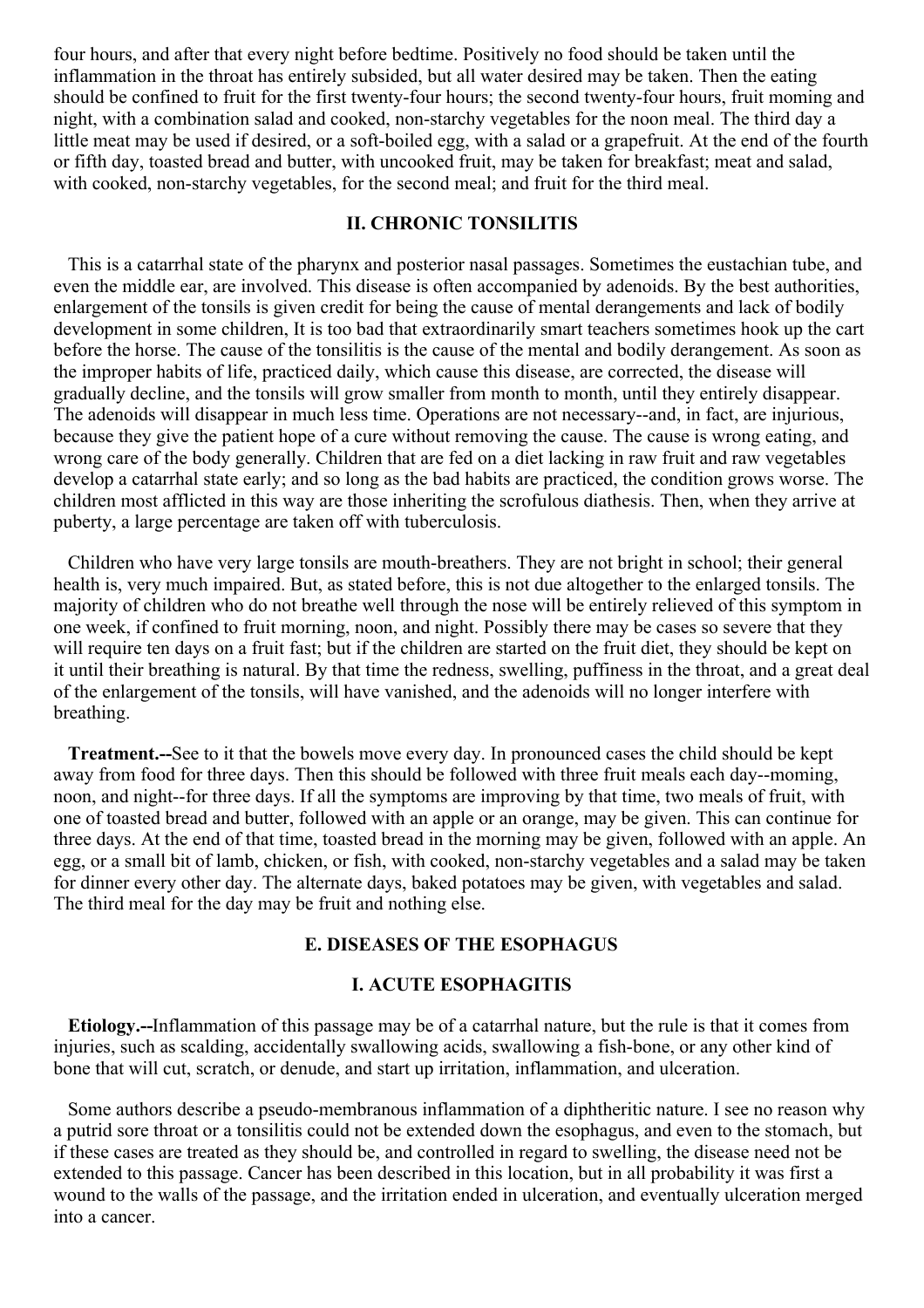four hours, and after that every night before bedtime. Positively no food should be taken until the inflammation in the throat has entirely subsided, but all water desired may be taken. Then the eating should be confined to fruit for the first twenty-four hours; the second twenty-four hours, fruit moming and night, with a combination salad and cooked, non-starchy vegetables for the noon meal. The third day a little meat may be used if desired, or a soft-boiled egg, with a salad or a grapefruit. At the end of the fourth or fifth day, toasted bread and butter, with uncooked fruit, may be taken for breakfast; meat and salad, with cooked, non-starchy vegetables, for the second meal; and fruit for the third meal.

### II. CHRONIC TONSILITIS

This is a catarrhal state of the pharynx and posterior nasal passages. Sometimes the eustachian tube, and even the middle ear, are involved. This disease is often accompanied by adenoids. By the best authorities, enlargement of the tonsils is given credit for being the cause of mental derangements and lack of bodily development in some children, It is too bad that extraordinarily smart teachers sometimes hook up the cart before the horse. The cause of the tonsilitis is the cause of the mental and bodily derangement. As soon as the improper habits of life, practiced daily, which cause this disease, are corrected, the disease will gradually decline, and the tonsils will grow smaller from month to month, until they entirely disappear. The adenoids will disappear in much less time. Operations are not necessary--and, in fact, are injurious, because they give the patient hope of a cure without removing the cause. The cause is wrong eating, and wrong care of the body generally. Children that are fed on a diet lacking in raw fruit and raw vegetables develop a catarrhal state early; and so long as the bad habits are practiced, the condition grows worse. The children most afflicted in this way are those inheriting the scrofulous diathesis. Then, when they arrive at puberty, a large percentage are taken off with tuberculosis.

Children who have very large tonsils are mouth-breathers. They are not bright in school; their general health is, very much impaired. But, as stated before, this is not due altogether to the enlarged tonsils. The majority of children who do not breathe well through the nose will be entirely relieved of this symptom in one week, if confined to fruit morning, noon, and night. Possibly there may be cases so severe that they will require ten days on a fruit fast; but if the children are started on the fruit diet, they should be kept on it until their breathing is natural. By that time the redness, swelling, puffiness in the throat, and a great deal of the enlargement of the tonsils, will have vanished, and the adenoids will no longer interfere with breathing.

**Treatment.--**See to it that the bowels move every day. In pronounced cases the child should be kept away from food for three days. Then this should be followed with three fruit meals each day--moming, noon, and night--for three days. If all the symptoms are improving by that time, two meals of fruit, with one of toasted bread and butter, followed with an apple or an orange, may be given. This can continue for three days. At the end of that time, toasted bread in the morning may be given, followed with an apple. An egg, or a small bit of lamb, chicken, or fish, with cooked, non-starchy vegetables and a salad may be taken for dinner every other day. The alternate days, baked potatoes may be given, with vegetables and salad. The third meal for the day may be fruit and nothing else.

## E. DISEASES OF THE ESOPHAGUS

### I. ACUTE ESOPHAGITIS

**Etiology.--**Inflammation of this passage may be of a catarrhal nature, but the rule is that it comes from injuries, such as scalding, accidentally swallowing acids, swallowing a fish-bone, or any other kind of bone that will cut, scratch, or denude, and start up irritation, inflammation, and ulceration.

Some authors describe a pseudo-membranous inflammation of a diphtheritic nature. I see no reason why a putrid sore throat or a tonsilitis could not be extended down the esophagus, and even to the stomach, but if these cases are treated as they should be, and controlled in regard to swelling, the disease need not be extended to this passage. Cancer has been described in this location, but in all probability it was first a wound to the walls of the passage, and the irritation ended in ulceration, and eventually ulceration merged into a cancer.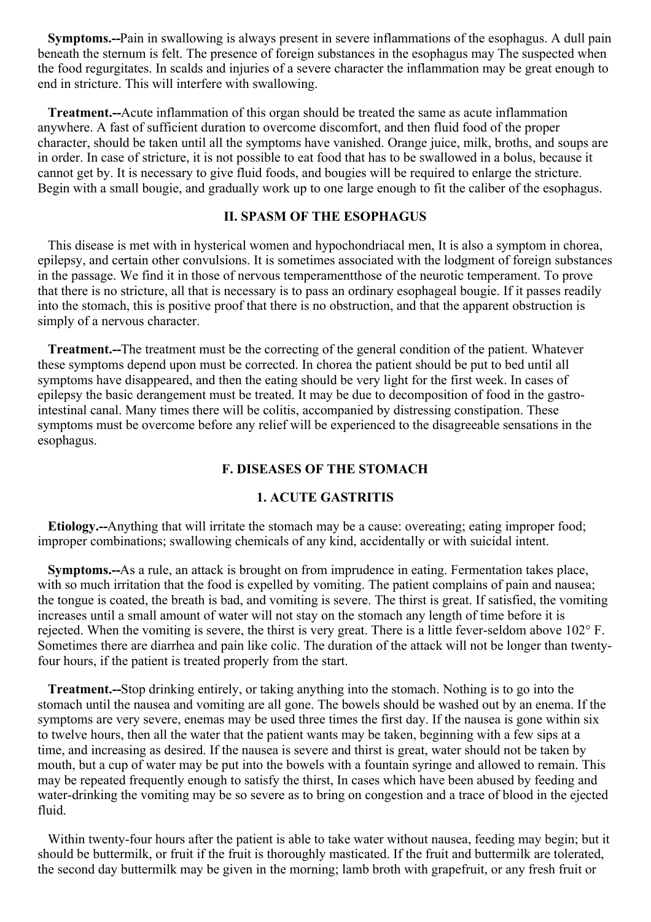**Symptoms.--**Pain in swallowing is always present in severe inflammations of the esophagus. A dull pain beneath the sternum is felt. The presence of foreign substances in the esophagus may The suspected when the food regurgitates. In scalds and injuries of a severe character the inflammation may be great enough to end in stricture. This will interfere with swallowing.

**Treatment.--**Acute inflammation of this organ should be treated the same as acute inflammation anywhere. A fast of sufficient duration to overcome discomfort, and then fluid food of the proper character, should be taken until all the symptoms have vanished. Orange juice, milk, broths, and soups are in order. In case of stricture, it is not possible to eat food that has to be swallowed in a bolus, because it cannot get by. It is necessary to give fluid foods, and bougies will be required to enlarge the stricture. Begin with a small bougie, and gradually work up to one large enough to fit the caliber of the esophagus.

### II. SPASM OF THE ESOPHAGUS

This disease is met with in hysterical women and hypochondriacal men, It is also a symptom in chorea, epilepsy, and certain other convulsions. It is sometimes associated with the lodgment of foreign substances in the passage. We find it in those of nervous temperamentthose of the neurotic temperament. To prove that there is no stricture, all that is necessary is to pass an ordinary esophageal bougie. If it passes readily into the stomach, this is positive proof that there is no obstruction, and that the apparent obstruction is simply of a nervous character.

**Treatment.--**The treatment must be the correcting of the general condition of the patient. Whatever these symptoms depend upon must be corrected. In chorea the patient should be put to bed until all symptoms have disappeared, and then the eating should be very light for the first week. In cases of epilepsy the basic derangement must be treated. It may be due to decomposition of food in the gastro-intestinal canal. Many times there will be colitis, accompanied by distressing constipation. These symptoms must be overcome before any relief will be experienced to the disagreeable sensations in the esophagus.

## F. DISEASES OF THE STOMACH

### 1. ACUTE GASTRITIS

**Etiology.--**Anything that will irritate the stomach may be a cause: overeating; eating improper food; improper combinations; swallowing chemicals of any kind, accidentally or with suicidal intent.

**Symptoms.--**As a rule, an attack is brought on from imprudence in eating. Fermentation takes place, with so much irritation that the food is expelled by vomiting. The patient complains of pain and nausea; the tongue is coated, the breath is bad, and vomiting is severe. The thirst is great. If satisfied, the vomiting increases until a small amount of water will not stay on the stomach any length of time before it is rejected. When the vomiting is severe, the thirst is very great. There is a little fever-seldom above 102° F. Sometimes there are diarrhea and pain like colic. The duration of the attack will not be longer than twenty-four hours, if the patient is treated properly from the start.

**Treatment.--**Stop drinking entirely, or taking anything into the stomach. Nothing is to go into the stomach until the nausea and vomiting are all gone. The bowels should be washed out by an enema. If the symptoms are very severe, enemas may be used three times the first day. If the nausea is gone within six to twelve hours, then all the water that the patient wants may be taken, beginning with a few sips at a time, and increasing as desired. If the nausea is severe and thirst is great, water should not be taken by mouth, but a cup of water may be put into the bowels with a fountain syringe and allowed to remain. This may be repeated frequently enough to satisfy the thirst, In cases which have been abused by feeding and water-drinking the vomiting may be so severe as to bring on congestion and a trace of blood in the ejected fluid.

Within twenty-four hours after the patient is able to take water without nausea, feeding may begin; but it should be buttermilk, or fruit if the fruit is thoroughly masticated. If the fruit and buttermilk are tolerated, the second day buttermilk may be given in the morning; lamb broth with grapefruit, or any fresh fruit or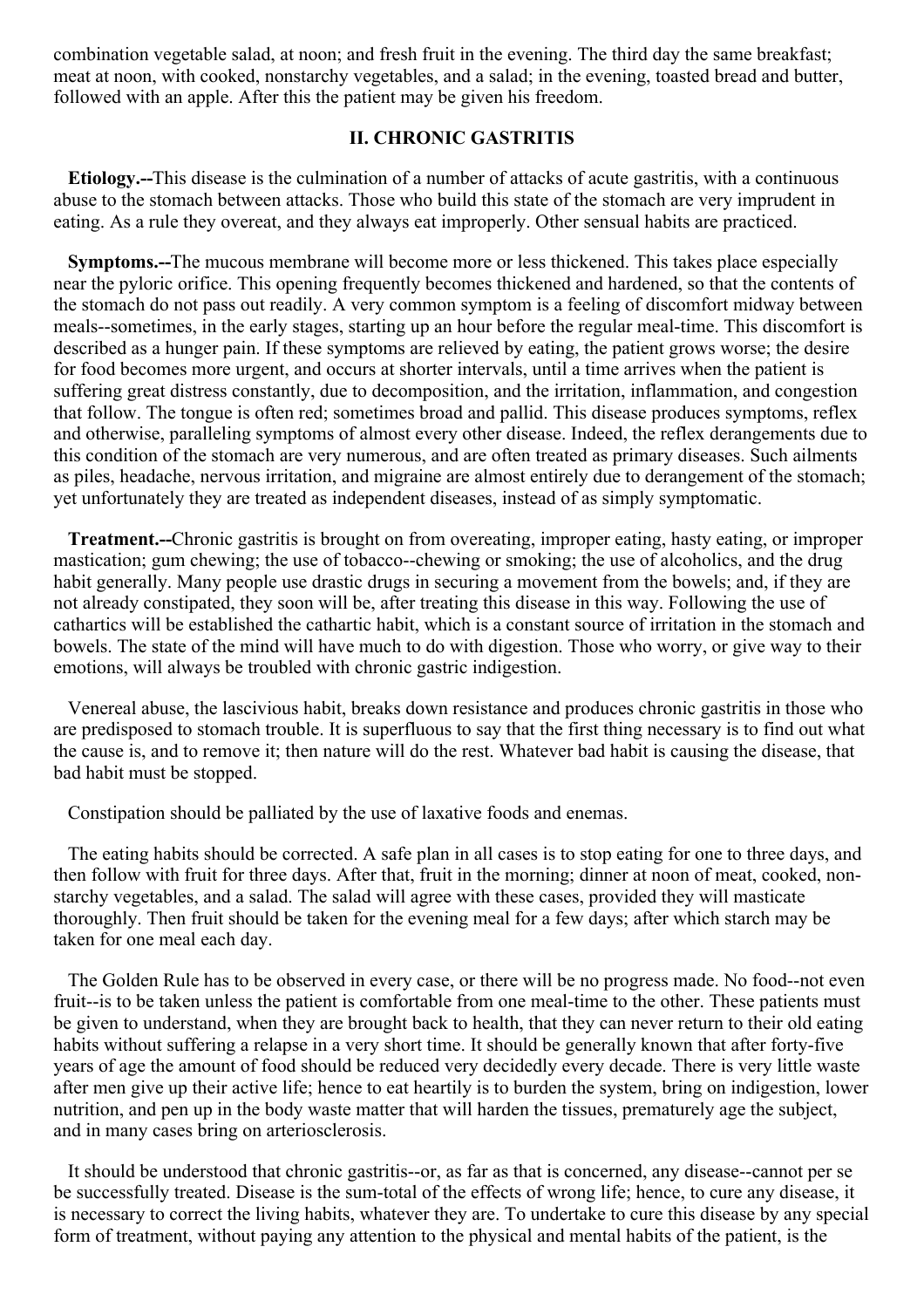combination vegetable salad, at noon; and fresh fruit in the evening. The third day the same breakfast; meat at noon, with cooked, nonstarchy vegetables, and a salad; in the evening, toasted bread and butter, followed with an apple. After this the patient may be given his freedom.

## II. CHRONIC GASTRITIS

**Etiology.--**This disease is the culmination of a number of attacks of acute gastritis, with a continuous abuse to the stomach between attacks. Those who build this state of the stomach are very imprudent in eating. As a rule they overeat, and they always eat improperly. Other sensual habits are practiced.

**Symptoms.--**The mucous membrane will become more or less thickened. This takes place especially near the pyloric orifice. This opening frequently becomes thickened and hardened, so that the contents of the stomach do not pass out readily. A very common symptom is a feeling of discomfort midway between meals--sometimes, in the early stages, starting up an hour before the regular meal-time. This discomfort is described as a hunger pain. If these symptoms are relieved by eating, the patient grows worse; the desire for food becomes more urgent, and occurs at shorter intervals, until a time arrives when the patient is suffering great distress constantly, due to decomposition, and the irritation, inflammation, and congestion that follow. The tongue is often red; sometimes broad and pallid. This disease produces symptoms, reflex and otherwise, paralleling symptoms of almost every other disease. Indeed, the reflex derangements due to this condition of the stomach are very numerous, and are often treated as primary diseases. Such ailments as piles, headache, nervous irritation, and migraine are almost entirely due to derangement of the stomach; yet unfortunately they are treated as independent diseases, instead of as simply symptomatic.

**Treatment.--**Chronic gastritis is brought on from overeating, improper eating, hasty eating, or improper mastication; gum chewing; the use of tobacco--chewing or smoking; the use of alcoholics, and the drug habit generally. Many people use drastic drugs in securing a movement from the bowels; and, if they are not already constipated, they soon will be, after treating this disease in this way. Following the use of cathartics will be established the cathartic habit, which is a constant source of irritation in the stomach and bowels. The state of the mind will have much to do with digestion. Those who worry, or give way to their emotions, will always be troubled with chronic gastric indigestion.

Venereal abuse, the lascivious habit, breaks down resistance and produces chronic gastritis in those who are predisposed to stomach trouble. It is superfluous to say that the first thing necessary is to find out what the cause is, and to remove it; then nature will do the rest. Whatever bad habit is causing the disease, that bad habit must be stopped.

Constipation should be palliated by the use of laxative foods and enemas.

The eating habits should be corrected. A safe plan in all cases is to stop eating for one to three days, and then follow with fruit for three days. After that, fruit in the morning; dinner at noon of meat, cooked, non-starchy vegetables, and a salad. The salad will agree with these cases, provided they will masticate thoroughly. Then fruit should be taken for the evening meal for a few days; after which starch may be taken for one meal each day.

The Golden Rule has to be observed in every case, or there will be no progress made. No food--not even fruit--is to be taken unless the patient is comfortable from one meal-time to the other. These patients must be given to understand, when they are brought back to health, that they can never return to their old eating habits without suffering a relapse in a very short time. It should be generally known that after forty-five years of age the amount of food should be reduced very decidedly every decade. There is very little waste after men give up their active life; hence to eat heartily is to burden the system, bring on indigestion, lower nutrition, and pen up in the body waste matter that will harden the tissues, prematurely age the subject, and in many cases bring on arteriosclerosis.

It should be understood that chronic gastritis--or, as far as that is concerned, any disease--cannot per se be successfully treated. Disease is the sum-total of the effects of wrong life; hence, to cure any disease, it is necessary to correct the living habits, whatever they are. To undertake to cure this disease by any special form of treatment, without paying any attention to the physical and mental habits of the patient, is the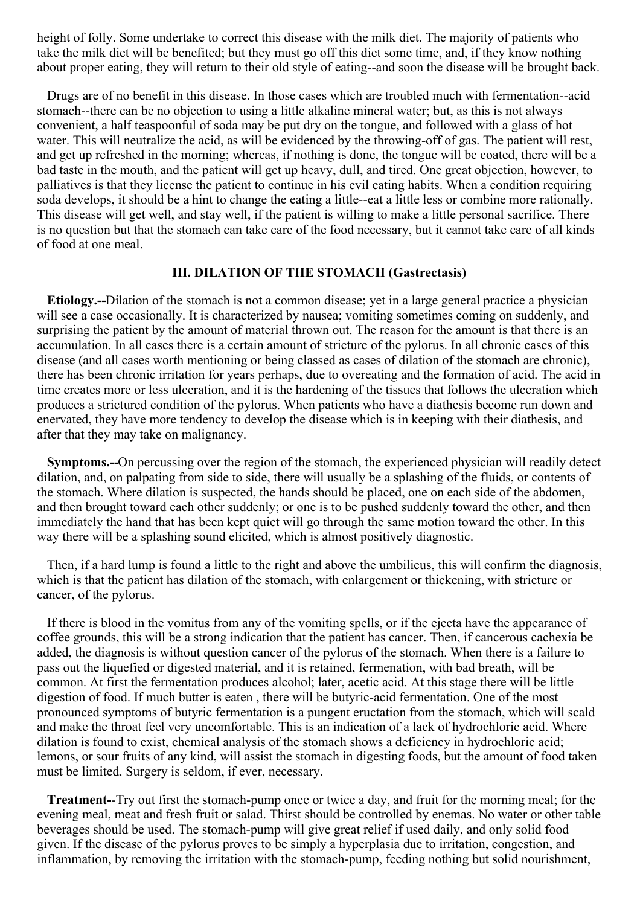height of folly. Some undertake to correct this disease with the milk diet. The majority of patients who take the milk diet will be benefited; but they must go off this diet some time, and, if they know nothing about proper eating, they will return to their old style of eating--and soon the disease will be brought back.

Drugs are of no benefit in this disease. In those cases which are troubled much with fermentation--acid stomach--there can be no objection to using a little alkaline mineral water; but, as this is not always convenient, a half teaspoonful of soda may be put dry on the tongue, and followed with a glass of hot water. This will neutralize the acid, as will be evidenced by the throwing-off of gas. The patient will rest, and get up refreshed in the morning; whereas, if nothing is done, the tongue will be coated, there will be a bad taste in the mouth, and the patient will get up heavy, dull, and tired. One great objection, however, to palliatives is that they license the patient to continue in his evil eating habits. When a condition requiring soda develops, it should be a hint to change the eating a little--eat a little less or combine more rationally. This disease will get well, and stay well, if the patient is willing to make a little personal sacrifice. There is no question but that the stomach can take care of the food necessary, but it cannot take care of all kinds of food at one meal.

### III. DILATION OF THE STOMACH (Gastrectasis)

**Etiology.--**Dilation of the stomach is not a common disease; yet in a large general practice a physician will see a case occasionally. It is characterized by nausea; vomiting sometimes coming on suddenly, and surprising the patient by the amount of material thrown out. The reason for the amount is that there is an accumulation. In all cases there is a certain amount of stricture of the pylorus. In all chronic cases of this disease (and all cases worth mentioning or being classed as cases of dilation of the stomach are chronic), there has been chronic irritation for years perhaps, due to overeating and the formation of acid. The acid in time creates more or less ulceration, and it is the hardening of the tissues that follows the ulceration which produces a strictured condition of the pylorus. When patients who have a diathesis become run down and enervated, they have more tendency to develop the disease which is in keeping with their diathesis, and after that they may take on malignancy.

**Symptoms.--**On percussing over the region of the stomach, the experienced physician will readily detect dilation, and, on palpating from side to side, there will usually be a splashing of the fluids, or contents of the stomach. Where dilation is suspected, the hands should be placed, one on each side of the abdomen, and then brought toward each other suddenly; or one is to be pushed suddenly toward the other, and then immediately the hand that has been kept quiet will go through the same motion toward the other. In this way there will be a splashing sound elicited, which is almost positively diagnostic.

Then, if a hard lump is found a little to the right and above the umbilicus, this will confirm the diagnosis, which is that the patient has dilation of the stomach, with enlargement or thickening, with stricture or cancer, of the pylorus.

If there is blood in the vomitus from any of the vomiting spells, or if the ejecta have the appearance of coffee grounds, this will be a strong indication that the patient has cancer. Then, if cancerous cachexia be added, the diagnosis is without question cancer of the pylorus of the stomach. When there is a failure to pass out the liquefied or digested material, and it is retained, fermenation, with bad breath, will be common. At first the fermentation produces alcohol; later, acetic acid. At this stage there will be little digestion of food. If much butter is eaten , there will be butyric-acid fermentation. One of the most pronounced symptoms of butyric fermentation is a pungent eructation from the stomach, which will scald and make the throat feel very uncomfortable. This is an indication of a lack of hydrochloric acid. Where dilation is found to exist, chemical analysis of the stomach shows a deficiency in hydrochloric acid; lemons, or sour fruits of any kind, will assist the stomach in digesting foods, but the amount of food taken must be limited. Surgery is seldom, if ever, necessary.

**Treatment-**-Try out first the stomach-pump once or twice a day, and fruit for the morning meal; for the evening meal, meat and fresh fruit or salad. Thirst should be controlled by enemas. No water or other table beverages should be used. The stomach-pump will give great relief if used daily, and only solid food given. If the disease of the pylorus proves to be simply a hyperplasia due to irritation, congestion, and inflammation, by removing the irritation with the stomach-pump, feeding nothing but solid nourishment,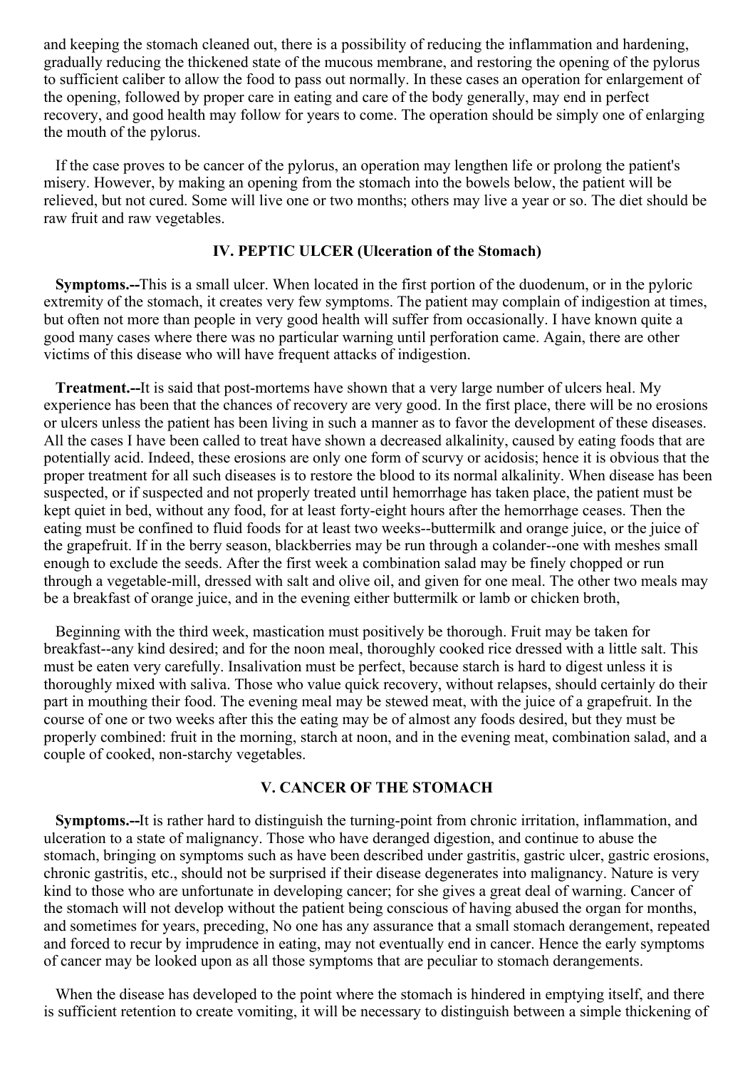and keeping the stomach cleaned out, there is a possibility of reducing the inflammation and hardening, gradually reducing the thickened state of the mucous membrane, and restoring the opening of the pylorus to sufficient caliber to allow the food to pass out normally. In these cases an operation for enlargement of the opening, followed by proper care in eating and care of the body generally, may end in perfect recovery, and good health may follow for years to come. The operation should be simply one of enlarging the mouth of the pylorus.

If the case proves to be cancer of the pylorus, an operation may lengthen life or prolong the patient's misery. However, by making an opening from the stomach into the bowels below, the patient will be relieved, but not cured. Some will live one or two months; others may live a year or so. The diet should be raw fruit and raw vegetables.

### IV. PEPTIC ULCER (Ulceration of the Stomach)

**Symptoms.--**This is a small ulcer. When located in the first portion of the duodenum, or in the pyloric extremity of the stomach, it creates very few symptoms. The patient may complain of indigestion at times, but often not more than people in very good health will suffer from occasionally. I have known quite a good many cases where there was no particular warning until perforation came. Again, there are other victims of this disease who will have frequent attacks of indigestion.

**Treatment.--**It is said that post-mortems have shown that a very large number of ulcers heal. My experience has been that the chances of recovery are very good. In the first place, there will be no erosions or ulcers unless the patient has been living in such a manner as to favor the development of these diseases. All the cases I have been called to treat have shown a decreased alkalinity, caused by eating foods that are potentially acid. Indeed, these erosions are only one form of scurvy or acidosis; hence it is obvious that the proper treatment for all such diseases is to restore the blood to its normal alkalinity. When disease has been suspected, or if suspected and not properly treated until hemorrhage has taken place, the patient must be kept quiet in bed, without any food, for at least forty-eight hours after the hemorrhage ceases. Then the eating must be confined to fluid foods for at least two weeks--buttermilk and orange juice, or the juice of the grapefruit. If in the berry season, blackberries may be run through a colander--one with meshes small enough to exclude the seeds. After the first week a combination salad may be finely chopped or run through a vegetable-mill, dressed with salt and olive oil, and given for one meal. The other two meals may be a breakfast of orange juice, and in the evening either buttermilk or lamb or chicken broth,

Beginning with the third week, mastication must positively be thorough. Fruit may be taken for breakfast--any kind desired; and for the noon meal, thoroughly cooked rice dressed with a little salt. This must be eaten very carefully. Insalivation must be perfect, because starch is hard to digest unless it is thoroughly mixed with saliva. Those who value quick recovery, without relapses, should certainly do their part in mouthing their food. The evening meal may be stewed meat, with the juice of a grapefruit. In the course of one or two weeks after this the eating may be of almost any foods desired, but they must be properly combined: fruit in the morning, starch at noon, and in the evening meat, combination salad, and a couple of cooked, non-starchy vegetables.

### V. CANCER OF THE STOMACH

**Symptoms.--**It is rather hard to distinguish the turning-point from chronic irritation, inflammation, and ulceration to a state of malignancy. Those who have deranged digestion, and continue to abuse the stomach, bringing on symptoms such as have been described under gastritis, gastric ulcer, gastric erosions, chronic gastritis, etc., should not be surprised if their disease degenerates into malignancy. Nature is very kind to those who are unfortunate in developing cancer; for she gives a great deal of warning. Cancer of the stomach will not develop without the patient being conscious of having abused the organ for months, and sometimes for years, preceding, No one has any assurance that a small stomach derangement, repeated and forced to recur by imprudence in eating, may not eventually end in cancer. Hence the early symptoms of cancer may be looked upon as all those symptoms that are peculiar to stomach derangements.

When the disease has developed to the point where the stomach is hindered in emptying itself, and there is sufficient retention to create vomiting, it will be necessary to distinguish between a simple thickening of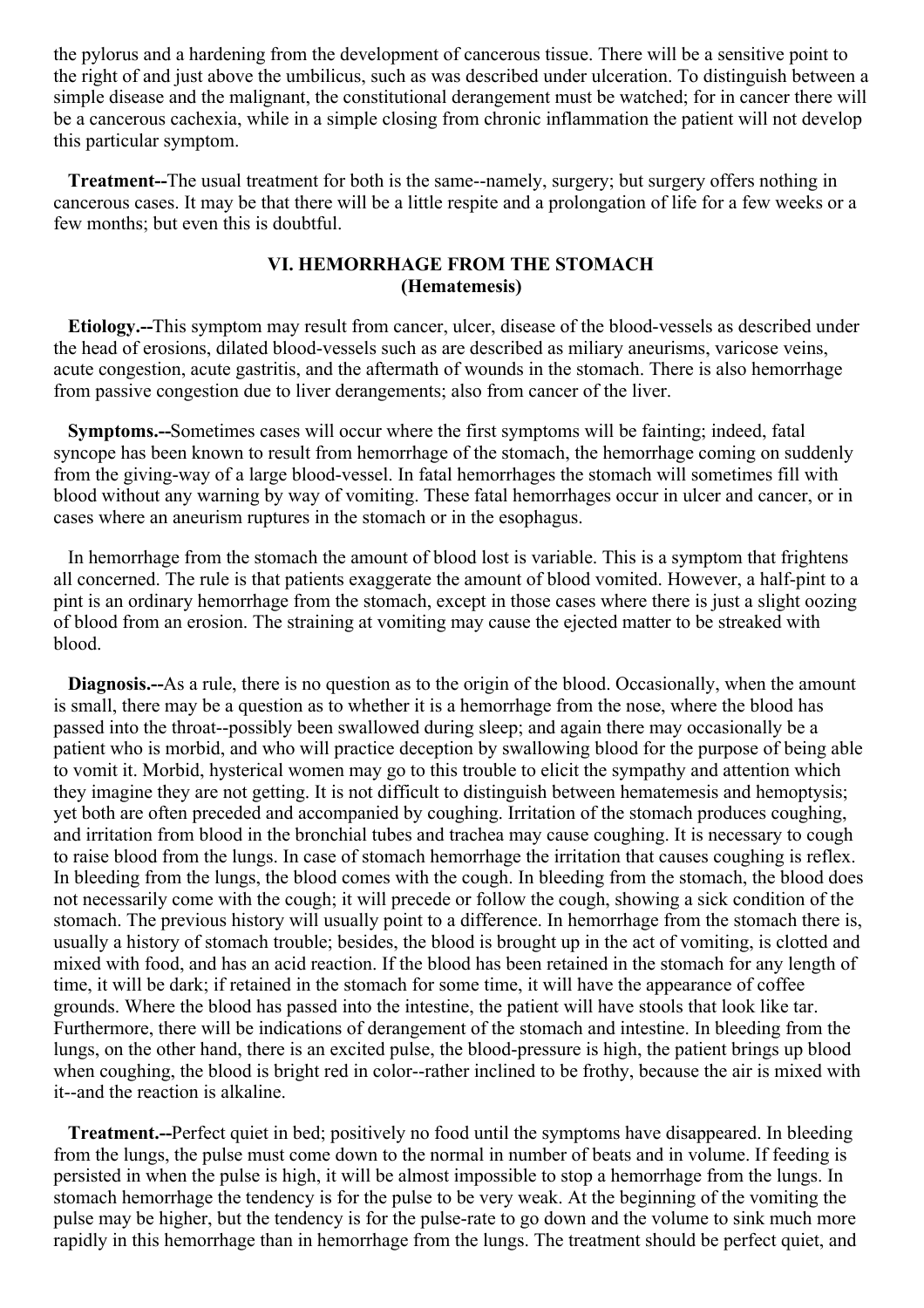the pylorus and a hardening from the development of cancerous tissue. There will be a sensitive point to the right of and just above the umbilicus, such as was described under ulceration. To distinguish between a simple disease and the malignant, the constitutional derangement must be watched; for in cancer there will be a cancerous cachexia, while in a simple closing from chronic inflammation the patient will not develop this particular symptom.

**Treatment--**The usual treatment for both is the same--namely, surgery; but surgery offers nothing in cancerous cases. It may be that there will be a little respite and a prolongation of life for a few weeks or a few months; but even this is doubtful.

## VI. HEMORRHAGE FROM THE STOMACH (Hematemesis)

**Etiology.--**This symptom may result from cancer, ulcer, disease of the blood-vessels as described under the head of erosions, dilated blood-vessels such as are described as miliary aneurisms, varicose veins, acute congestion, acute gastritis, and the aftermath of wounds in the stomach. There is also hemorrhage from passive congestion due to liver derangements; also from cancer of the liver.

**Symptoms.--**Sometimes cases will occur where the first symptoms will be fainting; indeed, fatal syncope has been known to result from hemorrhage of the stomach, the hemorrhage coming on suddenly from the giving-way of a large blood-vessel. In fatal hemorrhages the stomach will sometimes fill with blood without any warning by way of vomiting. These fatal hemorrhages occur in ulcer and cancer, or in cases where an aneurism ruptures in the stomach or in the esophagus.

In hemorrhage from the stomach the amount of blood lost is variable. This is a symptom that frightens all concerned. The rule is that patients exaggerate the amount of blood vomited. However, a half-pint to a pint is an ordinary hemorrhage from the stomach, except in those cases where there is just a slight oozing of blood from an erosion. The straining at vomiting may cause the ejected matter to be streaked with blood.

**Diagnosis.--**As a rule, there is no question as to the origin of the blood. Occasionally, when the amount is small, there may be a question as to whether it is a hemorrhage from the nose, where the blood has passed into the throat--possibly been swallowed during sleep; and again there may occasionally be a patient who is morbid, and who will practice deception by swallowing blood for the purpose of being able to vomit it. Morbid, hysterical women may go to this trouble to elicit the sympathy and attention which they imagine they are not getting. It is not difficult to distinguish between hematemesis and hemoptysis; yet both are often preceded and accompanied by coughing. Irritation of the stomach produces coughing, and irritation from blood in the bronchial tubes and trachea may cause coughing. It is necessary to cough to raise blood from the lungs. In case of stomach hemorrhage the irritation that causes coughing is reflex. In bleeding from the lungs, the blood comes with the cough. In bleeding from the stomach, the blood does not necessarily come with the cough; it will precede or follow the cough, showing a sick condition of the stomach. The previous history will usually point to a difference. In hemorrhage from the stomach there is, usually a history of stomach trouble; besides, the blood is brought up in the act of vomiting, is clotted and mixed with food, and has an acid reaction. If the blood has been retained in the stomach for any length of time, it will be dark; if retained in the stomach for some time, it will have the appearance of coffee grounds. Where the blood has passed into the intestine, the patient will have stools that look like tar. Furthermore, there will be indications of derangement of the stomach and intestine. In bleeding from the lungs, on the other hand, there is an excited pulse, the blood-pressure is high, the patient brings up blood when coughing, the blood is bright red in color--rather inclined to be frothy, because the air is mixed with it--and the reaction is alkaline.

**Treatment.--**Perfect quiet in bed; positively no food until the symptoms have disappeared. In bleeding from the lungs, the pulse must come down to the normal in number of beats and in volume. If feeding is persisted in when the pulse is high, it will be almost impossible to stop a hemorrhage from the lungs. In stomach hemorrhage the tendency is for the pulse to be very weak. At the beginning of the vomiting the pulse may be higher, but the tendency is for the pulse-rate to go down and the volume to sink much more rapidly in this hemorrhage than in hemorrhage from the lungs. The treatment should be perfect quiet, and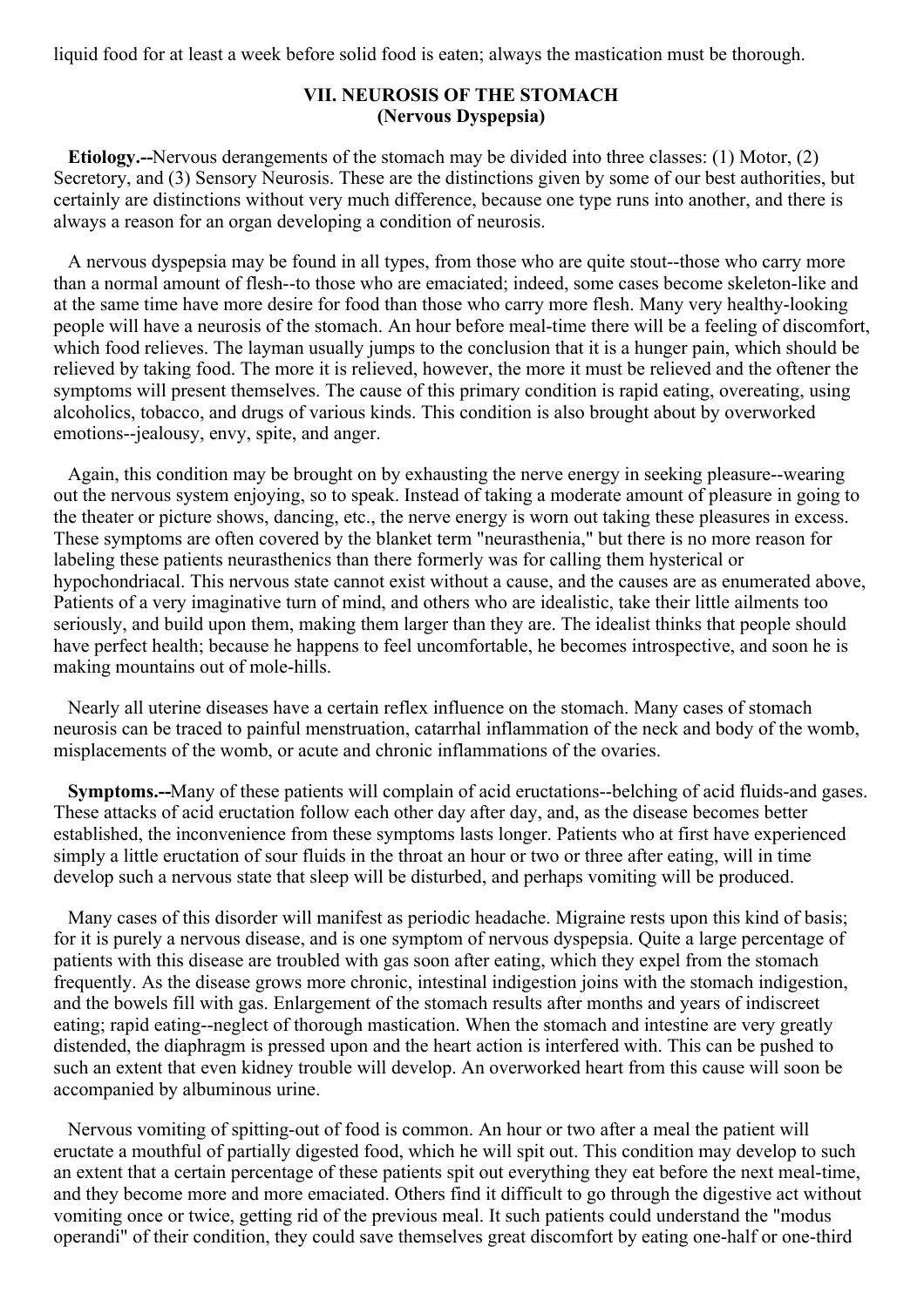liquid food for at least a week before solid food is eaten; always the mastication must be thorough.

### VII. NEUROSIS OF THE STOMACH
### (Nervous Dyspepsia)

**Etiology.--**Nervous derangements of the stomach may be divided into three classes: (1) Motor, (2) Secretory, and (3) Sensory Neurosis. These are the distinctions given by some of our best authorities, but certainly are distinctions without very much difference, because one type runs into another, and there is always a reason for an organ developing a condition of neurosis.

A nervous dyspepsia may be found in all types, from those who are quite stout--those who carry more than a normal amount of flesh--to those who are emaciated; indeed, some cases become skeleton-like and at the same time have more desire for food than those who carry more flesh. Many very healthy-looking people will have a neurosis of the stomach. An hour before meal-time there will be a feeling of discomfort, which food relieves. The layman usually jumps to the conclusion that it is a hunger pain, which should be relieved by taking food. The more it is relieved, however, the more it must be relieved and the oftener the symptoms will present themselves. The cause of this primary condition is rapid eating, overeating, using alcoholics, tobacco, and drugs of various kinds. This condition is also brought about by overworked emotions--jealousy, envy, spite, and anger.

Again, this condition may be brought on by exhausting the nerve energy in seeking pleasure--wearing out the nervous system enjoying, so to speak. Instead of taking a moderate amount of pleasure in going to the theater or picture shows, dancing, etc., the nerve energy is worn out taking these pleasures in excess. These symptoms are often covered by the blanket term "neurasthenia," but there is no more reason for labeling these patients neurasthenics than there formerly was for calling them hysterical or hypochondriacal. This nervous state cannot exist without a cause, and the causes are as enumerated above, Patients of a very imaginative turn of mind, and others who are idealistic, take their little ailments too seriously, and build upon them, making them larger than they are. The idealist thinks that people should have perfect health; because he happens to feel uncomfortable, he becomes introspective, and soon he is making mountains out of mole-hills.

Nearly all uterine diseases have a certain reflex influence on the stomach. Many cases of stomach neurosis can be traced to painful menstruation, catarrhal inflammation of the neck and body of the womb, misplacements of the womb, or acute and chronic inflammations of the ovaries.

**Symptoms.--**Many of these patients will complain of acid eructations--belching of acid fluids-and gases. These attacks of acid eructation follow each other day after day, and, as the disease becomes better established, the inconvenience from these symptoms lasts longer. Patients who at first have experienced simply a little eructation of sour fluids in the throat an hour or two or three after eating, will in time develop such a nervous state that sleep will be disturbed, and perhaps vomiting will be produced.

Many cases of this disorder will manifest as periodic headache. Migraine rests upon this kind of basis; for it is purely a nervous disease, and is one symptom of nervous dyspepsia. Quite a large percentage of patients with this disease are troubled with gas soon after eating, which they expel from the stomach frequently. As the disease grows more chronic, intestinal indigestion joins with the stomach indigestion, and the bowels fill with gas. Enlargement of the stomach results after months and years of indiscreet eating; rapid eating--neglect of thorough mastication. When the stomach and intestine are very greatly distended, the diaphragm is pressed upon and the heart action is interfered with. This can be pushed to such an extent that even kidney trouble will develop. An overworked heart from this cause will soon be accompanied by albuminous urine.

Nervous vomiting of spitting-out of food is common. An hour or two after a meal the patient will eructate a mouthful of partially digested food, which he will spit out. This condition may develop to such an extent that a certain percentage of these patients spit out everything they eat before the next meal-time, and they become more and more emaciated. Others find it difficult to go through the digestive act without vomiting once or twice, getting rid of the previous meal. It such patients could understand the "modus operandi" of their condition, they could save themselves great discomfort by eating one-half or one-third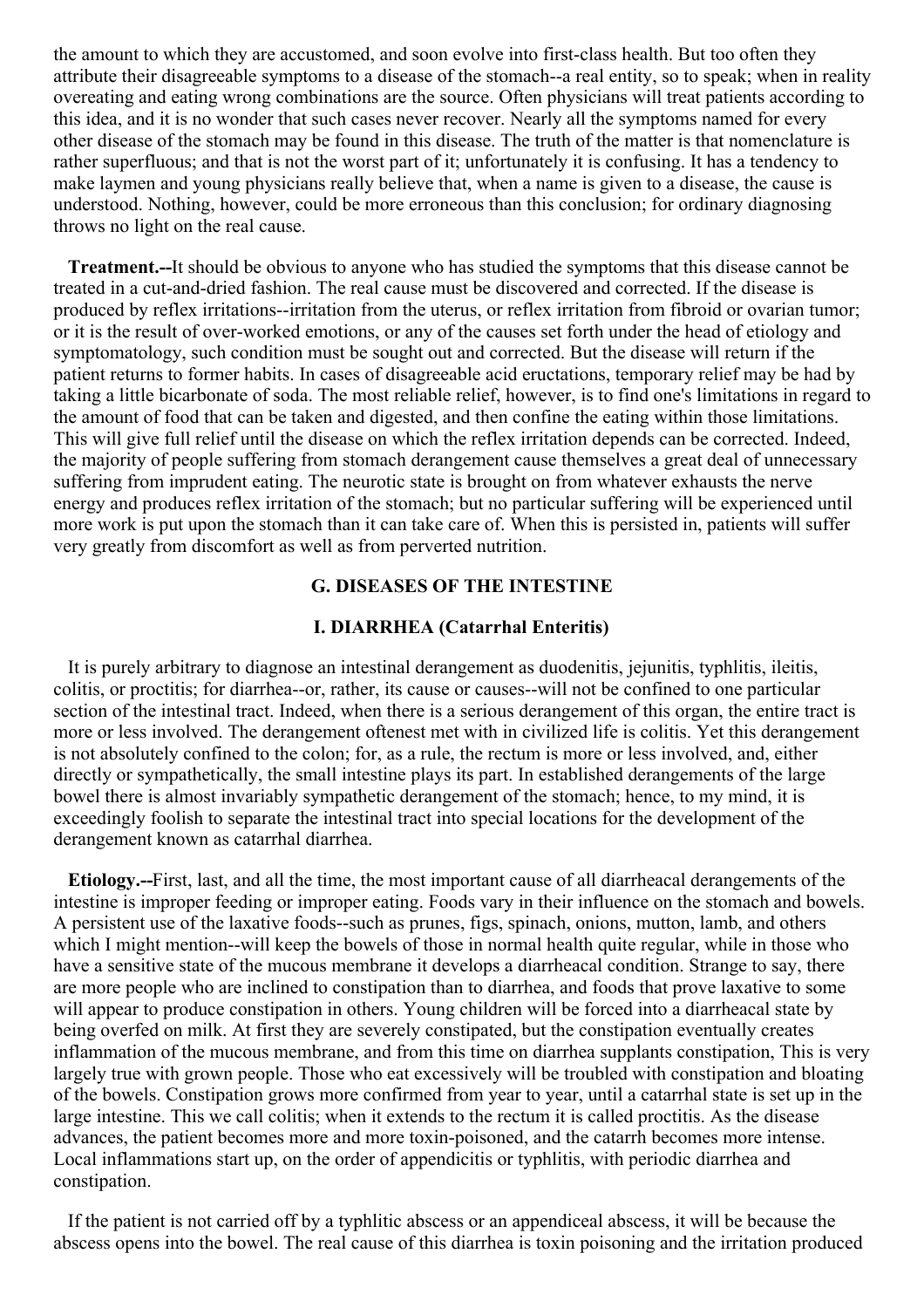the amount to which they are accustomed, and soon evolve into first-class health. But too often they attribute their disagreeable symptoms to a disease of the stomach--a real entity, so to speak; when in reality overeating and eating wrong combinations are the source. Often physicians will treat patients according to this idea, and it is no wonder that such cases never recover. Nearly all the symptoms named for every other disease of the stomach may be found in this disease. The truth of the matter is that nomenclature is rather superfluous; and that is not the worst part of it; unfortunately it is confusing. It has a tendency to make laymen and young physicians really believe that, when a name is given to a disease, the cause is understood. Nothing, however, could be more erroneous than this conclusion; for ordinary diagnosing throws no light on the real cause.

**Treatment.--**It should be obvious to anyone who has studied the symptoms that this disease cannot be treated in a cut-and-dried fashion. The real cause must be discovered and corrected. If the disease is produced by reflex irritations--irritation from the uterus, or reflex irritation from fibroid or ovarian tumor; or it is the result of over-worked emotions, or any of the causes set forth under the head of etiology and symptomatology, such condition must be sought out and corrected. But the disease will return if the patient returns to former habits. In cases of disagreeable acid eructations, temporary relief may be had by taking a little bicarbonate of soda. The most reliable relief, however, is to find one's limitations in regard to the amount of food that can be taken and digested, and then confine the eating within those limitations. This will give full relief until the disease on which the reflex irritation depends can be corrected. Indeed, the majority of people suffering from stomach derangement cause themselves a great deal of unnecessary suffering from imprudent eating. The neurotic state is brought on from whatever exhausts the nerve energy and produces reflex irritation of the stomach; but no particular suffering will be experienced until more work is put upon the stomach than it can take care of. When this is persisted in, patients will suffer very greatly from discomfort as well as from perverted nutrition.

## G. DISEASES OF THE INTESTINE

### I. DIARRHEA (Catarrhal Enteritis)

It is purely arbitrary to diagnose an intestinal derangement as duodenitis, jejunitis, typhlitis, ileitis, colitis, or proctitis; for diarrhea--or, rather, its cause or causes--will not be confined to one particular section of the intestinal tract. Indeed, when there is a serious derangement of this organ, the entire tract is more or less involved. The derangement oftenest met with in civilized life is colitis. Yet this derangement is not absolutely confined to the colon; for, as a rule, the rectum is more or less involved, and, either directly or sympathetically, the small intestine plays its part. In established derangements of the large bowel there is almost invariably sympathetic derangement of the stomach; hence, to my mind, it is exceedingly foolish to separate the intestinal tract into special locations for the development of the derangement known as catarrhal diarrhea.

**Etiology.--**First, last, and all the time, the most important cause of all diarrheacal derangements of the intestine is improper feeding or improper eating. Foods vary in their influence on the stomach and bowels. A persistent use of the laxative foods--such as prunes, figs, spinach, onions, mutton, lamb, and others which I might mention--will keep the bowels of those in normal health quite regular, while in those who have a sensitive state of the mucous membrane it develops a diarrheacal condition. Strange to say, there are more people who are inclined to constipation than to diarrhea, and foods that prove laxative to some will appear to produce constipation in others. Young children will be forced into a diarrheacal state by being overfed on milk. At first they are severely constipated, but the constipation eventually creates inflammation of the mucous membrane, and from this time on diarrhea supplants constipation, This is very largely true with grown people. Those who eat excessively will be troubled with constipation and bloating of the bowels. Constipation grows more confirmed from year to year, until a catarrhal state is set up in the large intestine. This we call colitis; when it extends to the rectum it is called proctitis. As the disease advances, the patient becomes more and more toxin-poisoned, and the catarrh becomes more intense. Local inflammations start up, on the order of appendicitis or typhlitis, with periodic diarrhea and constipation.

If the patient is not carried off by a typhlitic abscess or an appendiceal abscess, it will be because the abscess opens into the bowel. The real cause of this diarrhea is toxin poisoning and the irritation produced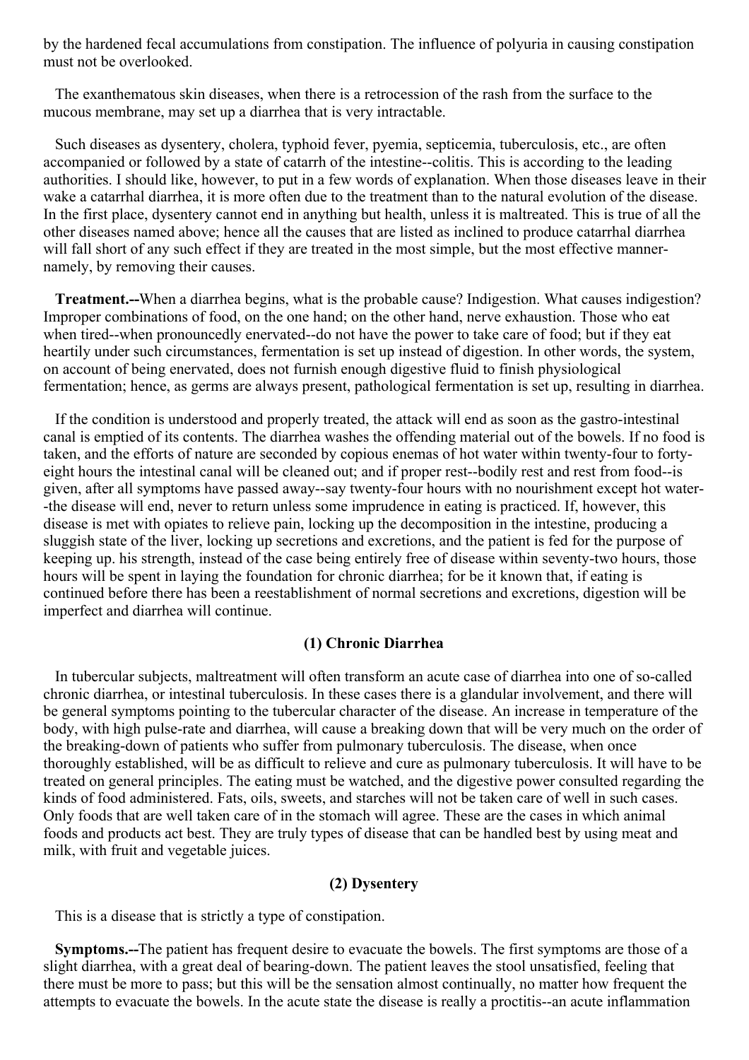by the hardened fecal accumulations from constipation. The influence of polyuria in causing constipation must not be overlooked.

The exanthematous skin diseases, when there is a retrocession of the rash from the surface to the mucous membrane, may set up a diarrhea that is very intractable.

Such diseases as dysentery, cholera, typhoid fever, pyemia, septicemia, tuberculosis, etc., are often accompanied or followed by a state of catarrh of the intestine--colitis. This is according to the leading authorities. I should like, however, to put in a few words of explanation. When those diseases leave in their wake a catarrhal diarrhea, it is more often due to the treatment than to the natural evolution of the disease. In the first place, dysentery cannot end in anything but health, unless it is maltreated. This is true of all the other diseases named above; hence all the causes that are listed as inclined to produce catarrhal diarrhea will fall short of any such effect if they are treated in the most simple, but the most effective manner-namely, by removing their causes.

**Treatment.--**When a diarrhea begins, what is the probable cause? Indigestion. What causes indigestion? Improper combinations of food, on the one hand; on the other hand, nerve exhaustion. Those who eat when tired--when pronouncedly enervated--do not have the power to take care of food; but if they eat heartily under such circumstances, fermentation is set up instead of digestion. In other words, the system, on account of being enervated, does not furnish enough digestive fluid to finish physiological fermentation; hence, as germs are always present, pathological fermentation is set up, resulting in diarrhea.

If the condition is understood and properly treated, the attack will end as soon as the gastro-intestinal canal is emptied of its contents. The diarrhea washes the offending material out of the bowels. If no food is taken, and the efforts of nature are seconded by copious enemas of hot water within twenty-four to forty-eight hours the intestinal canal will be cleaned out; and if proper rest--bodily rest and rest from food--is given, after all symptoms have passed away--say twenty-four hours with no nourishment except hot water--the disease will end, never to return unless some imprudence in eating is practiced. If, however, this disease is met with opiates to relieve pain, locking up the decomposition in the intestine, producing a sluggish state of the liver, locking up secretions and excretions, and the patient is fed for the purpose of keeping up. his strength, instead of the case being entirely free of disease within seventy-two hours, those hours will be spent in laying the foundation for chronic diarrhea; for be it known that, if eating is continued before there has been a reestablishment of normal secretions and excretions, digestion will be imperfect and diarrhea will continue.

### (1) Chronic Diarrhea

In tubercular subjects, maltreatment will often transform an acute case of diarrhea into one of so-called chronic diarrhea, or intestinal tuberculosis. In these cases there is a glandular involvement, and there will be general symptoms pointing to the tubercular character of the disease. An increase in temperature of the body, with high pulse-rate and diarrhea, will cause a breaking down that will be very much on the order of the breaking-down of patients who suffer from pulmonary tuberculosis. The disease, when once thoroughly established, will be as difficult to relieve and cure as pulmonary tuberculosis. It will have to be treated on general principles. The eating must be watched, and the digestive power consulted regarding the kinds of food administered. Fats, oils, sweets, and starches will not be taken care of well in such cases. Only foods that are well taken care of in the stomach will agree. These are the cases in which animal foods and products act best. They are truly types of disease that can be handled best by using meat and milk, with fruit and vegetable juices.

### (2) Dysentery

This is a disease that is strictly a type of constipation.

**Symptoms.--**The patient has frequent desire to evacuate the bowels. The first symptoms are those of a slight diarrhea, with a great deal of bearing-down. The patient leaves the stool unsatisfied, feeling that there must be more to pass; but this will be the sensation almost continually, no matter how frequent the attempts to evacuate the bowels. In the acute state the disease is really a proctitis--an acute inflammation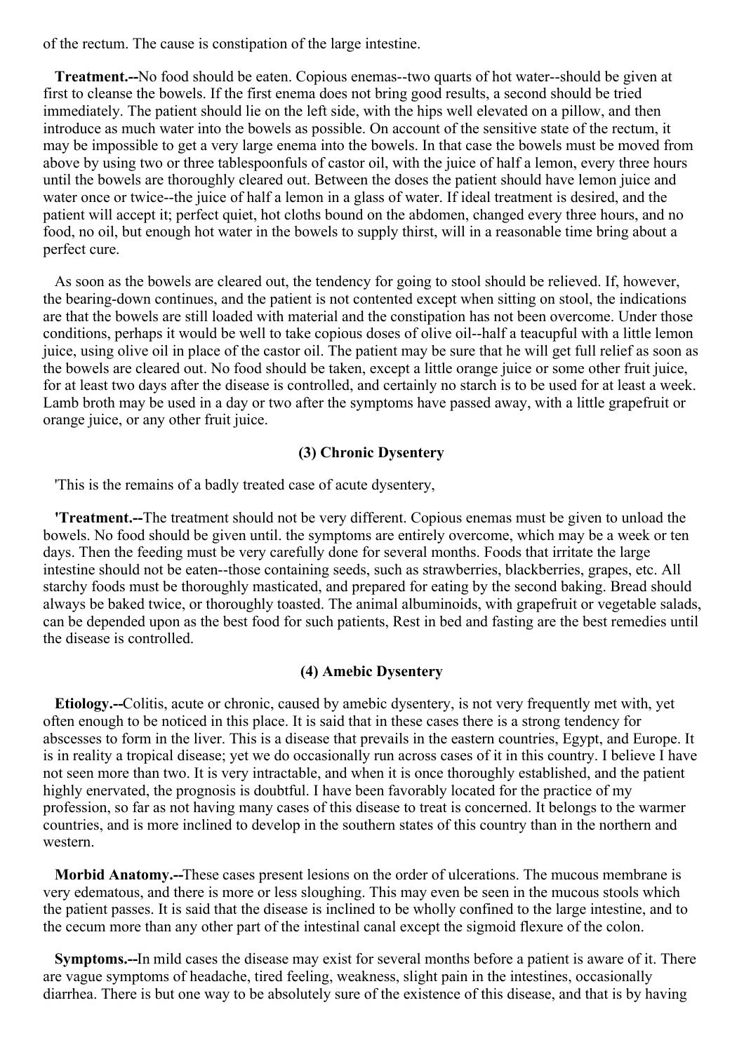of the rectum. The cause is constipation of the large intestine.

**Treatment.--**No food should be eaten. Copious enemas--two quarts of hot water--should be given at first to cleanse the bowels. If the first enema does not bring good results, a second should be tried immediately. The patient should lie on the left side, with the hips well elevated on a pillow, and then introduce as much water into the bowels as possible. On account of the sensitive state of the rectum, it may be impossible to get a very large enema into the bowels. In that case the bowels must be moved from above by using two or three tablespoonfuls of castor oil, with the juice of half a lemon, every three hours until the bowels are thoroughly cleared out. Between the doses the patient should have lemon juice and water once or twice--the juice of half a lemon in a glass of water. If ideal treatment is desired, and the patient will accept it; perfect quiet, hot cloths bound on the abdomen, changed every three hours, and no food, no oil, but enough hot water in the bowels to supply thirst, will in a reasonable time bring about a perfect cure.

As soon as the bowels are cleared out, the tendency for going to stool should be relieved. If, however, the bearing-down continues, and the patient is not contented except when sitting on stool, the indications are that the bowels are still loaded with material and the constipation has not been overcome. Under those conditions, perhaps it would be well to take copious doses of olive oil--half a teacupful with a little lemon juice, using olive oil in place of the castor oil. The patient may be sure that he will get full relief as soon as the bowels are cleared out. No food should be taken, except a little orange juice or some other fruit juice, for at least two days after the disease is controlled, and certainly no starch is to be used for at least a week. Lamb broth may be used in a day or two after the symptoms have passed away, with a little grapefruit or orange juice, or any other fruit juice.

### (3) Chronic Dysentery

'This is the remains of a badly treated case of acute dysentery,

**'Treatment.--**The treatment should not be very different. Copious enemas must be given to unload the bowels. No food should be given until. the symptoms are entirely overcome, which may be a week or ten days. Then the feeding must be very carefully done for several months. Foods that irritate the large intestine should not be eaten--those containing seeds, such as strawberries, blackberries, grapes, etc. All starchy foods must be thoroughly masticated, and prepared for eating by the second baking. Bread should always be baked twice, or thoroughly toasted. The animal albuminoids, with grapefruit or vegetable salads, can be depended upon as the best food for such patients, Rest in bed and fasting are the best remedies until the disease is controlled.

### (4) Amebic Dysentery

**Etiology.--**Colitis, acute or chronic, caused by amebic dysentery, is not very frequently met with, yet often enough to be noticed in this place. It is said that in these cases there is a strong tendency for abscesses to form in the liver. This is a disease that prevails in the eastern countries, Egypt, and Europe. It is in reality a tropical disease; yet we do occasionally run across cases of it in this country. I believe I have not seen more than two. It is very intractable, and when it is once thoroughly established, and the patient highly enervated, the prognosis is doubtful. I have been favorably located for the practice of my profession, so far as not having many cases of this disease to treat is concerned. It belongs to the warmer countries, and is more inclined to develop in the southern states of this country than in the northern and western.

**Morbid Anatomy.--**These cases present lesions on the order of ulcerations. The mucous membrane is very edematous, and there is more or less sloughing. This may even be seen in the mucous stools which the patient passes. It is said that the disease is inclined to be wholly confined to the large intestine, and to the cecum more than any other part of the intestinal canal except the sigmoid flexure of the colon.

**Symptoms.--**In mild cases the disease may exist for several months before a patient is aware of it. There are vague symptoms of headache, tired feeling, weakness, slight pain in the intestines, occasionally diarrhea. There is but one way to be absolutely sure of the existence of this disease, and that is by having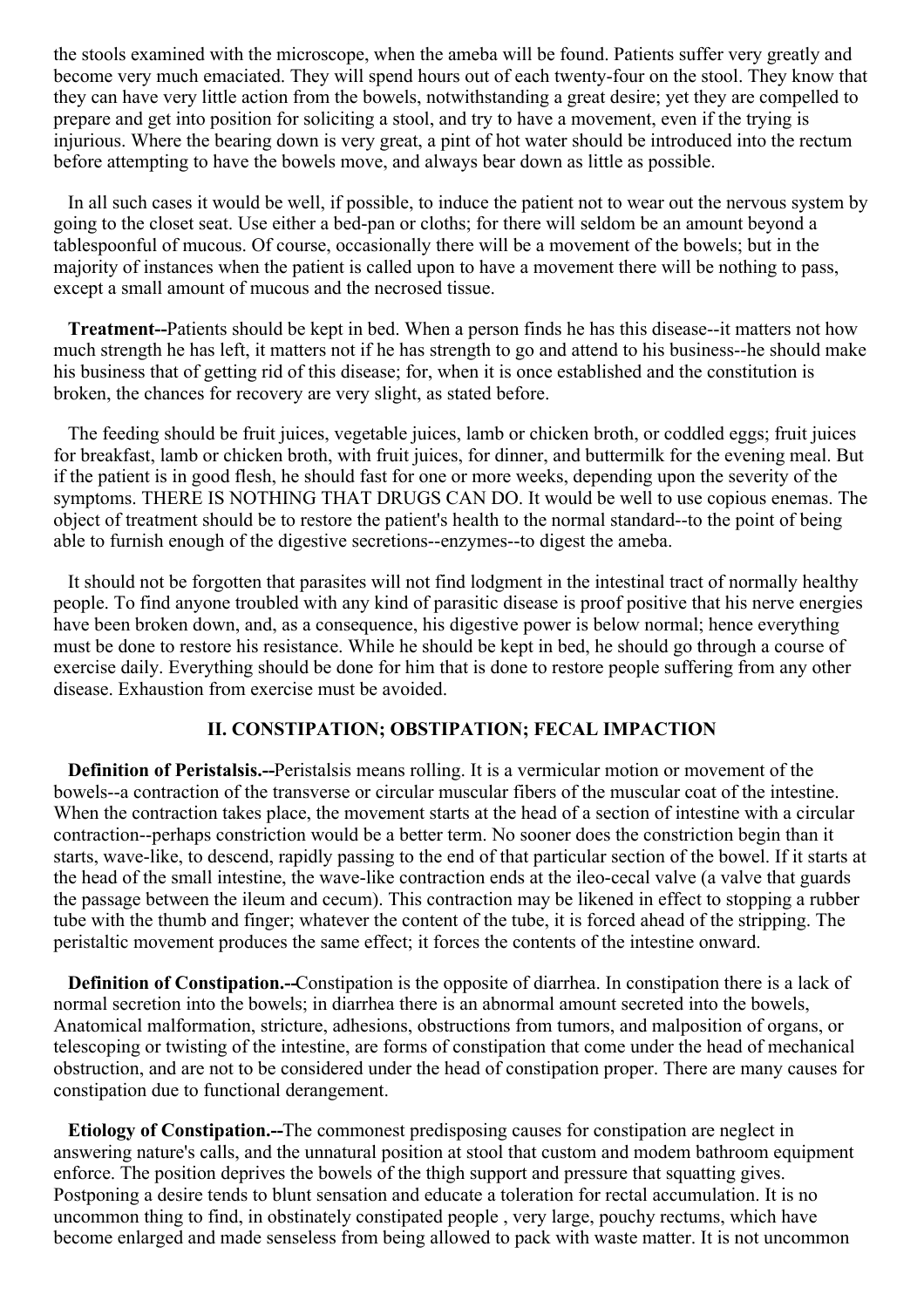the stools examined with the microscope, when the ameba will be found. Patients suffer very greatly and become very much emaciated. They will spend hours out of each twenty-four on the stool. They know that they can have very little action from the bowels, notwithstanding a great desire; yet they are compelled to prepare and get into position for soliciting a stool, and try to have a movement, even if the trying is injurious. Where the bearing down is very great, a pint of hot water should be introduced into the rectum before attempting to have the bowels move, and always bear down as little as possible.

In all such cases it would be well, if possible, to induce the patient not to wear out the nervous system by going to the closet seat. Use either a bed-pan or cloths; for there will seldom be an amount beyond a tablespoonful of mucous. Of course, occasionally there will be a movement of the bowels; but in the majority of instances when the patient is called upon to have a movement there will be nothing to pass, except a small amount of mucous and the necrosed tissue.

**Treatment--**Patients should be kept in bed. When a person finds he has this disease--it matters not how much strength he has left, it matters not if he has strength to go and attend to his business--he should make his business that of getting rid of this disease; for, when it is once established and the constitution is broken, the chances for recovery are very slight, as stated before.

The feeding should be fruit juices, vegetable juices, lamb or chicken broth, or coddled eggs; fruit juices for breakfast, lamb or chicken broth, with fruit juices, for dinner, and buttermilk for the evening meal. But if the patient is in good flesh, he should fast for one or more weeks, depending upon the severity of the symptoms. THERE IS NOTHING THAT DRUGS CAN DO. It would be well to use copious enemas. The object of treatment should be to restore the patient's health to the normal standard--to the point of being able to furnish enough of the digestive secretions--enzymes--to digest the ameba.

It should not be forgotten that parasites will not find lodgment in the intestinal tract of normally healthy people. To find anyone troubled with any kind of parasitic disease is proof positive that his nerve energies have been broken down, and, as a consequence, his digestive power is below normal; hence everything must be done to restore his resistance. While he should be kept in bed, he should go through a course of exercise daily. Everything should be done for him that is done to restore people suffering from any other disease. Exhaustion from exercise must be avoided.

## II. CONSTIPATION; OBSTIPATION; FECAL IMPACTION

**Definition of Peristalsis.--**Peristalsis means rolling. It is a vermicular motion or movement of the bowels--a contraction of the transverse or circular muscular fibers of the muscular coat of the intestine. When the contraction takes place, the movement starts at the head of a section of intestine with a circular contraction--perhaps constriction would be a better term. No sooner does the constriction begin than it starts, wave-like, to descend, rapidly passing to the end of that particular section of the bowel. If it starts at the head of the small intestine, the wave-like contraction ends at the ileo-cecal valve (a valve that guards the passage between the ileum and cecum). This contraction may be likened in effect to stopping a rubber tube with the thumb and finger; whatever the content of the tube, it is forced ahead of the stripping. The peristaltic movement produces the same effect; it forces the contents of the intestine onward.

**Definition of Constipation.--**Constipation is the opposite of diarrhea. In constipation there is a lack of normal secretion into the bowels; in diarrhea there is an abnormal amount secreted into the bowels, Anatomical malformation, stricture, adhesions, obstructions from tumors, and malposition of organs, or telescoping or twisting of the intestine, are forms of constipation that come under the head of mechanical obstruction, and are not to be considered under the head of constipation proper. There are many causes for constipation due to functional derangement.

**Etiology of Constipation.--**The commonest predisposing causes for constipation are neglect in answering nature's calls, and the unnatural position at stool that custom and modem bathroom equipment enforce. The position deprives the bowels of the thigh support and pressure that squatting gives. Postponing a desire tends to blunt sensation and educate a toleration for rectal accumulation. It is no uncommon thing to find, in obstinately constipated people , very large, pouchy rectums, which have become enlarged and made senseless from being allowed to pack with waste matter. It is not uncommon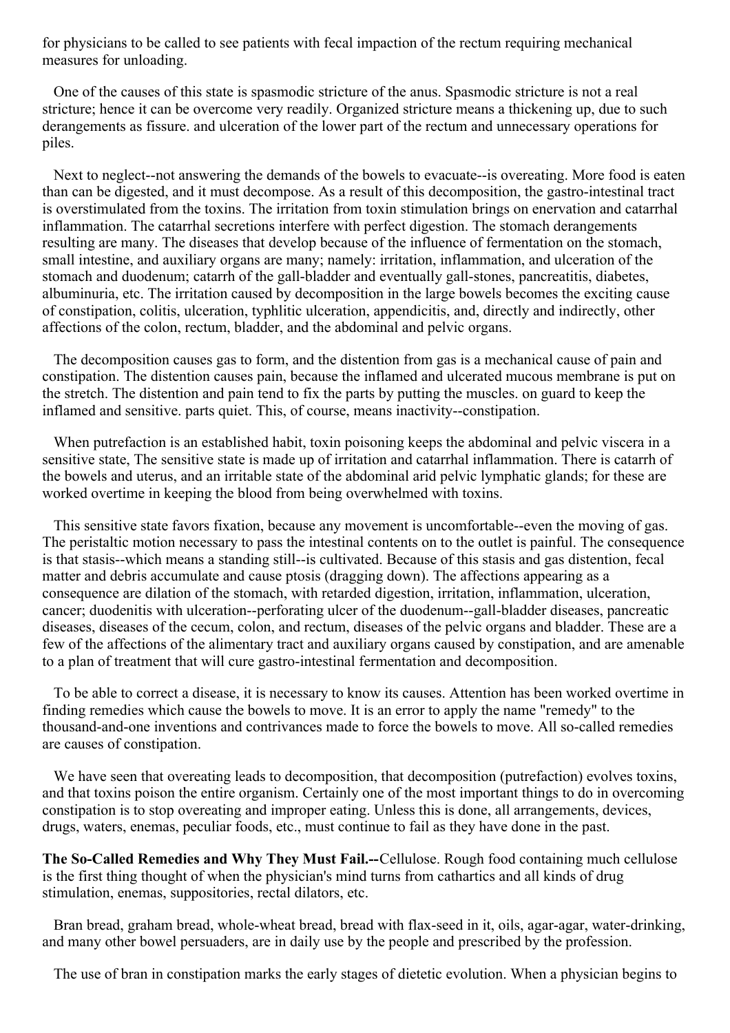for physicians to be called to see patients with fecal impaction of the rectum requiring mechanical measures for unloading.

One of the causes of this state is spasmodic stricture of the anus. Spasmodic stricture is not a real stricture; hence it can be overcome very readily. Organized stricture means a thickening up, due to such derangements as fissure. and ulceration of the lower part of the rectum and unnecessary operations for piles.

Next to neglect--not answering the demands of the bowels to evacuate--is overeating. More food is eaten than can be digested, and it must decompose. As a result of this decomposition, the gastro-intestinal tract is overstimulated from the toxins. The irritation from toxin stimulation brings on enervation and catarrhal inflammation. The catarrhal secretions interfere with perfect digestion. The stomach derangements resulting are many. The diseases that develop because of the influence of fermentation on the stomach, small intestine, and auxiliary organs are many; namely: irritation, inflammation, and ulceration of the stomach and duodenum; catarrh of the gall-bladder and eventually gall-stones, pancreatitis, diabetes, albuminuria, etc. The irritation caused by decomposition in the large bowels becomes the exciting cause of constipation, colitis, ulceration, typhlitic ulceration, appendicitis, and, directly and indirectly, other affections of the colon, rectum, bladder, and the abdominal and pelvic organs.

The decomposition causes gas to form, and the distention from gas is a mechanical cause of pain and constipation. The distention causes pain, because the inflamed and ulcerated mucous membrane is put on the stretch. The distention and pain tend to fix the parts by putting the muscles. on guard to keep the inflamed and sensitive. parts quiet. This, of course, means inactivity--constipation.

When putrefaction is an established habit, toxin poisoning keeps the abdominal and pelvic viscera in a sensitive state, The sensitive state is made up of irritation and catarrhal inflammation. There is catarrh of the bowels and uterus, and an irritable state of the abdominal arid pelvic lymphatic glands; for these are worked overtime in keeping the blood from being overwhelmed with toxins.

This sensitive state favors fixation, because any movement is uncomfortable--even the moving of gas. The peristaltic motion necessary to pass the intestinal contents on to the outlet is painful. The consequence is that stasis--which means a standing still--is cultivated. Because of this stasis and gas distention, fecal matter and debris accumulate and cause ptosis (dragging down). The affections appearing as a consequence are dilation of the stomach, with retarded digestion, irritation, inflammation, ulceration, cancer; duodenitis with ulceration--perforating ulcer of the duodenum--gall-bladder diseases, pancreatic diseases, diseases of the cecum, colon, and rectum, diseases of the pelvic organs and bladder. These are a few of the affections of the alimentary tract and auxiliary organs caused by constipation, and are amenable to a plan of treatment that will cure gastro-intestinal fermentation and decomposition.

To be able to correct a disease, it is necessary to know its causes. Attention has been worked overtime in finding remedies which cause the bowels to move. It is an error to apply the name "remedy" to the thousand-and-one inventions and contrivances made to force the bowels to move. All so-called remedies are causes of constipation.

We have seen that overeating leads to decomposition, that decomposition (putrefaction) evolves toxins, and that toxins poison the entire organism. Certainly one of the most important things to do in overcoming constipation is to stop overeating and improper eating. Unless this is done, all arrangements, devices, drugs, waters, enemas, peculiar foods, etc., must continue to fail as they have done in the past.

**The So-Called Remedies and Why They Must Fail.--**Cellulose. Rough food containing much cellulose is the first thing thought of when the physician's mind turns from cathartics and all kinds of drug stimulation, enemas, suppositories, rectal dilators, etc.

Bran bread, graham bread, whole-wheat bread, bread with flax-seed in it, oils, agar-agar, water-drinking, and many other bowel persuaders, are in daily use by the people and prescribed by the profession.

The use of bran in constipation marks the early stages of dietetic evolution. When a physician begins to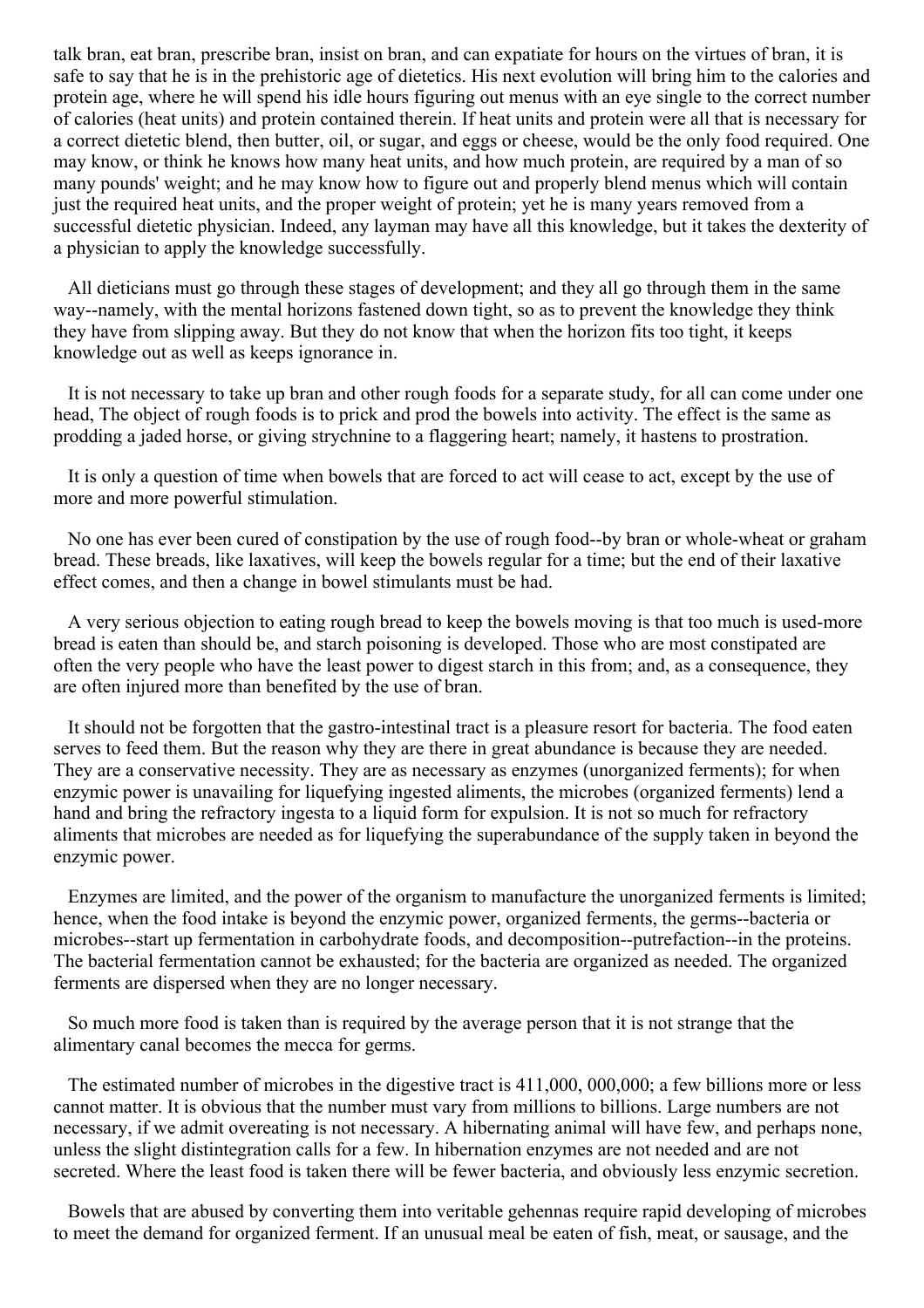talk bran, eat bran, prescribe bran, insist on bran, and can expatiate for hours on the virtues of bran, it is safe to say that he is in the prehistoric age of dietetics. His next evolution will bring him to the calories and protein age, where he will spend his idle hours figuring out menus with an eye single to the correct number of calories (heat units) and protein contained therein. If heat units and protein were all that is necessary for a correct dietetic blend, then butter, oil, or sugar, and eggs or cheese, would be the only food required. One may know, or think he knows how many heat units, and how much protein, are required by a man of so many pounds' weight; and he may know how to figure out and properly blend menus which will contain just the required heat units, and the proper weight of protein; yet he is many years removed from a successful dietetic physician. Indeed, any layman may have all this knowledge, but it takes the dexterity of a physician to apply the knowledge successfully.

All dieticians must go through these stages of development; and they all go through them in the same way--namely, with the mental horizons fastened down tight, so as to prevent the knowledge they think they have from slipping away. But they do not know that when the horizon fits too tight, it keeps knowledge out as well as keeps ignorance in.

It is not necessary to take up bran and other rough foods for a separate study, for all can come under one head, The object of rough foods is to prick and prod the bowels into activity. The effect is the same as prodding a jaded horse, or giving strychnine to a flaggering heart; namely, it hastens to prostration.

It is only a question of time when bowels that are forced to act will cease to act, except by the use of more and more powerful stimulation.

No one has ever been cured of constipation by the use of rough food--by bran or whole-wheat or graham bread. These breads, like laxatives, will keep the bowels regular for a time; but the end of their laxative effect comes, and then a change in bowel stimulants must be had.

A very serious objection to eating rough bread to keep the bowels moving is that too much is used-more bread is eaten than should be, and starch poisoning is developed. Those who are most constipated are often the very people who have the least power to digest starch in this from; and, as a consequence, they are often injured more than benefited by the use of bran.

It should not be forgotten that the gastro-intestinal tract is a pleasure resort for bacteria. The food eaten serves to feed them. But the reason why they are there in great abundance is because they are needed. They are a conservative necessity. They are as necessary as enzymes (unorganized ferments); for when enzymic power is unavailing for liquefying ingested aliments, the microbes (organized ferments) lend a hand and bring the refractory ingesta to a liquid form for expulsion. It is not so much for refractory aliments that microbes are needed as for liquefying the superabundance of the supply taken in beyond the enzymic power.

Enzymes are limited, and the power of the organism to manufacture the unorganized ferments is limited; hence, when the food intake is beyond the enzymic power, organized ferments, the germs--bacteria or microbes--start up fermentation in carbohydrate foods, and decomposition--putrefaction--in the proteins. The bacterial fermentation cannot be exhausted; for the bacteria are organized as needed. The organized ferments are dispersed when they are no longer necessary.

So much more food is taken than is required by the average person that it is not strange that the alimentary canal becomes the mecca for germs.

The estimated number of microbes in the digestive tract is 411,000, 000,000; a few billions more or less cannot matter. It is obvious that the number must vary from millions to billions. Large numbers are not necessary, if we admit overeating is not necessary. A hibernating animal will have few, and perhaps none, unless the slight distintegration calls for a few. In hibernation enzymes are not needed and are not secreted. Where the least food is taken there will be fewer bacteria, and obviously less enzymic secretion.

Bowels that are abused by converting them into veritable gehennas require rapid developing of microbes to meet the demand for organized ferment. If an unusual meal be eaten of fish, meat, or sausage, and the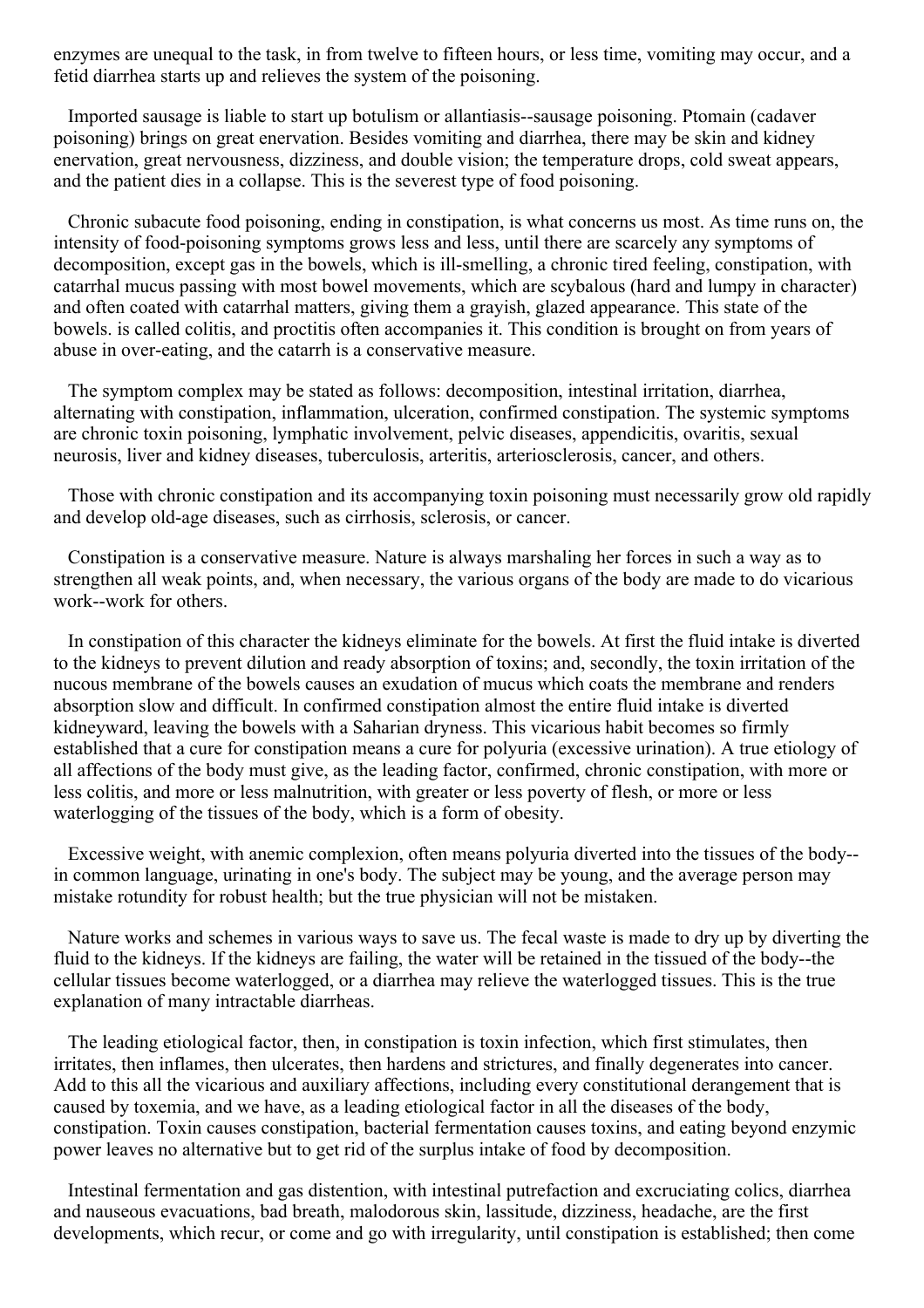enzymes are unequal to the task, in from twelve to fifteen hours, or less time, vomiting may occur, and a fetid diarrhea starts up and relieves the system of the poisoning.

Imported sausage is liable to start up botulism or allantiasis--sausage poisoning. Ptomain (cadaver poisoning) brings on great enervation. Besides vomiting and diarrhea, there may be skin and kidney enervation, great nervousness, dizziness, and double vision; the temperature drops, cold sweat appears, and the patient dies in a collapse. This is the severest type of food poisoning.

Chronic subacute food poisoning, ending in constipation, is what concerns us most. As time runs on, the intensity of food-poisoning symptoms grows less and less, until there are scarcely any symptoms of decomposition, except gas in the bowels, which is ill-smelling, a chronic tired feeling, constipation, with catarrhal mucus passing with most bowel movements, which are scybalous (hard and lumpy in character) and often coated with catarrhal matters, giving them a grayish, glazed appearance. This state of the bowels. is called colitis, and proctitis often accompanies it. This condition is brought on from years of abuse in over-eating, and the catarrh is a conservative measure.

The symptom complex may be stated as follows: decomposition, intestinal irritation, diarrhea, alternating with constipation, inflammation, ulceration, confirmed constipation. The systemic symptoms are chronic toxin poisoning, lymphatic involvement, pelvic diseases, appendicitis, ovaritis, sexual neurosis, liver and kidney diseases, tuberculosis, arteritis, arteriosclerosis, cancer, and others.

Those with chronic constipation and its accompanying toxin poisoning must necessarily grow old rapidly and develop old-age diseases, such as cirrhosis, sclerosis, or cancer.

Constipation is a conservative measure. Nature is always marshaling her forces in such a way as to strengthen all weak points, and, when necessary, the various organs of the body are made to do vicarious work--work for others.

In constipation of this character the kidneys eliminate for the bowels. At first the fluid intake is diverted to the kidneys to prevent dilution and ready absorption of toxins; and, secondly, the toxin irritation of the nucous membrane of the bowels causes an exudation of mucus which coats the membrane and renders absorption slow and difficult. In confirmed constipation almost the entire fluid intake is diverted kidneyward, leaving the bowels with a Saharian dryness. This vicarious habit becomes so firmly established that a cure for constipation means a cure for polyuria (excessive urination). A true etiology of all affections of the body must give, as the leading factor, confirmed, chronic constipation, with more or less colitis, and more or less malnutrition, with greater or less poverty of flesh, or more or less waterlogging of the tissues of the body, which is a form of obesity.

Excessive weight, with anemic complexion, often means polyuria diverted into the tissues of the body--in common language, urinating in one's body. The subject may be young, and the average person may mistake rotundity for robust health; but the true physician will not be mistaken.

Nature works and schemes in various ways to save us. The fecal waste is made to dry up by diverting the fluid to the kidneys. If the kidneys are failing, the water will be retained in the tissued of the body--the cellular tissues become waterlogged, or a diarrhea may relieve the waterlogged tissues. This is the true explanation of many intractable diarrheas.

The leading etiological factor, then, in constipation is toxin infection, which first stimulates, then irritates, then inflames, then ulcerates, then hardens and strictures, and finally degenerates into cancer. Add to this all the vicarious and auxiliary affections, including every constitutional derangement that is caused by toxemia, and we have, as a leading etiological factor in all the diseases of the body, constipation. Toxin causes constipation, bacterial fermentation causes toxins, and eating beyond enzymic power leaves no alternative but to get rid of the surplus intake of food by decomposition.

Intestinal fermentation and gas distention, with intestinal putrefaction and excruciating colics, diarrhea and nauseous evacuations, bad breath, malodorous skin, lassitude, dizziness, headache, are the first developments, which recur, or come and go with irregularity, until constipation is established; then come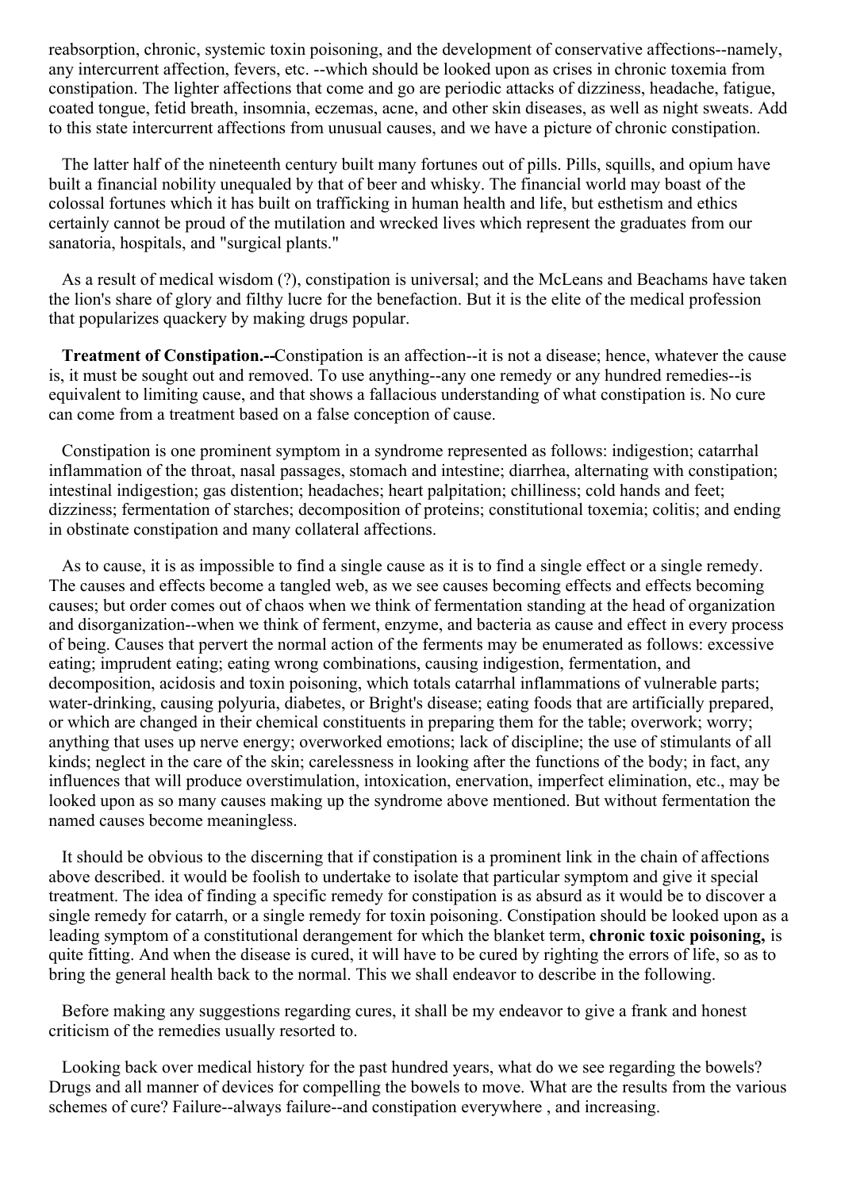reabsorption, chronic, systemic toxin poisoning, and the development of conservative affections--namely, any intercurrent affection, fevers, etc. --which should be looked upon as crises in chronic toxemia from constipation. The lighter affections that come and go are periodic attacks of dizziness, headache, fatigue, coated tongue, fetid breath, insomnia, eczemas, acne, and other skin diseases, as well as night sweats. Add to this state intercurrent affections from unusual causes, and we have a picture of chronic constipation.

The latter half of the nineteenth century built many fortunes out of pills. Pills, squills, and opium have built a financial nobility unequaled by that of beer and whisky. The financial world may boast of the colossal fortunes which it has built on trafficking in human health and life, but esthetism and ethics certainly cannot be proud of the mutilation and wrecked lives which represent the graduates from our sanatoria, hospitals, and "surgical plants."

As a result of medical wisdom (?), constipation is universal; and the McLeans and Beachams have taken the lion's share of glory and filthy lucre for the benefaction. But it is the elite of the medical profession that popularizes quackery by making drugs popular.

**Treatment of Constipation.--**Constipation is an affection--it is not a disease; hence, whatever the cause is, it must be sought out and removed. To use anything--any one remedy or any hundred remedies--is equivalent to limiting cause, and that shows a fallacious understanding of what constipation is. No cure can come from a treatment based on a false conception of cause.

Constipation is one prominent symptom in a syndrome represented as follows: indigestion; catarrhal inflammation of the throat, nasal passages, stomach and intestine; diarrhea, alternating with constipation; intestinal indigestion; gas distention; headaches; heart palpitation; chilliness; cold hands and feet; dizziness; fermentation of starches; decomposition of proteins; constitutional toxemia; colitis; and ending in obstinate constipation and many collateral affections.

As to cause, it is as impossible to find a single cause as it is to find a single effect or a single remedy. The causes and effects become a tangled web, as we see causes becoming effects and effects becoming causes; but order comes out of chaos when we think of fermentation standing at the head of organization and disorganization--when we think of ferment, enzyme, and bacteria as cause and effect in every process of being. Causes that pervert the normal action of the ferments may be enumerated as follows: excessive eating; imprudent eating; eating wrong combinations, causing indigestion, fermentation, and decomposition, acidosis and toxin poisoning, which totals catarrhal inflammations of vulnerable parts; water-drinking, causing polyuria, diabetes, or Bright's disease; eating foods that are artificially prepared, or which are changed in their chemical constituents in preparing them for the table; overwork; worry; anything that uses up nerve energy; overworked emotions; lack of discipline; the use of stimulants of all kinds; neglect in the care of the skin; carelessness in looking after the functions of the body; in fact, any influences that will produce overstimulation, intoxication, enervation, imperfect elimination, etc., may be looked upon as so many causes making up the syndrome above mentioned. But without fermentation the named causes become meaningless.

It should be obvious to the discerning that if constipation is a prominent link in the chain of affections above described. it would be foolish to undertake to isolate that particular symptom and give it special treatment. The idea of finding a specific remedy for constipation is as absurd as it would be to discover a single remedy for catarrh, or a single remedy for toxin poisoning. Constipation should be looked upon as a leading symptom of a constitutional derangement for which the blanket term, **chronic toxic poisoning,** is quite fitting. And when the disease is cured, it will have to be cured by righting the errors of life, so as to bring the general health back to the normal. This we shall endeavor to describe in the following.

Before making any suggestions regarding cures, it shall be my endeavor to give a frank and honest criticism of the remedies usually resorted to.

Looking back over medical history for the past hundred years, what do we see regarding the bowels? Drugs and all manner of devices for compelling the bowels to move. What are the results from the various schemes of cure? Failure--always failure--and constipation everywhere , and increasing.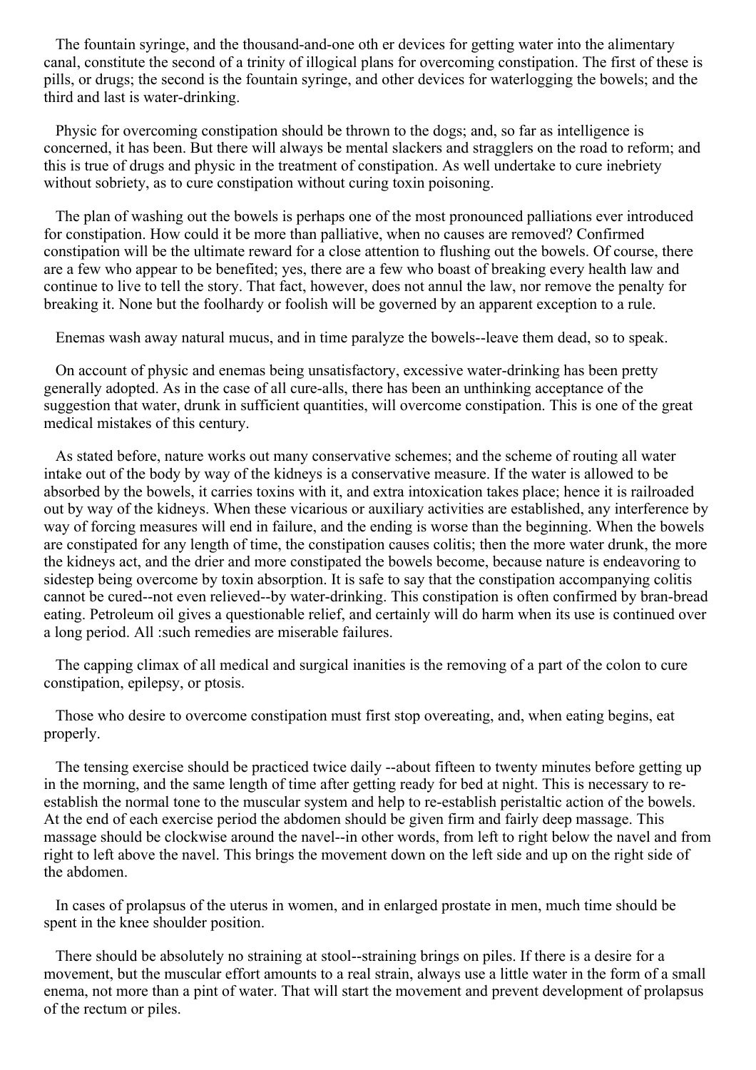The fountain syringe, and the thousand-and-one oth er devices for getting water into the alimentary canal, constitute the second of a trinity of illogical plans for overcoming constipation. The first of these is pills, or drugs; the second is the fountain syringe, and other devices for waterlogging the bowels; and the third and last is water-drinking.

Physic for overcoming constipation should be thrown to the dogs; and, so far as intelligence is concerned, it has been. But there will always be mental slackers and stragglers on the road to reform; and this is true of drugs and physic in the treatment of constipation. As well undertake to cure inebriety without sobriety, as to cure constipation without curing toxin poisoning.

The plan of washing out the bowels is perhaps one of the most pronounced palliations ever introduced for constipation. How could it be more than palliative, when no causes are removed? Confirmed constipation will be the ultimate reward for a close attention to flushing out the bowels. Of course, there are a few who appear to be benefited; yes, there are a few who boast of breaking every health law and continue to live to tell the story. That fact, however, does not annul the law, nor remove the penalty for breaking it. None but the foolhardy or foolish will be governed by an apparent exception to a rule.

Enemas wash away natural mucus, and in time paralyze the bowels--leave them dead, so to speak.

On account of physic and enemas being unsatisfactory, excessive water-drinking has been pretty generally adopted. As in the case of all cure-alls, there has been an unthinking acceptance of the suggestion that water, drunk in sufficient quantities, will overcome constipation. This is one of the great medical mistakes of this century.

As stated before, nature works out many conservative schemes; and the scheme of routing all water intake out of the body by way of the kidneys is a conservative measure. If the water is allowed to be absorbed by the bowels, it carries toxins with it, and extra intoxication takes place; hence it is railroaded out by way of the kidneys. When these vicarious or auxiliary activities are established, any interference by way of forcing measures will end in failure, and the ending is worse than the beginning. When the bowels are constipated for any length of time, the constipation causes colitis; then the more water drunk, the more the kidneys act, and the drier and more constipated the bowels become, because nature is endeavoring to sidestep being overcome by toxin absorption. It is safe to say that the constipation accompanying colitis cannot be cured--not even relieved--by water-drinking. This constipation is often confirmed by bran-bread eating. Petroleum oil gives a questionable relief, and certainly will do harm when its use is continued over a long period. All :such remedies are miserable failures.

The capping climax of all medical and surgical inanities is the removing of a part of the colon to cure constipation, epilepsy, or ptosis.

Those who desire to overcome constipation must first stop overeating, and, when eating begins, eat properly.

The tensing exercise should be practiced twice daily --about fifteen to twenty minutes before getting up in the morning, and the same length of time after getting ready for bed at night. This is necessary to re-establish the normal tone to the muscular system and help to re-establish peristaltic action of the bowels. At the end of each exercise period the abdomen should be given firm and fairly deep massage. This massage should be clockwise around the navel--in other words, from left to right below the navel and from right to left above the navel. This brings the movement down on the left side and up on the right side of the abdomen.

In cases of prolapsus of the uterus in women, and in enlarged prostate in men, much time should be spent in the knee shoulder position.

There should be absolutely no straining at stool--straining brings on piles. If there is a desire for a movement, but the muscular effort amounts to a real strain, always use a little water in the form of a small enema, not more than a pint of water. That will start the movement and prevent development of prolapsus of the rectum or piles.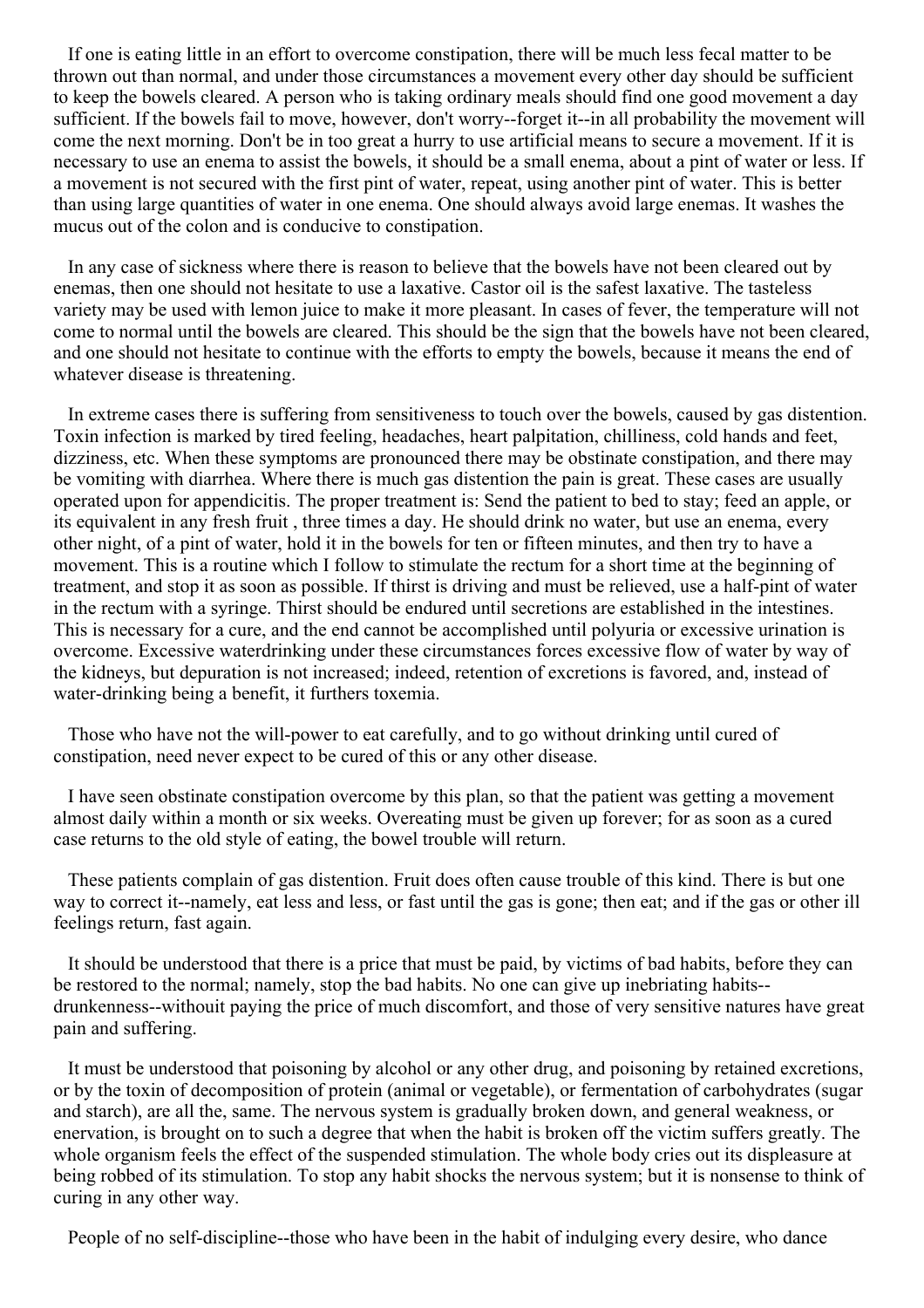If one is eating little in an effort to overcome constipation, there will be much less fecal matter to be thrown out than normal, and under those circumstances a movement every other day should be sufficient to keep the bowels cleared. A person who is taking ordinary meals should find one good movement a day sufficient. If the bowels fail to move, however, don't worry--forget it--in all probability the movement will come the next morning. Don't be in too great a hurry to use artificial means to secure a movement. If it is necessary to use an enema to assist the bowels, it should be a small enema, about a pint of water or less. If a movement is not secured with the first pint of water, repeat, using another pint of water. This is better than using large quantities of water in one enema. One should always avoid large enemas. It washes the mucus out of the colon and is conducive to constipation.

In any case of sickness where there is reason to believe that the bowels have not been cleared out by enemas, then one should not hesitate to use a laxative. Castor oil is the safest laxative. The tasteless variety may be used with lemon juice to make it more pleasant. In cases of fever, the temperature will not come to normal until the bowels are cleared. This should be the sign that the bowels have not been cleared, and one should not hesitate to continue with the efforts to empty the bowels, because it means the end of whatever disease is threatening.

In extreme cases there is suffering from sensitiveness to touch over the bowels, caused by gas distention. Toxin infection is marked by tired feeling, headaches, heart palpitation, chilliness, cold hands and feet, dizziness, etc. When these symptoms are pronounced there may be obstinate constipation, and there may be vomiting with diarrhea. Where there is much gas distention the pain is great. These cases are usually operated upon for appendicitis. The proper treatment is: Send the patient to bed to stay; feed an apple, or its equivalent in any fresh fruit , three times a day. He should drink no water, but use an enema, every other night, of a pint of water, hold it in the bowels for ten or fifteen minutes, and then try to have a movement. This is a routine which I follow to stimulate the rectum for a short time at the beginning of treatment, and stop it as soon as possible. If thirst is driving and must be relieved, use a half-pint of water in the rectum with a syringe. Thirst should be endured until secretions are established in the intestines. This is necessary for a cure, and the end cannot be accomplished until polyuria or excessive urination is overcome. Excessive waterdrinking under these circumstances forces excessive flow of water by way of the kidneys, but depuration is not increased; indeed, retention of excretions is favored, and, instead of water-drinking being a benefit, it furthers toxemia.

Those who have not the will-power to eat carefully, and to go without drinking until cured of constipation, need never expect to be cured of this or any other disease.

I have seen obstinate constipation overcome by this plan, so that the patient was getting a movement almost daily within a month or six weeks. Overeating must be given up forever; for as soon as a cured case returns to the old style of eating, the bowel trouble will return.

These patients complain of gas distention. Fruit does often cause trouble of this kind. There is but one way to correct it--namely, eat less and less, or fast until the gas is gone; then eat; and if the gas or other ill feelings return, fast again.

It should be understood that there is a price that must be paid, by victims of bad habits, before they can be restored to the normal; namely, stop the bad habits. No one can give up inebriating habits--drunkenness--withouit paying the price of much discomfort, and those of very sensitive natures have great pain and suffering.

It must be understood that poisoning by alcohol or any other drug, and poisoning by retained excretions, or by the toxin of decomposition of protein (animal or vegetable), or fermentation of carbohydrates (sugar and starch), are all the, same. The nervous system is gradually broken down, and general weakness, or enervation, is brought on to such a degree that when the habit is broken off the victim suffers greatly. The whole organism feels the effect of the suspended stimulation. The whole body cries out its displeasure at being robbed of its stimulation. To stop any habit shocks the nervous system; but it is nonsense to think of curing in any other way.

People of no self-discipline--those who have been in the habit of indulging every desire, who dance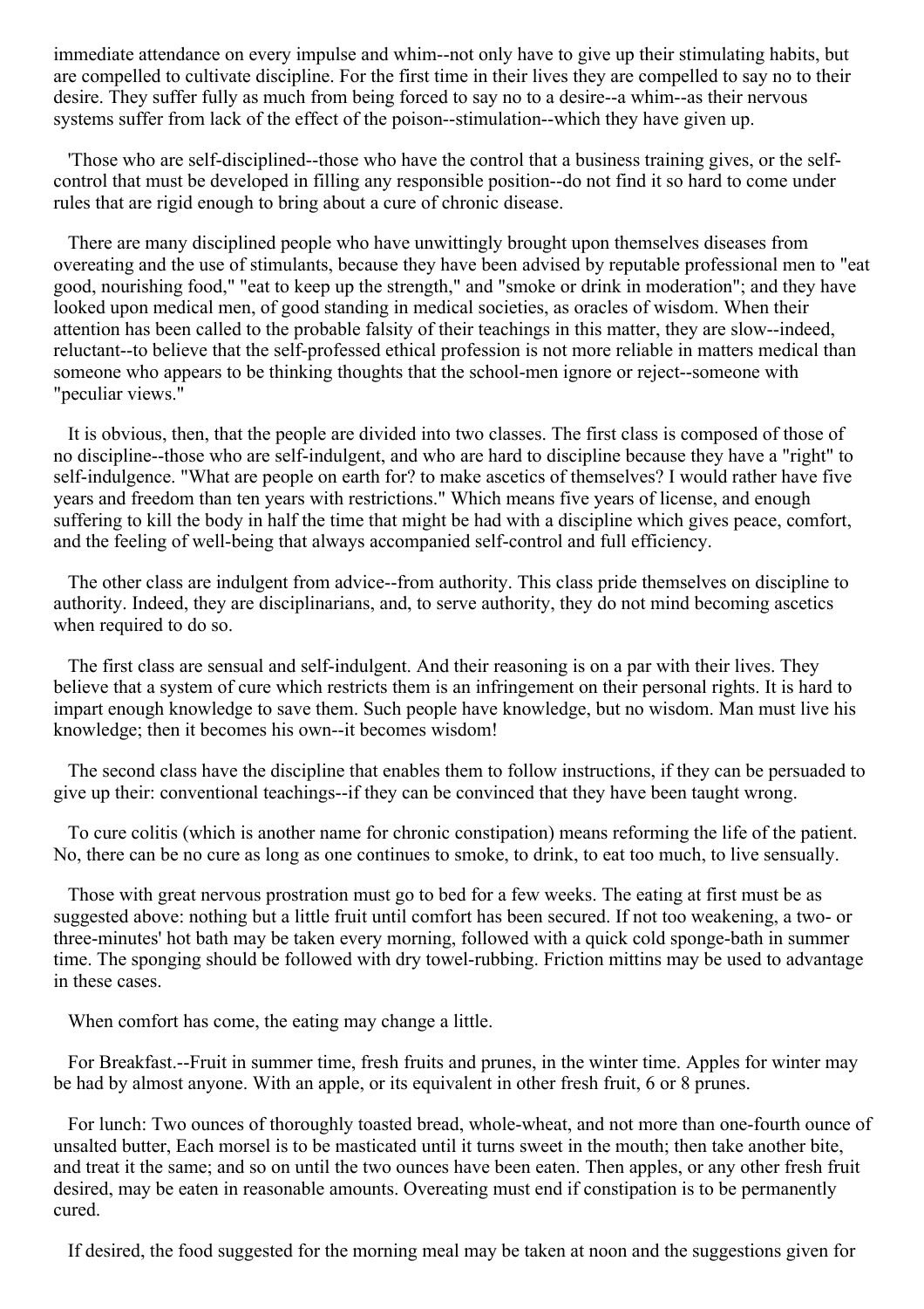immediate attendance on every impulse and whim--not only have to give up their stimulating habits, but are compelled to cultivate discipline. For the first time in their lives they are compelled to say no to their desire. They suffer fully as much from being forced to say no to a desire--a whim--as their nervous systems suffer from lack of the effect of the poison--stimulation--which they have given up.

'Those who are self-disciplined--those who have the control that a business training gives, or the self-control that must be developed in filling any responsible position--do not find it so hard to come under rules that are rigid enough to bring about a cure of chronic disease.

There are many disciplined people who have unwittingly brought upon themselves diseases from overeating and the use of stimulants, because they have been advised by reputable professional men to "eat good, nourishing food," "eat to keep up the strength," and "smoke or drink in moderation"; and they have looked upon medical men, of good standing in medical societies, as oracles of wisdom. When their attention has been called to the probable falsity of their teachings in this matter, they are slow--indeed, reluctant--to believe that the self-professed ethical profession is not more reliable in matters medical than someone who appears to be thinking thoughts that the school-men ignore or reject--someone with "peculiar views."

It is obvious, then, that the people are divided into two classes. The first class is composed of those of no discipline--those who are self-indulgent, and who are hard to discipline because they have a "right" to self-indulgence. "What are people on earth for? to make ascetics of themselves? I would rather have five years and freedom than ten years with restrictions." Which means five years of license, and enough suffering to kill the body in half the time that might be had with a discipline which gives peace, comfort, and the feeling of well-being that always accompanied self-control and full efficiency.

The other class are indulgent from advice--from authority. This class pride themselves on discipline to authority. Indeed, they are disciplinarians, and, to serve authority, they do not mind becoming ascetics when required to do so.

The first class are sensual and self-indulgent. And their reasoning is on a par with their lives. They believe that a system of cure which restricts them is an infringement on their personal rights. It is hard to impart enough knowledge to save them. Such people have knowledge, but no wisdom. Man must live his knowledge; then it becomes his own--it becomes wisdom!

The second class have the discipline that enables them to follow instructions, if they can be persuaded to give up their: conventional teachings--if they can be convinced that they have been taught wrong.

To cure colitis (which is another name for chronic constipation) means reforming the life of the patient. No, there can be no cure as long as one continues to smoke, to drink, to eat too much, to live sensually.

Those with great nervous prostration must go to bed for a few weeks. The eating at first must be as suggested above: nothing but a little fruit until comfort has been secured. If not too weakening, a two- or three-minutes' hot bath may be taken every morning, followed with a quick cold sponge-bath in summer time. The sponging should be followed with dry towel-rubbing. Friction mittins may be used to advantage in these cases.

When comfort has come, the eating may change a little.

For Breakfast.--Fruit in summer time, fresh fruits and prunes, in the winter time. Apples for winter may be had by almost anyone. With an apple, or its equivalent in other fresh fruit, 6 or 8 prunes.

For lunch: Two ounces of thoroughly toasted bread, whole-wheat, and not more than one-fourth ounce of unsalted butter, Each morsel is to be masticated until it turns sweet in the mouth; then take another bite, and treat it the same; and so on until the two ounces have been eaten. Then apples, or any other fresh fruit desired, may be eaten in reasonable amounts. Overeating must end if constipation is to be permanently cured.

If desired, the food suggested for the morning meal may be taken at noon and the suggestions given for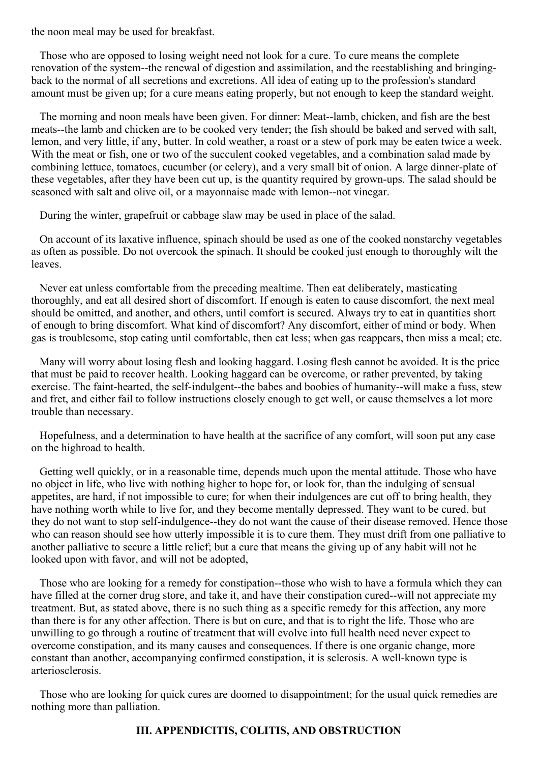the noon meal may be used for breakfast.

Those who are opposed to losing weight need not look for a cure. To cure means the complete renovation of the system--the renewal of digestion and assimilation, and the reestablishing and bringing-back to the normal of all secretions and excretions. All idea of eating up to the profession's standard amount must be given up; for a cure means eating properly, but not enough to keep the standard weight.

The morning and noon meals have been given. For dinner: Meat--lamb, chicken, and fish are the best meats--the lamb and chicken are to be cooked very tender; the fish should be baked and served with salt, lemon, and very little, if any, butter. In cold weather, a roast or a stew of pork may be eaten twice a week. With the meat or fish, one or two of the succulent cooked vegetables, and a combination salad made by combining lettuce, tomatoes, cucumber (or celery), and a very small bit of onion. A large dinner-plate of these vegetables, after they have been cut up, is the quantity required by grown-ups. The salad should be seasoned with salt and olive oil, or a mayonnaise made with lemon--not vinegar.

During the winter, grapefruit or cabbage slaw may be used in place of the salad.

On account of its laxative influence, spinach should be used as one of the cooked nonstarchy vegetables as often as possible. Do not overcook the spinach. It should be cooked just enough to thoroughly wilt the leaves.

Never eat unless comfortable from the preceding mealtime. Then eat deliberately, masticating thoroughly, and eat all desired short of discomfort. If enough is eaten to cause discomfort, the next meal should be omitted, and another, and others, until comfort is secured. Always try to eat in quantities short of enough to bring discomfort. What kind of discomfort? Any discomfort, either of mind or body. When gas is troublesome, stop eating until comfortable, then eat less; when gas reappears, then miss a meal; etc.

Many will worry about losing flesh and looking haggard. Losing flesh cannot be avoided. It is the price that must be paid to recover health. Looking haggard can be overcome, or rather prevented, by taking exercise. The faint-hearted, the self-indulgent--the babes and boobies of humanity--will make a fuss, stew and fret, and either fail to follow instructions closely enough to get well, or cause themselves a lot more trouble than necessary.

Hopefulness, and a determination to have health at the sacrifice of any comfort, will soon put any case on the highroad to health.

Getting well quickly, or in a reasonable time, depends much upon the mental attitude. Those who have no object in life, who live with nothing higher to hope for, or look for, than the indulging of sensual appetites, are hard, if not impossible to cure; for when their indulgences are cut off to bring health, they have nothing worth while to live for, and they become mentally depressed. They want to be cured, but they do not want to stop self-indulgence--they do not want the cause of their disease removed. Hence those who can reason should see how utterly impossible it is to cure them. They must drift from one palliative to another palliative to secure a little relief; but a cure that means the giving up of any habit will not he looked upon with favor, and will not be adopted,

Those who are looking for a remedy for constipation--those who wish to have a formula which they can have filled at the corner drug store, and take it, and have their constipation cured--will not appreciate my treatment. But, as stated above, there is no such thing as a specific remedy for this affection, any more than there is for any other affection. There is but on cure, and that is to right the life. Those who are unwilling to go through a routine of treatment that will evolve into full health need never expect to overcome constipation, and its many causes and consequences. If there is one organic change, more constant than another, accompanying confirmed constipation, it is sclerosis. A well-known type is arteriosclerosis.

Those who are looking for quick cures are doomed to disappointment; for the usual quick remedies are nothing more than palliation.

## III. APPENDICITIS, COLITIS, AND OBSTRUCTION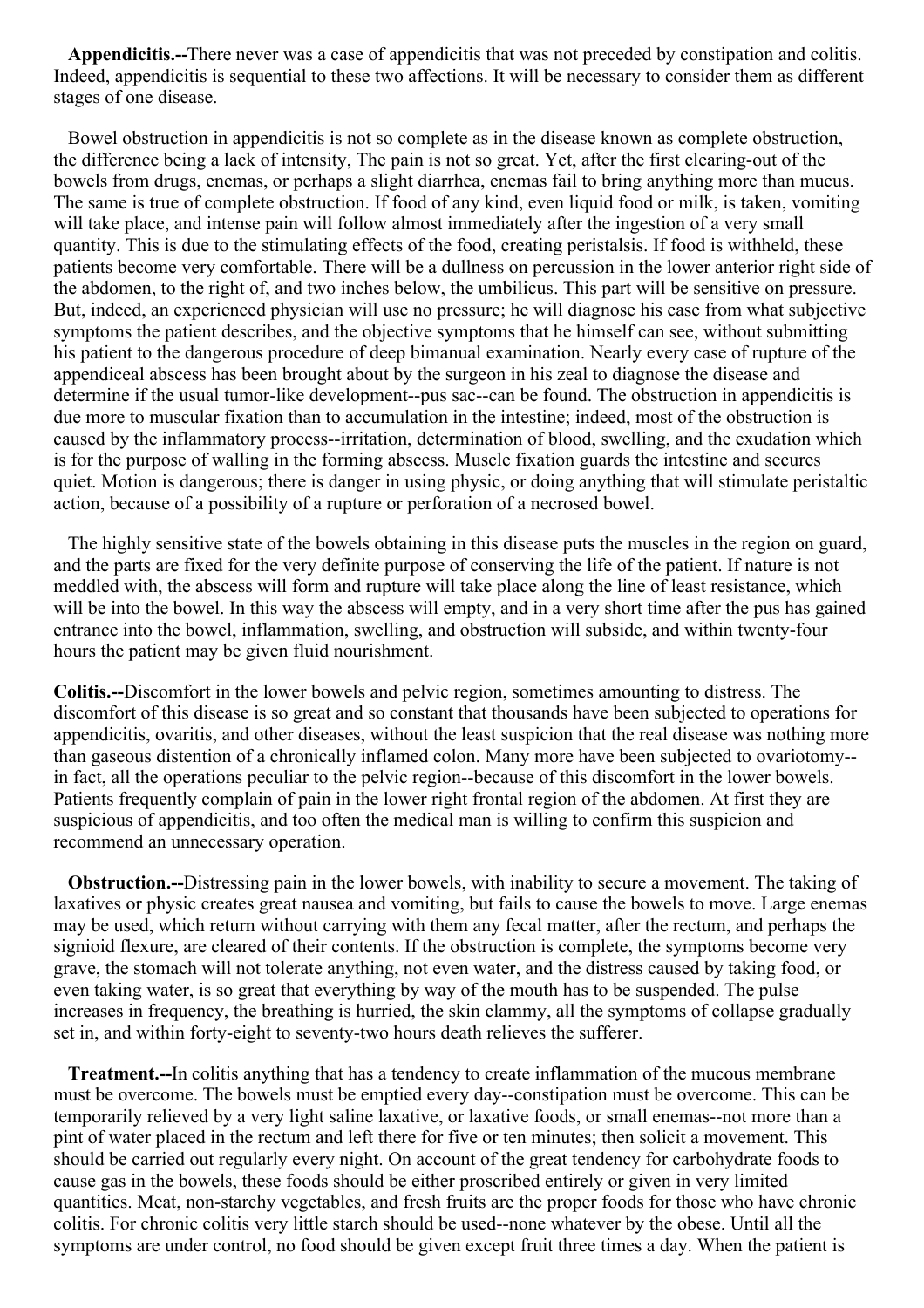**Appendicitis.--**There never was a case of appendicitis that was not preceded by constipation and colitis. Indeed, appendicitis is sequential to these two affections. It will be necessary to consider them as different stages of one disease.

Bowel obstruction in appendicitis is not so complete as in the disease known as complete obstruction, the difference being a lack of intensity, The pain is not so great. Yet, after the first clearing-out of the bowels from drugs, enemas, or perhaps a slight diarrhea, enemas fail to bring anything more than mucus. The same is true of complete obstruction. If food of any kind, even liquid food or milk, is taken, vomiting will take place, and intense pain will follow almost immediately after the ingestion of a very small quantity. This is due to the stimulating effects of the food, creating peristalsis. If food is withheld, these patients become very comfortable. There will be a dullness on percussion in the lower anterior right side of the abdomen, to the right of, and two inches below, the umbilicus. This part will be sensitive on pressure. But, indeed, an experienced physician will use no pressure; he will diagnose his case from what subjective symptoms the patient describes, and the objective symptoms that he himself can see, without submitting his patient to the dangerous procedure of deep bimanual examination. Nearly every case of rupture of the appendiceal abscess has been brought about by the surgeon in his zeal to diagnose the disease and determine if the usual tumor-like development--pus sac--can be found. The obstruction in appendicitis is due more to muscular fixation than to accumulation in the intestine; indeed, most of the obstruction is caused by the inflammatory process--irritation, determination of blood, swelling, and the exudation which is for the purpose of walling in the forming abscess. Muscle fixation guards the intestine and secures quiet. Motion is dangerous; there is danger in using physic, or doing anything that will stimulate peristaltic action, because of a possibility of a rupture or perforation of a necrosed bowel.

The highly sensitive state of the bowels obtaining in this disease puts the muscles in the region on guard, and the parts are fixed for the very definite purpose of conserving the life of the patient. If nature is not meddled with, the abscess will form and rupture will take place along the line of least resistance, which will be into the bowel. In this way the abscess will empty, and in a very short time after the pus has gained entrance into the bowel, inflammation, swelling, and obstruction will subside, and within twenty-four hours the patient may be given fluid nourishment.

**Colitis.--**Discomfort in the lower bowels and pelvic region, sometimes amounting to distress. The discomfort of this disease is so great and so constant that thousands have been subjected to operations for appendicitis, ovaritis, and other diseases, without the least suspicion that the real disease was nothing more than gaseous distention of a chronically inflamed colon. Many more have been subjected to ovariotomy--in fact, all the operations peculiar to the pelvic region--because of this discomfort in the lower bowels. Patients frequently complain of pain in the lower right frontal region of the abdomen. At first they are suspicious of appendicitis, and too often the medical man is willing to confirm this suspicion and recommend an unnecessary operation.

**Obstruction.--**Distressing pain in the lower bowels, with inability to secure a movement. The taking of laxatives or physic creates great nausea and vomiting, but fails to cause the bowels to move. Large enemas may be used, which return without carrying with them any fecal matter, after the rectum, and perhaps the signioid flexure, are cleared of their contents. If the obstruction is complete, the symptoms become very grave, the stomach will not tolerate anything, not even water, and the distress caused by taking food, or even taking water, is so great that everything by way of the mouth has to be suspended. The pulse increases in frequency, the breathing is hurried, the skin clammy, all the symptoms of collapse gradually set in, and within forty-eight to seventy-two hours death relieves the sufferer.

**Treatment.--**In colitis anything that has a tendency to create inflammation of the mucous membrane must be overcome. The bowels must be emptied every day--constipation must be overcome. This can be temporarily relieved by a very light saline laxative, or laxative foods, or small enemas--not more than a pint of water placed in the rectum and left there for five or ten minutes; then solicit a movement. This should be carried out regularly every night. On account of the great tendency for carbohydrate foods to cause gas in the bowels, these foods should be either proscribed entirely or given in very limited quantities. Meat, non-starchy vegetables, and fresh fruits are the proper foods for those who have chronic colitis. For chronic colitis very little starch should be used--none whatever by the obese. Until all the symptoms are under control, no food should be given except fruit three times a day. When the patient is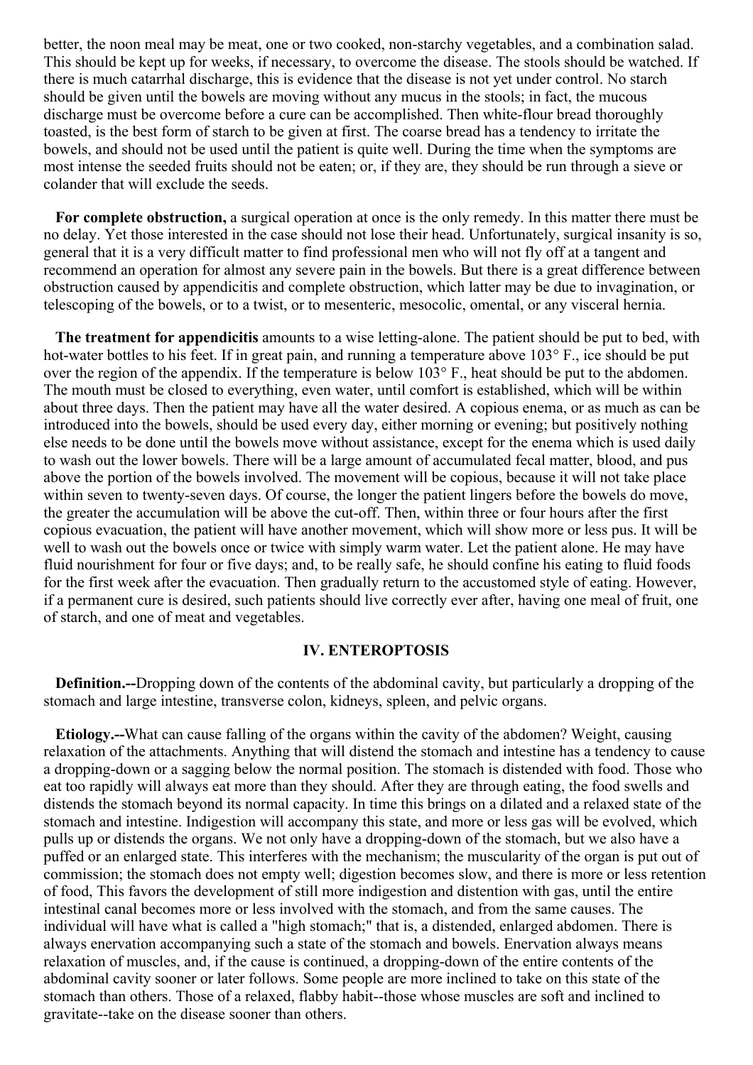better, the noon meal may be meat, one or two cooked, non-starchy vegetables, and a combination salad. This should be kept up for weeks, if necessary, to overcome the disease. The stools should be watched. If there is much catarrhal discharge, this is evidence that the disease is not yet under control. No starch should be given until the bowels are moving without any mucus in the stools; in fact, the mucous discharge must be overcome before a cure can be accomplished. Then white-flour bread thoroughly toasted, is the best form of starch to be given at first. The coarse bread has a tendency to irritate the bowels, and should not be used until the patient is quite well. During the time when the symptoms are most intense the seeded fruits should not be eaten; or, if they are, they should be run through a sieve or colander that will exclude the seeds.

**For complete obstruction,** a surgical operation at once is the only remedy. In this matter there must be no delay. Yet those interested in the case should not lose their head. Unfortunately, surgical insanity is so, general that it is a very difficult matter to find professional men who will not fly off at a tangent and recommend an operation for almost any severe pain in the bowels. But there is a great difference between obstruction caused by appendicitis and complete obstruction, which latter may be due to invagination, or telescoping of the bowels, or to a twist, or to mesenteric, mesocolic, omental, or any visceral hernia.

**The treatment for appendicitis** amounts to a wise letting-alone. The patient should be put to bed, with hot-water bottles to his feet. If in great pain, and running a temperature above 103° F., ice should be put over the region of the appendix. If the temperature is below 103° F., heat should be put to the abdomen. The mouth must be closed to everything, even water, until comfort is established, which will be within about three days. Then the patient may have all the water desired. A copious enema, or as much as can be introduced into the bowels, should be used every day, either morning or evening; but positively nothing else needs to be done until the bowels move without assistance, except for the enema which is used daily to wash out the lower bowels. There will be a large amount of accumulated fecal matter, blood, and pus above the portion of the bowels involved. The movement will be copious, because it will not take place within seven to twenty-seven days. Of course, the longer the patient lingers before the bowels do move, the greater the accumulation will be above the cut-off. Then, within three or four hours after the first copious evacuation, the patient will have another movement, which will show more or less pus. It will be well to wash out the bowels once or twice with simply warm water. Let the patient alone. He may have fluid nourishment for four or five days; and, to be really safe, he should confine his eating to fluid foods for the first week after the evacuation. Then gradually return to the accustomed style of eating. However, if a permanent cure is desired, such patients should live correctly ever after, having one meal of fruit, one of starch, and one of meat and vegetables.

### IV. ENTEROPTOSIS

**Definition.--**Dropping down of the contents of the abdominal cavity, but particularly a dropping of the stomach and large intestine, transverse colon, kidneys, spleen, and pelvic organs.

**Etiology.--**What can cause falling of the organs within the cavity of the abdomen? Weight, causing relaxation of the attachments. Anything that will distend the stomach and intestine has a tendency to cause a dropping-down or a sagging below the normal position. The stomach is distended with food. Those who eat too rapidly will always eat more than they should. After they are through eating, the food swells and distends the stomach beyond its normal capacity. In time this brings on a dilated and a relaxed state of the stomach and intestine. Indigestion will accompany this state, and more or less gas will be evolved, which pulls up or distends the organs. We not only have a dropping-down of the stomach, but we also have a puffed or an enlarged state. This interferes with the mechanism; the muscularity of the organ is put out of commission; the stomach does not empty well; digestion becomes slow, and there is more or less retention of food, This favors the development of still more indigestion and distention with gas, until the entire intestinal canal becomes more or less involved with the stomach, and from the same causes. The individual will have what is called a "high stomach;" that is, a distended, enlarged abdomen. There is always enervation accompanying such a state of the stomach and bowels. Enervation always means relaxation of muscles, and, if the cause is continued, a dropping-down of the entire contents of the abdominal cavity sooner or later follows. Some people are more inclined to take on this state of the stomach than others. Those of a relaxed, flabby habit--those whose muscles are soft and inclined to gravitate--take on the disease sooner than others.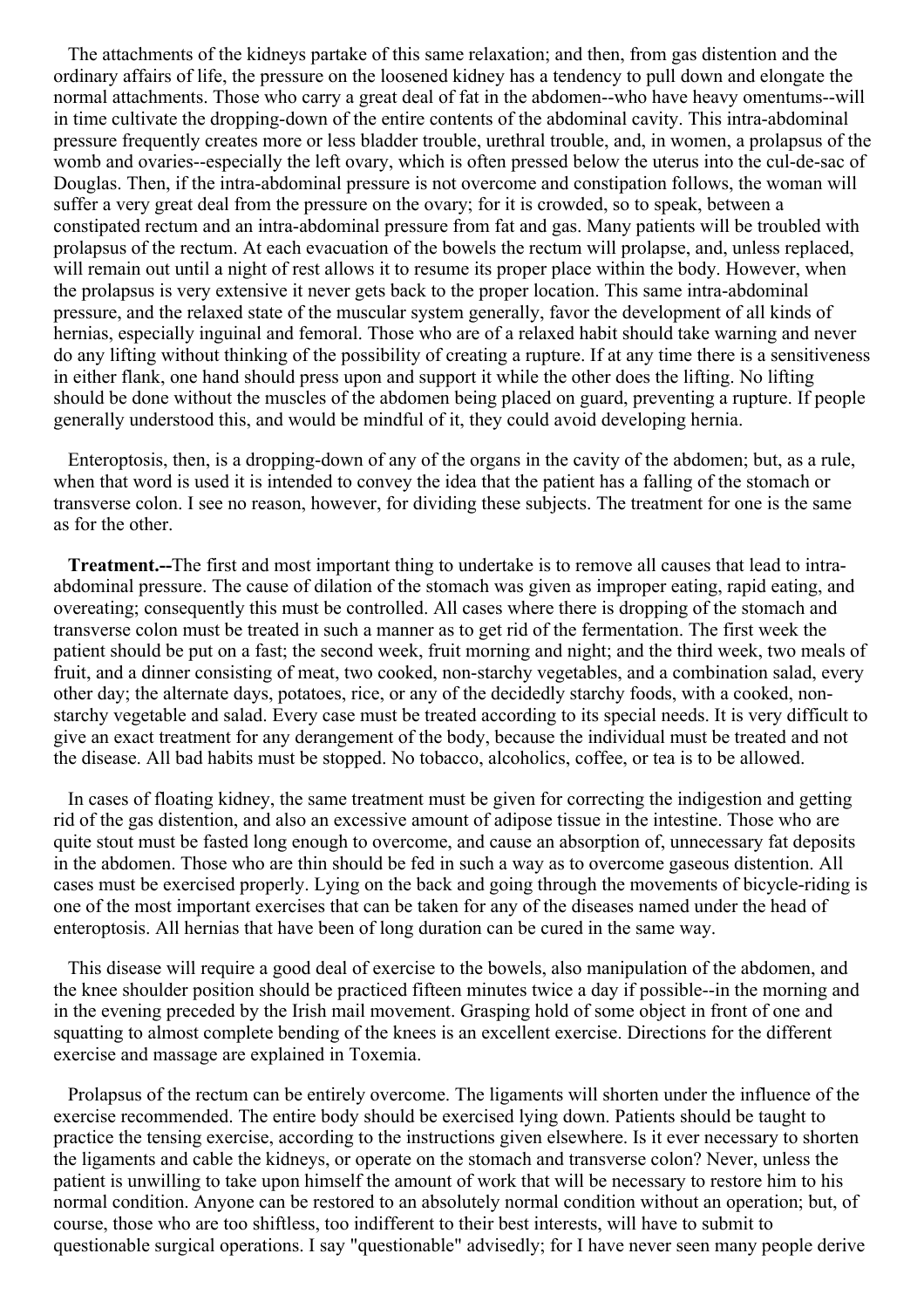The attachments of the kidneys partake of this same relaxation; and then, from gas distention and the ordinary affairs of life, the pressure on the loosened kidney has a tendency to pull down and elongate the normal attachments. Those who carry a great deal of fat in the abdomen--who have heavy omentums--will in time cultivate the dropping-down of the entire contents of the abdominal cavity. This intra-abdominal pressure frequently creates more or less bladder trouble, urethral trouble, and, in women, a prolapsus of the womb and ovaries--especially the left ovary, which is often pressed below the uterus into the cul-de-sac of Douglas. Then, if the intra-abdominal pressure is not overcome and constipation follows, the woman will suffer a very great deal from the pressure on the ovary; for it is crowded, so to speak, between a constipated rectum and an intra-abdominal pressure from fat and gas. Many patients will be troubled with prolapsus of the rectum. At each evacuation of the bowels the rectum will prolapse, and, unless replaced, will remain out until a night of rest allows it to resume its proper place within the body. However, when the prolapsus is very extensive it never gets back to the proper location. This same intra-abdominal pressure, and the relaxed state of the muscular system generally, favor the development of all kinds of hernias, especially inguinal and femoral. Those who are of a relaxed habit should take warning and never do any lifting without thinking of the possibility of creating a rupture. If at any time there is a sensitiveness in either flank, one hand should press upon and support it while the other does the lifting. No lifting should be done without the muscles of the abdomen being placed on guard, preventing a rupture. If people generally understood this, and would be mindful of it, they could avoid developing hernia.

Enteroptosis, then, is a dropping-down of any of the organs in the cavity of the abdomen; but, as a rule, when that word is used it is intended to convey the idea that the patient has a falling of the stomach or transverse colon. I see no reason, however, for dividing these subjects. The treatment for one is the same as for the other.

**Treatment.--**The first and most important thing to undertake is to remove all causes that lead to intra-abdominal pressure. The cause of dilation of the stomach was given as improper eating, rapid eating, and overeating; consequently this must be controlled. All cases where there is dropping of the stomach and transverse colon must be treated in such a manner as to get rid of the fermentation. The first week the patient should be put on a fast; the second week, fruit morning and night; and the third week, two meals of fruit, and a dinner consisting of meat, two cooked, non-starchy vegetables, and a combination salad, every other day; the alternate days, potatoes, rice, or any of the decidedly starchy foods, with a cooked, non-starchy vegetable and salad. Every case must be treated according to its special needs. It is very difficult to give an exact treatment for any derangement of the body, because the individual must be treated and not the disease. All bad habits must be stopped. No tobacco, alcoholics, coffee, or tea is to be allowed.

In cases of floating kidney, the same treatment must be given for correcting the indigestion and getting rid of the gas distention, and also an excessive amount of adipose tissue in the intestine. Those who are quite stout must be fasted long enough to overcome, and cause an absorption of, unnecessary fat deposits in the abdomen. Those who are thin should be fed in such a way as to overcome gaseous distention. All cases must be exercised properly. Lying on the back and going through the movements of bicycle-riding is one of the most important exercises that can be taken for any of the diseases named under the head of enteroptosis. All hernias that have been of long duration can be cured in the same way.

This disease will require a good deal of exercise to the bowels, also manipulation of the abdomen, and the knee shoulder position should be practiced fifteen minutes twice a day if possible--in the morning and in the evening preceded by the Irish mail movement. Grasping hold of some object in front of one and squatting to almost complete bending of the knees is an excellent exercise. Directions for the different exercise and massage are explained in Toxemia.

Prolapsus of the rectum can be entirely overcome. The ligaments will shorten under the influence of the exercise recommended. The entire body should be exercised lying down. Patients should be taught to practice the tensing exercise, according to the instructions given elsewhere. Is it ever necessary to shorten the ligaments and cable the kidneys, or operate on the stomach and transverse colon? Never, unless the patient is unwilling to take upon himself the amount of work that will be necessary to restore him to his normal condition. Anyone can be restored to an absolutely normal condition without an operation; but, of course, those who are too shiftless, too indifferent to their best interests, will have to submit to questionable surgical operations. I say "questionable" advisedly; for I have never seen many people derive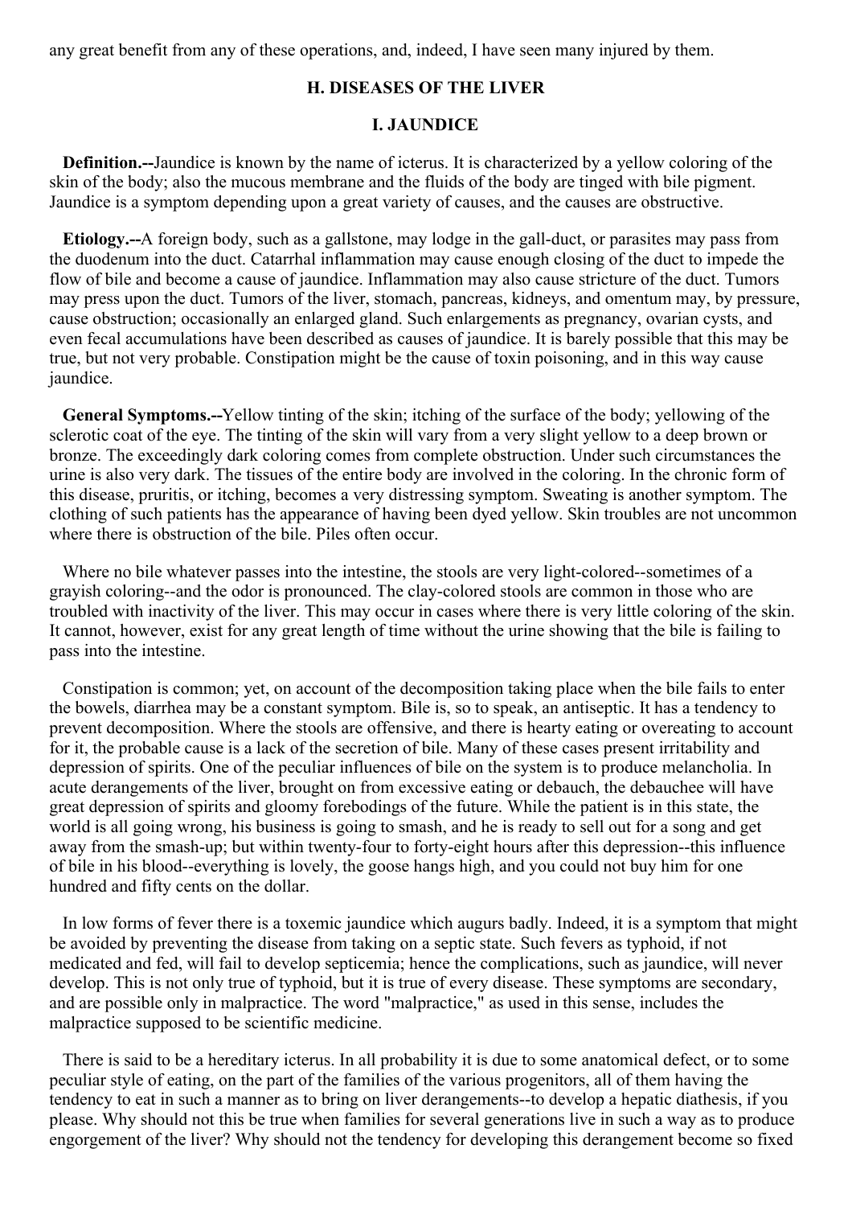any great benefit from any of these operations, and, indeed, I have seen many injured by them.

## H. DISEASES OF THE LIVER

### I. JAUNDICE

**Definition.--**Jaundice is known by the name of icterus. It is characterized by a yellow coloring of the skin of the body; also the mucous membrane and the fluids of the body are tinged with bile pigment. Jaundice is a symptom depending upon a great variety of causes, and the causes are obstructive.

**Etiology.--**A foreign body, such as a gallstone, may lodge in the gall-duct, or parasites may pass from the duodenum into the duct. Catarrhal inflammation may cause enough closing of the duct to impede the flow of bile and become a cause of jaundice. Inflammation may also cause stricture of the duct. Tumors may press upon the duct. Tumors of the liver, stomach, pancreas, kidneys, and omentum may, by pressure, cause obstruction; occasionally an enlarged gland. Such enlargements as pregnancy, ovarian cysts, and even fecal accumulations have been described as causes of jaundice. It is barely possible that this may be true, but not very probable. Constipation might be the cause of toxin poisoning, and in this way cause jaundice.

**General Symptoms.--**Yellow tinting of the skin; itching of the surface of the body; yellowing of the sclerotic coat of the eye. The tinting of the skin will vary from a very slight yellow to a deep brown or bronze. The exceedingly dark coloring comes from complete obstruction. Under such circumstances the urine is also very dark. The tissues of the entire body are involved in the coloring. In the chronic form of this disease, pruritis, or itching, becomes a very distressing symptom. Sweating is another symptom. The clothing of such patients has the appearance of having been dyed yellow. Skin troubles are not uncommon where there is obstruction of the bile. Piles often occur.

Where no bile whatever passes into the intestine, the stools are very light-colored--sometimes of a grayish coloring--and the odor is pronounced. The clay-colored stools are common in those who are troubled with inactivity of the liver. This may occur in cases where there is very little coloring of the skin. It cannot, however, exist for any great length of time without the urine showing that the bile is failing to pass into the intestine.

Constipation is common; yet, on account of the decomposition taking place when the bile fails to enter the bowels, diarrhea may be a constant symptom. Bile is, so to speak, an antiseptic. It has a tendency to prevent decomposition. Where the stools are offensive, and there is hearty eating or overeating to account for it, the probable cause is a lack of the secretion of bile. Many of these cases present irritability and depression of spirits. One of the peculiar influences of bile on the system is to produce melancholia. In acute derangements of the liver, brought on from excessive eating or debauch, the debauchee will have great depression of spirits and gloomy forebodings of the future. While the patient is in this state, the world is all going wrong, his business is going to smash, and he is ready to sell out for a song and get away from the smash-up; but within twenty-four to forty-eight hours after this depression--this influence of bile in his blood--everything is lovely, the goose hangs high, and you could not buy him for one hundred and fifty cents on the dollar.

In low forms of fever there is a toxemic jaundice which augurs badly. Indeed, it is a symptom that might be avoided by preventing the disease from taking on a septic state. Such fevers as typhoid, if not medicated and fed, will fail to develop septicemia; hence the complications, such as jaundice, will never develop. This is not only true of typhoid, but it is true of every disease. These symptoms are secondary, and are possible only in malpractice. The word "malpractice," as used in this sense, includes the malpractice supposed to be scientific medicine.

There is said to be a hereditary icterus. In all probability it is due to some anatomical defect, or to some peculiar style of eating, on the part of the families of the various progenitors, all of them having the tendency to eat in such a manner as to bring on liver derangements--to develop a hepatic diathesis, if you please. Why should not this be true when families for several generations live in such a way as to produce engorgement of the liver? Why should not the tendency for developing this derangement become so fixed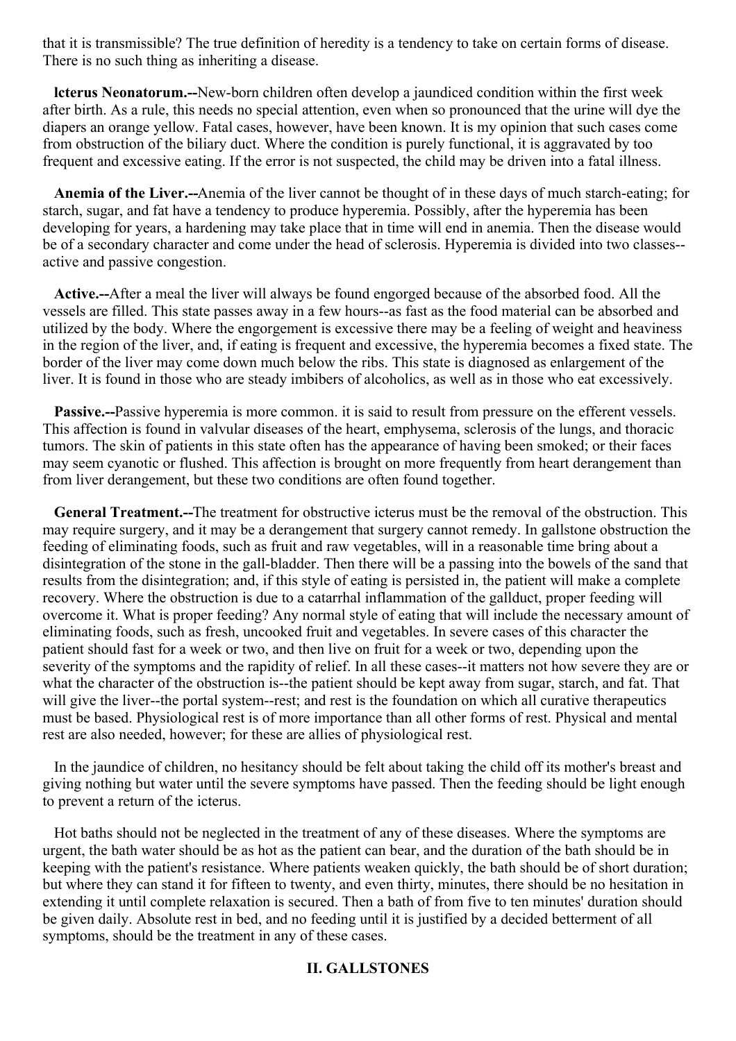that it is transmissible? The true definition of heredity is a tendency to take on certain forms of disease. There is no such thing as inheriting a disease.

**lcterus Neonatorum.--**New-born children often develop a jaundiced condition within the first week after birth. As a rule, this needs no special attention, even when so pronounced that the urine will dye the diapers an orange yellow. Fatal cases, however, have been known. It is my opinion that such cases come from obstruction of the biliary duct. Where the condition is purely functional, it is aggravated by too frequent and excessive eating. If the error is not suspected, the child may be driven into a fatal illness.

**Anemia of the Liver.--**Anemia of the liver cannot be thought of in these days of much starch-eating; for starch, sugar, and fat have a tendency to produce hyperemia. Possibly, after the hyperemia has been developing for years, a hardening may take place that in time will end in anemia. Then the disease would be of a secondary character and come under the head of sclerosis. Hyperemia is divided into two classes--active and passive congestion.

**Active.--**After a meal the liver will always be found engorged because of the absorbed food. All the vessels are filled. This state passes away in a few hours--as fast as the food material can be absorbed and utilized by the body. Where the engorgement is excessive there may be a feeling of weight and heaviness in the region of the liver, and, if eating is frequent and excessive, the hyperemia becomes a fixed state. The border of the liver may come down much below the ribs. This state is diagnosed as enlargement of the liver. It is found in those who are steady imbibers of alcoholics, as well as in those who eat excessively.

**Passive.--**Passive hyperemia is more common. it is said to result from pressure on the efferent vessels. This affection is found in valvular diseases of the heart, emphysema, sclerosis of the lungs, and thoracic tumors. The skin of patients in this state often has the appearance of having been smoked; or their faces may seem cyanotic or flushed. This affection is brought on more frequently from heart derangement than from liver derangement, but these two conditions are often found together.

**General Treatment.--**The treatment for obstructive icterus must be the removal of the obstruction. This may require surgery, and it may be a derangement that surgery cannot remedy. In gallstone obstruction the feeding of eliminating foods, such as fruit and raw vegetables, will in a reasonable time bring about a disintegration of the stone in the gall-bladder. Then there will be a passing into the bowels of the sand that results from the disintegration; and, if this style of eating is persisted in, the patient will make a complete recovery. Where the obstruction is due to a catarrhal inflammation of the gallduct, proper feeding will overcome it. What is proper feeding? Any normal style of eating that will include the necessary amount of eliminating foods, such as fresh, uncooked fruit and vegetables. In severe cases of this character the patient should fast for a week or two, and then live on fruit for a week or two, depending upon the severity of the symptoms and the rapidity of relief. In all these cases--it matters not how severe they are or what the character of the obstruction is--the patient should be kept away from sugar, starch, and fat. That will give the liver--the portal system--rest; and rest is the foundation on which all curative therapeutics must be based. Physiological rest is of more importance than all other forms of rest. Physical and mental rest are also needed, however; for these are allies of physiological rest.

In the jaundice of children, no hesitancy should be felt about taking the child off its mother's breast and giving nothing but water until the severe symptoms have passed. Then the feeding should be light enough to prevent a return of the icterus.

Hot baths should not be neglected in the treatment of any of these diseases. Where the symptoms are urgent, the bath water should be as hot as the patient can bear, and the duration of the bath should be in keeping with the patient's resistance. Where patients weaken quickly, the bath should be of short duration; but where they can stand it for fifteen to twenty, and even thirty, minutes, there should be no hesitation in extending it until complete relaxation is secured. Then a bath of from five to ten minutes' duration should be given daily. Absolute rest in bed, and no feeding until it is justified by a decided betterment of all symptoms, should be the treatment in any of these cases.

## II. GALLSTONES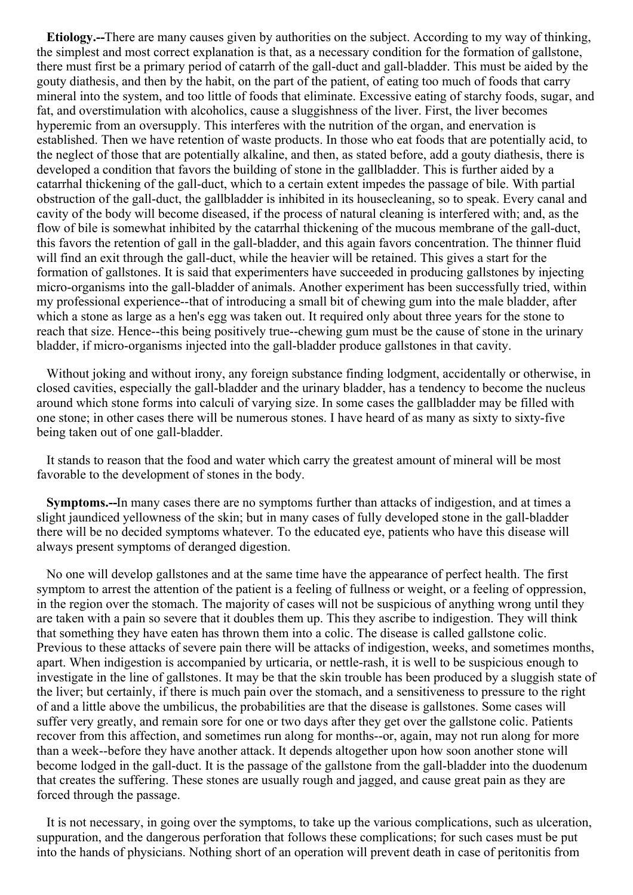**Etiology.--**There are many causes given by authorities on the subject. According to my way of thinking, the simplest and most correct explanation is that, as a necessary condition for the formation of gallstone, there must first be a primary period of catarrh of the gall-duct and gall-bladder. This must be aided by the gouty diathesis, and then by the habit, on the part of the patient, of eating too much of foods that carry mineral into the system, and too little of foods that eliminate. Excessive eating of starchy foods, sugar, and fat, and overstimulation with alcoholics, cause a sluggishness of the liver. First, the liver becomes hyperemic from an oversupply. This interferes with the nutrition of the organ, and enervation is established. Then we have retention of waste products. In those who eat foods that are potentially acid, to the neglect of those that are potentially alkaline, and then, as stated before, add a gouty diathesis, there is developed a condition that favors the building of stone in the gallbladder. This is further aided by a catarrhal thickening of the gall-duct, which to a certain extent impedes the passage of bile. With partial obstruction of the gall-duct, the gallbladder is inhibited in its housecleaning, so to speak. Every canal and cavity of the body will become diseased, if the process of natural cleaning is interfered with; and, as the flow of bile is somewhat inhibited by the catarrhal thickening of the mucous membrane of the gall-duct, this favors the retention of gall in the gall-bladder, and this again favors concentration. The thinner fluid will find an exit through the gall-duct, while the heavier will be retained. This gives a start for the formation of gallstones. It is said that experimenters have succeeded in producing gallstones by injecting micro-organisms into the gall-bladder of animals. Another experiment has been successfully tried, within my professional experience--that of introducing a small bit of chewing gum into the male bladder, after which a stone as large as a hen's egg was taken out. It required only about three years for the stone to reach that size. Hence--this being positively true--chewing gum must be the cause of stone in the urinary bladder, if micro-organisms injected into the gall-bladder produce gallstones in that cavity.

Without joking and without irony, any foreign substance finding lodgment, accidentally or otherwise, in closed cavities, especially the gall-bladder and the urinary bladder, has a tendency to become the nucleus around which stone forms into calculi of varying size. In some cases the gallbladder may be filled with one stone; in other cases there will be numerous stones. I have heard of as many as sixty to sixty-five being taken out of one gall-bladder.

It stands to reason that the food and water which carry the greatest amount of mineral will be most favorable to the development of stones in the body.

**Symptoms.--**In many cases there are no symptoms further than attacks of indigestion, and at times a slight jaundiced yellowness of the skin; but in many cases of fully developed stone in the gall-bladder there will be no decided symptoms whatever. To the educated eye, patients who have this disease will always present symptoms of deranged digestion.

No one will develop gallstones and at the same time have the appearance of perfect health. The first symptom to arrest the attention of the patient is a feeling of fullness or weight, or a feeling of oppression, in the region over the stomach. The majority of cases will not be suspicious of anything wrong until they are taken with a pain so severe that it doubles them up. This they ascribe to indigestion. They will think that something they have eaten has thrown them into a colic. The disease is called gallstone colic. Previous to these attacks of severe pain there will be attacks of indigestion, weeks, and sometimes months, apart. When indigestion is accompanied by urticaria, or nettle-rash, it is well to be suspicious enough to investigate in the line of gallstones. It may be that the skin trouble has been produced by a sluggish state of the liver; but certainly, if there is much pain over the stomach, and a sensitiveness to pressure to the right of and a little above the umbilicus, the probabilities are that the disease is gallstones. Some cases will suffer very greatly, and remain sore for one or two days after they get over the gallstone colic. Patients recover from this affection, and sometimes run along for months--or, again, may not run along for more than a week--before they have another attack. It depends altogether upon how soon another stone will become lodged in the gall-duct. It is the passage of the gallstone from the gall-bladder into the duodenum that creates the suffering. These stones are usually rough and jagged, and cause great pain as they are forced through the passage.

It is not necessary, in going over the symptoms, to take up the various complications, such as ulceration, suppuration, and the dangerous perforation that follows these complications; for such cases must be put into the hands of physicians. Nothing short of an operation will prevent death in case of peritonitis from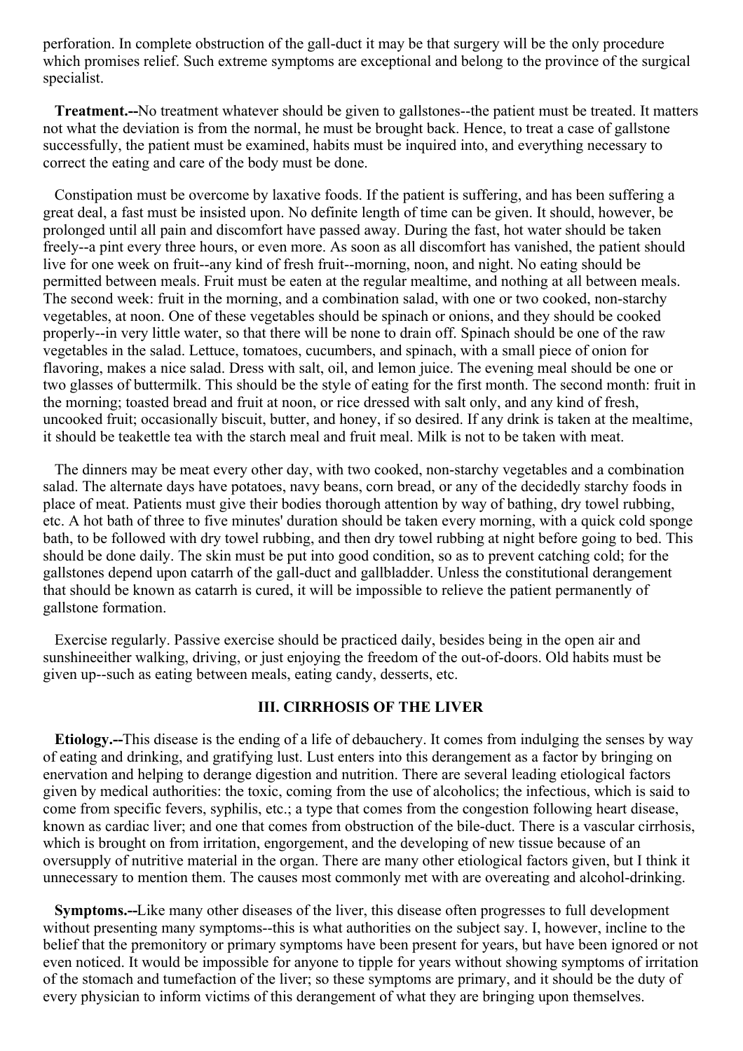perforation. In complete obstruction of the gall-duct it may be that surgery will be the only procedure which promises relief. Such extreme symptoms are exceptional and belong to the province of the surgical specialist.

**Treatment.--**No treatment whatever should be given to gallstones--the patient must be treated. It matters not what the deviation is from the normal, he must be brought back. Hence, to treat a case of gallstone successfully, the patient must be examined, habits must be inquired into, and everything necessary to correct the eating and care of the body must be done.

Constipation must be overcome by laxative foods. If the patient is suffering, and has been suffering a great deal, a fast must be insisted upon. No definite length of time can be given. It should, however, be prolonged until all pain and discomfort have passed away. During the fast, hot water should be taken freely--a pint every three hours, or even more. As soon as all discomfort has vanished, the patient should live for one week on fruit--any kind of fresh fruit--morning, noon, and night. No eating should be permitted between meals. Fruit must be eaten at the regular mealtime, and nothing at all between meals. The second week: fruit in the morning, and a combination salad, with one or two cooked, non-starchy vegetables, at noon. One of these vegetables should be spinach or onions, and they should be cooked properly--in very little water, so that there will be none to drain off. Spinach should be one of the raw vegetables in the salad. Lettuce, tomatoes, cucumbers, and spinach, with a small piece of onion for flavoring, makes a nice salad. Dress with salt, oil, and lemon juice. The evening meal should be one or two glasses of buttermilk. This should be the style of eating for the first month. The second month: fruit in the morning; toasted bread and fruit at noon, or rice dressed with salt only, and any kind of fresh, uncooked fruit; occasionally biscuit, butter, and honey, if so desired. If any drink is taken at the mealtime, it should be teakettle tea with the starch meal and fruit meal. Milk is not to be taken with meat.

The dinners may be meat every other day, with two cooked, non-starchy vegetables and a combination salad. The alternate days have potatoes, navy beans, corn bread, or any of the decidedly starchy foods in place of meat. Patients must give their bodies thorough attention by way of bathing, dry towel rubbing, etc. A hot bath of three to five minutes' duration should be taken every morning, with a quick cold sponge bath, to be followed with dry towel rubbing, and then dry towel rubbing at night before going to bed. This should be done daily. The skin must be put into good condition, so as to prevent catching cold; for the gallstones depend upon catarrh of the gall-duct and gallbladder. Unless the constitutional derangement that should be known as catarrh is cured, it will be impossible to relieve the patient permanently of gallstone formation.

Exercise regularly. Passive exercise should be practiced daily, besides being in the open air and sunshineeither walking, driving, or just enjoying the freedom of the out-of-doors. Old habits must be given up--such as eating between meals, eating candy, desserts, etc.

### III. CIRRHOSIS OF THE LIVER

**Etiology.--**This disease is the ending of a life of debauchery. It comes from indulging the senses by way of eating and drinking, and gratifying lust. Lust enters into this derangement as a factor by bringing on enervation and helping to derange digestion and nutrition. There are several leading etiological factors given by medical authorities: the toxic, coming from the use of alcoholics; the infectious, which is said to come from specific fevers, syphilis, etc.; a type that comes from the congestion following heart disease, known as cardiac liver; and one that comes from obstruction of the bile-duct. There is a vascular cirrhosis, which is brought on from irritation, engorgement, and the developing of new tissue because of an oversupply of nutritive material in the organ. There are many other etiological factors given, but I think it unnecessary to mention them. The causes most commonly met with are overeating and alcohol-drinking.

**Symptoms.--**Like many other diseases of the liver, this disease often progresses to full development without presenting many symptoms--this is what authorities on the subject say. I, however, incline to the belief that the premonitory or primary symptoms have been present for years, but have been ignored or not even noticed. It would be impossible for anyone to tipple for years without showing symptoms of irritation of the stomach and tumefaction of the liver; so these symptoms are primary, and it should be the duty of every physician to inform victims of this derangement of what they are bringing upon themselves.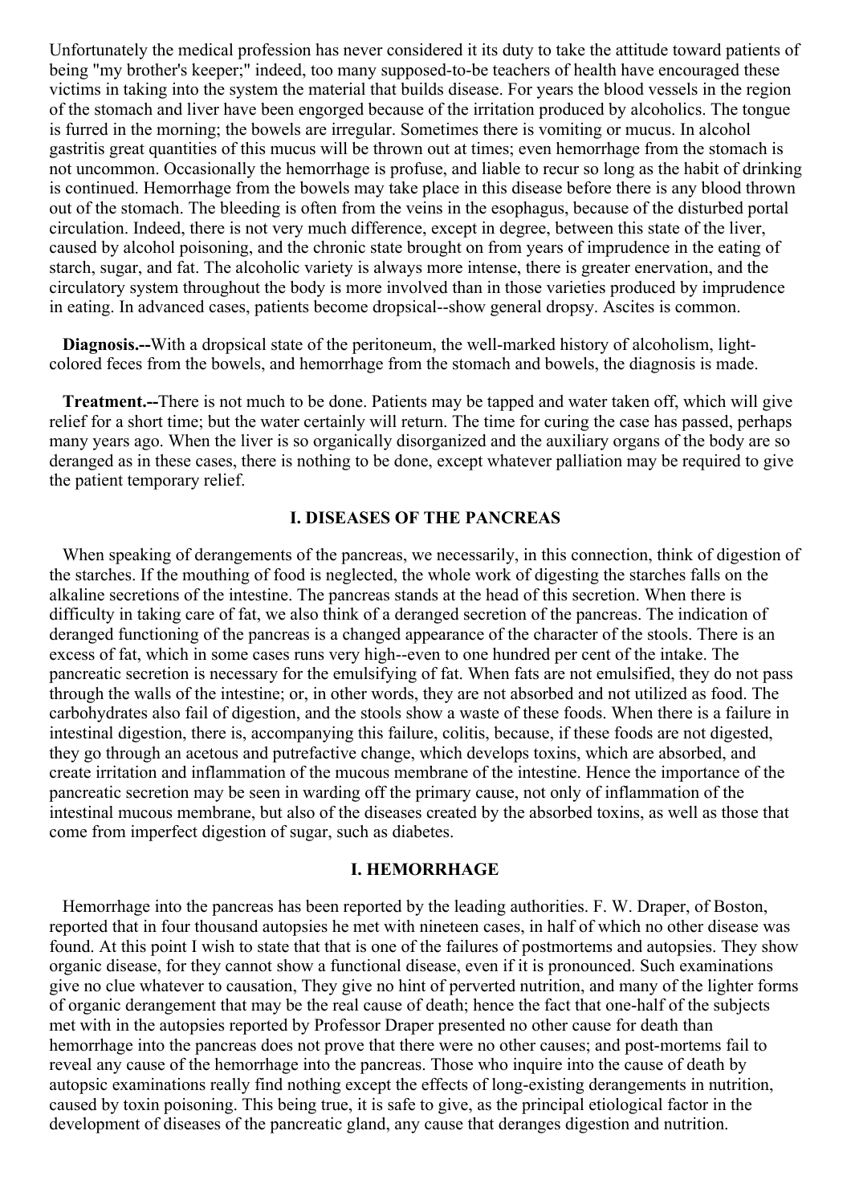Unfortunately the medical profession has never considered it its duty to take the attitude toward patients of being "my brother's keeper;" indeed, too many supposed-to-be teachers of health have encouraged these victims in taking into the system the material that builds disease. For years the blood vessels in the region of the stomach and liver have been engorged because of the irritation produced by alcoholics. The tongue is furred in the morning; the bowels are irregular. Sometimes there is vomiting or mucus. In alcohol gastritis great quantities of this mucus will be thrown out at times; even hemorrhage from the stomach is not uncommon. Occasionally the hemorrhage is profuse, and liable to recur so long as the habit of drinking is continued. Hemorrhage from the bowels may take place in this disease before there is any blood thrown out of the stomach. The bleeding is often from the veins in the esophagus, because of the disturbed portal circulation. Indeed, there is not very much difference, except in degree, between this state of the liver, caused by alcohol poisoning, and the chronic state brought on from years of imprudence in the eating of starch, sugar, and fat. The alcoholic variety is always more intense, there is greater enervation, and the circulatory system throughout the body is more involved than in those varieties produced by imprudence in eating. In advanced cases, patients become dropsical--show general dropsy. Ascites is common.

**Diagnosis.--**With a dropsical state of the peritoneum, the well-marked history of alcoholism, light-colored feces from the bowels, and hemorrhage from the stomach and bowels, the diagnosis is made.

**Treatment.--**There is not much to be done. Patients may be tapped and water taken off, which will give relief for a short time; but the water certainly will return. The time for curing the case has passed, perhaps many years ago. When the liver is so organically disorganized and the auxiliary organs of the body are so deranged as in these cases, there is nothing to be done, except whatever palliation may be required to give the patient temporary relief.

## I. DISEASES OF THE PANCREAS

When speaking of derangements of the pancreas, we necessarily, in this connection, think of digestion of the starches. If the mouthing of food is neglected, the whole work of digesting the starches falls on the alkaline secretions of the intestine. The pancreas stands at the head of this secretion. When there is difficulty in taking care of fat, we also think of a deranged secretion of the pancreas. The indication of deranged functioning of the pancreas is a changed appearance of the character of the stools. There is an excess of fat, which in some cases runs very high--even to one hundred per cent of the intake. The pancreatic secretion is necessary for the emulsifying of fat. When fats are not emulsified, they do not pass through the walls of the intestine; or, in other words, they are not absorbed and not utilized as food. The carbohydrates also fail of digestion, and the stools show a waste of these foods. When there is a failure in intestinal digestion, there is, accompanying this failure, colitis, because, if these foods are not digested, they go through an acetous and putrefactive change, which develops toxins, which are absorbed, and create irritation and inflammation of the mucous membrane of the intestine. Hence the importance of the pancreatic secretion may be seen in warding off the primary cause, not only of inflammation of the intestinal mucous membrane, but also of the diseases created by the absorbed toxins, as well as those that come from imperfect digestion of sugar, such as diabetes.

## I. HEMORRHAGE

Hemorrhage into the pancreas has been reported by the leading authorities. F. W. Draper, of Boston, reported that in four thousand autopsies he met with nineteen cases, in half of which no other disease was found. At this point I wish to state that that is one of the failures of postmortems and autopsies. They show organic disease, for they cannot show a functional disease, even if it is pronounced. Such examinations give no clue whatever to causation, They give no hint of perverted nutrition, and many of the lighter forms of organic derangement that may be the real cause of death; hence the fact that one-half of the subjects met with in the autopsies reported by Professor Draper presented no other cause for death than hemorrhage into the pancreas does not prove that there were no other causes; and post-mortems fail to reveal any cause of the hemorrhage into the pancreas. Those who inquire into the cause of death by autopsic examinations really find nothing except the effects of long-existing derangements in nutrition, caused by toxin poisoning. This being true, it is safe to give, as the principal etiological factor in the development of diseases of the pancreatic gland, any cause that deranges digestion and nutrition.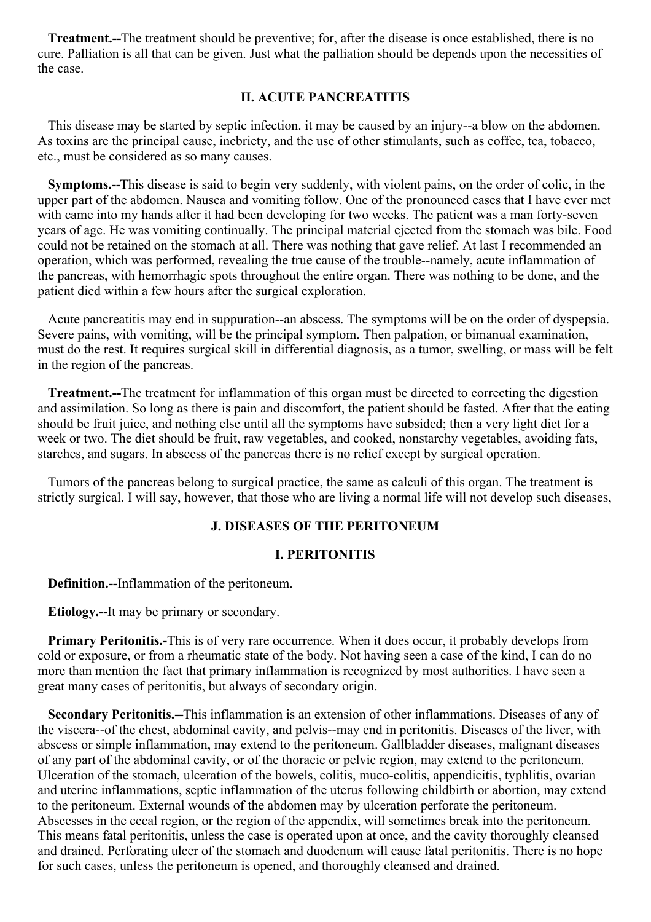**Treatment.--**The treatment should be preventive; for, after the disease is once established, there is no cure. Palliation is all that can be given. Just what the palliation should be depends upon the necessities of the case.

### II. ACUTE PANCREATITIS

This disease may be started by septic infection. it may be caused by an injury--a blow on the abdomen. As toxins are the principal cause, inebriety, and the use of other stimulants, such as coffee, tea, tobacco, etc., must be considered as so many causes.

**Symptoms.--**This disease is said to begin very suddenly, with violent pains, on the order of colic, in the upper part of the abdomen. Nausea and vomiting follow. One of the pronounced cases that I have ever met with came into my hands after it had been developing for two weeks. The patient was a man forty-seven years of age. He was vomiting continually. The principal material ejected from the stomach was bile. Food could not be retained on the stomach at all. There was nothing that gave relief. At last I recommended an operation, which was performed, revealing the true cause of the trouble--namely, acute inflammation of the pancreas, with hemorrhagic spots throughout the entire organ. There was nothing to be done, and the patient died within a few hours after the surgical exploration.

Acute pancreatitis may end in suppuration--an abscess. The symptoms will be on the order of dyspepsia. Severe pains, with vomiting, will be the principal symptom. Then palpation, or bimanual examination, must do the rest. It requires surgical skill in differential diagnosis, as a tumor, swelling, or mass will be felt in the region of the pancreas.

**Treatment.--**The treatment for inflammation of this organ must be directed to correcting the digestion and assimilation. So long as there is pain and discomfort, the patient should be fasted. After that the eating should be fruit juice, and nothing else until all the symptoms have subsided; then a very light diet for a week or two. The diet should be fruit, raw vegetables, and cooked, nonstarchy vegetables, avoiding fats, starches, and sugars. In abscess of the pancreas there is no relief except by surgical operation.

Tumors of the pancreas belong to surgical practice, the same as calculi of this organ. The treatment is strictly surgical. I will say, however, that those who are living a normal life will not develop such diseases,

## J. DISEASES OF THE PERITONEUM

### I. PERITONITIS

**Definition.--**Inflammation of the peritoneum.

**Etiology.--**It may be primary or secondary.

**Primary Peritonitis.-**This is of very rare occurrence. When it does occur, it probably develops from cold or exposure, or from a rheumatic state of the body. Not having seen a case of the kind, I can do no more than mention the fact that primary inflammation is recognized by most authorities. I have seen a great many cases of peritonitis, but always of secondary origin.

**Secondary Peritonitis.--**This inflammation is an extension of other inflammations. Diseases of any of the viscera--of the chest, abdominal cavity, and pelvis--may end in peritonitis. Diseases of the liver, with abscess or simple inflammation, may extend to the peritoneum. Gallbladder diseases, malignant diseases of any part of the abdominal cavity, or of the thoracic or pelvic region, may extend to the peritoneum. Ulceration of the stomach, ulceration of the bowels, colitis, muco-colitis, appendicitis, typhlitis, ovarian and uterine inflammations, septic inflammation of the uterus following childbirth or abortion, may extend to the peritoneum. External wounds of the abdomen may by ulceration perforate the peritoneum. Abscesses in the cecal region, or the region of the appendix, will sometimes break into the peritoneum. This means fatal peritonitis, unless the case is operated upon at once, and the cavity thoroughly cleansed and drained. Perforating ulcer of the stomach and duodenum will cause fatal peritonitis. There is no hope for such cases, unless the peritoneum is opened, and thoroughly cleansed and drained.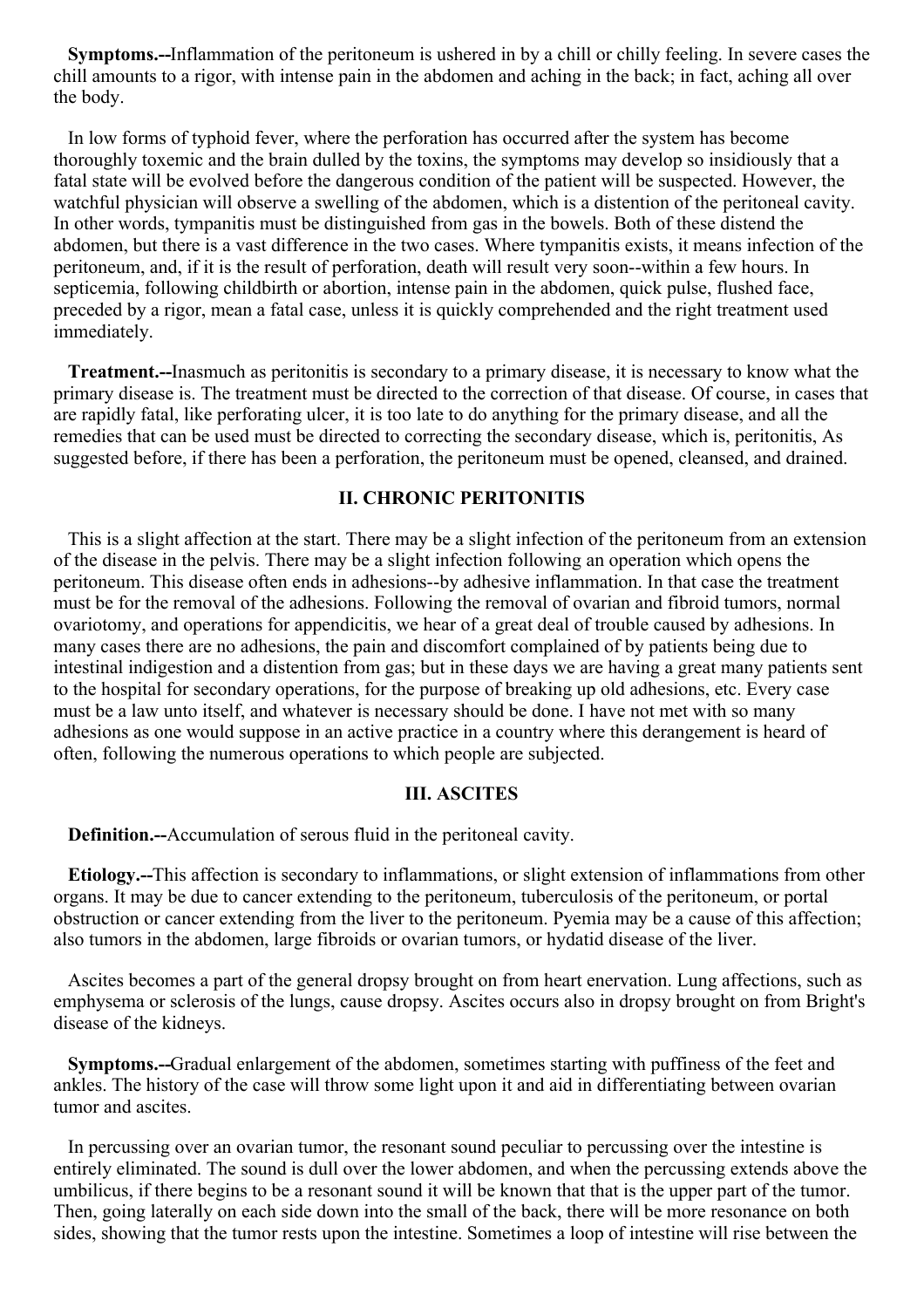**Symptoms.--**Inflammation of the peritoneum is ushered in by a chill or chilly feeling. In severe cases the chill amounts to a rigor, with intense pain in the abdomen and aching in the back; in fact, aching all over the body.

In low forms of typhoid fever, where the perforation has occurred after the system has become thoroughly toxemic and the brain dulled by the toxins, the symptoms may develop so insidiously that a fatal state will be evolved before the dangerous condition of the patient will be suspected. However, the watchful physician will observe a swelling of the abdomen, which is a distention of the peritoneal cavity. In other words, tympanitis must be distinguished from gas in the bowels. Both of these distend the abdomen, but there is a vast difference in the two cases. Where tympanitis exists, it means infection of the peritoneum, and, if it is the result of perforation, death will result very soon--within a few hours. In septicemia, following childbirth or abortion, intense pain in the abdomen, quick pulse, flushed face, preceded by a rigor, mean a fatal case, unless it is quickly comprehended and the right treatment used immediately.

**Treatment.--**Inasmuch as peritonitis is secondary to a primary disease, it is necessary to know what the primary disease is. The treatment must be directed to the correction of that disease. Of course, in cases that are rapidly fatal, like perforating ulcer, it is too late to do anything for the primary disease, and all the remedies that can be used must be directed to correcting the secondary disease, which is, peritonitis, As suggested before, if there has been a perforation, the peritoneum must be opened, cleansed, and drained.

## II. CHRONIC PERITONITIS

This is a slight affection at the start. There may be a slight infection of the peritoneum from an extension of the disease in the pelvis. There may be a slight infection following an operation which opens the peritoneum. This disease often ends in adhesions--by adhesive inflammation. In that case the treatment must be for the removal of the adhesions. Following the removal of ovarian and fibroid tumors, normal ovariotomy, and operations for appendicitis, we hear of a great deal of trouble caused by adhesions. In many cases there are no adhesions, the pain and discomfort complained of by patients being due to intestinal indigestion and a distention from gas; but in these days we are having a great many patients sent to the hospital for secondary operations, for the purpose of breaking up old adhesions, etc. Every case must be a law unto itself, and whatever is necessary should be done. I have not met with so many adhesions as one would suppose in an active practice in a country where this derangement is heard of often, following the numerous operations to which people are subjected.

## III. ASCITES

**Definition.--**Accumulation of serous fluid in the peritoneal cavity.

**Etiology.--**This affection is secondary to inflammations, or slight extension of inflammations from other organs. It may be due to cancer extending to the peritoneum, tuberculosis of the peritoneum, or portal obstruction or cancer extending from the liver to the peritoneum. Pyemia may be a cause of this affection; also tumors in the abdomen, large fibroids or ovarian tumors, or hydatid disease of the liver.

Ascites becomes a part of the general dropsy brought on from heart enervation. Lung affections, such as emphysema or sclerosis of the lungs, cause dropsy. Ascites occurs also in dropsy brought on from Bright's disease of the kidneys.

**Symptoms.--**Gradual enlargement of the abdomen, sometimes starting with puffiness of the feet and ankles. The history of the case will throw some light upon it and aid in differentiating between ovarian tumor and ascites.

In percussing over an ovarian tumor, the resonant sound peculiar to percussing over the intestine is entirely eliminated. The sound is dull over the lower abdomen, and when the percussing extends above the umbilicus, if there begins to be a resonant sound it will be known that that is the upper part of the tumor. Then, going laterally on each side down into the small of the back, there will be more resonance on both sides, showing that the tumor rests upon the intestine. Sometimes a loop of intestine will rise between the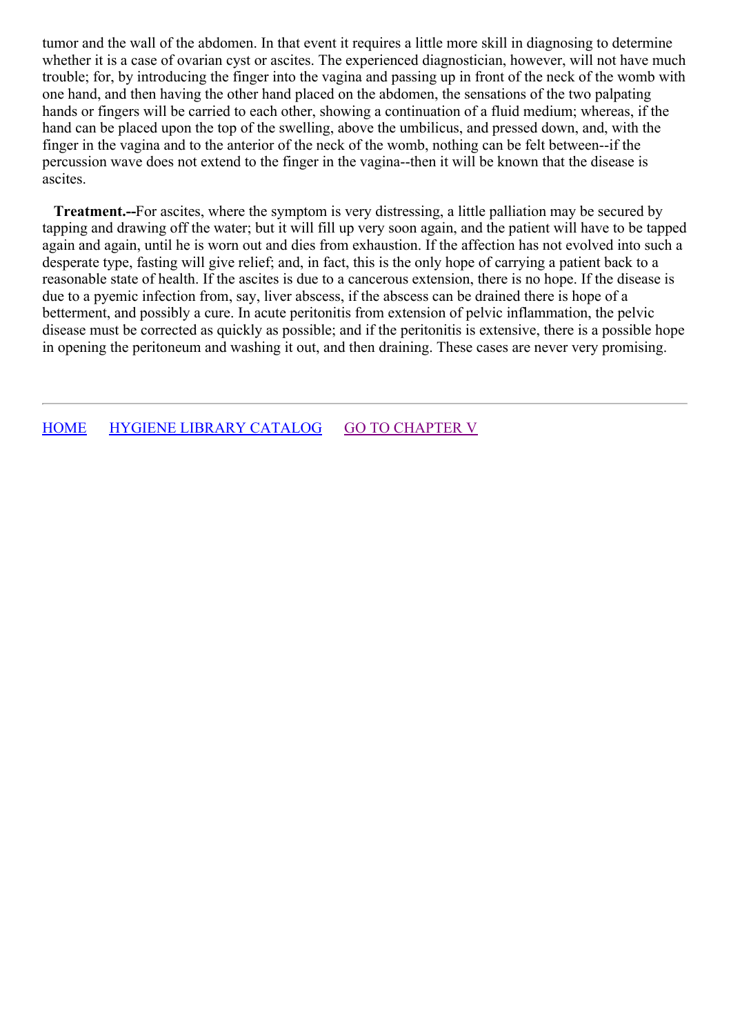tumor and the wall of the abdomen. In that event it requires a little more skill in diagnosing to determine whether it is a case of ovarian cyst or ascites. The experienced diagnostician, however, will not have much trouble; for, by introducing the finger into the vagina and passing up in front of the neck of the womb with one hand, and then having the other hand placed on the abdomen, the sensations of the two palpating hands or fingers will be carried to each other, showing a continuation of a fluid medium; whereas, if the hand can be placed upon the top of the swelling, above the umbilicus, and pressed down, and, with the finger in the vagina and to the anterior of the neck of the womb, nothing can be felt between--if the percussion wave does not extend to the finger in the vagina--then it will be known that the disease is ascites.

**Treatment.--**For ascites, where the symptom is very distressing, a little palliation may be secured by tapping and drawing off the water; but it will fill up very soon again, and the patient will have to be tapped again and again, until he is worn out and dies from exhaustion. If the affection has not evolved into such a desperate type, fasting will give relief; and, in fact, this is the only hope of carrying a patient back to a reasonable state of health. If the ascites is due to a cancerous extension, there is no hope. If the disease is due to a pyemic infection from, say, liver abscess, if the abscess can be drained there is hope of a betterment, and possibly a cure. In acute peritonitis from extension of pelvic inflammation, the pelvic disease must be corrected as quickly as possible; and if the peritonitis is extensive, there is a possible hope in opening the peritoneum and washing it out, and then draining. These cases are never very promising.

---

HOME HYGIENE LIBRARY CATALOG GO TO CHAPTER V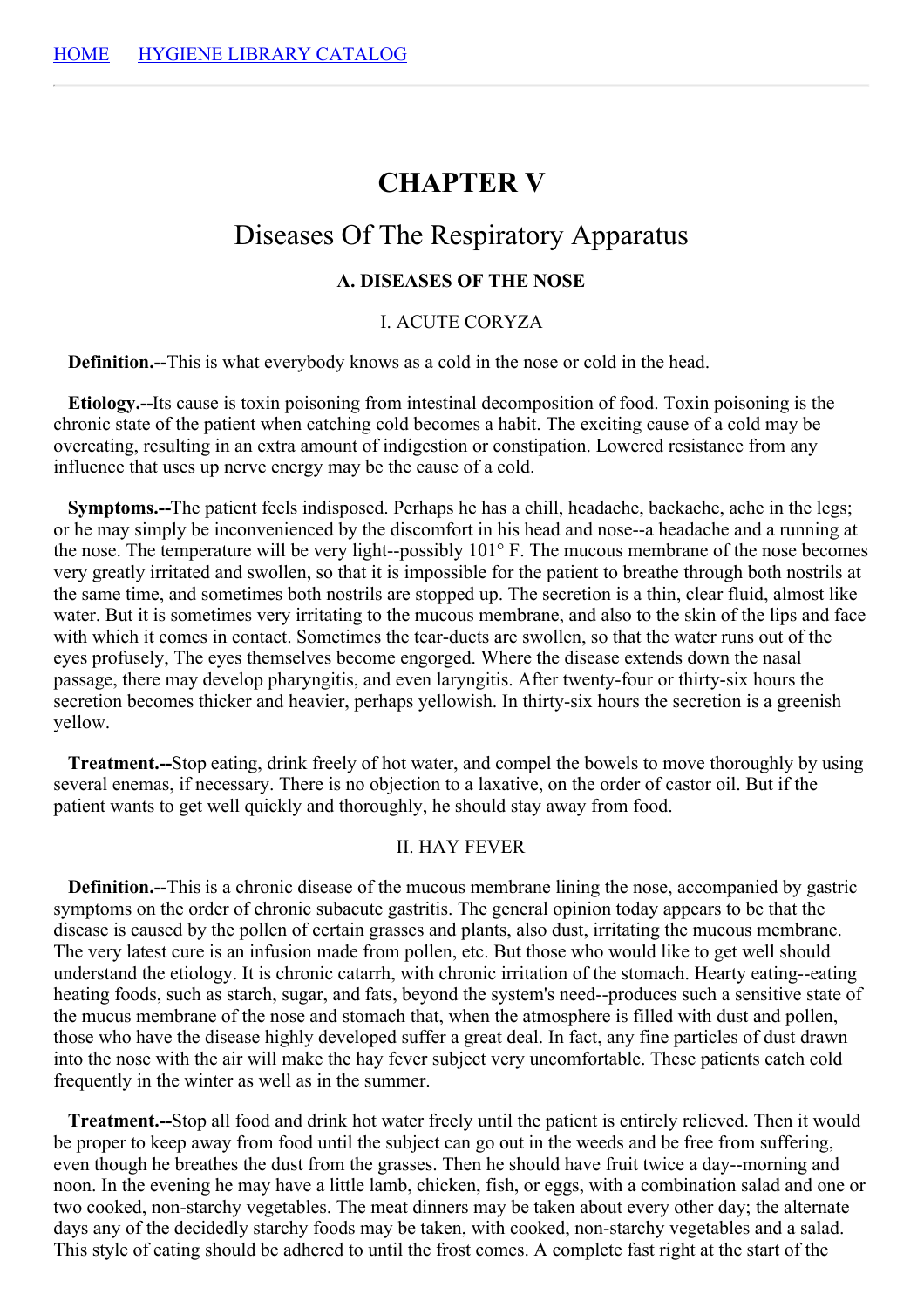# CHAPTER V

## Diseases Of The Respiratory Apparatus

### A. DISEASES OF THE NOSE

#### I. ACUTE CORYZA

**Definition.--**This is what everybody knows as a cold in the nose or cold in the head.

**Etiology.--**Its cause is toxin poisoning from intestinal decomposition of food. Toxin poisoning is the chronic state of the patient when catching cold becomes a habit. The exciting cause of a cold may be overeating, resulting in an extra amount of indigestion or constipation. Lowered resistance from any influence that uses up nerve energy may be the cause of a cold.

**Symptoms.--**The patient feels indisposed. Perhaps he has a chill, headache, backache, ache in the legs; or he may simply be inconvenienced by the discomfort in his head and nose--a headache and a running at the nose. The temperature will be very light--possibly 101° F. The mucous membrane of the nose becomes very greatly irritated and swollen, so that it is impossible for the patient to breathe through both nostrils at the same time, and sometimes both nostrils are stopped up. The secretion is a thin, clear fluid, almost like water. But it is sometimes very irritating to the mucous membrane, and also to the skin of the lips and face with which it comes in contact. Sometimes the tear-ducts are swollen, so that the water runs out of the eyes profusely, The eyes themselves become engorged. Where the disease extends down the nasal passage, there may develop pharyngitis, and even laryngitis. After twenty-four or thirty-six hours the secretion becomes thicker and heavier, perhaps yellowish. In thirty-six hours the secretion is a greenish yellow.

**Treatment.--**Stop eating, drink freely of hot water, and compel the bowels to move thoroughly by using several enemas, if necessary. There is no objection to a laxative, on the order of castor oil. But if the patient wants to get well quickly and thoroughly, he should stay away from food.

#### II. HAY FEVER

**Definition.--**This is a chronic disease of the mucous membrane lining the nose, accompanied by gastric symptoms on the order of chronic subacute gastritis. The general opinion today appears to be that the disease is caused by the pollen of certain grasses and plants, also dust, irritating the mucous membrane. The very latest cure is an infusion made from pollen, etc. But those who would like to get well should understand the etiology. It is chronic catarrh, with chronic irritation of the stomach. Hearty eating--eating heating foods, such as starch, sugar, and fats, beyond the system's need--produces such a sensitive state of the mucus membrane of the nose and stomach that, when the atmosphere is filled with dust and pollen, those who have the disease highly developed suffer a great deal. In fact, any fine particles of dust drawn into the nose with the air will make the hay fever subject very uncomfortable. These patients catch cold frequently in the winter as well as in the summer.

**Treatment.--**Stop all food and drink hot water freely until the patient is entirely relieved. Then it would be proper to keep away from food until the subject can go out in the weeds and be free from suffering, even though he breathes the dust from the grasses. Then he should have fruit twice a day--morning and noon. In the evening he may have a little lamb, chicken, fish, or eggs, with a combination salad and one or two cooked, non-starchy vegetables. The meat dinners may be taken about every other day; the alternate days any of the decidedly starchy foods may be taken, with cooked, non-starchy vegetables and a salad. This style of eating should be adhered to until the frost comes. A complete fast right at the start of the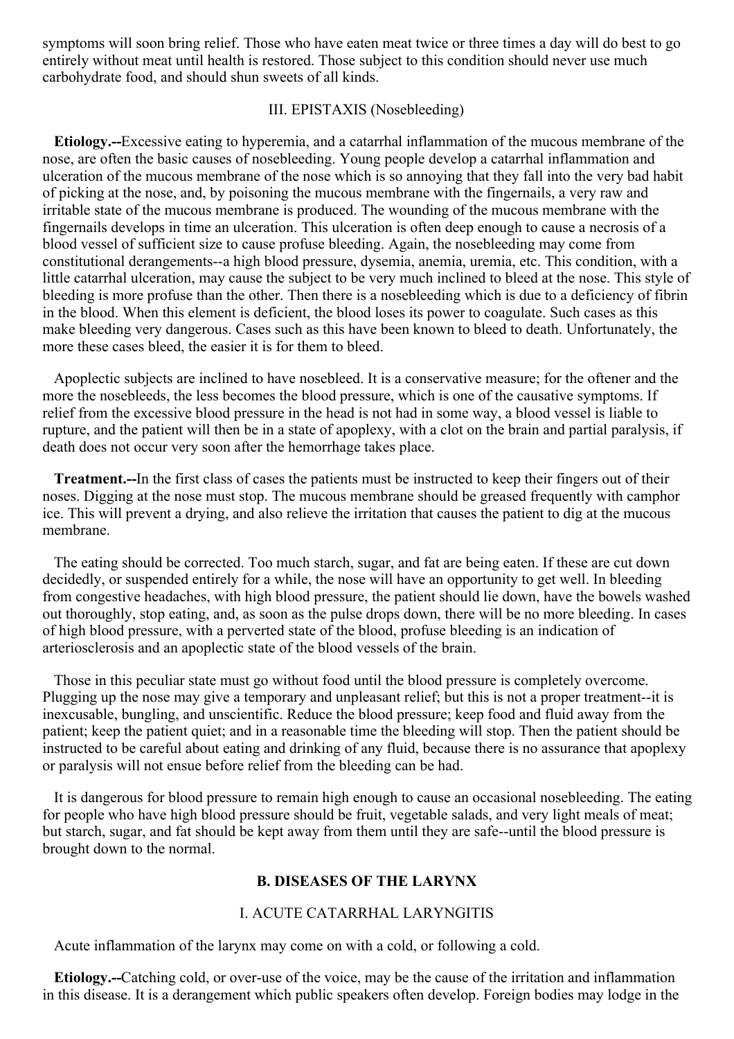symptoms will soon bring relief. Those who have eaten meat twice or three times a day will do best to go entirely without meat until health is restored. Those subject to this condition should never use much carbohydrate food, and should shun sweets of all kinds.

### III. EPISTAXIS (Nosebleeding)

**Etiology.--**Excessive eating to hyperemia, and a catarrhal inflammation of the mucous membrane of the nose, are often the basic causes of nosebleeding. Young people develop a catarrhal inflammation and ulceration of the mucous membrane of the nose which is so annoying that they fall into the very bad habit of picking at the nose, and, by poisoning the mucous membrane with the fingernails, a very raw and irritable state of the mucous membrane is produced. The wounding of the mucous membrane with the fingernails develops in time an ulceration. This ulceration is often deep enough to cause a necrosis of a blood vessel of sufficient size to cause profuse bleeding. Again, the nosebleeding may come from constitutional derangements--a high blood pressure, dysemia, anemia, uremia, etc. This condition, with a little catarrhal ulceration, may cause the subject to be very much inclined to bleed at the nose. This style of bleeding is more profuse than the other. Then there is a nosebleeding which is due to a deficiency of fibrin in the blood. When this element is deficient, the blood loses its power to coagulate. Such cases as this make bleeding very dangerous. Cases such as this have been known to bleed to death. Unfortunately, the more these cases bleed, the easier it is for them to bleed.

Apoplectic subjects are inclined to have nosebleed. It is a conservative measure; for the oftener and the more the nosebleeds, the less becomes the blood pressure, which is one of the causative symptoms. If relief from the excessive blood pressure in the head is not had in some way, a blood vessel is liable to rupture, and the patient will then be in a state of apoplexy, with a clot on the brain and partial paralysis, if death does not occur very soon after the hemorrhage takes place.

**Treatment.--**In the first class of cases the patients must be instructed to keep their fingers out of their noses. Digging at the nose must stop. The mucous membrane should be greased frequently with camphor ice. This will prevent a drying, and also relieve the irritation that causes the patient to dig at the mucous membrane.

The eating should be corrected. Too much starch, sugar, and fat are being eaten. If these are cut down decidedly, or suspended entirely for a while, the nose will have an opportunity to get well. In bleeding from congestive headaches, with high blood pressure, the patient should lie down, have the bowels washed out thoroughly, stop eating, and, as soon as the pulse drops down, there will be no more bleeding. In cases of high blood pressure, with a perverted state of the blood, profuse bleeding is an indication of arteriosclerosis and an apoplectic state of the blood vessels of the brain.

Those in this peculiar state must go without food until the blood pressure is completely overcome. Plugging up the nose may give a temporary and unpleasant relief; but this is not a proper treatment--it is inexcusable, bungling, and unscientific. Reduce the blood pressure; keep food and fluid away from the patient; keep the patient quiet; and in a reasonable time the bleeding will stop. Then the patient should be instructed to be careful about eating and drinking of any fluid, because there is no assurance that apoplexy or paralysis will not ensue before relief from the bleeding can be had.

It is dangerous for blood pressure to remain high enough to cause an occasional nosebleeding. The eating for people who have high blood pressure should be fruit, vegetable salads, and very light meals of meat; but starch, sugar, and fat should be kept away from them until they are safe--until the blood pressure is brought down to the normal.

## B. DISEASES OF THE LARYNX

### I. ACUTE CATARRHAL LARYNGITIS

Acute inflammation of the larynx may come on with a cold, or following a cold.

**Etiology.--**Catching cold, or over-use of the voice, may be the cause of the irritation and inflammation in this disease. It is a derangement which public speakers often develop. Foreign bodies may lodge in the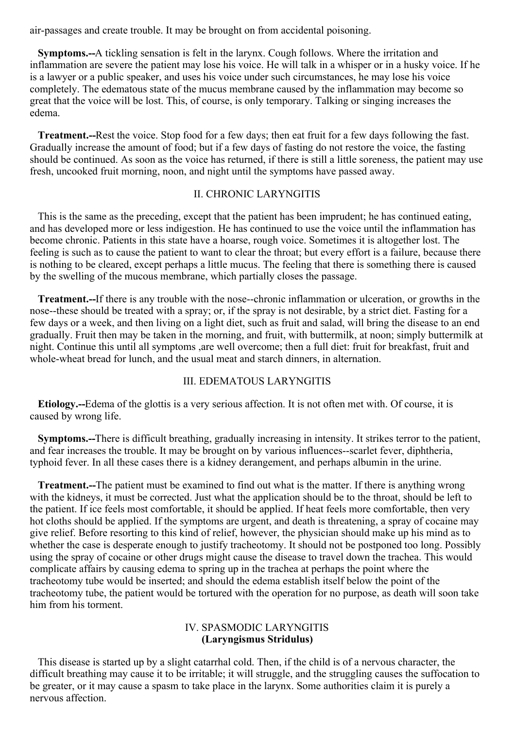air-passages and create trouble. It may be brought on from accidental poisoning.

**Symptoms.--**A tickling sensation is felt in the larynx. Cough follows. Where the irritation and inflammation are severe the patient may lose his voice. He will talk in a whisper or in a husky voice. If he is a lawyer or a public speaker, and uses his voice under such circumstances, he may lose his voice completely. The edematous state of the mucus membrane caused by the inflammation may become so great that the voice will be lost. This, of course, is only temporary. Talking or singing increases the edema.

**Treatment.--**Rest the voice. Stop food for a few days; then eat fruit for a few days following the fast. Gradually increase the amount of food; but if a few days of fasting do not restore the voice, the fasting should be continued. As soon as the voice has returned, if there is still a little soreness, the patient may use fresh, uncooked fruit morning, noon, and night until the symptoms have passed away.

## II. CHRONIC LARYNGITIS

This is the same as the preceding, except that the patient has been imprudent; he has continued eating, and has developed more or less indigestion. He has continued to use the voice until the inflammation has become chronic. Patients in this state have a hoarse, rough voice. Sometimes it is altogether lost. The feeling is such as to cause the patient to want to clear the throat; but every effort is a failure, because there is nothing to be cleared, except perhaps a little mucus. The feeling that there is something there is caused by the swelling of the mucous membrane, which partially closes the passage.

**Treatment.--**If there is any trouble with the nose--chronic inflammation or ulceration, or growths in the nose--these should be treated with a spray; or, if the spray is not desirable, by a strict diet. Fasting for a few days or a week, and then living on a light diet, such as fruit and salad, will bring the disease to an end gradually. Fruit then may be taken in the morning, and fruit, with buttermilk, at noon; simply buttermilk at night. Continue this until all symptoms ,are well overcome; then a full diet: fruit for breakfast, fruit and whole-wheat bread for lunch, and the usual meat and starch dinners, in alternation.

## III. EDEMATOUS LARYNGITIS

**Etiology.--**Edema of the glottis is a very serious affection. It is not often met with. Of course, it is caused by wrong life.

**Symptoms.--**There is difficult breathing, gradually increasing in intensity. It strikes terror to the patient, and fear increases the trouble. It may be brought on by various influences--scarlet fever, diphtheria, typhoid fever. In all these cases there is a kidney derangement, and perhaps albumin in the urine.

**Treatment.--**The patient must be examined to find out what is the matter. If there is anything wrong with the kidneys, it must be corrected. Just what the application should be to the throat, should be left to the patient. If ice feels most comfortable, it should be applied. If heat feels more comfortable, then very hot cloths should be applied. If the symptoms are urgent, and death is threatening, a spray of cocaine may give relief. Before resorting to this kind of relief, however, the physician should make up his mind as to whether the case is desperate enough to justify tracheotomy. It should not be postponed too long. Possibly using the spray of cocaine or other drugs might cause the disease to travel down the trachea. This would complicate affairs by causing edema to spring up in the trachea at perhaps the point where the tracheotomy tube would be inserted; and should the edema establish itself below the point of the tracheotomy tube, the patient would be tortured with the operation for no purpose, as death will soon take him from his torment.

## IV. SPASMODIC LARYNGITIS
**(Laryngismus Stridulus)**

This disease is started up by a slight catarrhal cold. Then, if the child is of a nervous character, the difficult breathing may cause it to be irritable; it will struggle, and the struggling causes the suffocation to be greater, or it may cause a spasm to take place in the larynx. Some authorities claim it is purely a nervous affection.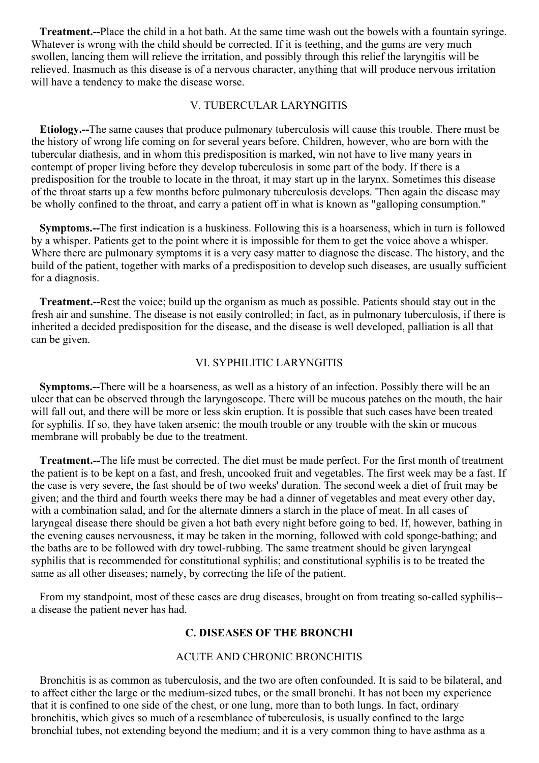**Treatment.--**Place the child in a hot bath. At the same time wash out the bowels with a fountain syringe. Whatever is wrong with the child should be corrected. If it is teething, and the gums are very much swollen, lancing them will relieve the irritation, and possibly through this relief the laryngitis will be relieved. Inasmuch as this disease is of a nervous character, anything that will produce nervous irritation will have a tendency to make the disease worse.

### V. TUBERCULAR LARYNGITIS

**Etiology.--**The same causes that produce pulmonary tuberculosis will cause this trouble. There must be the history of wrong life coming on for several years before. Children, however, who are born with the tubercular diathesis, and in whom this predisposition is marked, win not have to live many years in contempt of proper living before they develop tuberculosis in some part of the body. If there is a predisposition for the trouble to locate in the throat, it may start up in the larynx. Sometimes this disease of the throat starts up a few months before pulmonary tuberculosis develops. 'Then again the disease may be wholly confined to the throat, and carry a patient off in what is known as "galloping consumption."

**Symptoms.--**The first indication is a huskiness. Following this is a hoarseness, which in turn is followed by a whisper. Patients get to the point where it is impossible for them to get the voice above a whisper. Where there are pulmonary symptoms it is a very easy matter to diagnose the disease. The history, and the build of the patient, together with marks of a predisposition to develop such diseases, are usually sufficient for a diagnosis.

**Treatment.--**Rest the voice; build up the organism as much as possible. Patients should stay out in the fresh air and sunshine. The disease is not easily controlled; in fact, as in pulmonary tuberculosis, if there is inherited a decided predisposition for the disease, and the disease is well developed, palliation is all that can be given.

### VI. SYPHILITIC LARYNGITIS

**Symptoms.--**There will be a hoarseness, as well as a history of an infection. Possibly there will be an ulcer that can be observed through the laryngoscope. There will be mucous patches on the mouth, the hair will fall out, and there will be more or less skin eruption. It is possible that such cases have been treated for syphilis. If so, they have taken arsenic; the mouth trouble or any trouble with the skin or mucous membrane will probably be due to the treatment.

**Treatment.--**The life must be corrected. The diet must be made perfect. For the first month of treatment the patient is to be kept on a fast, and fresh, uncooked fruit and vegetables. The first week may be a fast. If the case is very severe, the fast should be of two weeks' duration. The second week a diet of fruit may be given; and the third and fourth weeks there may be had a dinner of vegetables and meat every other day, with a combination salad, and for the alternate dinners a starch in the place of meat. In all cases of laryngeal disease there should be given a hot bath every night before going to bed. If, however, bathing in the evening causes nervousness, it may be taken in the morning, followed with cold sponge-bathing; and the baths are to be followed with dry towel-rubbing. The same treatment should be given laryngeal syphilis that is recommended for constitutional syphilis; and constitutional syphilis is to be treated the same as all other diseases; namely, by correcting the life of the patient.

From my standpoint, most of these cases are drug diseases, brought on from treating so-called syphilis--a disease the patient never has had.

## C. DISEASES OF THE BRONCHI

### ACUTE AND CHRONIC BRONCHITIS

Bronchitis is as common as tuberculosis, and the two are often confounded. It is said to be bilateral, and to affect either the large or the medium-sized tubes, or the small bronchi. It has not been my experience that it is confined to one side of the chest, or one lung, more than to both lungs. In fact, ordinary bronchitis, which gives so much of a resemblance of tuberculosis, is usually confined to the large bronchial tubes, not extending beyond the medium; and it is a very common thing to have asthma as a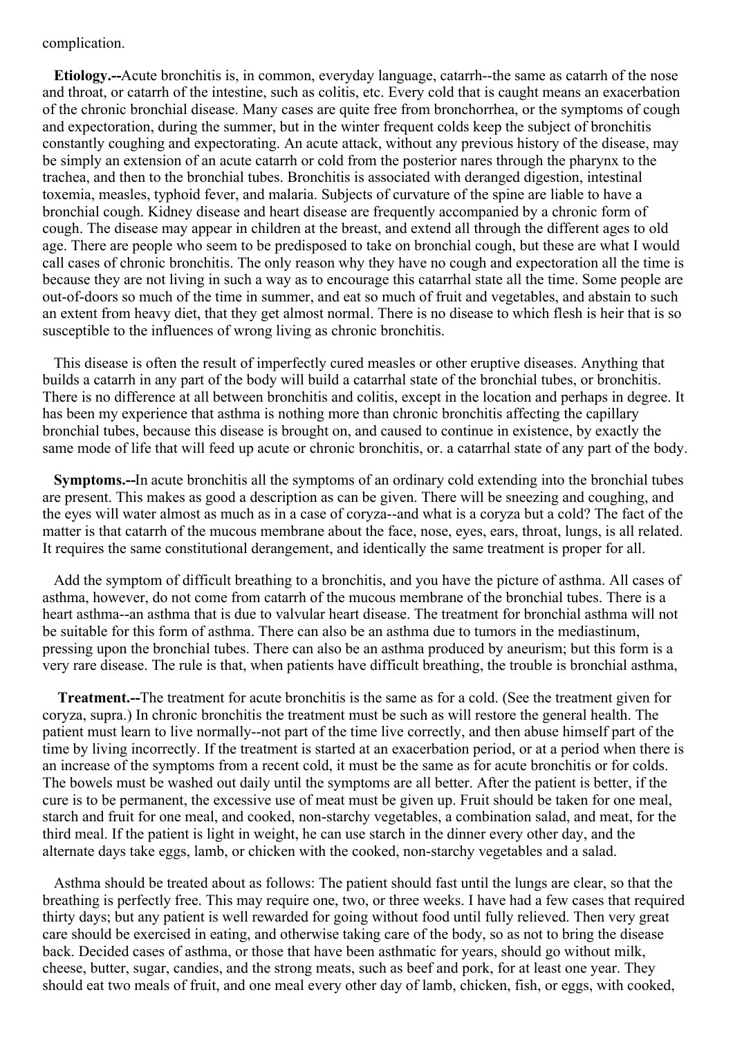complication.

**Etiology.--**Acute bronchitis is, in common, everyday language, catarrh--the same as catarrh of the nose and throat, or catarrh of the intestine, such as colitis, etc. Every cold that is caught means an exacerbation of the chronic bronchial disease. Many cases are quite free from bronchorrhea, or the symptoms of cough and expectoration, during the summer, but in the winter frequent colds keep the subject of bronchitis constantly coughing and expectorating. An acute attack, without any previous history of the disease, may be simply an extension of an acute catarrh or cold from the posterior nares through the pharynx to the trachea, and then to the bronchial tubes. Bronchitis is associated with deranged digestion, intestinal toxemia, measles, typhoid fever, and malaria. Subjects of curvature of the spine are liable to have a bronchial cough. Kidney disease and heart disease are frequently accompanied by a chronic form of cough. The disease may appear in children at the breast, and extend all through the different ages to old age. There are people who seem to be predisposed to take on bronchial cough, but these are what I would call cases of chronic bronchitis. The only reason why they have no cough and expectoration all the time is because they are not living in such a way as to encourage this catarrhal state all the time. Some people are out-of-doors so much of the time in summer, and eat so much of fruit and vegetables, and abstain to such an extent from heavy diet, that they get almost normal. There is no disease to which flesh is heir that is so susceptible to the influences of wrong living as chronic bronchitis.

This disease is often the result of imperfectly cured measles or other eruptive diseases. Anything that builds a catarrh in any part of the body will build a catarrhal state of the bronchial tubes, or bronchitis. There is no difference at all between bronchitis and colitis, except in the location and perhaps in degree. It has been my experience that asthma is nothing more than chronic bronchitis affecting the capillary bronchial tubes, because this disease is brought on, and caused to continue in existence, by exactly the same mode of life that will feed up acute or chronic bronchitis, or. a catarrhal state of any part of the body.

**Symptoms.--**In acute bronchitis all the symptoms of an ordinary cold extending into the bronchial tubes are present. This makes as good a description as can be given. There will be sneezing and coughing, and the eyes will water almost as much as in a case of coryza--and what is a coryza but a cold? The fact of the matter is that catarrh of the mucous membrane about the face, nose, eyes, ears, throat, lungs, is all related. It requires the same constitutional derangement, and identically the same treatment is proper for all.

Add the symptom of difficult breathing to a bronchitis, and you have the picture of asthma. All cases of asthma, however, do not come from catarrh of the mucous membrane of the bronchial tubes. There is a heart asthma--an asthma that is due to valvular heart disease. The treatment for bronchial asthma will not be suitable for this form of asthma. There can also be an asthma due to tumors in the mediastinum, pressing upon the bronchial tubes. There can also be an asthma produced by aneurism; but this form is a very rare disease. The rule is that, when patients have difficult breathing, the trouble is bronchial asthma,

**Treatment.--**The treatment for acute bronchitis is the same as for a cold. (See the treatment given for coryza, supra.) In chronic bronchitis the treatment must be such as will restore the general health. The patient must learn to live normally--not part of the time live correctly, and then abuse himself part of the time by living incorrectly. If the treatment is started at an exacerbation period, or at a period when there is an increase of the symptoms from a recent cold, it must be the same as for acute bronchitis or for colds. The bowels must be washed out daily until the symptoms are all better. After the patient is better, if the cure is to be permanent, the excessive use of meat must be given up. Fruit should be taken for one meal, starch and fruit for one meal, and cooked, non-starchy vegetables, a combination salad, and meat, for the third meal. If the patient is light in weight, he can use starch in the dinner every other day, and the alternate days take eggs, lamb, or chicken with the cooked, non-starchy vegetables and a salad.

Asthma should be treated about as follows: The patient should fast until the lungs are clear, so that the breathing is perfectly free. This may require one, two, or three weeks. I have had a few cases that required thirty days; but any patient is well rewarded for going without food until fully relieved. Then very great care should be exercised in eating, and otherwise taking care of the body, so as not to bring the disease back. Decided cases of asthma, or those that have been asthmatic for years, should go without milk, cheese, butter, sugar, candies, and the strong meats, such as beef and pork, for at least one year. They should eat two meals of fruit, and one meal every other day of lamb, chicken, fish, or eggs, with cooked,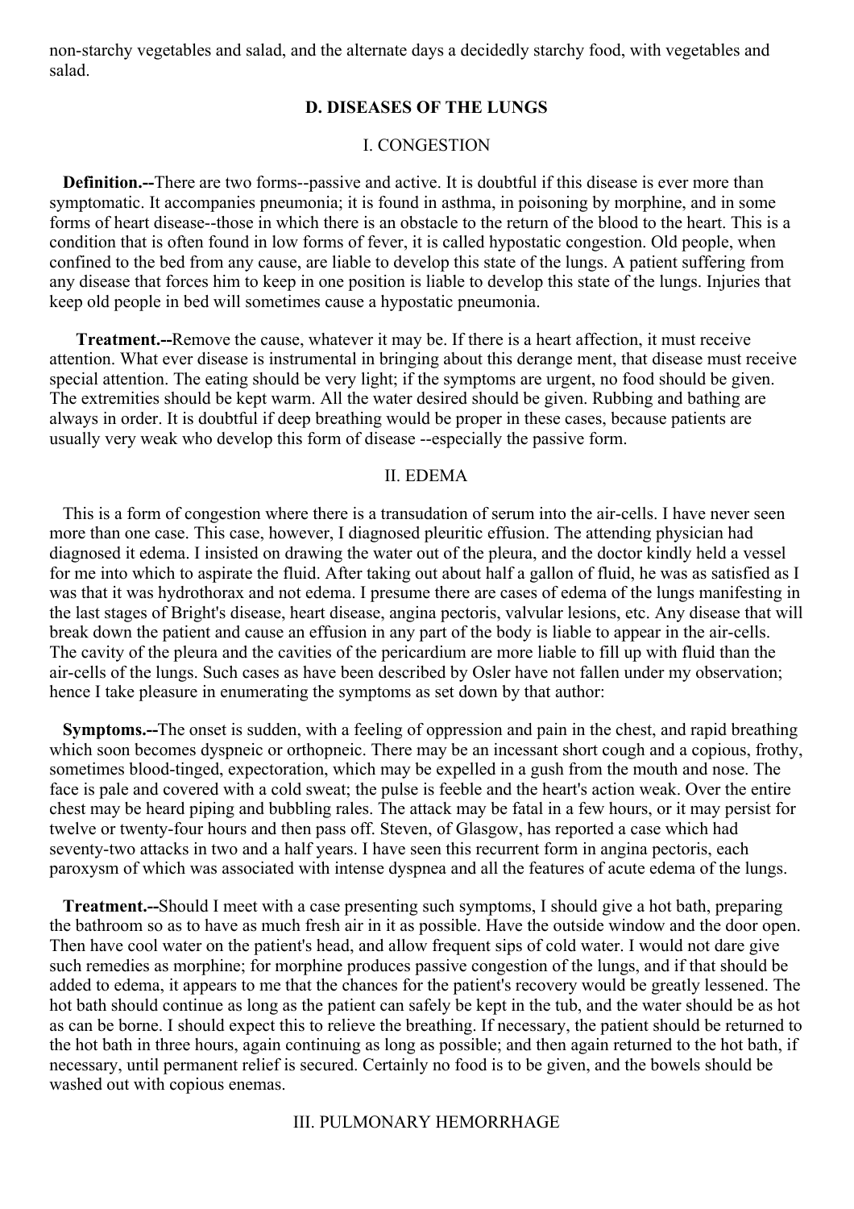non-starchy vegetables and salad, and the alternate days a decidedly starchy food, with vegetables and salad.

## D. DISEASES OF THE LUNGS

### I. CONGESTION

**Definition.--**There are two forms--passive and active. It is doubtful if this disease is ever more than symptomatic. It accompanies pneumonia; it is found in asthma, in poisoning by morphine, and in some forms of heart disease--those in which there is an obstacle to the return of the blood to the heart. This is a condition that is often found in low forms of fever, it is called hypostatic congestion. Old people, when confined to the bed from any cause, are liable to develop this state of the lungs. A patient suffering from any disease that forces him to keep in one position is liable to develop this state of the lungs. Injuries that keep old people in bed will sometimes cause a hypostatic pneumonia.

**Treatment.--**Remove the cause, whatever it may be. If there is a heart affection, it must receive attention. What ever disease is instrumental in bringing about this derange ment, that disease must receive special attention. The eating should be very light; if the symptoms are urgent, no food should be given. The extremities should be kept warm. All the water desired should be given. Rubbing and bathing are always in order. It is doubtful if deep breathing would be proper in these cases, because patients are usually very weak who develop this form of disease --especially the passive form.

### II. EDEMA

This is a form of congestion where there is a transudation of serum into the air-cells. I have never seen more than one case. This case, however, I diagnosed pleuritic effusion. The attending physician had diagnosed it edema. I insisted on drawing the water out of the pleura, and the doctor kindly held a vessel for me into which to aspirate the fluid. After taking out about half a gallon of fluid, he was as satisfied as I was that it was hydrothorax and not edema. I presume there are cases of edema of the lungs manifesting in the last stages of Bright's disease, heart disease, angina pectoris, valvular lesions, etc. Any disease that will break down the patient and cause an effusion in any part of the body is liable to appear in the air-cells. The cavity of the pleura and the cavities of the pericardium are more liable to fill up with fluid than the air-cells of the lungs. Such cases as have been described by Osler have not fallen under my observation; hence I take pleasure in enumerating the symptoms as set down by that author:

**Symptoms.--**The onset is sudden, with a feeling of oppression and pain in the chest, and rapid breathing which soon becomes dyspneic or orthopneic. There may be an incessant short cough and a copious, frothy, sometimes blood-tinged, expectoration, which may be expelled in a gush from the mouth and nose. The face is pale and covered with a cold sweat; the pulse is feeble and the heart's action weak. Over the entire chest may be heard piping and bubbling rales. The attack may be fatal in a few hours, or it may persist for twelve or twenty-four hours and then pass off. Steven, of Glasgow, has reported a case which had seventy-two attacks in two and a half years. I have seen this recurrent form in angina pectoris, each paroxysm of which was associated with intense dyspnea and all the features of acute edema of the lungs.

**Treatment.--**Should I meet with a case presenting such symptoms, I should give a hot bath, preparing the bathroom so as to have as much fresh air in it as possible. Have the outside window and the door open. Then have cool water on the patient's head, and allow frequent sips of cold water. I would not dare give such remedies as morphine; for morphine produces passive congestion of the lungs, and if that should be added to edema, it appears to me that the chances for the patient's recovery would be greatly lessened. The hot bath should continue as long as the patient can safely be kept in the tub, and the water should be as hot as can be borne. I should expect this to relieve the breathing. If necessary, the patient should be returned to the hot bath in three hours, again continuing as long as possible; and then again returned to the hot bath, if necessary, until permanent relief is secured. Certainly no food is to be given, and the bowels should be washed out with copious enemas.

### III. PULMONARY HEMORRHAGE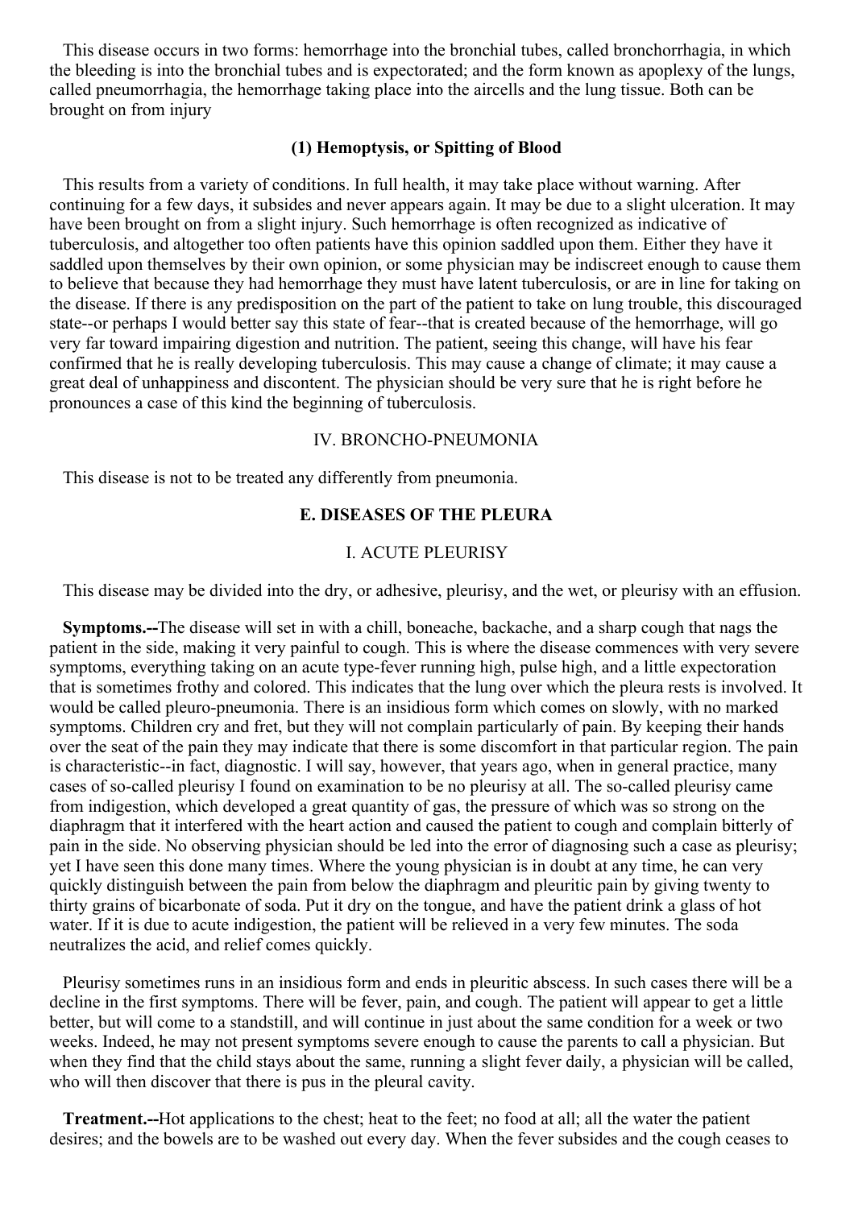This disease occurs in two forms: hemorrhage into the bronchial tubes, called bronchorrhagia, in which the bleeding is into the bronchial tubes and is expectorated; and the form known as apoplexy of the lungs, called pneumorrhagia, the hemorrhage taking place into the aircells and the lung tissue. Both can be brought on from injury

### (1) Hemoptysis, or Spitting of Blood

This results from a variety of conditions. In full health, it may take place without warning. After continuing for a few days, it subsides and never appears again. It may be due to a slight ulceration. It may have been brought on from a slight injury. Such hemorrhage is often recognized as indicative of tuberculosis, and altogether too often patients have this opinion saddled upon them. Either they have it saddled upon themselves by their own opinion, or some physician may be indiscreet enough to cause them to believe that because they had hemorrhage they must have latent tuberculosis, or are in line for taking on the disease. If there is any predisposition on the part of the patient to take on lung trouble, this discouraged state--or perhaps I would better say this state of fear--that is created because of the hemorrhage, will go very far toward impairing digestion and nutrition. The patient, seeing this change, will have his fear confirmed that he is really developing tuberculosis. This may cause a change of climate; it may cause a great deal of unhappiness and discontent. The physician should be very sure that he is right before he pronounces a case of this kind the beginning of tuberculosis.

### IV. BRONCHO-PNEUMONIA

This disease is not to be treated any differently from pneumonia.

## E. DISEASES OF THE PLEURA

### I. ACUTE PLEURISY

This disease may be divided into the dry, or adhesive, pleurisy, and the wet, or pleurisy with an effusion.

**Symptoms.--**The disease will set in with a chill, boneache, backache, and a sharp cough that nags the patient in the side, making it very painful to cough. This is where the disease commences with very severe symptoms, everything taking on an acute type-fever running high, pulse high, and a little expectoration that is sometimes frothy and colored. This indicates that the lung over which the pleura rests is involved. It would be called pleuro-pneumonia. There is an insidious form which comes on slowly, with no marked symptoms. Children cry and fret, but they will not complain particularly of pain. By keeping their hands over the seat of the pain they may indicate that there is some discomfort in that particular region. The pain is characteristic--in fact, diagnostic. I will say, however, that years ago, when in general practice, many cases of so-called pleurisy I found on examination to be no pleurisy at all. The so-called pleurisy came from indigestion, which developed a great quantity of gas, the pressure of which was so strong on the diaphragm that it interfered with the heart action and caused the patient to cough and complain bitterly of pain in the side. No observing physician should be led into the error of diagnosing such a case as pleurisy; yet I have seen this done many times. Where the young physician is in doubt at any time, he can very quickly distinguish between the pain from below the diaphragm and pleuritic pain by giving twenty to thirty grains of bicarbonate of soda. Put it dry on the tongue, and have the patient drink a glass of hot water. If it is due to acute indigestion, the patient will be relieved in a very few minutes. The soda neutralizes the acid, and relief comes quickly.

Pleurisy sometimes runs in an insidious form and ends in pleuritic abscess. In such cases there will be a decline in the first symptoms. There will be fever, pain, and cough. The patient will appear to get a little better, but will come to a standstill, and will continue in just about the same condition for a week or two weeks. Indeed, he may not present symptoms severe enough to cause the parents to call a physician. But when they find that the child stays about the same, running a slight fever daily, a physician will be called, who will then discover that there is pus in the pleural cavity.

**Treatment.--**Hot applications to the chest; heat to the feet; no food at all; all the water the patient desires; and the bowels are to be washed out every day. When the fever subsides and the cough ceases to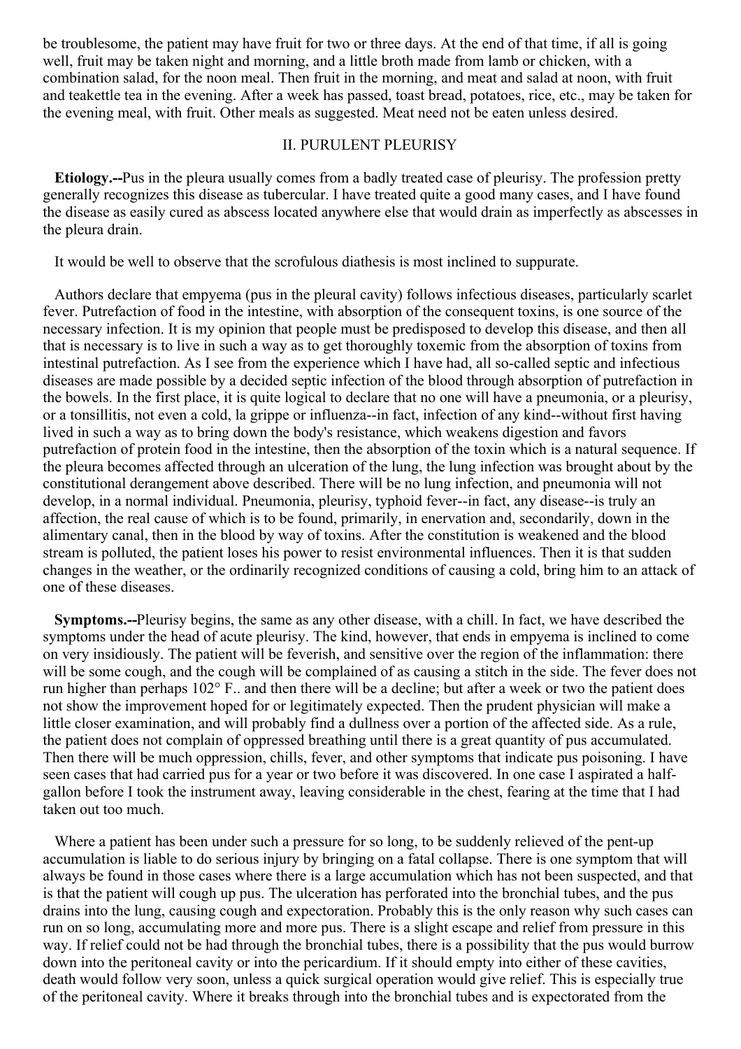be troublesome, the patient may have fruit for two or three days. At the end of that time, if all is going well, fruit may be taken night and morning, and a little broth made from lamb or chicken, with a combination salad, for the noon meal. Then fruit in the morning, and meat and salad at noon, with fruit and teakettle tea in the evening. After a week has passed, toast bread, potatoes, rice, etc., may be taken for the evening meal, with fruit. Other meals as suggested. Meat need not be eaten unless desired.

## II. PURULENT PLEURISY

**Etiology.--**Pus in the pleura usually comes from a badly treated case of pleurisy. The profession pretty generally recognizes this disease as tubercular. I have treated quite a good many cases, and I have found the disease as easily cured as abscess located anywhere else that would drain as imperfectly as abscesses in the pleura drain.

It would be well to observe that the scrofulous diathesis is most inclined to suppurate.

Authors declare that empyema (pus in the pleural cavity) follows infectious diseases, particularly scarlet fever. Putrefaction of food in the intestine, with absorption of the consequent toxins, is one source of the necessary infection. It is my opinion that people must be predisposed to develop this disease, and then all that is necessary is to live in such a way as to get thoroughly toxemic from the absorption of toxins from intestinal putrefaction. As I see from the experience which I have had, all so-called septic and infectious diseases are made possible by a decided septic infection of the blood through absorption of putrefaction in the bowels. In the first place, it is quite logical to declare that no one will have a pneumonia, or a pleurisy, or a tonsillitis, not even a cold, la grippe or influenza--in fact, infection of any kind--without first having lived in such a way as to bring down the body's resistance, which weakens digestion and favors putrefaction of protein food in the intestine, then the absorption of the toxin which is a natural sequence. If the pleura becomes affected through an ulceration of the lung, the lung infection was brought about by the constitutional derangement above described. There will be no lung infection, and pneumonia will not develop, in a normal individual. Pneumonia, pleurisy, typhoid fever--in fact, any disease--is truly an affection, the real cause of which is to be found, primarily, in enervation and, secondarily, down in the alimentary canal, then in the blood by way of toxins. After the constitution is weakened and the blood stream is polluted, the patient loses his power to resist environmental influences. Then it is that sudden changes in the weather, or the ordinarily recognized conditions of causing a cold, bring him to an attack of one of these diseases.

**Symptoms.--**Pleurisy begins, the same as any other disease, with a chill. In fact, we have described the symptoms under the head of acute pleurisy. The kind, however, that ends in empyema is inclined to come on very insidiously. The patient will be feverish, and sensitive over the region of the inflammation: there will be some cough, and the cough will be complained of as causing a stitch in the side. The fever does not run higher than perhaps 102° F.. and then there will be a decline; but after a week or two the patient does not show the improvement hoped for or legitimately expected. Then the prudent physician will make a little closer examination, and will probably find a dullness over a portion of the affected side. As a rule, the patient does not complain of oppressed breathing until there is a great quantity of pus accumulated. Then there will be much oppression, chills, fever, and other symptoms that indicate pus poisoning. I have seen cases that had carried pus for a year or two before it was discovered. In one case I aspirated a half-gallon before I took the instrument away, leaving considerable in the chest, fearing at the time that I had taken out too much.

Where a patient has been under such a pressure for so long, to be suddenly relieved of the pent-up accumulation is liable to do serious injury by bringing on a fatal collapse. There is one symptom that will always be found in those cases where there is a large accumulation which has not been suspected, and that is that the patient will cough up pus. The ulceration has perforated into the bronchial tubes, and the pus drains into the lung, causing cough and expectoration. Probably this is the only reason why such cases can run on so long, accumulating more and more pus. There is a slight escape and relief from pressure in this way. If relief could not be had through the bronchial tubes, there is a possibility that the pus would burrow down into the peritoneal cavity or into the pericardium. If it should empty into either of these cavities, death would follow very soon, unless a quick surgical operation would give relief. This is especially true of the peritoneal cavity. Where it breaks through into the bronchial tubes and is expectorated from the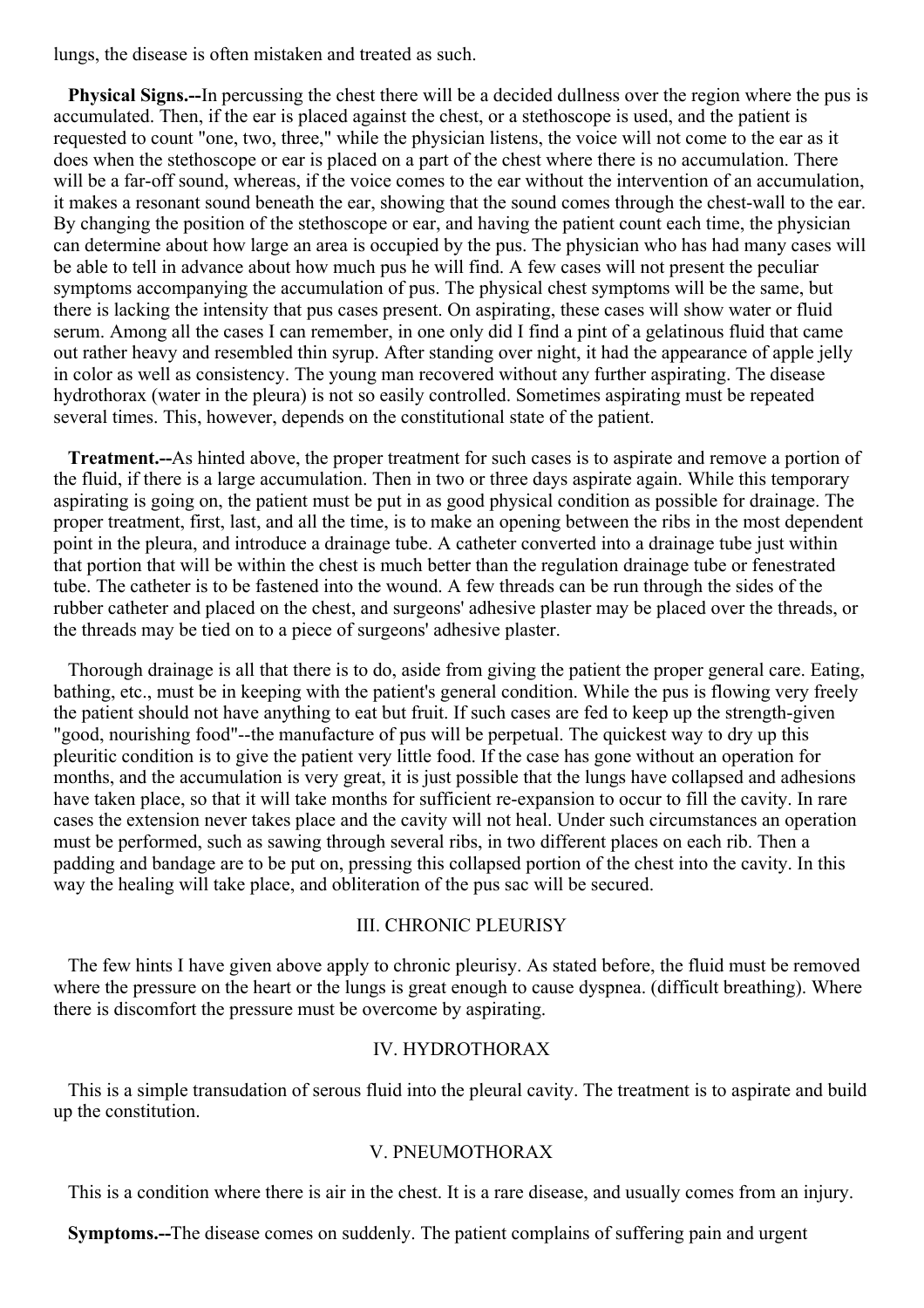lungs, the disease is often mistaken and treated as such.

**Physical Signs.--**In percussing the chest there will be a decided dullness over the region where the pus is accumulated. Then, if the ear is placed against the chest, or a stethoscope is used, and the patient is requested to count "one, two, three," while the physician listens, the voice will not come to the ear as it does when the stethoscope or ear is placed on a part of the chest where there is no accumulation. There will be a far-off sound, whereas, if the voice comes to the ear without the intervention of an accumulation, it makes a resonant sound beneath the ear, showing that the sound comes through the chest-wall to the ear. By changing the position of the stethoscope or ear, and having the patient count each time, the physician can determine about how large an area is occupied by the pus. The physician who has had many cases will be able to tell in advance about how much pus he will find. A few cases will not present the peculiar symptoms accompanying the accumulation of pus. The physical chest symptoms will be the same, but there is lacking the intensity that pus cases present. On aspirating, these cases will show water or fluid serum. Among all the cases I can remember, in one only did I find a pint of a gelatinous fluid that came out rather heavy and resembled thin syrup. After standing over night, it had the appearance of apple jelly in color as well as consistency. The young man recovered without any further aspirating. The disease hydrothorax (water in the pleura) is not so easily controlled. Sometimes aspirating must be repeated several times. This, however, depends on the constitutional state of the patient.

**Treatment.--**As hinted above, the proper treatment for such cases is to aspirate and remove a portion of the fluid, if there is a large accumulation. Then in two or three days aspirate again. While this temporary aspirating is going on, the patient must be put in as good physical condition as possible for drainage. The proper treatment, first, last, and all the time, is to make an opening between the ribs in the most dependent point in the pleura, and introduce a drainage tube. A catheter converted into a drainage tube just within that portion that will be within the chest is much better than the regulation drainage tube or fenestrated tube. The catheter is to be fastened into the wound. A few threads can be run through the sides of the rubber catheter and placed on the chest, and surgeons' adhesive plaster may be placed over the threads, or the threads may be tied on to a piece of surgeons' adhesive plaster.

Thorough drainage is all that there is to do, aside from giving the patient the proper general care. Eating, bathing, etc., must be in keeping with the patient's general condition. While the pus is flowing very freely the patient should not have anything to eat but fruit. If such cases are fed to keep up the strength-given "good, nourishing food"--the manufacture of pus will be perpetual. The quickest way to dry up this pleuritic condition is to give the patient very little food. If the case has gone without an operation for months, and the accumulation is very great, it is just possible that the lungs have collapsed and adhesions have taken place, so that it will take months for sufficient re-expansion to occur to fill the cavity. In rare cases the extension never takes place and the cavity will not heal. Under such circumstances an operation must be performed, such as sawing through several ribs, in two different places on each rib. Then a padding and bandage are to be put on, pressing this collapsed portion of the chest into the cavity. In this way the healing will take place, and obliteration of the pus sac will be secured.

## III. CHRONIC PLEURISY

The few hints I have given above apply to chronic pleurisy. As stated before, the fluid must be removed where the pressure on the heart or the lungs is great enough to cause dyspnea. (difficult breathing). Where there is discomfort the pressure must be overcome by aspirating.

## IV. HYDROTHORAX

This is a simple transudation of serous fluid into the pleural cavity. The treatment is to aspirate and build up the constitution.

## V. PNEUMOTHORAX

This is a condition where there is air in the chest. It is a rare disease, and usually comes from an injury.

**Symptoms.--**The disease comes on suddenly. The patient complains of suffering pain and urgent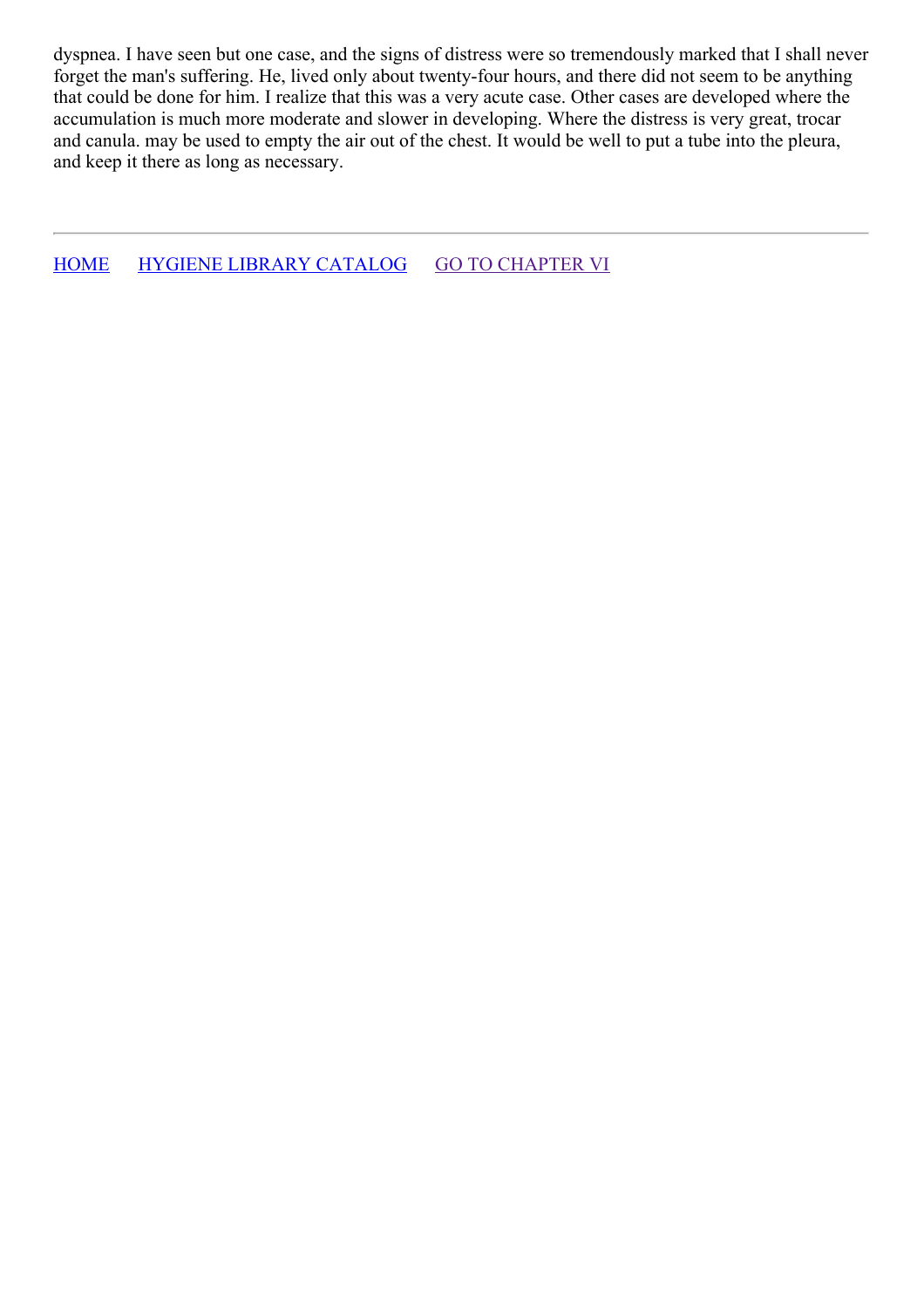dyspnea. I have seen but one case, and the signs of distress were so tremendously marked that I shall never forget the man's suffering. He, lived only about twenty-four hours, and there did not seem to be anything that could be done for him. I realize that this was a very acute case. Other cases are developed where the accumulation is much more moderate and slower in developing. Where the distress is very great, trocar and canula. may be used to empty the air out of the chest. It would be well to put a tube into the pleura, and keep it there as long as necessary.

---

HOME HYGIENE LIBRARY CATALOG GO TO CHAPTER VI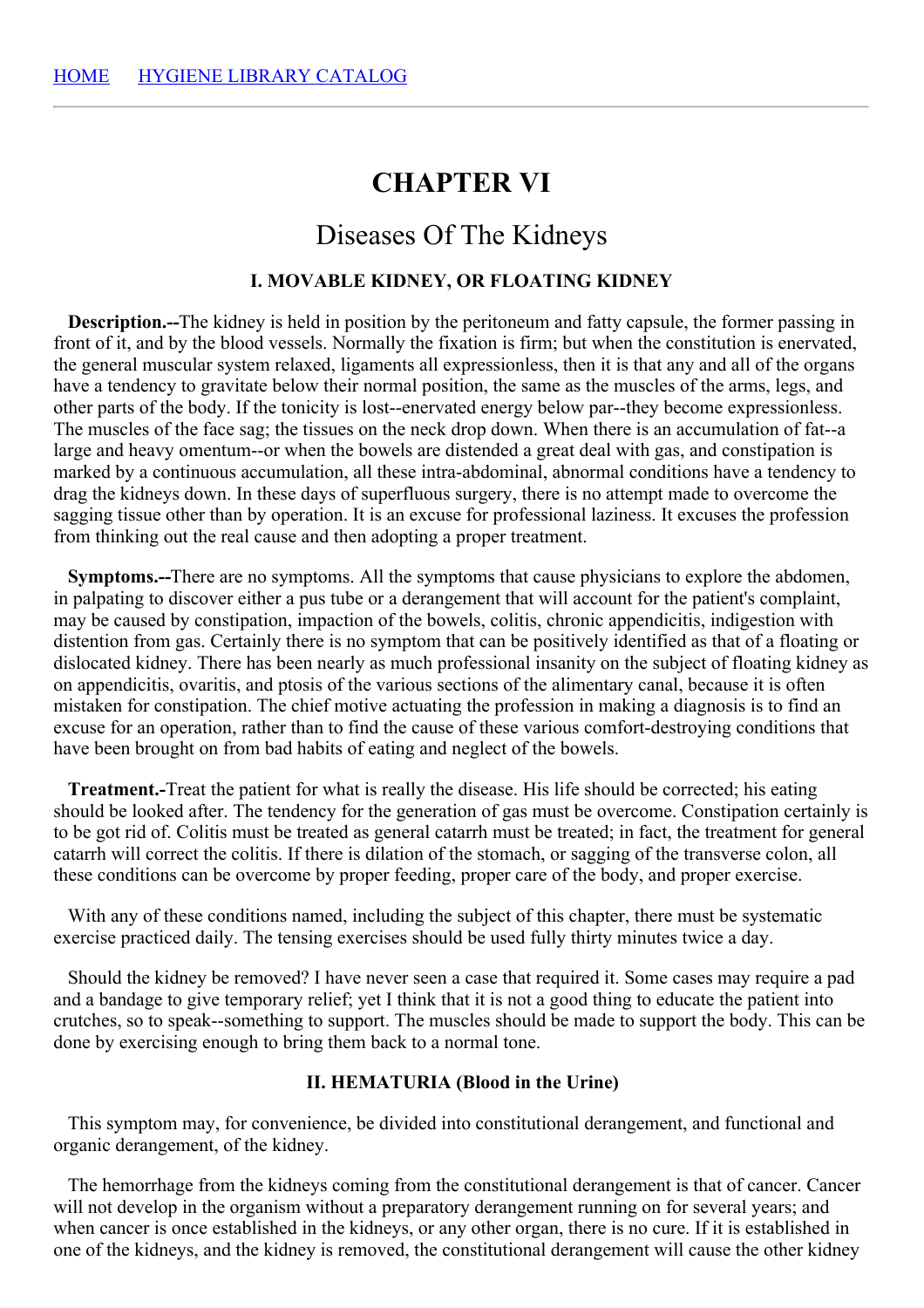HOME HYGIENE LIBRARY CATALOG

# CHAPTER VI

## Diseases Of The Kidneys

### I. MOVABLE KIDNEY, OR FLOATING KIDNEY

**Description.--**The kidney is held in position by the peritoneum and fatty capsule, the former passing in front of it, and by the blood vessels. Normally the fixation is firm; but when the constitution is enervated, the general muscular system relaxed, ligaments all expressionless, then it is that any and all of the organs have a tendency to gravitate below their normal position, the same as the muscles of the arms, legs, and other parts of the body. If the tonicity is lost--enervated energy below par--they become expressionless. The muscles of the face sag; the tissues on the neck drop down. When there is an accumulation of fat--a large and heavy omentum--or when the bowels are distended a great deal with gas, and constipation is marked by a continuous accumulation, all these intra-abdominal, abnormal conditions have a tendency to drag the kidneys down. In these days of superfluous surgery, there is no attempt made to overcome the sagging tissue other than by operation. It is an excuse for professional laziness. It excuses the profession from thinking out the real cause and then adopting a proper treatment.

**Symptoms.--**There are no symptoms. All the symptoms that cause physicians to explore the abdomen, in palpating to discover either a pus tube or a derangement that will account for the patient's complaint, may be caused by constipation, impaction of the bowels, colitis, chronic appendicitis, indigestion with distention from gas. Certainly there is no symptom that can be positively identified as that of a floating or dislocated kidney. There has been nearly as much professional insanity on the subject of floating kidney as on appendicitis, ovaritis, and ptosis of the various sections of the alimentary canal, because it is often mistaken for constipation. The chief motive actuating the profession in making a diagnosis is to find an excuse for an operation, rather than to find the cause of these various comfort-destroying conditions that have been brought on from bad habits of eating and neglect of the bowels.

**Treatment.-**Treat the patient for what is really the disease. His life should be corrected; his eating should be looked after. The tendency for the generation of gas must be overcome. Constipation certainly is to be got rid of. Colitis must be treated as general catarrh must be treated; in fact, the treatment for general catarrh will correct the colitis. If there is dilation of the stomach, or sagging of the transverse colon, all these conditions can be overcome by proper feeding, proper care of the body, and proper exercise.

With any of these conditions named, including the subject of this chapter, there must be systematic exercise practiced daily. The tensing exercises should be used fully thirty minutes twice a day.

Should the kidney be removed? I have never seen a case that required it. Some cases may require a pad and a bandage to give temporary relief; yet I think that it is not a good thing to educate the patient into crutches, so to speak--something to support. The muscles should be made to support the body. This can be done by exercising enough to bring them back to a normal tone.

### II. HEMATURIA (Blood in the Urine)

This symptom may, for convenience, be divided into constitutional derangement, and functional and organic derangement, of the kidney.

The hemorrhage from the kidneys coming from the constitutional derangement is that of cancer. Cancer will not develop in the organism without a preparatory derangement running on for several years; and when cancer is once established in the kidneys, or any other organ, there is no cure. If it is established in one of the kidneys, and the kidney is removed, the constitutional derangement will cause the other kidney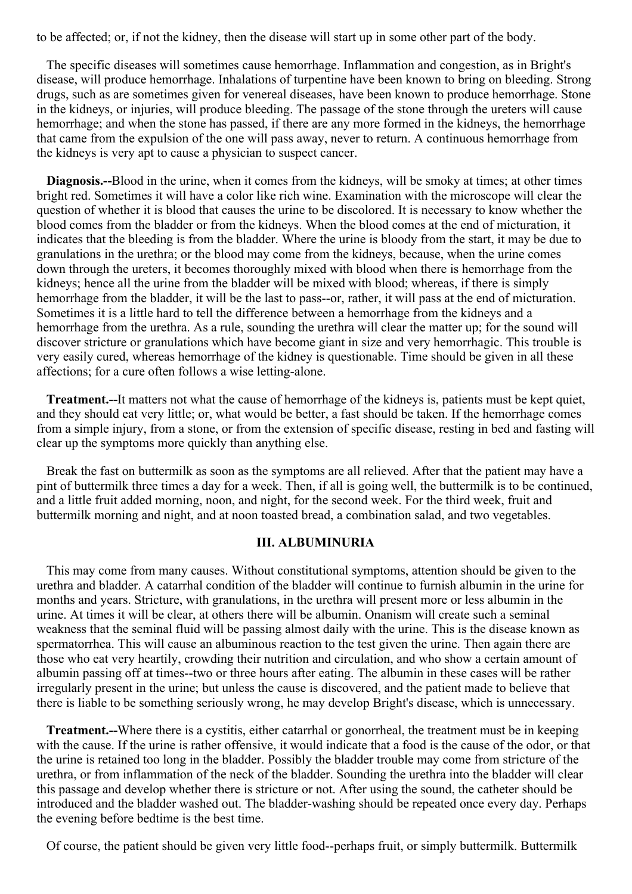to be affected; or, if not the kidney, then the disease will start up in some other part of the body.

The specific diseases will sometimes cause hemorrhage. Inflammation and congestion, as in Bright's disease, will produce hemorrhage. Inhalations of turpentine have been known to bring on bleeding. Strong drugs, such as are sometimes given for venereal diseases, have been known to produce hemorrhage. Stone in the kidneys, or injuries, will produce bleeding. The passage of the stone through the ureters will cause hemorrhage; and when the stone has passed, if there are any more formed in the kidneys, the hemorrhage that came from the expulsion of the one will pass away, never to return. A continuous hemorrhage from the kidneys is very apt to cause a physician to suspect cancer.

**Diagnosis.--**Blood in the urine, when it comes from the kidneys, will be smoky at times; at other times bright red. Sometimes it will have a color like rich wine. Examination with the microscope will clear the question of whether it is blood that causes the urine to be discolored. It is necessary to know whether the blood comes from the bladder or from the kidneys. When the blood comes at the end of micturation, it indicates that the bleeding is from the bladder. Where the urine is bloody from the start, it may be due to granulations in the urethra; or the blood may come from the kidneys, because, when the urine comes down through the ureters, it becomes thoroughly mixed with blood when there is hemorrhage from the kidneys; hence all the urine from the bladder will be mixed with blood; whereas, if there is simply hemorrhage from the bladder, it will be the last to pass--or, rather, it will pass at the end of micturation. Sometimes it is a little hard to tell the difference between a hemorrhage from the kidneys and a hemorrhage from the urethra. As a rule, sounding the urethra will clear the matter up; for the sound will discover stricture or granulations which have become giant in size and very hemorrhagic. This trouble is very easily cured, whereas hemorrhage of the kidney is questionable. Time should be given in all these affections; for a cure often follows a wise letting-alone.

**Treatment.--**It matters not what the cause of hemorrhage of the kidneys is, patients must be kept quiet, and they should eat very little; or, what would be better, a fast should be taken. If the hemorrhage comes from a simple injury, from a stone, or from the extension of specific disease, resting in bed and fasting will clear up the symptoms more quickly than anything else.

Break the fast on buttermilk as soon as the symptoms are all relieved. After that the patient may have a pint of buttermilk three times a day for a week. Then, if all is going well, the buttermilk is to be continued, and a little fruit added morning, noon, and night, for the second week. For the third week, fruit and buttermilk morning and night, and at noon toasted bread, a combination salad, and two vegetables.

### III. ALBUMINURIA

This may come from many causes. Without constitutional symptoms, attention should be given to the urethra and bladder. A catarrhal condition of the bladder will continue to furnish albumin in the urine for months and years. Stricture, with granulations, in the urethra will present more or less albumin in the urine. At times it will be clear, at others there will be albumin. Onanism will create such a seminal weakness that the seminal fluid will be passing almost daily with the urine. This is the disease known as spermatorrhea. This will cause an albuminous reaction to the test given the urine. Then again there are those who eat very heartily, crowding their nutrition and circulation, and who show a certain amount of albumin passing off at times--two or three hours after eating. The albumin in these cases will be rather irregularly present in the urine; but unless the cause is discovered, and the patient made to believe that there is liable to be something seriously wrong, he may develop Bright's disease, which is unnecessary.

**Treatment.--**Where there is a cystitis, either catarrhal or gonorrheal, the treatment must be in keeping with the cause. If the urine is rather offensive, it would indicate that a food is the cause of the odor, or that the urine is retained too long in the bladder. Possibly the bladder trouble may come from stricture of the urethra, or from inflammation of the neck of the bladder. Sounding the urethra into the bladder will clear this passage and develop whether there is stricture or not. After using the sound, the catheter should be introduced and the bladder washed out. The bladder-washing should be repeated once every day. Perhaps the evening before bedtime is the best time.

Of course, the patient should be given very little food--perhaps fruit, or simply buttermilk. Buttermilk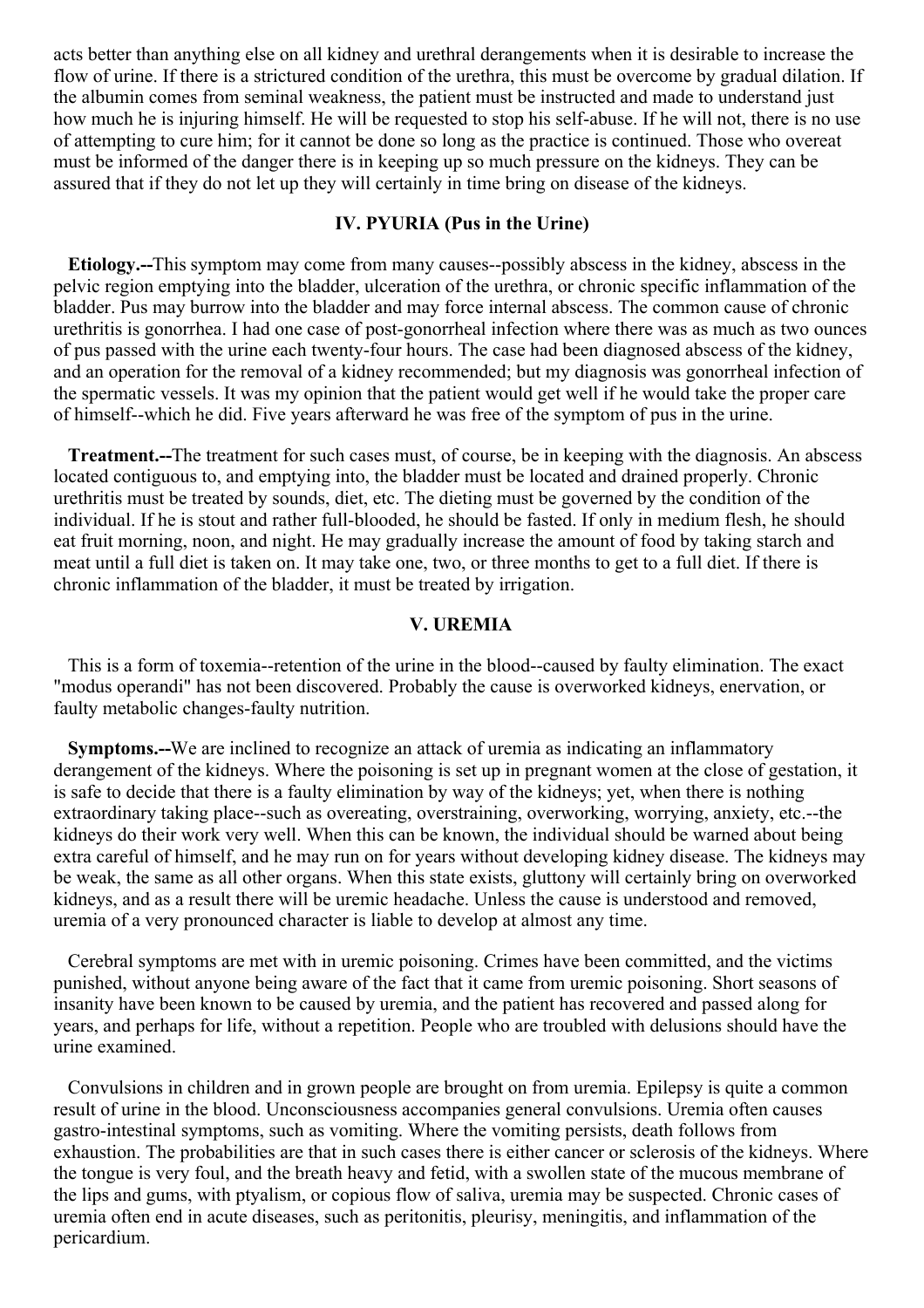acts better than anything else on all kidney and urethral derangements when it is desirable to increase the flow of urine. If there is a strictured condition of the urethra, this must be overcome by gradual dilation. If the albumin comes from seminal weakness, the patient must be instructed and made to understand just how much he is injuring himself. He will be requested to stop his self-abuse. If he will not, there is no use of attempting to cure him; for it cannot be done so long as the practice is continued. Those who overeat must be informed of the danger there is in keeping up so much pressure on the kidneys. They can be assured that if they do not let up they will certainly in time bring on disease of the kidneys.

### IV. PYURIA (Pus in the Urine)

**Etiology.--**This symptom may come from many causes--possibly abscess in the kidney, abscess in the pelvic region emptying into the bladder, ulceration of the urethra, or chronic specific inflammation of the bladder. Pus may burrow into the bladder and may force internal abscess. The common cause of chronic urethritis is gonorrhea. I had one case of post-gonorrheal infection where there was as much as two ounces of pus passed with the urine each twenty-four hours. The case had been diagnosed abscess of the kidney, and an operation for the removal of a kidney recommended; but my diagnosis was gonorrheal infection of the spermatic vessels. It was my opinion that the patient would get well if he would take the proper care of himself--which he did. Five years afterward he was free of the symptom of pus in the urine.

**Treatment.--**The treatment for such cases must, of course, be in keeping with the diagnosis. An abscess located contiguous to, and emptying into, the bladder must be located and drained properly. Chronic urethritis must be treated by sounds, diet, etc. The dieting must be governed by the condition of the individual. If he is stout and rather full-blooded, he should be fasted. If only in medium flesh, he should eat fruit morning, noon, and night. He may gradually increase the amount of food by taking starch and meat until a full diet is taken on. It may take one, two, or three months to get to a full diet. If there is chronic inflammation of the bladder, it must be treated by irrigation.

### V. UREMIA

This is a form of toxemia--retention of the urine in the blood--caused by faulty elimination. The exact "modus operandi" has not been discovered. Probably the cause is overworked kidneys, enervation, or faulty metabolic changes-faulty nutrition.

**Symptoms.--**We are inclined to recognize an attack of uremia as indicating an inflammatory derangement of the kidneys. Where the poisoning is set up in pregnant women at the close of gestation, it is safe to decide that there is a faulty elimination by way of the kidneys; yet, when there is nothing extraordinary taking place--such as overeating, overstraining, overworking, worrying, anxiety, etc.--the kidneys do their work very well. When this can be known, the individual should be warned about being extra careful of himself, and he may run on for years without developing kidney disease. The kidneys may be weak, the same as all other organs. When this state exists, gluttony will certainly bring on overworked kidneys, and as a result there will be uremic headache. Unless the cause is understood and removed, uremia of a very pronounced character is liable to develop at almost any time.

Cerebral symptoms are met with in uremic poisoning. Crimes have been committed, and the victims punished, without anyone being aware of the fact that it came from uremic poisoning. Short seasons of insanity have been known to be caused by uremia, and the patient has recovered and passed along for years, and perhaps for life, without a repetition. People who are troubled with delusions should have the urine examined.

Convulsions in children and in grown people are brought on from uremia. Epilepsy is quite a common result of urine in the blood. Unconsciousness accompanies general convulsions. Uremia often causes gastro-intestinal symptoms, such as vomiting. Where the vomiting persists, death follows from exhaustion. The probabilities are that in such cases there is either cancer or sclerosis of the kidneys. Where the tongue is very foul, and the breath heavy and fetid, with a swollen state of the mucous membrane of the lips and gums, with ptyalism, or copious flow of saliva, uremia may be suspected. Chronic cases of uremia often end in acute diseases, such as peritonitis, pleurisy, meningitis, and inflammation of the pericardium.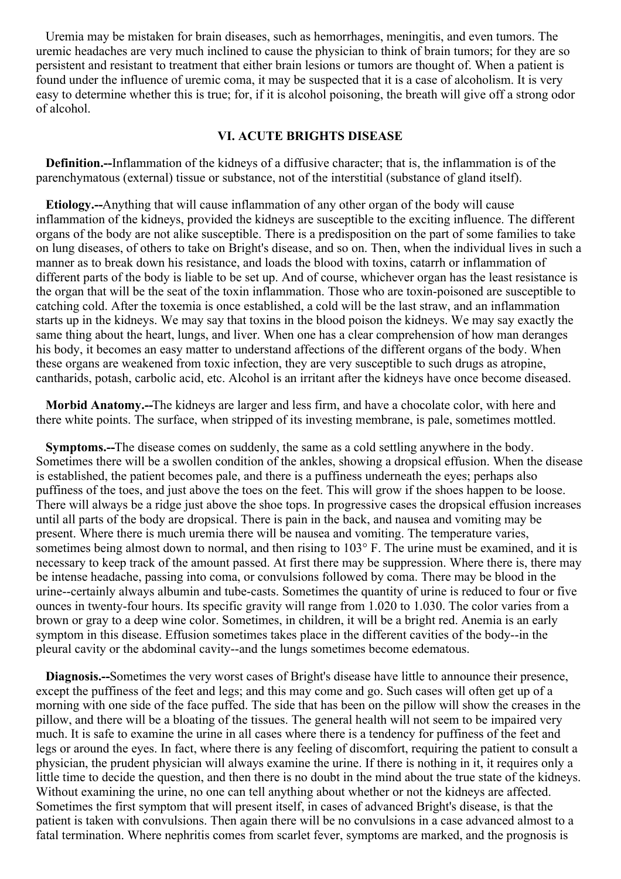Uremia may be mistaken for brain diseases, such as hemorrhages, meningitis, and even tumors. The uremic headaches are very much inclined to cause the physician to think of brain tumors; for they are so persistent and resistant to treatment that either brain lesions or tumors are thought of. When a patient is found under the influence of uremic coma, it may be suspected that it is a case of alcoholism. It is very easy to determine whether this is true; for, if it is alcohol poisoning, the breath will give off a strong odor of alcohol.

## VI. ACUTE BRIGHTS DISEASE

**Definition.--**Inflammation of the kidneys of a diffusive character; that is, the inflammation is of the parenchymatous (external) tissue or substance, not of the interstitial (substance of gland itself).

**Etiology.--**Anything that will cause inflammation of any other organ of the body will cause inflammation of the kidneys, provided the kidneys are susceptible to the exciting influence. The different organs of the body are not alike susceptible. There is a predisposition on the part of some families to take on lung diseases, of others to take on Bright's disease, and so on. Then, when the individual lives in such a manner as to break down his resistance, and loads the blood with toxins, catarrh or inflammation of different parts of the body is liable to be set up. And of course, whichever organ has the least resistance is the organ that will be the seat of the toxin inflammation. Those who are toxin-poisoned are susceptible to catching cold. After the toxemia is once established, a cold will be the last straw, and an inflammation starts up in the kidneys. We may say that toxins in the blood poison the kidneys. We may say exactly the same thing about the heart, lungs, and liver. When one has a clear comprehension of how man deranges his body, it becomes an easy matter to understand affections of the different organs of the body. When these organs are weakened from toxic infection, they are very susceptible to such drugs as atropine, cantharids, potash, carbolic acid, etc. Alcohol is an irritant after the kidneys have once become diseased.

**Morbid Anatomy.--**The kidneys are larger and less firm, and have a chocolate color, with here and there white points. The surface, when stripped of its investing membrane, is pale, sometimes mottled.

**Symptoms.--**The disease comes on suddenly, the same as a cold settling anywhere in the body. Sometimes there will be a swollen condition of the ankles, showing a dropsical effusion. When the disease is established, the patient becomes pale, and there is a puffiness underneath the eyes; perhaps also puffiness of the toes, and just above the toes on the feet. This will grow if the shoes happen to be loose. There will always be a ridge just above the shoe tops. In progressive cases the dropsical effusion increases until all parts of the body are dropsical. There is pain in the back, and nausea and vomiting may be present. Where there is much uremia there will be nausea and vomiting. The temperature varies, sometimes being almost down to normal, and then rising to 103° F. The urine must be examined, and it is necessary to keep track of the amount passed. At first there may be suppression. Where there is, there may be intense headache, passing into coma, or convulsions followed by coma. There may be blood in the urine--certainly always albumin and tube-casts. Sometimes the quantity of urine is reduced to four or five ounces in twenty-four hours. Its specific gravity will range from 1.020 to 1.030. The color varies from a brown or gray to a deep wine color. Sometimes, in children, it will be a bright red. Anemia is an early symptom in this disease. Effusion sometimes takes place in the different cavities of the body--in the pleural cavity or the abdominal cavity--and the lungs sometimes become edematous.

**Diagnosis.--**Sometimes the very worst cases of Bright's disease have little to announce their presence, except the puffiness of the feet and legs; and this may come and go. Such cases will often get up of a morning with one side of the face puffed. The side that has been on the pillow will show the creases in the pillow, and there will be a bloating of the tissues. The general health will not seem to be impaired very much. It is safe to examine the urine in all cases where there is a tendency for puffiness of the feet and legs or around the eyes. In fact, where there is any feeling of discomfort, requiring the patient to consult a physician, the prudent physician will always examine the urine. If there is nothing in it, it requires only a little time to decide the question, and then there is no doubt in the mind about the true state of the kidneys. Without examining the urine, no one can tell anything about whether or not the kidneys are affected. Sometimes the first symptom that will present itself, in cases of advanced Bright's disease, is that the patient is taken with convulsions. Then again there will be no convulsions in a case advanced almost to a fatal termination. Where nephritis comes from scarlet fever, symptoms are marked, and the prognosis is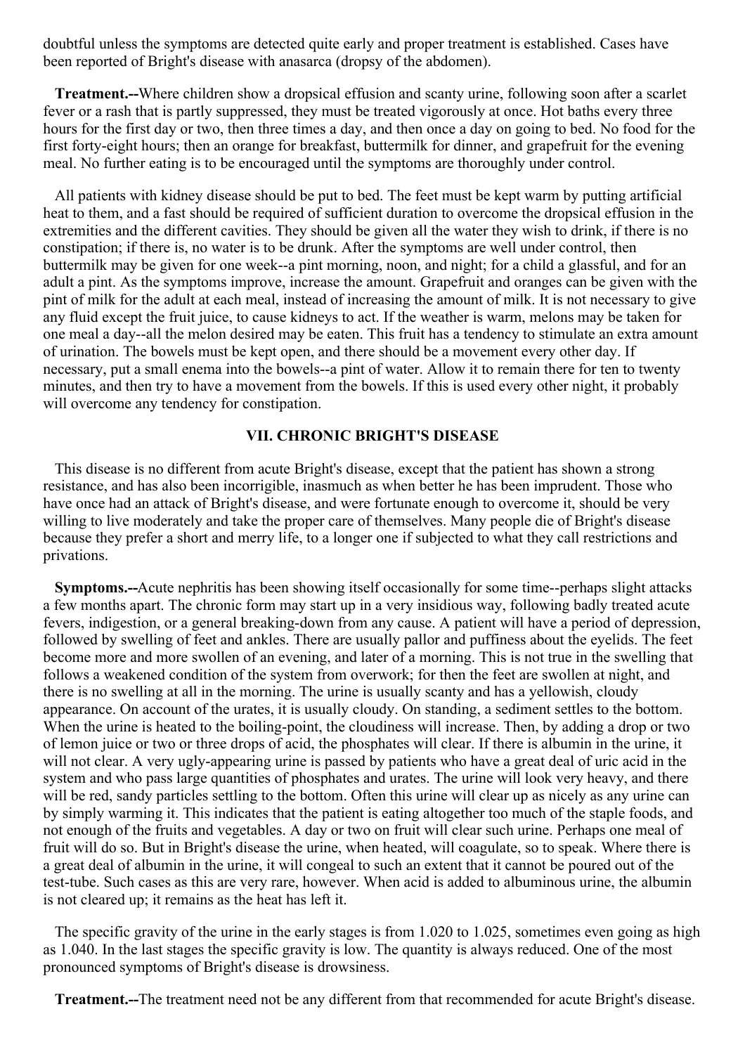doubtful unless the symptoms are detected quite early and proper treatment is established. Cases have been reported of Bright's disease with anasarca (dropsy of the abdomen).

**Treatment.--**Where children show a dropsical effusion and scanty urine, following soon after a scarlet fever or a rash that is partly suppressed, they must be treated vigorously at once. Hot baths every three hours for the first day or two, then three times a day, and then once a day on going to bed. No food for the first forty-eight hours; then an orange for breakfast, buttermilk for dinner, and grapefruit for the evening meal. No further eating is to be encouraged until the symptoms are thoroughly under control.

All patients with kidney disease should be put to bed. The feet must be kept warm by putting artificial heat to them, and a fast should be required of sufficient duration to overcome the dropsical effusion in the extremities and the different cavities. They should be given all the water they wish to drink, if there is no constipation; if there is, no water is to be drunk. After the symptoms are well under control, then buttermilk may be given for one week--a pint morning, noon, and night; for a child a glassful, and for an adult a pint. As the symptoms improve, increase the amount. Grapefruit and oranges can be given with the pint of milk for the adult at each meal, instead of increasing the amount of milk. It is not necessary to give any fluid except the fruit juice, to cause kidneys to act. If the weather is warm, melons may be taken for one meal a day--all the melon desired may be eaten. This fruit has a tendency to stimulate an extra amount of urination. The bowels must be kept open, and there should be a movement every other day. If necessary, put a small enema into the bowels--a pint of water. Allow it to remain there for ten to twenty minutes, and then try to have a movement from the bowels. If this is used every other night, it probably will overcome any tendency for constipation.

## VII. CHRONIC BRIGHT'S DISEASE

This disease is no different from acute Bright's disease, except that the patient has shown a strong resistance, and has also been incorrigible, inasmuch as when better he has been imprudent. Those who have once had an attack of Bright's disease, and were fortunate enough to overcome it, should be very willing to live moderately and take the proper care of themselves. Many people die of Bright's disease because they prefer a short and merry life, to a longer one if subjected to what they call restrictions and privations.

**Symptoms.--**Acute nephritis has been showing itself occasionally for some time--perhaps slight attacks a few months apart. The chronic form may start up in a very insidious way, following badly treated acute fevers, indigestion, or a general breaking-down from any cause. A patient will have a period of depression, followed by swelling of feet and ankles. There are usually pallor and puffiness about the eyelids. The feet become more and more swollen of an evening, and later of a morning. This is not true in the swelling that follows a weakened condition of the system from overwork; for then the feet are swollen at night, and there is no swelling at all in the morning. The urine is usually scanty and has a yellowish, cloudy appearance. On account of the urates, it is usually cloudy. On standing, a sediment settles to the bottom. When the urine is heated to the boiling-point, the cloudiness will increase. Then, by adding a drop or two of lemon juice or two or three drops of acid, the phosphates will clear. If there is albumin in the urine, it will not clear. A very ugly-appearing urine is passed by patients who have a great deal of uric acid in the system and who pass large quantities of phosphates and urates. The urine will look very heavy, and there will be red, sandy particles settling to the bottom. Often this urine will clear up as nicely as any urine can by simply warming it. This indicates that the patient is eating altogether too much of the staple foods, and not enough of the fruits and vegetables. A day or two on fruit will clear such urine. Perhaps one meal of fruit will do so. But in Bright's disease the urine, when heated, will coagulate, so to speak. Where there is a great deal of albumin in the urine, it will congeal to such an extent that it cannot be poured out of the test-tube. Such cases as this are very rare, however. When acid is added to albuminous urine, the albumin is not cleared up; it remains as the heat has left it.

The specific gravity of the urine in the early stages is from 1.020 to 1.025, sometimes even going as high as 1.040. In the last stages the specific gravity is low. The quantity is always reduced. One of the most pronounced symptoms of Bright's disease is drowsiness.

**Treatment.--**The treatment need not be any different from that recommended for acute Bright's disease.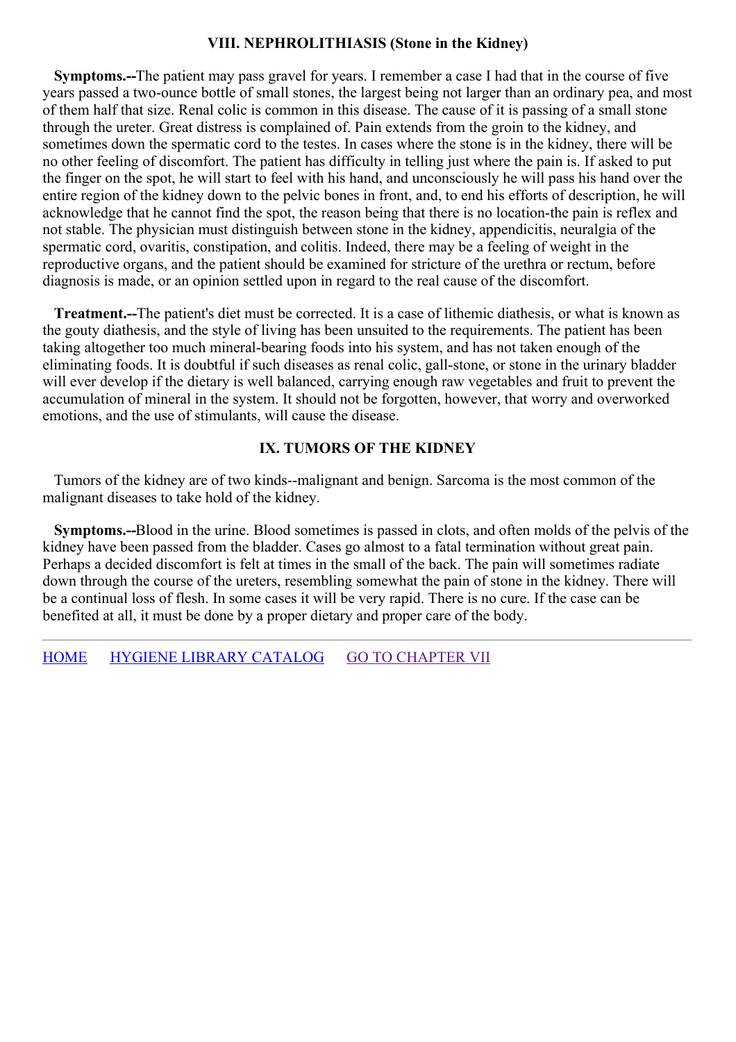### VIII. NEPHROLITHIASIS (Stone in the Kidney)

**Symptoms.--**The patient may pass gravel for years. I remember a case I had that in the course of five years passed a two-ounce bottle of small stones, the largest being not larger than an ordinary pea, and most of them half that size. Renal colic is common in this disease. The cause of it is passing of a small stone through the ureter. Great distress is complained of. Pain extends from the groin to the kidney, and sometimes down the spermatic cord to the testes. In cases where the stone is in the kidney, there will be no other feeling of discomfort. The patient has difficulty in telling just where the pain is. If asked to put the finger on the spot, he will start to feel with his hand, and unconsciously he will pass his hand over the entire region of the kidney down to the pelvic bones in front, and, to end his efforts of description, he will acknowledge that he cannot find the spot, the reason being that there is no location-the pain is reflex and not stable. The physician must distinguish between stone in the kidney, appendicitis, neuralgia of the spermatic cord, ovaritis, constipation, and colitis. Indeed, there may be a feeling of weight in the reproductive organs, and the patient should be examined for stricture of the urethra or rectum, before diagnosis is made, or an opinion settled upon in regard to the real cause of the discomfort.

**Treatment.--**The patient's diet must be corrected. It is a case of lithemic diathesis, or what is known as the gouty diathesis, and the style of living has been unsuited to the requirements. The patient has been taking altogether too much mineral-bearing foods into his system, and has not taken enough of the eliminating foods. It is doubtful if such diseases as renal colic, gall-stone, or stone in the urinary bladder will ever develop if the dietary is well balanced, carrying enough raw vegetables and fruit to prevent the accumulation of mineral in the system. It should not be forgotten, however, that worry and overworked emotions, and the use of stimulants, will cause the disease.

### IX. TUMORS OF THE KIDNEY

Tumors of the kidney are of two kinds--malignant and benign. Sarcoma is the most common of the malignant diseases to take hold of the kidney.

**Symptoms.--**Blood in the urine. Blood sometimes is passed in clots, and often molds of the pelvis of the kidney have been passed from the bladder. Cases go almost to a fatal termination without great pain. Perhaps a decided discomfort is felt at times in the small of the back. The pain will sometimes radiate down through the course of the ureters, resembling somewhat the pain of stone in the kidney. There will be a continual loss of flesh. In some cases it will be very rapid. There is no cure. If the case can be benefited at all, it must be done by a proper dietary and proper care of the body.

---

HOME HYGIENE LIBRARY CATALOG GO TO CHAPTER VII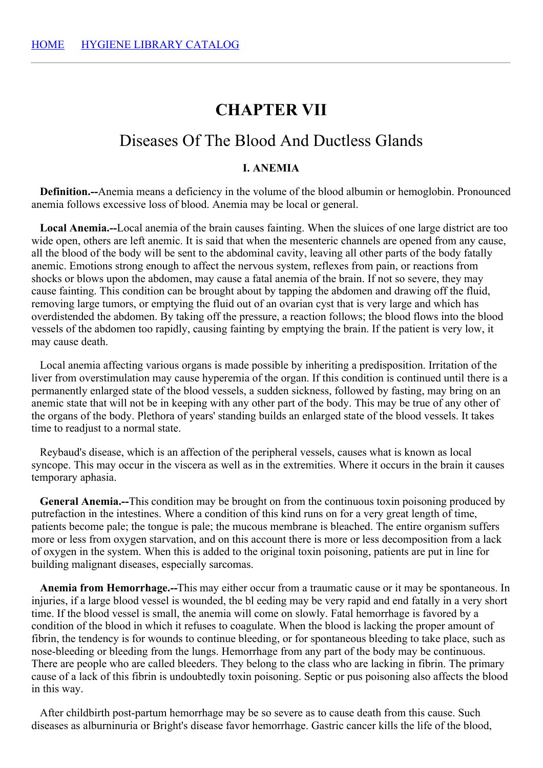[HOME](#) [HYGIENE LIBRARY CATALOG](#)

# CHAPTER VII

## Diseases Of The Blood And Ductless Glands

### I. ANEMIA

**Definition.--**Anemia means a deficiency in the volume of the blood albumin or hemoglobin. Pronounced anemia follows excessive loss of blood. Anemia may be local or general.

**Local Anemia.--**Local anemia of the brain causes fainting. When the sluices of one large district are too wide open, others are left anemic. It is said that when the mesenteric channels are opened from any cause, all the blood of the body will be sent to the abdominal cavity, leaving all other parts of the body fatally anemic. Emotions strong enough to affect the nervous system, reflexes from pain, or reactions from shocks or blows upon the abdomen, may cause a fatal anemia of the brain. If not so severe, they may cause fainting. This condition can be brought about by tapping the abdomen and drawing off the fluid, removing large tumors, or emptying the fluid out of an ovarian cyst that is very large and which has overdistended the abdomen. By taking off the pressure, a reaction follows; the blood flows into the blood vessels of the abdomen too rapidly, causing fainting by emptying the brain. If the patient is very low, it may cause death.

Local anemia affecting various organs is made possible by inheriting a predisposition. Irritation of the liver from overstimulation may cause hyperemia of the organ. If this condition is continued until there is a permanently enlarged state of the blood vessels, a sudden sickness, followed by fasting, may bring on an anemic state that will not be in keeping with any other part of the body. This may be true of any other of the organs of the body. Plethora of years' standing builds an enlarged state of the blood vessels. It takes time to readjust to a normal state.

Reybaud's disease, which is an affection of the peripheral vessels, causes what is known as local syncope. This may occur in the viscera as well as in the extremities. Where it occurs in the brain it causes temporary aphasia.

**General Anemia.--**This condition may be brought on from the continuous toxin poisoning produced by putrefaction in the intestines. Where a condition of this kind runs on for a very great length of time, patients become pale; the tongue is pale; the mucous membrane is bleached. The entire organism suffers more or less from oxygen starvation, and on this account there is more or less decomposition from a lack of oxygen in the system. When this is added to the original toxin poisoning, patients are put in line for building malignant diseases, especially sarcomas.

**Anemia from Hemorrhage.--**This may either occur from a traumatic cause or it may be spontaneous. In injuries, if a large blood vessel is wounded, the bl eeding may be very rapid and end fatally in a very short time. If the blood vessel is small, the anemia will come on slowly. Fatal hemorrhage is favored by a condition of the blood in which it refuses to coagulate. When the blood is lacking the proper amount of fibrin, the tendency is for wounds to continue bleeding, or for spontaneous bleeding to take place, such as nose-bleeding or bleeding from the lungs. Hemorrhage from any part of the body may be continuous. There are people who are called bleeders. They belong to the class who are lacking in fibrin. The primary cause of a lack of this fibrin is undoubtedly toxin poisoning. Septic or pus poisoning also affects the blood in this way.

After childbirth post-partum hemorrhage may be so severe as to cause death from this cause. Such diseases as alburninuria or Bright's disease favor hemorrhage. Gastric cancer kills the life of the blood,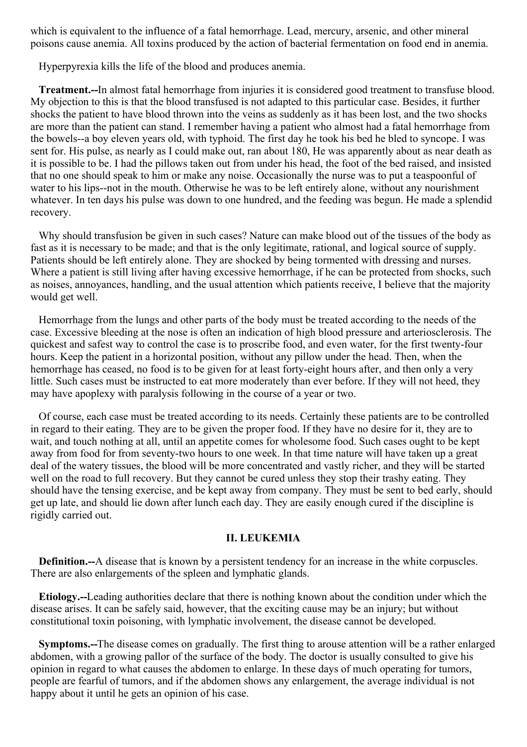which is equivalent to the influence of a fatal hemorrhage. Lead, mercury, arsenic, and other mineral poisons cause anemia. All toxins produced by the action of bacterial fermentation on food end in anemia.

Hyperpyrexia kills the life of the blood and produces anemia.

**Treatment.--**In almost fatal hemorrhage from injuries it is considered good treatment to transfuse blood. My objection to this is that the blood transfused is not adapted to this particular case. Besides, it further shocks the patient to have blood thrown into the veins as suddenly as it has been lost, and the two shocks are more than the patient can stand. I remember having a patient who almost had a fatal hemorrhage from the bowels--a boy eleven years old, with typhoid. The first day he took his bed he bled to syncope. I was sent for. His pulse, as nearly as I could make out, ran about 180, He was apparently about as near death as it is possible to be. I had the pillows taken out from under his head, the foot of the bed raised, and insisted that no one should speak to him or make any noise. Occasionally the nurse was to put a teaspoonful of water to his lips--not in the mouth. Otherwise he was to be left entirely alone, without any nourishment whatever. In ten days his pulse was down to one hundred, and the feeding was begun. He made a splendid recovery.

Why should transfusion be given in such cases? Nature can make blood out of the tissues of the body as fast as it is necessary to be made; and that is the only legitimate, rational, and logical source of supply. Patients should be left entirely alone. They are shocked by being tormented with dressing and nurses. Where a patient is still living after having excessive hemorrhage, if he can be protected from shocks, such as noises, annoyances, handling, and the usual attention which patients receive, I believe that the majority would get well.

Hemorrhage from the lungs and other parts of the body must be treated according to the needs of the case. Excessive bleeding at the nose is often an indication of high blood pressure and arteriosclerosis. The quickest and safest way to control the case is to proscribe food, and even water, for the first twenty-four hours. Keep the patient in a horizontal position, without any pillow under the head. Then, when the hemorrhage has ceased, no food is to be given for at least forty-eight hours after, and then only a very little. Such cases must be instructed to eat more moderately than ever before. If they will not heed, they may have apoplexy with paralysis following in the course of a year or two.

Of course, each case must be treated according to its needs. Certainly these patients are to be controlled in regard to their eating. They are to be given the proper food. If they have no desire for it, they are to wait, and touch nothing at all, until an appetite comes for wholesome food. Such cases ought to be kept away from food for from seventy-two hours to one week. In that time nature will have taken up a great deal of the watery tissues, the blood will be more concentrated and vastly richer, and they will be started well on the road to full recovery. But they cannot be cured unless they stop their trashy eating. They should have the tensing exercise, and be kept away from company. They must be sent to bed early, should get up late, and should lie down after lunch each day. They are easily enough cured if the discipline is rigidly carried out.

### II. LEUKEMIA

**Definition.--**A disease that is known by a persistent tendency for an increase in the white corpuscles. There are also enlargements of the spleen and lymphatic glands.

**Etiology.--**Leading authorities declare that there is nothing known about the condition under which the disease arises. It can be safely said, however, that the exciting cause may be an injury; but without constitutional toxin poisoning, with lymphatic involvement, the disease cannot be developed.

**Symptoms.--**The disease comes on gradually. The first thing to arouse attention will be a rather enlarged abdomen, with a growing pallor of the surface of the body. The doctor is usually consulted to give his opinion in regard to what causes the abdomen to enlarge. In these days of much operating for tumors, people are fearful of tumors, and if the abdomen shows any enlargement, the average individual is not happy about it until he gets an opinion of his case.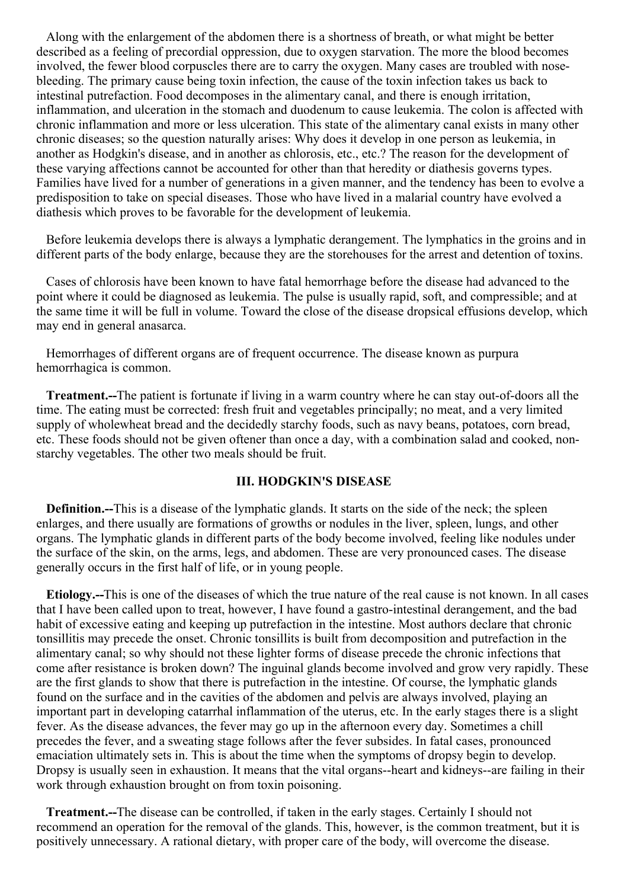Along with the enlargement of the abdomen there is a shortness of breath, or what might be better described as a feeling of precordial oppression, due to oxygen starvation. The more the blood becomes involved, the fewer blood corpuscles there are to carry the oxygen. Many cases are troubled with nose-bleeding. The primary cause being toxin infection, the cause of the toxin infection takes us back to intestinal putrefaction. Food decomposes in the alimentary canal, and there is enough irritation, inflammation, and ulceration in the stomach and duodenum to cause leukemia. The colon is affected with chronic inflammation and more or less ulceration. This state of the alimentary canal exists in many other chronic diseases; so the question naturally arises: Why does it develop in one person as leukemia, in another as Hodgkin's disease, and in another as chlorosis, etc., etc.? The reason for the development of these varying affections cannot be accounted for other than that heredity or diathesis governs types. Families have lived for a number of generations in a given manner, and the tendency has been to evolve a predisposition to take on special diseases. Those who have lived in a malarial country have evolved a diathesis which proves to be favorable for the development of leukemia.

Before leukemia develops there is always a lymphatic derangement. The lymphatics in the groins and in different parts of the body enlarge, because they are the storehouses for the arrest and detention of toxins.

Cases of chlorosis have been known to have fatal hemorrhage before the disease had advanced to the point where it could be diagnosed as leukemia. The pulse is usually rapid, soft, and compressible; and at the same time it will be full in volume. Toward the close of the disease dropsical effusions develop, which may end in general anasarca.

Hemorrhages of different organs are of frequent occurrence. The disease known as purpura hemorrhagica is common.

**Treatment.--**The patient is fortunate if living in a warm country where he can stay out-of-doors all the time. The eating must be corrected: fresh fruit and vegetables principally; no meat, and a very limited supply of wholewheat bread and the decidedly starchy foods, such as navy beans, potatoes, corn bread, etc. These foods should not be given oftener than once a day, with a combination salad and cooked, non-starchy vegetables. The other two meals should be fruit.

### III. HODGKIN'S DISEASE

**Definition.--**This is a disease of the lymphatic glands. It starts on the side of the neck; the spleen enlarges, and there usually are formations of growths or nodules in the liver, spleen, lungs, and other organs. The lymphatic glands in different parts of the body become involved, feeling like nodules under the surface of the skin, on the arms, legs, and abdomen. These are very pronounced cases. The disease generally occurs in the first half of life, or in young people.

**Etiology.--**This is one of the diseases of which the true nature of the real cause is not known. In all cases that I have been called upon to treat, however, I have found a gastro-intestinal derangement, and the bad habit of excessive eating and keeping up putrefaction in the intestine. Most authors declare that chronic tonsillitis may precede the onset. Chronic tonsillits is built from decomposition and putrefaction in the alimentary canal; so why should not these lighter forms of disease precede the chronic infections that come after resistance is broken down? The inguinal glands become involved and grow very rapidly. These are the first glands to show that there is putrefaction in the intestine. Of course, the lymphatic glands found on the surface and in the cavities of the abdomen and pelvis are always involved, playing an important part in developing catarrhal inflammation of the uterus, etc. In the early stages there is a slight fever. As the disease advances, the fever may go up in the afternoon every day. Sometimes a chill precedes the fever, and a sweating stage follows after the fever subsides. In fatal cases, pronounced emaciation ultimately sets in. This is about the time when the symptoms of dropsy begin to develop. Dropsy is usually seen in exhaustion. It means that the vital organs--heart and kidneys--are failing in their work through exhaustion brought on from toxin poisoning.

**Treatment.--**The disease can be controlled, if taken in the early stages. Certainly I should not recommend an operation for the removal of the glands. This, however, is the common treatment, but it is positively unnecessary. A rational dietary, with proper care of the body, will overcome the disease.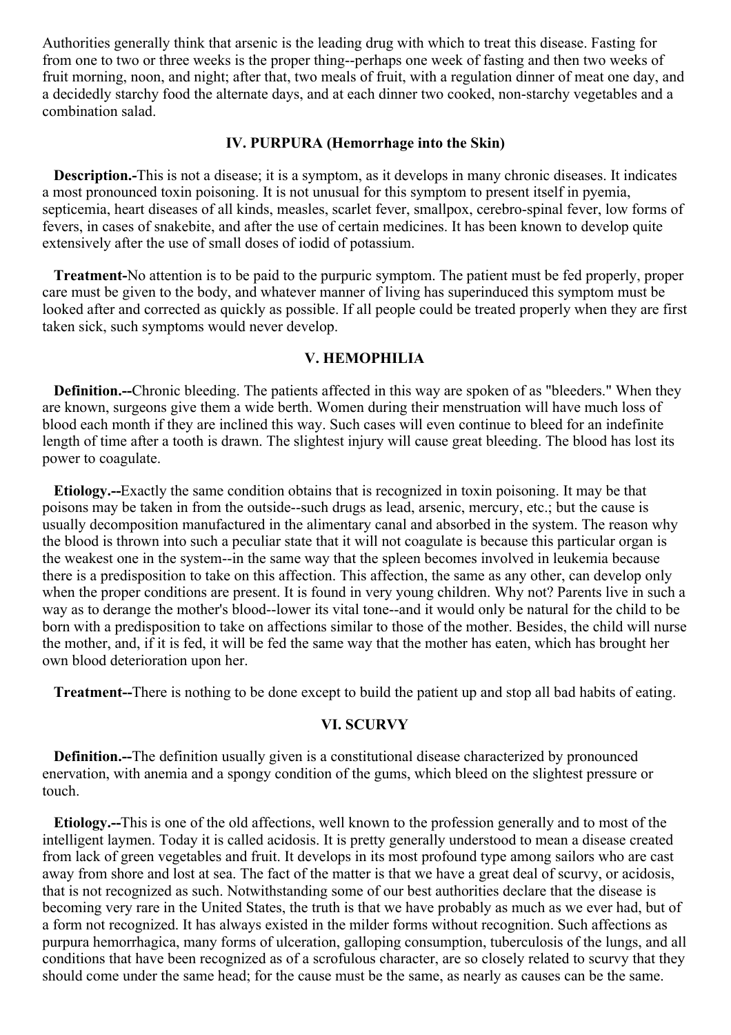Authorities generally think that arsenic is the leading drug with which to treat this disease. Fasting for from one to two or three weeks is the proper thing--perhaps one week of fasting and then two weeks of fruit morning, noon, and night; after that, two meals of fruit, with a regulation dinner of meat one day, and a decidedly starchy food the alternate days, and at each dinner two cooked, non-starchy vegetables and a combination salad.

### IV. PURPURA (Hemorrhage into the Skin)

**Description.-**This is not a disease; it is a symptom, as it develops in many chronic diseases. It indicates a most pronounced toxin poisoning. It is not unusual for this symptom to present itself in pyemia, septicemia, heart diseases of all kinds, measles, scarlet fever, smallpox, cerebro-spinal fever, low forms of fevers, in cases of snakebite, and after the use of certain medicines. It has been known to develop quite extensively after the use of small doses of iodid of potassium.

**Treatment-**No attention is to be paid to the purpuric symptom. The patient must be fed properly, proper care must be given to the body, and whatever manner of living has superinduced this symptom must be looked after and corrected as quickly as possible. If all people could be treated properly when they are first taken sick, such symptoms would never develop.

### V. HEMOPHILIA

**Definition.--**Chronic bleeding. The patients affected in this way are spoken of as "bleeders." When they are known, surgeons give them a wide berth. Women during their menstruation will have much loss of blood each month if they are inclined this way. Such cases will even continue to bleed for an indefinite length of time after a tooth is drawn. The slightest injury will cause great bleeding. The blood has lost its power to coagulate.

**Etiology.--**Exactly the same condition obtains that is recognized in toxin poisoning. It may be that poisons may be taken in from the outside--such drugs as lead, arsenic, mercury, etc.; but the cause is usually decomposition manufactured in the alimentary canal and absorbed in the system. The reason why the blood is thrown into such a peculiar state that it will not coagulate is because this particular organ is the weakest one in the system--in the same way that the spleen becomes involved in leukemia because there is a predisposition to take on this affection. This affection, the same as any other, can develop only when the proper conditions are present. It is found in very young children. Why not? Parents live in such a way as to derange the mother's blood--lower its vital tone--and it would only be natural for the child to be born with a predisposition to take on affections similar to those of the mother. Besides, the child will nurse the mother, and, if it is fed, it will be fed the same way that the mother has eaten, which has brought her own blood deterioration upon her.

**Treatment--**There is nothing to be done except to build the patient up and stop all bad habits of eating.

### VI. SCURVY

**Definition.--**The definition usually given is a constitutional disease characterized by pronounced enervation, with anemia and a spongy condition of the gums, which bleed on the slightest pressure or touch.

**Etiology.--**This is one of the old affections, well known to the profession generally and to most of the intelligent laymen. Today it is called acidosis. It is pretty generally understood to mean a disease created from lack of green vegetables and fruit. It develops in its most profound type among sailors who are cast away from shore and lost at sea. The fact of the matter is that we have a great deal of scurvy, or acidosis, that is not recognized as such. Notwithstanding some of our best authorities declare that the disease is becoming very rare in the United States, the truth is that we have probably as much as we ever had, but of a form not recognized. It has always existed in the milder forms without recognition. Such affections as purpura hemorrhagica, many forms of ulceration, galloping consumption, tuberculosis of the lungs, and all conditions that have been recognized as of a scrofulous character, are so closely related to scurvy that they should come under the same head; for the cause must be the same, as nearly as causes can be the same.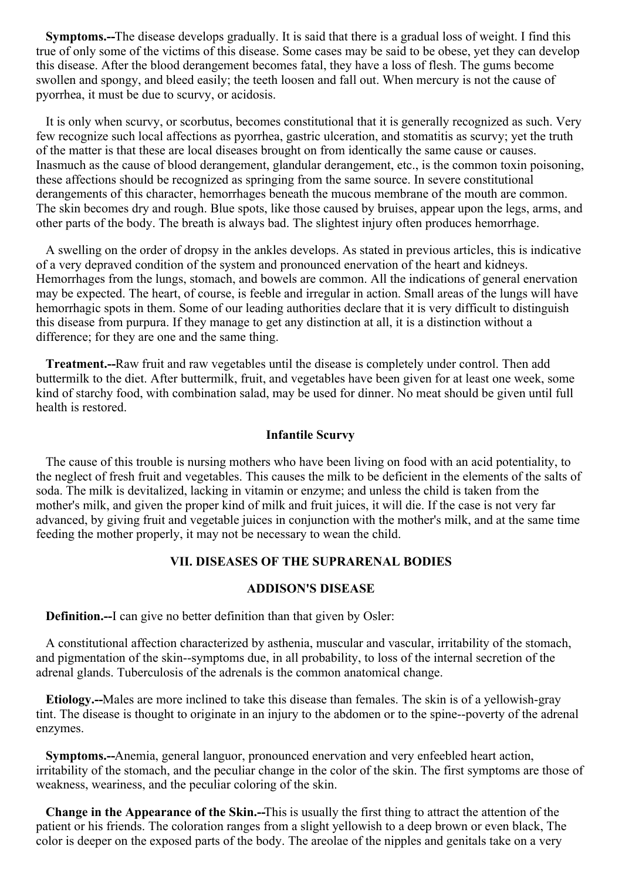**Symptoms.--**The disease develops gradually. It is said that there is a gradual loss of weight. I find this true of only some of the victims of this disease. Some cases may be said to be obese, yet they can develop this disease. After the blood derangement becomes fatal, they have a loss of flesh. The gums become swollen and spongy, and bleed easily; the teeth loosen and fall out. When mercury is not the cause of pyorrhea, it must be due to scurvy, or acidosis.

It is only when scurvy, or scorbutus, becomes constitutional that it is generally recognized as such. Very few recognize such local affections as pyorrhea, gastric ulceration, and stomatitis as scurvy; yet the truth of the matter is that these are local diseases brought on from identically the same cause or causes. Inasmuch as the cause of blood derangement, glandular derangement, etc., is the common toxin poisoning, these affections should be recognized as springing from the same source. In severe constitutional derangements of this character, hemorrhages beneath the mucous membrane of the mouth are common. The skin becomes dry and rough. Blue spots, like those caused by bruises, appear upon the legs, arms, and other parts of the body. The breath is always bad. The slightest injury often produces hemorrhage.

A swelling on the order of dropsy in the ankles develops. As stated in previous articles, this is indicative of a very depraved condition of the system and pronounced enervation of the heart and kidneys. Hemorrhages from the lungs, stomach, and bowels are common. All the indications of general enervation may be expected. The heart, of course, is feeble and irregular in action. Small areas of the lungs will have hemorrhagic spots in them. Some of our leading authorities declare that it is very difficult to distinguish this disease from purpura. If they manage to get any distinction at all, it is a distinction without a difference; for they are one and the same thing.

**Treatment.--**Raw fruit and raw vegetables until the disease is completely under control. Then add buttermilk to the diet. After buttermilk, fruit, and vegetables have been given for at least one week, some kind of starchy food, with combination salad, may be used for dinner. No meat should be given until full health is restored.

### Infantile Scurvy

The cause of this trouble is nursing mothers who have been living on food with an acid potentiality, to the neglect of fresh fruit and vegetables. This causes the milk to be deficient in the elements of the salts of soda. The milk is devitalized, lacking in vitamin or enzyme; and unless the child is taken from the mother's milk, and given the proper kind of milk and fruit juices, it will die. If the case is not very far advanced, by giving fruit and vegetable juices in conjunction with the mother's milk, and at the same time feeding the mother properly, it may not be necessary to wean the child.

## VII. DISEASES OF THE SUPRARENAL BODIES

### ADDISON'S DISEASE

**Definition.--**I can give no better definition than that given by Osler:

A constitutional affection characterized by asthenia, muscular and vascular, irritability of the stomach, and pigmentation of the skin--symptoms due, in all probability, to loss of the internal secretion of the adrenal glands. Tuberculosis of the adrenals is the common anatomical change.

**Etiology.--**Males are more inclined to take this disease than females. The skin is of a yellowish-gray tint. The disease is thought to originate in an injury to the abdomen or to the spine--poverty of the adrenal enzymes.

**Symptoms.--**Anemia, general languor, pronounced enervation and very enfeebled heart action, irritability of the stomach, and the peculiar change in the color of the skin. The first symptoms are those of weakness, weariness, and the peculiar coloring of the skin.

**Change in the Appearance of the Skin.--**This is usually the first thing to attract the attention of the patient or his friends. The coloration ranges from a slight yellowish to a deep brown or even black, The color is deeper on the exposed parts of the body. The areolae of the nipples and genitals take on a very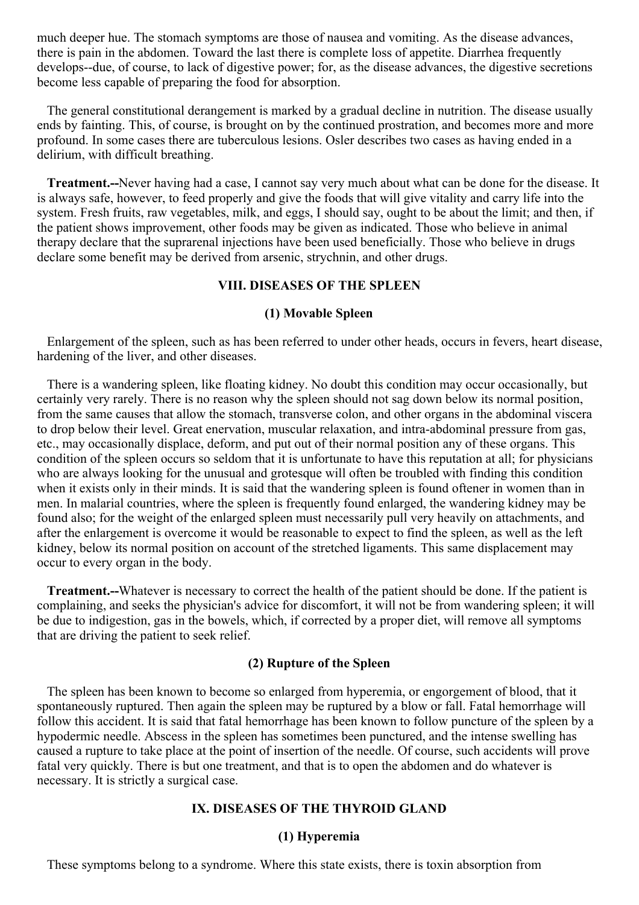much deeper hue. The stomach symptoms are those of nausea and vomiting. As the disease advances, there is pain in the abdomen. Toward the last there is complete loss of appetite. Diarrhea frequently develops--due, of course, to lack of digestive power; for, as the disease advances, the digestive secretions become less capable of preparing the food for absorption.

The general constitutional derangement is marked by a gradual decline in nutrition. The disease usually ends by fainting. This, of course, is brought on by the continued prostration, and becomes more and more profound. In some cases there are tuberculous lesions. Osler describes two cases as having ended in a delirium, with difficult breathing.

**Treatment.--**Never having had a case, I cannot say very much about what can be done for the disease. It is always safe, however, to feed properly and give the foods that will give vitality and carry life into the system. Fresh fruits, raw vegetables, milk, and eggs, I should say, ought to be about the limit; and then, if the patient shows improvement, other foods may be given as indicated. Those who believe in animal therapy declare that the suprarenal injections have been used beneficially. Those who believe in drugs declare some benefit may be derived from arsenic, strychnin, and other drugs.

## VIII. DISEASES OF THE SPLEEN

### (1) Movable Spleen

Enlargement of the spleen, such as has been referred to under other heads, occurs in fevers, heart disease, hardening of the liver, and other diseases.

There is a wandering spleen, like floating kidney. No doubt this condition may occur occasionally, but certainly very rarely. There is no reason why the spleen should not sag down below its normal position, from the same causes that allow the stomach, transverse colon, and other organs in the abdominal viscera to drop below their level. Great enervation, muscular relaxation, and intra-abdominal pressure from gas, etc., may occasionally displace, deform, and put out of their normal position any of these organs. This condition of the spleen occurs so seldom that it is unfortunate to have this reputation at all; for physicians who are always looking for the unusual and grotesque will often be troubled with finding this condition when it exists only in their minds. It is said that the wandering spleen is found oftener in women than in men. In malarial countries, where the spleen is frequently found enlarged, the wandering kidney may be found also; for the weight of the enlarged spleen must necessarily pull very heavily on attachments, and after the enlargement is overcome it would be reasonable to expect to find the spleen, as well as the left kidney, below its normal position on account of the stretched ligaments. This same displacement may occur to every organ in the body.

**Treatment.--**Whatever is necessary to correct the health of the patient should be done. If the patient is complaining, and seeks the physician's advice for discomfort, it will not be from wandering spleen; it will be due to indigestion, gas in the bowels, which, if corrected by a proper diet, will remove all symptoms that are driving the patient to seek relief.

### (2) Rupture of the Spleen

The spleen has been known to become so enlarged from hyperemia, or engorgement of blood, that it spontaneously ruptured. Then again the spleen may be ruptured by a blow or fall. Fatal hemorrhage will follow this accident. It is said that fatal hemorrhage has been known to follow puncture of the spleen by a hypodermic needle. Abscess in the spleen has sometimes been punctured, and the intense swelling has caused a rupture to take place at the point of insertion of the needle. Of course, such accidents will prove fatal very quickly. There is but one treatment, and that is to open the abdomen and do whatever is necessary. It is strictly a surgical case.

## IX. DISEASES OF THE THYROID GLAND

### (1) Hyperemia

These symptoms belong to a syndrome. Where this state exists, there is toxin absorption from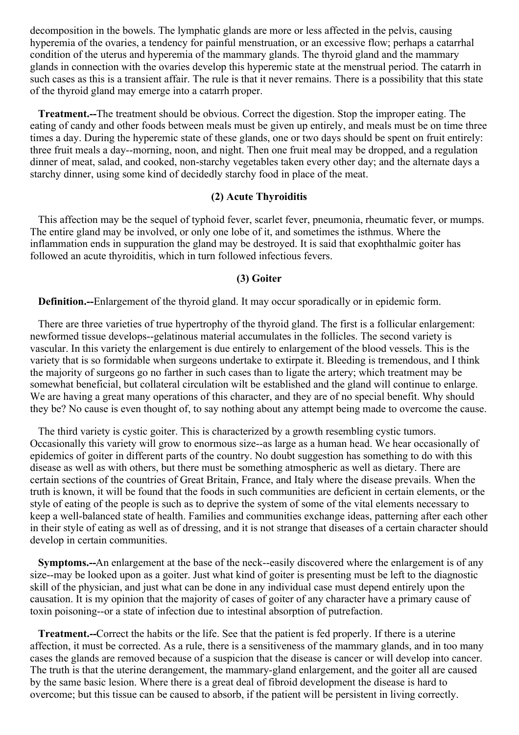decomposition in the bowels. The lymphatic glands are more or less affected in the pelvis, causing hyperemia of the ovaries, a tendency for painful menstruation, or an excessive flow; perhaps a catarrhal condition of the uterus and hyperemia of the mammary glands. The thyroid gland and the mammary glands in connection with the ovaries develop this hyperemic state at the menstrual period. The catarrh in such cases as this is a transient affair. The rule is that it never remains. There is a possibility that this state of the thyroid gland may emerge into a catarrh proper.

**Treatment.--**The treatment should be obvious. Correct the digestion. Stop the improper eating. The eating of candy and other foods between meals must be given up entirely, and meals must be on time three times a day. During the hyperemic state of these glands, one or two days should be spent on fruit entirely: three fruit meals a day--morning, noon, and night. Then one fruit meal may be dropped, and a regulation dinner of meat, salad, and cooked, non-starchy vegetables taken every other day; and the alternate days a starchy dinner, using some kind of decidedly starchy food in place of the meat.

### (2) Acute Thyroiditis

This affection may be the sequel of typhoid fever, scarlet fever, pneumonia, rheumatic fever, or mumps. The entire gland may be involved, or only one lobe of it, and sometimes the isthmus. Where the inflammation ends in suppuration the gland may be destroyed. It is said that exophthalmic goiter has followed an acute thyroiditis, which in turn followed infectious fevers.

### (3) Goiter

**Definition.--**Enlargement of the thyroid gland. It may occur sporadically or in epidemic form.

There are three varieties of true hypertrophy of the thyroid gland. The first is a follicular enlargement: newformed tissue develops--gelatinous material accumulates in the follicles. The second variety is vascular. In this variety the enlargement is due entirely to enlargement of the blood vessels. This is the variety that is so formidable when surgeons undertake to extirpate it. Bleeding is tremendous, and I think the majority of surgeons go no farther in such cases than to ligate the artery; which treatment may be somewhat beneficial, but collateral circulation wilt be established and the gland will continue to enlarge. We are having a great many operations of this character, and they are of no special benefit. Why should they be? No cause is even thought of, to say nothing about any attempt being made to overcome the cause.

The third variety is cystic goiter. This is characterized by a growth resembling cystic tumors. Occasionally this variety will grow to enormous size--as large as a human head. We hear occasionally of epidemics of goiter in different parts of the country. No doubt suggestion has something to do with this disease as well as with others, but there must be something atmospheric as well as dietary. There are certain sections of the countries of Great Britain, France, and Italy where the disease prevails. When the truth is known, it will be found that the foods in such communities are deficient in certain elements, or the style of eating of the people is such as to deprive the system of some of the vital elements necessary to keep a well-balanced state of health. Families and communities exchange ideas, patterning after each other in their style of eating as well as of dressing, and it is not strange that diseases of a certain character should develop in certain communities.

**Symptoms.--**An enlargement at the base of the neck--easily discovered where the enlargement is of any size--may be looked upon as a goiter. Just what kind of goiter is presenting must be left to the diagnostic skill of the physician, and just what can be done in any individual case must depend entirely upon the causation. It is my opinion that the majority of cases of goiter of any character have a primary cause of toxin poisoning--or a state of infection due to intestinal absorption of putrefaction.

**Treatment.--**Correct the habits or the life. See that the patient is fed properly. If there is a uterine affection, it must be corrected. As a rule, there is a sensitiveness of the mammary glands, and in too many cases the glands are removed because of a suspicion that the disease is cancer or will develop into cancer. The truth is that the uterine derangement, the mammary-gland enlargement, and the goiter all are caused by the same basic lesion. Where there is a great deal of fibroid development the disease is hard to overcome; but this tissue can be caused to absorb, if the patient will be persistent in living correctly.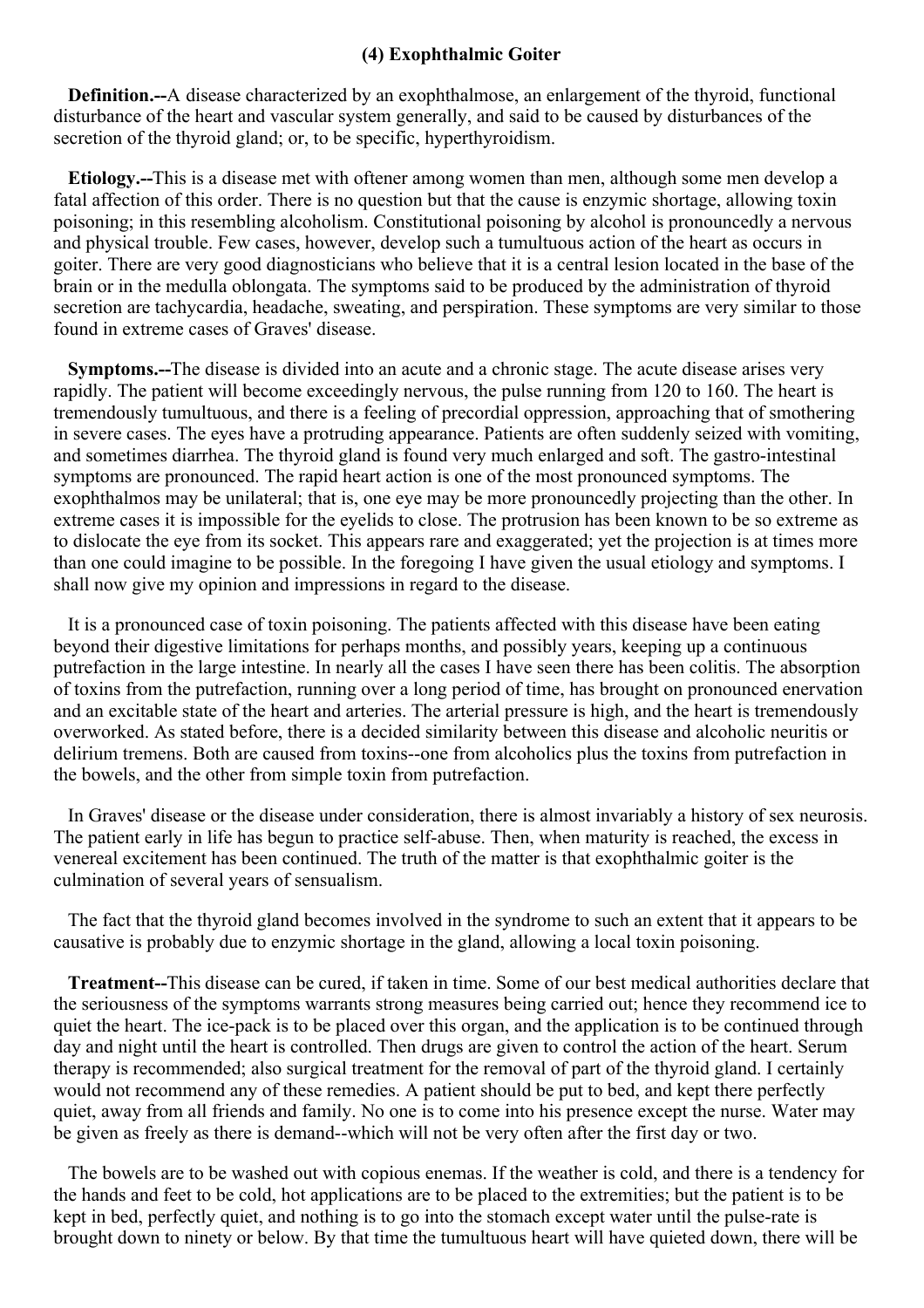### (4) Exophthalmic Goiter

**Definition.--**A disease characterized by an exophthalmose, an enlargement of the thyroid, functional disturbance of the heart and vascular system generally, and said to be caused by disturbances of the secretion of the thyroid gland; or, to be specific, hyperthyroidism.

**Etiology.--**This is a disease met with oftener among women than men, although some men develop a fatal affection of this order. There is no question but that the cause is enzymic shortage, allowing toxin poisoning; in this resembling alcoholism. Constitutional poisoning by alcohol is pronouncedly a nervous and physical trouble. Few cases, however, develop such a tumultuous action of the heart as occurs in goiter. There are very good diagnosticians who believe that it is a central lesion located in the base of the brain or in the medulla oblongata. The symptoms said to be produced by the administration of thyroid secretion are tachycardia, headache, sweating, and perspiration. These symptoms are very similar to those found in extreme cases of Graves' disease.

**Symptoms.--**The disease is divided into an acute and a chronic stage. The acute disease arises very rapidly. The patient will become exceedingly nervous, the pulse running from 120 to 160. The heart is tremendously tumultuous, and there is a feeling of precordial oppression, approaching that of smothering in severe cases. The eyes have a protruding appearance. Patients are often suddenly seized with vomiting, and sometimes diarrhea. The thyroid gland is found very much enlarged and soft. The gastro-intestinal symptoms are pronounced. The rapid heart action is one of the most pronounced symptoms. The exophthalmos may be unilateral; that is, one eye may be more pronouncedly projecting than the other. In extreme cases it is impossible for the eyelids to close. The protrusion has been known to be so extreme as to dislocate the eye from its socket. This appears rare and exaggerated; yet the projection is at times more than one could imagine to be possible. In the foregoing I have given the usual etiology and symptoms. I shall now give my opinion and impressions in regard to the disease.

It is a pronounced case of toxin poisoning. The patients affected with this disease have been eating beyond their digestive limitations for perhaps months, and possibly years, keeping up a continuous putrefaction in the large intestine. In nearly all the cases I have seen there has been colitis. The absorption of toxins from the putrefaction, running over a long period of time, has brought on pronounced enervation and an excitable state of the heart and arteries. The arterial pressure is high, and the heart is tremendously overworked. As stated before, there is a decided similarity between this disease and alcoholic neuritis or delirium tremens. Both are caused from toxins--one from alcoholics plus the toxins from putrefaction in the bowels, and the other from simple toxin from putrefaction.

In Graves' disease or the disease under consideration, there is almost invariably a history of sex neurosis. The patient early in life has begun to practice self-abuse. Then, when maturity is reached, the excess in venereal excitement has been continued. The truth of the matter is that exophthalmic goiter is the culmination of several years of sensualism.

The fact that the thyroid gland becomes involved in the syndrome to such an extent that it appears to be causative is probably due to enzymic shortage in the gland, allowing a local toxin poisoning.

**Treatment--**This disease can be cured, if taken in time. Some of our best medical authorities declare that the seriousness of the symptoms warrants strong measures being carried out; hence they recommend ice to quiet the heart. The ice-pack is to be placed over this organ, and the application is to be continued through day and night until the heart is controlled. Then drugs are given to control the action of the heart. Serum therapy is recommended; also surgical treatment for the removal of part of the thyroid gland. I certainly would not recommend any of these remedies. A patient should be put to bed, and kept there perfectly quiet, away from all friends and family. No one is to come into his presence except the nurse. Water may be given as freely as there is demand--which will not be very often after the first day or two.

The bowels are to be washed out with copious enemas. If the weather is cold, and there is a tendency for the hands and feet to be cold, hot applications are to be placed to the extremities; but the patient is to be kept in bed, perfectly quiet, and nothing is to go into the stomach except water until the pulse-rate is brought down to ninety or below. By that time the tumultuous heart will have quieted down, there will be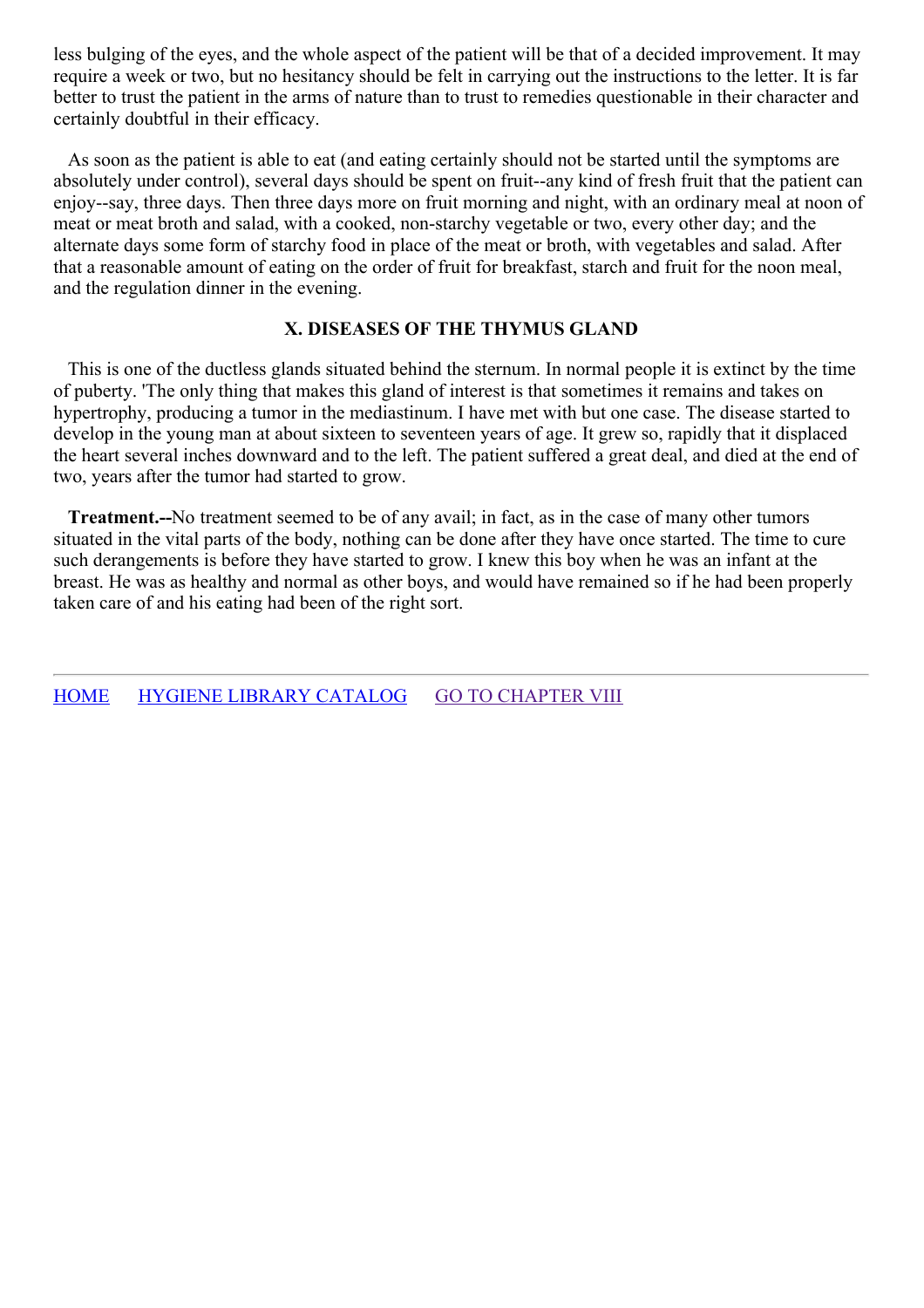less bulging of the eyes, and the whole aspect of the patient will be that of a decided improvement. It may require a week or two, but no hesitancy should be felt in carrying out the instructions to the letter. It is far better to trust the patient in the arms of nature than to trust to remedies questionable in their character and certainly doubtful in their efficacy.

As soon as the patient is able to eat (and eating certainly should not be started until the symptoms are absolutely under control), several days should be spent on fruit--any kind of fresh fruit that the patient can enjoy--say, three days. Then three days more on fruit morning and night, with an ordinary meal at noon of meat or meat broth and salad, with a cooked, non-starchy vegetable or two, every other day; and the alternate days some form of starchy food in place of the meat or broth, with vegetables and salad. After that a reasonable amount of eating on the order of fruit for breakfast, starch and fruit for the noon meal, and the regulation dinner in the evening.

### X. DISEASES OF THE THYMUS GLAND

This is one of the ductless glands situated behind the sternum. In normal people it is extinct by the time of puberty. 'The only thing that makes this gland of interest is that sometimes it remains and takes on hypertrophy, producing a tumor in the mediastinum. I have met with but one case. The disease started to develop in the young man at about sixteen to seventeen years of age. It grew so, rapidly that it displaced the heart several inches downward and to the left. The patient suffered a great deal, and died at the end of two, years after the tumor had started to grow.

**Treatment.--**No treatment seemed to be of any avail; in fact, as in the case of many other tumors situated in the vital parts of the body, nothing can be done after they have once started. The time to cure such derangements is before they have started to grow. I knew this boy when he was an infant at the breast. He was as healthy and normal as other boys, and would have remained so if he had been properly taken care of and his eating had been of the right sort.

---

HOME HYGIENE LIBRARY CATALOG GO TO CHAPTER VIII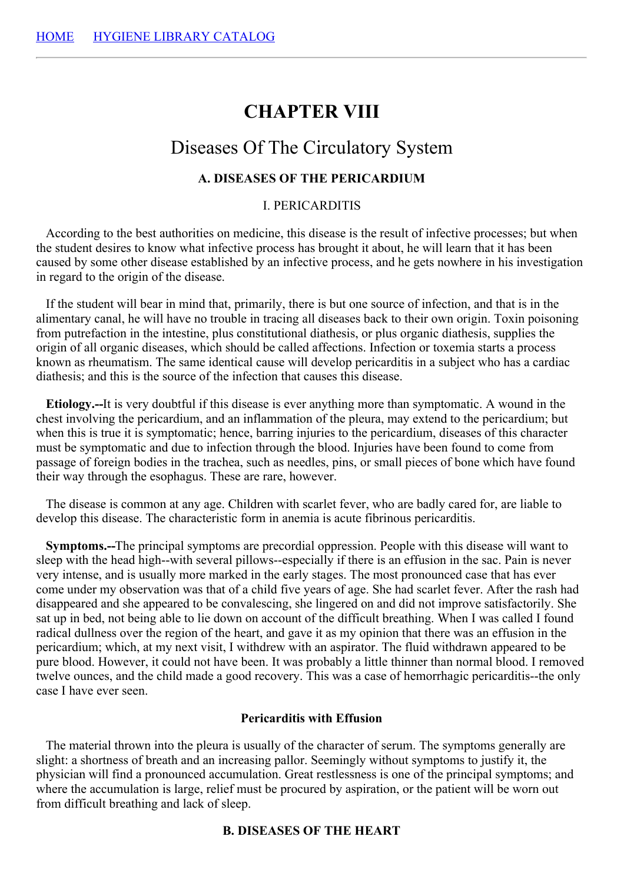HOME     HYGIENE LIBRARY CATALOG

# CHAPTER VIII

## Diseases Of The Circulatory System

### A. DISEASES OF THE PERICARDIUM

#### I. PERICARDITIS

According to the best authorities on medicine, this disease is the result of infective processes; but when the student desires to know what infective process has brought it about, he will learn that it has been caused by some other disease established by an infective process, and he gets nowhere in his investigation in regard to the origin of the disease.

If the student will bear in mind that, primarily, there is but one source of infection, and that is in the alimentary canal, he will have no trouble in tracing all diseases back to their own origin. Toxin poisoning from putrefaction in the intestine, plus constitutional diathesis, or plus organic diathesis, supplies the origin of all organic diseases, which should be called affections. Infection or toxemia starts a process known as rheumatism. The same identical cause will develop pericarditis in a subject who has a cardiac diathesis; and this is the source of the infection that causes this disease.

**Etiology.--**It is very doubtful if this disease is ever anything more than symptomatic. A wound in the chest involving the pericardium, and an inflammation of the pleura, may extend to the pericardium; but when this is true it is symptomatic; hence, barring injuries to the pericardium, diseases of this character must be symptomatic and due to infection through the blood. Injuries have been found to come from passage of foreign bodies in the trachea, such as needles, pins, or small pieces of bone which have found their way through the esophagus. These are rare, however.

The disease is common at any age. Children with scarlet fever, who are badly cared for, are liable to develop this disease. The characteristic form in anemia is acute fibrinous pericarditis.

**Symptoms.--**The principal symptoms are precordial oppression. People with this disease will want to sleep with the head high--with several pillows--especially if there is an effusion in the sac. Pain is never very intense, and is usually more marked in the early stages. The most pronounced case that has ever come under my observation was that of a child five years of age. She had scarlet fever. After the rash had disappeared and she appeared to be convalescing, she lingered on and did not improve satisfactorily. She sat up in bed, not being able to lie down on account of the difficult breathing. When I was called I found radical dullness over the region of the heart, and gave it as my opinion that there was an effusion in the pericardium; which, at my next visit, I withdrew with an aspirator. The fluid withdrawn appeared to be pure blood. However, it could not have been. It was probably a little thinner than normal blood. I removed twelve ounces, and the child made a good recovery. This was a case of hemorrhagic pericarditis--the only case I have ever seen.

#### Pericarditis with Effusion

The material thrown into the pleura is usually of the character of serum. The symptoms generally are slight: a shortness of breath and an increasing pallor. Seemingly without symptoms to justify it, the physician will find a pronounced accumulation. Great restlessness is one of the principal symptoms; and where the accumulation is large, relief must be procured by aspiration, or the patient will be worn out from difficult breathing and lack of sleep.

### B. DISEASES OF THE HEART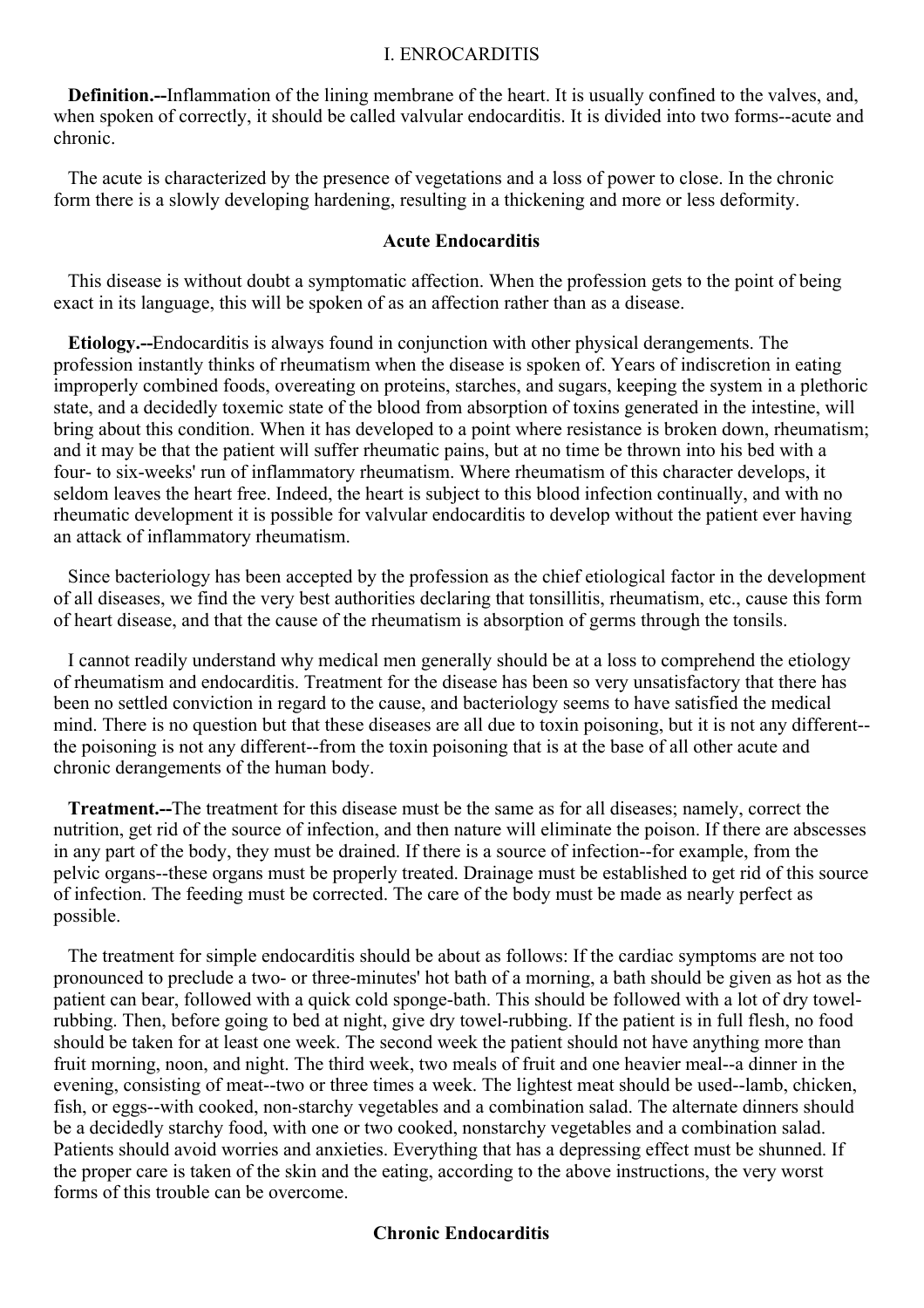## I. ENROCARDITIS

**Definition.--**Inflammation of the lining membrane of the heart. It is usually confined to the valves, and, when spoken of correctly, it should be called valvular endocarditis. It is divided into two forms--acute and chronic.

The acute is characterized by the presence of vegetations and a loss of power to close. In the chronic form there is a slowly developing hardening, resulting in a thickening and more or less deformity.

### Acute Endocarditis

This disease is without doubt a symptomatic affection. When the profession gets to the point of being exact in its language, this will be spoken of as an affection rather than as a disease.

**Etiology.--**Endocarditis is always found in conjunction with other physical derangements. The profession instantly thinks of rheumatism when the disease is spoken of. Years of indiscretion in eating improperly combined foods, overeating on proteins, starches, and sugars, keeping the system in a plethoric state, and a decidedly toxemic state of the blood from absorption of toxins generated in the intestine, will bring about this condition. When it has developed to a point where resistance is broken down, rheumatism; and it may be that the patient will suffer rheumatic pains, but at no time be thrown into his bed with a four- to six-weeks' run of inflammatory rheumatism. Where rheumatism of this character develops, it seldom leaves the heart free. Indeed, the heart is subject to this blood infection continually, and with no rheumatic development it is possible for valvular endocarditis to develop without the patient ever having an attack of inflammatory rheumatism.

Since bacteriology has been accepted by the profession as the chief etiological factor in the development of all diseases, we find the very best authorities declaring that tonsillitis, rheumatism, etc., cause this form of heart disease, and that the cause of the rheumatism is absorption of germs through the tonsils.

I cannot readily understand why medical men generally should be at a loss to comprehend the etiology of rheumatism and endocarditis. Treatment for the disease has been so very unsatisfactory that there has been no settled conviction in regard to the cause, and bacteriology seems to have satisfied the medical mind. There is no question but that these diseases are all due to toxin poisoning, but it is not any different--the poisoning is not any different--from the toxin poisoning that is at the base of all other acute and chronic derangements of the human body.

**Treatment.--**The treatment for this disease must be the same as for all diseases; namely, correct the nutrition, get rid of the source of infection, and then nature will eliminate the poison. If there are abscesses in any part of the body, they must be drained. If there is a source of infection--for example, from the pelvic organs--these organs must be properly treated. Drainage must be established to get rid of this source of infection. The feeding must be corrected. The care of the body must be made as nearly perfect as possible.

The treatment for simple endocarditis should be about as follows: If the cardiac symptoms are not too pronounced to preclude a two- or three-minutes' hot bath of a morning, a bath should be given as hot as the patient can bear, followed with a quick cold sponge-bath. This should be followed with a lot of dry towel-rubbing. Then, before going to bed at night, give dry towel-rubbing. If the patient is in full flesh, no food should be taken for at least one week. The second week the patient should not have anything more than fruit morning, noon, and night. The third week, two meals of fruit and one heavier meal--a dinner in the evening, consisting of meat--two or three times a week. The lightest meat should be used--lamb, chicken, fish, or eggs--with cooked, non-starchy vegetables and a combination salad. The alternate dinners should be a decidedly starchy food, with one or two cooked, nonstarchy vegetables and a combination salad. Patients should avoid worries and anxieties. Everything that has a depressing effect must be shunned. If the proper care is taken of the skin and the eating, according to the above instructions, the very worst forms of this trouble can be overcome.

### Chronic Endocarditis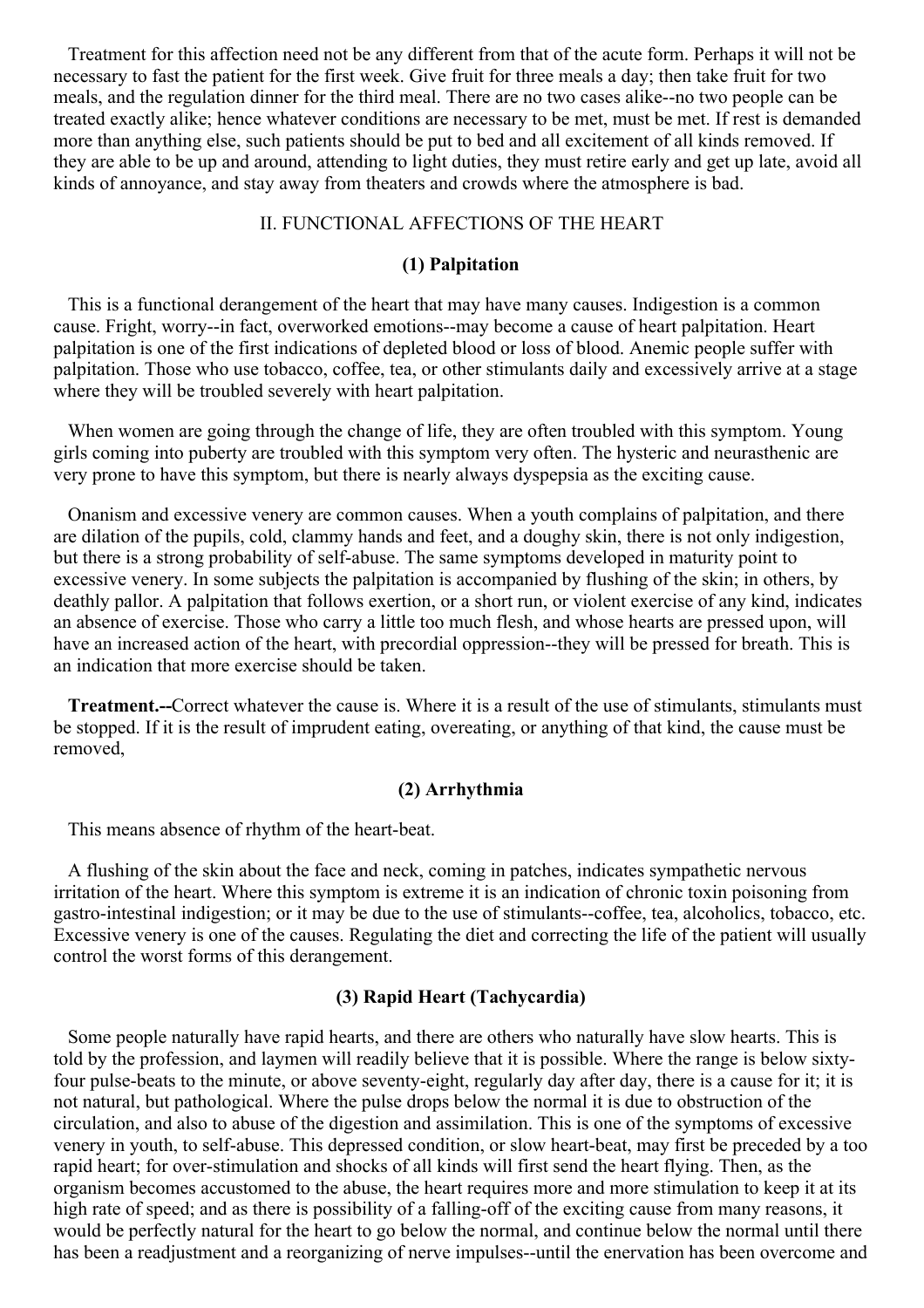Treatment for this affection need not be any different from that of the acute form. Perhaps it will not be necessary to fast the patient for the first week. Give fruit for three meals a day; then take fruit for two meals, and the regulation dinner for the third meal. There are no two cases alike--no two people can be treated exactly alike; hence whatever conditions are necessary to be met, must be met. If rest is demanded more than anything else, such patients should be put to bed and all excitement of all kinds removed. If they are able to be up and around, attending to light duties, they must retire early and get up late, avoid all kinds of annoyance, and stay away from theaters and crowds where the atmosphere is bad.

## II. FUNCTIONAL AFFECTIONS OF THE HEART

### (1) Palpitation

This is a functional derangement of the heart that may have many causes. Indigestion is a common cause. Fright, worry--in fact, overworked emotions--may become a cause of heart palpitation. Heart palpitation is one of the first indications of depleted blood or loss of blood. Anemic people suffer with palpitation. Those who use tobacco, coffee, tea, or other stimulants daily and excessively arrive at a stage where they will be troubled severely with heart palpitation.

When women are going through the change of life, they are often troubled with this symptom. Young girls coming into puberty are troubled with this symptom very often. The hysteric and neurasthenic are very prone to have this symptom, but there is nearly always dyspepsia as the exciting cause.

Onanism and excessive venery are common causes. When a youth complains of palpitation, and there are dilation of the pupils, cold, clammy hands and feet, and a doughy skin, there is not only indigestion, but there is a strong probability of self-abuse. The same symptoms developed in maturity point to excessive venery. In some subjects the palpitation is accompanied by flushing of the skin; in others, by deathly pallor. A palpitation that follows exertion, or a short run, or violent exercise of any kind, indicates an absence of exercise. Those who carry a little too much flesh, and whose hearts are pressed upon, will have an increased action of the heart, with precordial oppression--they will be pressed for breath. This is an indication that more exercise should be taken.

**Treatment.--**Correct whatever the cause is. Where it is a result of the use of stimulants, stimulants must be stopped. If it is the result of imprudent eating, overeating, or anything of that kind, the cause must be removed,

### (2) Arrhythmia

This means absence of rhythm of the heart-beat.

A flushing of the skin about the face and neck, coming in patches, indicates sympathetic nervous irritation of the heart. Where this symptom is extreme it is an indication of chronic toxin poisoning from gastro-intestinal indigestion; or it may be due to the use of stimulants--coffee, tea, alcoholics, tobacco, etc. Excessive venery is one of the causes. Regulating the diet and correcting the life of the patient will usually control the worst forms of this derangement.

### (3) Rapid Heart (Tachycardia)

Some people naturally have rapid hearts, and there are others who naturally have slow hearts. This is told by the profession, and laymen will readily believe that it is possible. Where the range is below sixty-four pulse-beats to the minute, or above seventy-eight, regularly day after day, there is a cause for it; it is not natural, but pathological. Where the pulse drops below the normal it is due to obstruction of the circulation, and also to abuse of the digestion and assimilation. This is one of the symptoms of excessive venery in youth, to self-abuse. This depressed condition, or slow heart-beat, may first be preceded by a too rapid heart; for over-stimulation and shocks of all kinds will first send the heart flying. Then, as the organism becomes accustomed to the abuse, the heart requires more and more stimulation to keep it at its high rate of speed; and as there is possibility of a falling-off of the exciting cause from many reasons, it would be perfectly natural for the heart to go below the normal, and continue below the normal until there has been a readjustment and a reorganizing of nerve impulses--until the enervation has been overcome and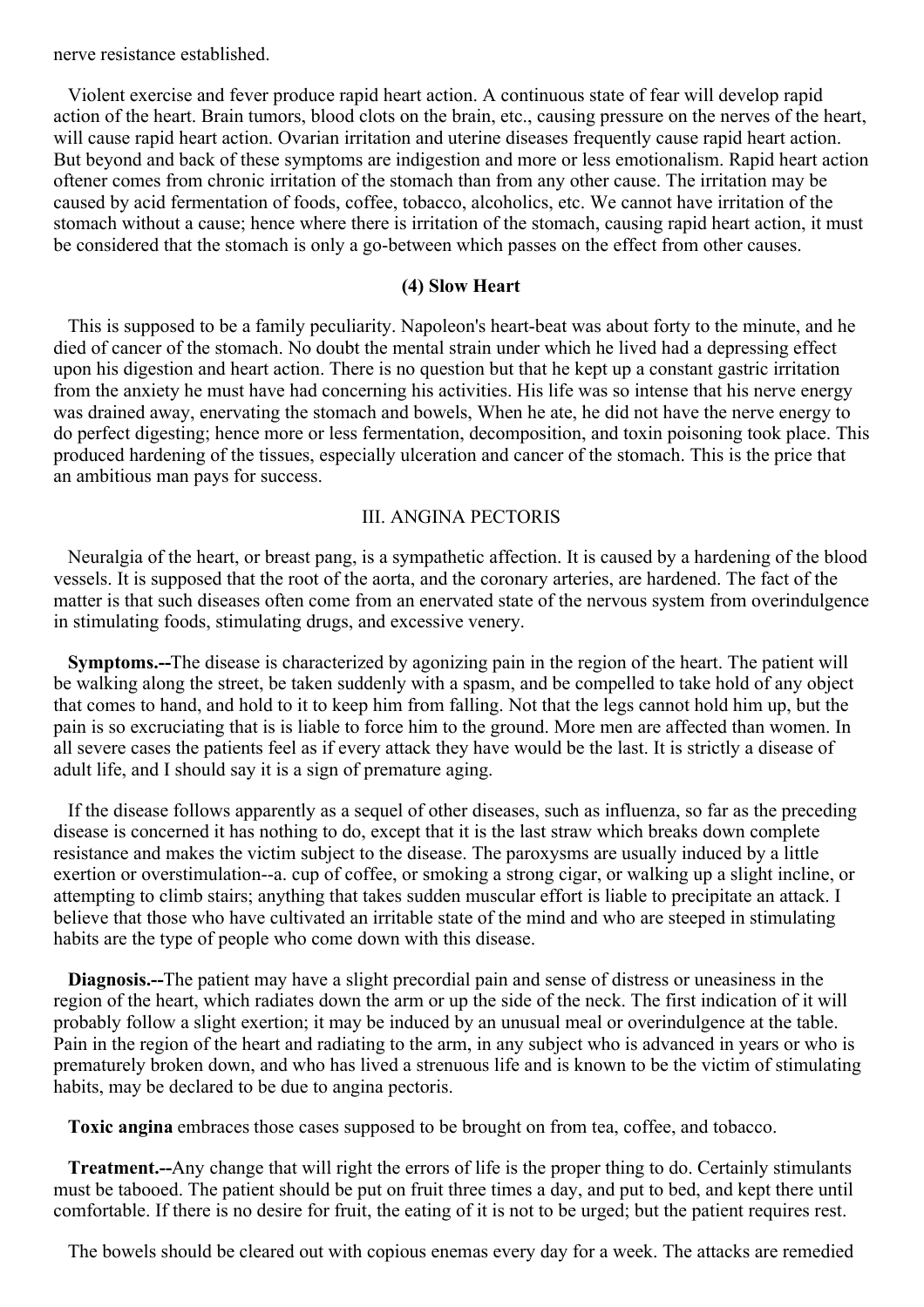nerve resistance established.

Violent exercise and fever produce rapid heart action. A continuous state of fear will develop rapid action of the heart. Brain tumors, blood clots on the brain, etc., causing pressure on the nerves of the heart, will cause rapid heart action. Ovarian irritation and uterine diseases frequently cause rapid heart action. But beyond and back of these symptoms are indigestion and more or less emotionalism. Rapid heart action oftener comes from chronic irritation of the stomach than from any other cause. The irritation may be caused by acid fermentation of foods, coffee, tobacco, alcoholics, etc. We cannot have irritation of the stomach without a cause; hence where there is irritation of the stomach, causing rapid heart action, it must be considered that the stomach is only a go-between which passes on the effect from other causes.

### (4) Slow Heart

This is supposed to be a family peculiarity. Napoleon's heart-beat was about forty to the minute, and he died of cancer of the stomach. No doubt the mental strain under which he lived had a depressing effect upon his digestion and heart action. There is no question but that he kept up a constant gastric irritation from the anxiety he must have had concerning his activities. His life was so intense that his nerve energy was drained away, enervating the stomach and bowels, When he ate, he did not have the nerve energy to do perfect digesting; hence more or less fermentation, decomposition, and toxin poisoning took place. This produced hardening of the tissues, especially ulceration and cancer of the stomach. This is the price that an ambitious man pays for success.

## III. ANGINA PECTORIS

Neuralgia of the heart, or breast pang, is a sympathetic affection. It is caused by a hardening of the blood vessels. It is supposed that the root of the aorta, and the coronary arteries, are hardened. The fact of the matter is that such diseases often come from an enervated state of the nervous system from overindulgence in stimulating foods, stimulating drugs, and excessive venery.

**Symptoms.--**The disease is characterized by agonizing pain in the region of the heart. The patient will be walking along the street, be taken suddenly with a spasm, and be compelled to take hold of any object that comes to hand, and hold to it to keep him from falling. Not that the legs cannot hold him up, but the pain is so excruciating that is is liable to force him to the ground. More men are affected than women. In all severe cases the patients feel as if every attack they have would be the last. It is strictly a disease of adult life, and I should say it is a sign of premature aging.

If the disease follows apparently as a sequel of other diseases, such as influenza, so far as the preceding disease is concerned it has nothing to do, except that it is the last straw which breaks down complete resistance and makes the victim subject to the disease. The paroxysms are usually induced by a little exertion or overstimulation--a. cup of coffee, or smoking a strong cigar, or walking up a slight incline, or attempting to climb stairs; anything that takes sudden muscular effort is liable to precipitate an attack. I believe that those who have cultivated an irritable state of the mind and who are steeped in stimulating habits are the type of people who come down with this disease.

**Diagnosis.--**The patient may have a slight precordial pain and sense of distress or uneasiness in the region of the heart, which radiates down the arm or up the side of the neck. The first indication of it will probably follow a slight exertion; it may be induced by an unusual meal or overindulgence at the table. Pain in the region of the heart and radiating to the arm, in any subject who is advanced in years or who is prematurely broken down, and who has lived a strenuous life and is known to be the victim of stimulating habits, may be declared to be due to angina pectoris.

**Toxic angina** embraces those cases supposed to be brought on from tea, coffee, and tobacco.

**Treatment.--**Any change that will right the errors of life is the proper thing to do. Certainly stimulants must be tabooed. The patient should be put on fruit three times a day, and put to bed, and kept there until comfortable. If there is no desire for fruit, the eating of it is not to be urged; but the patient requires rest.

The bowels should be cleared out with copious enemas every day for a week. The attacks are remedied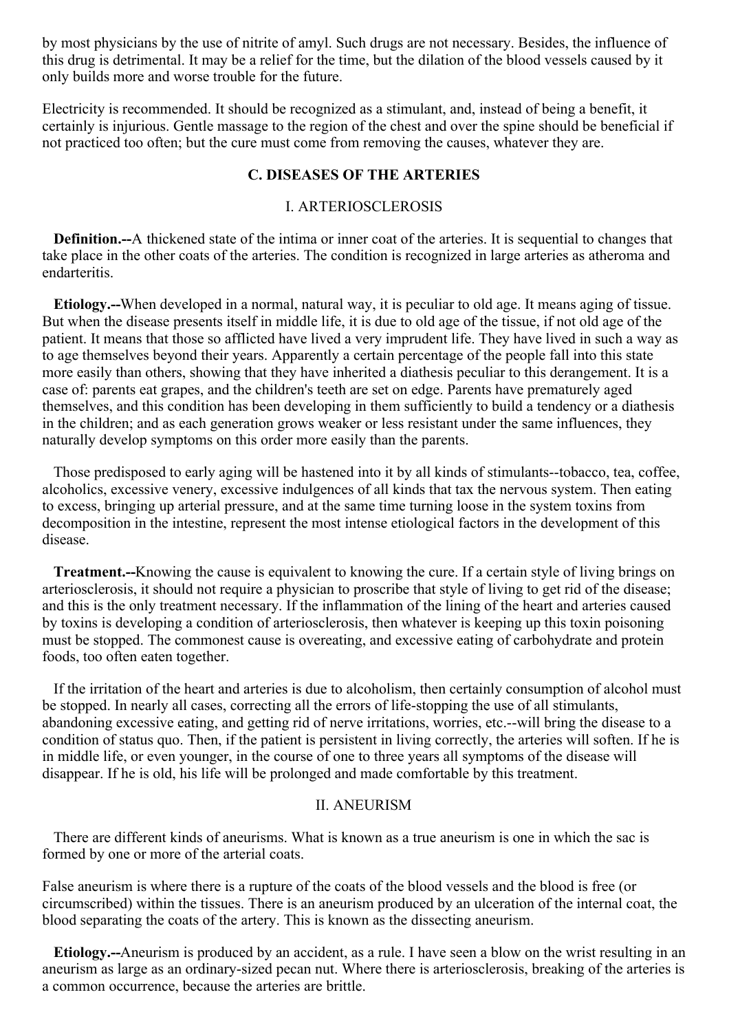by most physicians by the use of nitrite of amyl. Such drugs are not necessary. Besides, the influence of this drug is detrimental. It may be a relief for the time, but the dilation of the blood vessels caused by it only builds more and worse trouble for the future.

Electricity is recommended. It should be recognized as a stimulant, and, instead of being a benefit, it certainly is injurious. Gentle massage to the region of the chest and over the spine should be beneficial if not practiced too often; but the cure must come from removing the causes, whatever they are.

## C. DISEASES OF THE ARTERIES

### I. ARTERIOSCLEROSIS

**Definition.--**A thickened state of the intima or inner coat of the arteries. It is sequential to changes that take place in the other coats of the arteries. The condition is recognized in large arteries as atheroma and endarteritis.

**Etiology.--**When developed in a normal, natural way, it is peculiar to old age. It means aging of tissue. But when the disease presents itself in middle life, it is due to old age of the tissue, if not old age of the patient. It means that those so afflicted have lived a very imprudent life. They have lived in such a way as to age themselves beyond their years. Apparently a certain percentage of the people fall into this state more easily than others, showing that they have inherited a diathesis peculiar to this derangement. It is a case of: parents eat grapes, and the children's teeth are set on edge. Parents have prematurely aged themselves, and this condition has been developing in them sufficiently to build a tendency or a diathesis in the children; and as each generation grows weaker or less resistant under the same influences, they naturally develop symptoms on this order more easily than the parents.

Those predisposed to early aging will be hastened into it by all kinds of stimulants--tobacco, tea, coffee, alcoholics, excessive venery, excessive indulgences of all kinds that tax the nervous system. Then eating to excess, bringing up arterial pressure, and at the same time turning loose in the system toxins from decomposition in the intestine, represent the most intense etiological factors in the development of this disease.

**Treatment.--**Knowing the cause is equivalent to knowing the cure. If a certain style of living brings on arteriosclerosis, it should not require a physician to proscribe that style of living to get rid of the disease; and this is the only treatment necessary. If the inflammation of the lining of the heart and arteries caused by toxins is developing a condition of arteriosclerosis, then whatever is keeping up this toxin poisoning must be stopped. The commonest cause is overeating, and excessive eating of carbohydrate and protein foods, too often eaten together.

If the irritation of the heart and arteries is due to alcoholism, then certainly consumption of alcohol must be stopped. In nearly all cases, correcting all the errors of life-stopping the use of all stimulants, abandoning excessive eating, and getting rid of nerve irritations, worries, etc.--will bring the disease to a condition of status quo. Then, if the patient is persistent in living correctly, the arteries will soften. If he is in middle life, or even younger, in the course of one to three years all symptoms of the disease will disappear. If he is old, his life will be prolonged and made comfortable by this treatment.

### II. ANEURISM

There are different kinds of aneurisms. What is known as a true aneurism is one in which the sac is formed by one or more of the arterial coats.

False aneurism is where there is a rupture of the coats of the blood vessels and the blood is free (or circumscribed) within the tissues. There is an aneurism produced by an ulceration of the internal coat, the blood separating the coats of the artery. This is known as the dissecting aneurism.

**Etiology.--**Aneurism is produced by an accident, as a rule. I have seen a blow on the wrist resulting in an aneurism as large as an ordinary-sized pecan nut. Where there is arteriosclerosis, breaking of the arteries is a common occurrence, because the arteries are brittle.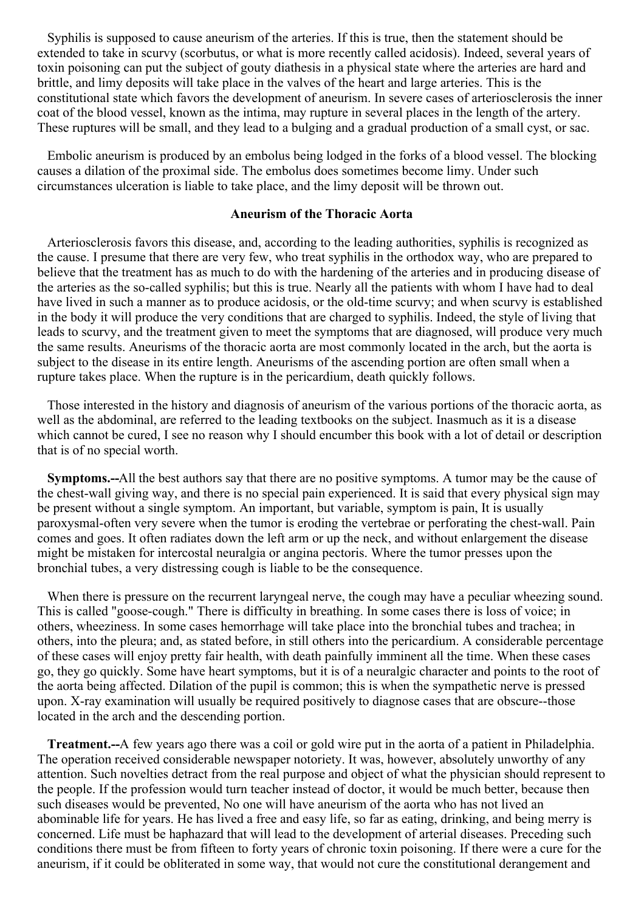Syphilis is supposed to cause aneurism of the arteries. If this is true, then the statement should be extended to take in scurvy (scorbutus, or what is more recently called acidosis). Indeed, several years of toxin poisoning can put the subject of gouty diathesis in a physical state where the arteries are hard and brittle, and limy deposits will take place in the valves of the heart and large arteries. This is the constitutional state which favors the development of aneurism. In severe cases of arteriosclerosis the inner coat of the blood vessel, known as the intima, may rupture in several places in the length of the artery. These ruptures will be small, and they lead to a bulging and a gradual production of a small cyst, or sac.

Embolic aneurism is produced by an embolus being lodged in the forks of a blood vessel. The blocking causes a dilation of the proximal side. The embolus does sometimes become limy. Under such circumstances ulceration is liable to take place, and the limy deposit will be thrown out.

### Aneurism of the Thoracic Aorta

Arteriosclerosis favors this disease, and, according to the leading authorities, syphilis is recognized as the cause. I presume that there are very few, who treat syphilis in the orthodox way, who are prepared to believe that the treatment has as much to do with the hardening of the arteries and in producing disease of the arteries as the so-called syphilis; but this is true. Nearly all the patients with whom I have had to deal have lived in such a manner as to produce acidosis, or the old-time scurvy; and when scurvy is established in the body it will produce the very conditions that are charged to syphilis. Indeed, the style of living that leads to scurvy, and the treatment given to meet the symptoms that are diagnosed, will produce very much the same results. Aneurisms of the thoracic aorta are most commonly located in the arch, but the aorta is subject to the disease in its entire length. Aneurisms of the ascending portion are often small when a rupture takes place. When the rupture is in the pericardium, death quickly follows.

Those interested in the history and diagnosis of aneurism of the various portions of the thoracic aorta, as well as the abdominal, are referred to the leading textbooks on the subject. Inasmuch as it is a disease which cannot be cured, I see no reason why I should encumber this book with a lot of detail or description that is of no special worth.

**Symptoms.--**All the best authors say that there are no positive symptoms. A tumor may be the cause of the chest-wall giving way, and there is no special pain experienced. It is said that every physical sign may be present without a single symptom. An important, but variable, symptom is pain, It is usually paroxysmal-often very severe when the tumor is eroding the vertebrae or perforating the chest-wall. Pain comes and goes. It often radiates down the left arm or up the neck, and without enlargement the disease might be mistaken for intercostal neuralgia or angina pectoris. Where the tumor presses upon the bronchial tubes, a very distressing cough is liable to be the consequence.

When there is pressure on the recurrent laryngeal nerve, the cough may have a peculiar wheezing sound. This is called "goose-cough." There is difficulty in breathing. In some cases there is loss of voice; in others, wheeziness. In some cases hemorrhage will take place into the bronchial tubes and trachea; in others, into the pleura; and, as stated before, in still others into the pericardium. A considerable percentage of these cases will enjoy pretty fair health, with death painfully imminent all the time. When these cases go, they go quickly. Some have heart symptoms, but it is of a neuralgic character and points to the root of the aorta being affected. Dilation of the pupil is common; this is when the sympathetic nerve is pressed upon. X-ray examination will usually be required positively to diagnose cases that are obscure--those located in the arch and the descending portion.

**Treatment.--**A few years ago there was a coil or gold wire put in the aorta of a patient in Philadelphia. The operation received considerable newspaper notoriety. It was, however, absolutely unworthy of any attention. Such novelties detract from the real purpose and object of what the physician should represent to the people. If the profession would turn teacher instead of doctor, it would be much better, because then such diseases would be prevented, No one will have aneurism of the aorta who has not lived an abominable life for years. He has lived a free and easy life, so far as eating, drinking, and being merry is concerned. Life must be haphazard that will lead to the development of arterial diseases. Preceding such conditions there must be from fifteen to forty years of chronic toxin poisoning. If there were a cure for the aneurism, if it could be obliterated in some way, that would not cure the constitutional derangement and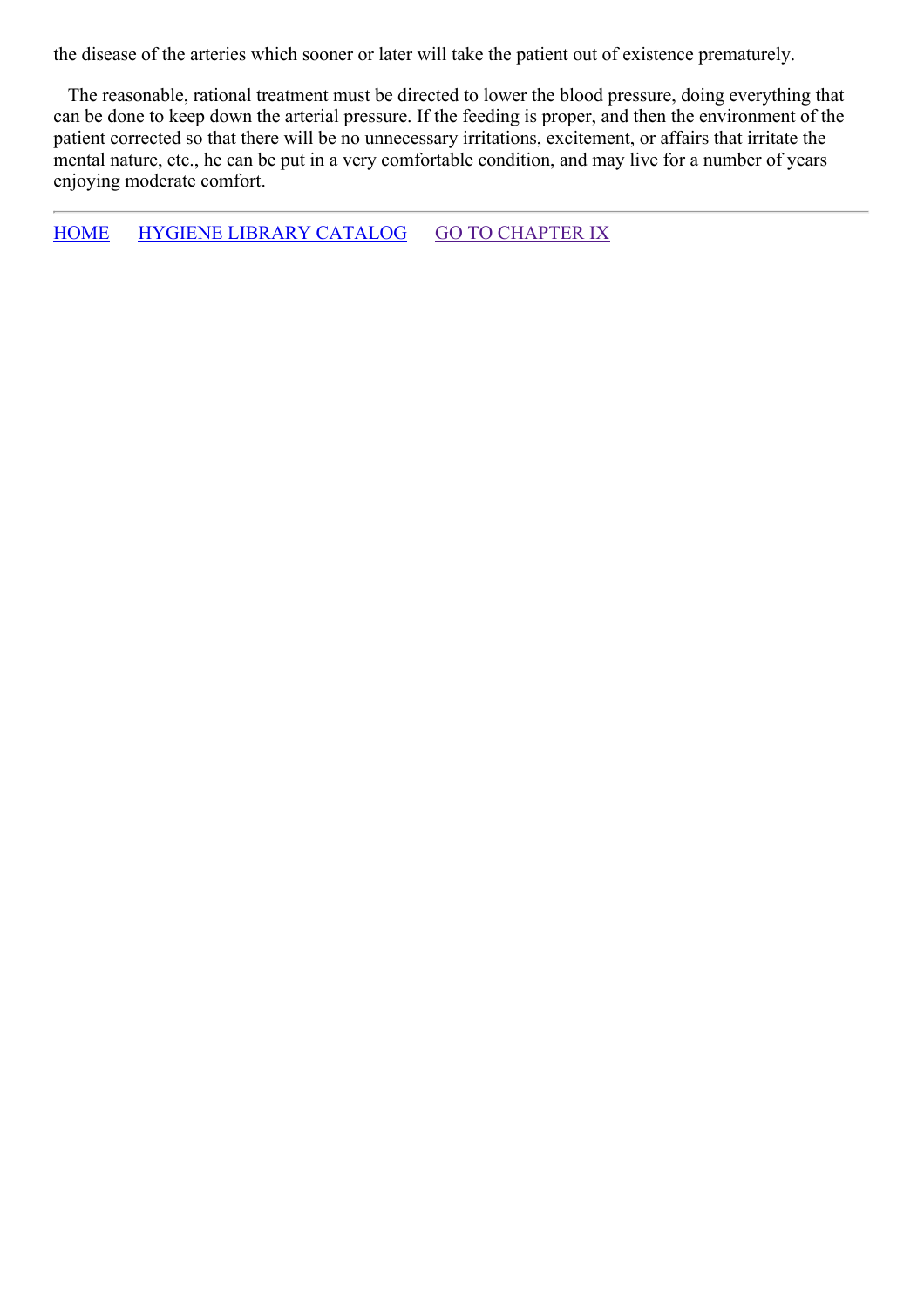the disease of the arteries which sooner or later will take the patient out of existence prematurely.

The reasonable, rational treatment must be directed to lower the blood pressure, doing everything that can be done to keep down the arterial pressure. If the feeding is proper, and then the environment of the patient corrected so that there will be no unnecessary irritations, excitement, or affairs that irritate the mental nature, etc., he can be put in a very comfortable condition, and may live for a number of years enjoying moderate comfort.

---

HOME     HYGIENE LIBRARY CATALOG     GO TO CHAPTER IX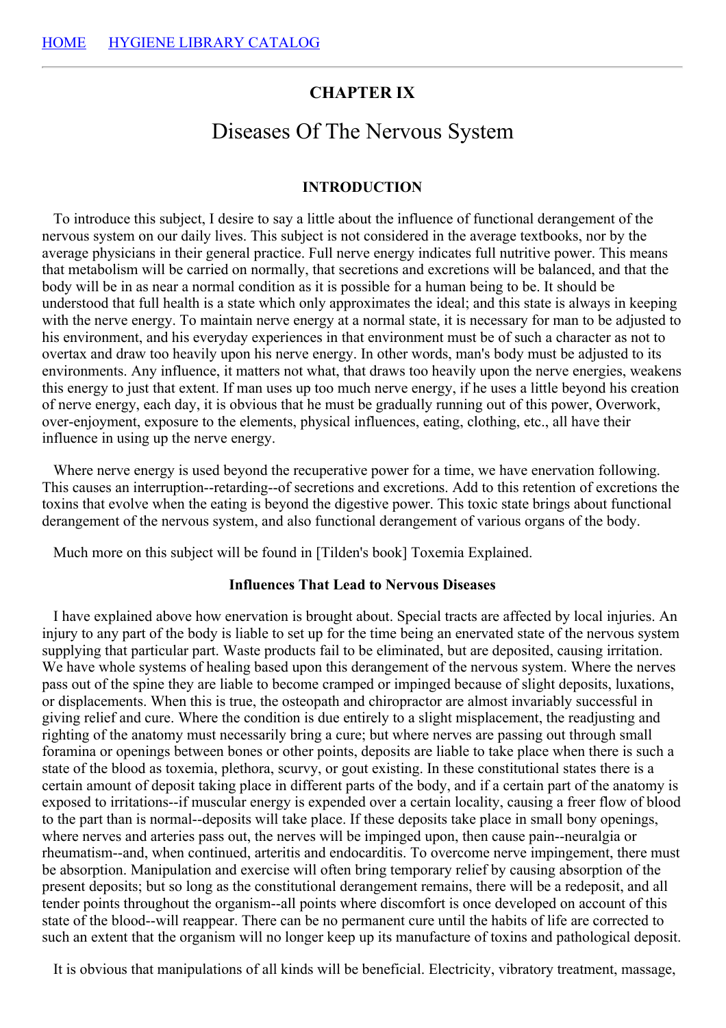HOME    HYGIENE LIBRARY CATALOG

## CHAPTER IX

# Diseases Of The Nervous System

### INTRODUCTION

To introduce this subject, I desire to say a little about the influence of functional derangement of the nervous system on our daily lives. This subject is not considered in the average textbooks, nor by the average physicians in their general practice. Full nerve energy indicates full nutritive power. This means that metabolism will be carried on normally, that secretions and excretions will be balanced, and that the body will be in as near a normal condition as it is possible for a human being to be. It should be understood that full health is a state which only approximates the ideal; and this state is always in keeping with the nerve energy. To maintain nerve energy at a normal state, it is necessary for man to be adjusted to his environment, and his everyday experiences in that environment must be of such a character as not to overtax and draw too heavily upon his nerve energy. In other words, man's body must be adjusted to its environments. Any influence, it matters not what, that draws too heavily upon the nerve energies, weakens this energy to just that extent. If man uses up too much nerve energy, if he uses a little beyond his creation of nerve energy, each day, it is obvious that he must be gradually running out of this power, Overwork, over-enjoyment, exposure to the elements, physical influences, eating, clothing, etc., all have their influence in using up the nerve energy.

Where nerve energy is used beyond the recuperative power for a time, we have enervation following. This causes an interruption--retarding--of secretions and excretions. Add to this retention of excretions the toxins that evolve when the eating is beyond the digestive power. This toxic state brings about functional derangement of the nervous system, and also functional derangement of various organs of the body.

Much more on this subject will be found in [Tilden's book] Toxemia Explained.

### Influences That Lead to Nervous Diseases

I have explained above how enervation is brought about. Special tracts are affected by local injuries. An injury to any part of the body is liable to set up for the time being an enervated state of the nervous system supplying that particular part. Waste products fail to be eliminated, but are deposited, causing irritation. We have whole systems of healing based upon this derangement of the nervous system. Where the nerves pass out of the spine they are liable to become cramped or impinged because of slight deposits, luxations, or displacements. When this is true, the osteopath and chiropractor are almost invariably successful in giving relief and cure. Where the condition is due entirely to a slight misplacement, the readjusting and righting of the anatomy must necessarily bring a cure; but where nerves are passing out through small foramina or openings between bones or other points, deposits are liable to take place when there is such a state of the blood as toxemia, plethora, scurvy, or gout existing. In these constitutional states there is a certain amount of deposit taking place in different parts of the body, and if a certain part of the anatomy is exposed to irritations--if muscular energy is expended over a certain locality, causing a freer flow of blood to the part than is normal--deposits will take place. If these deposits take place in small bony openings, where nerves and arteries pass out, the nerves will be impinged upon, then cause pain--neuralgia or rheumatism--and, when continued, arteritis and endocarditis. To overcome nerve impingement, there must be absorption. Manipulation and exercise will often bring temporary relief by causing absorption of the present deposits; but so long as the constitutional derangement remains, there will be a redeposit, and all tender points throughout the organism--all points where discomfort is once developed on account of this state of the blood--will reappear. There can be no permanent cure until the habits of life are corrected to such an extent that the organism will no longer keep up its manufacture of toxins and pathological deposit.

It is obvious that manipulations of all kinds will be beneficial. Electricity, vibratory treatment, massage,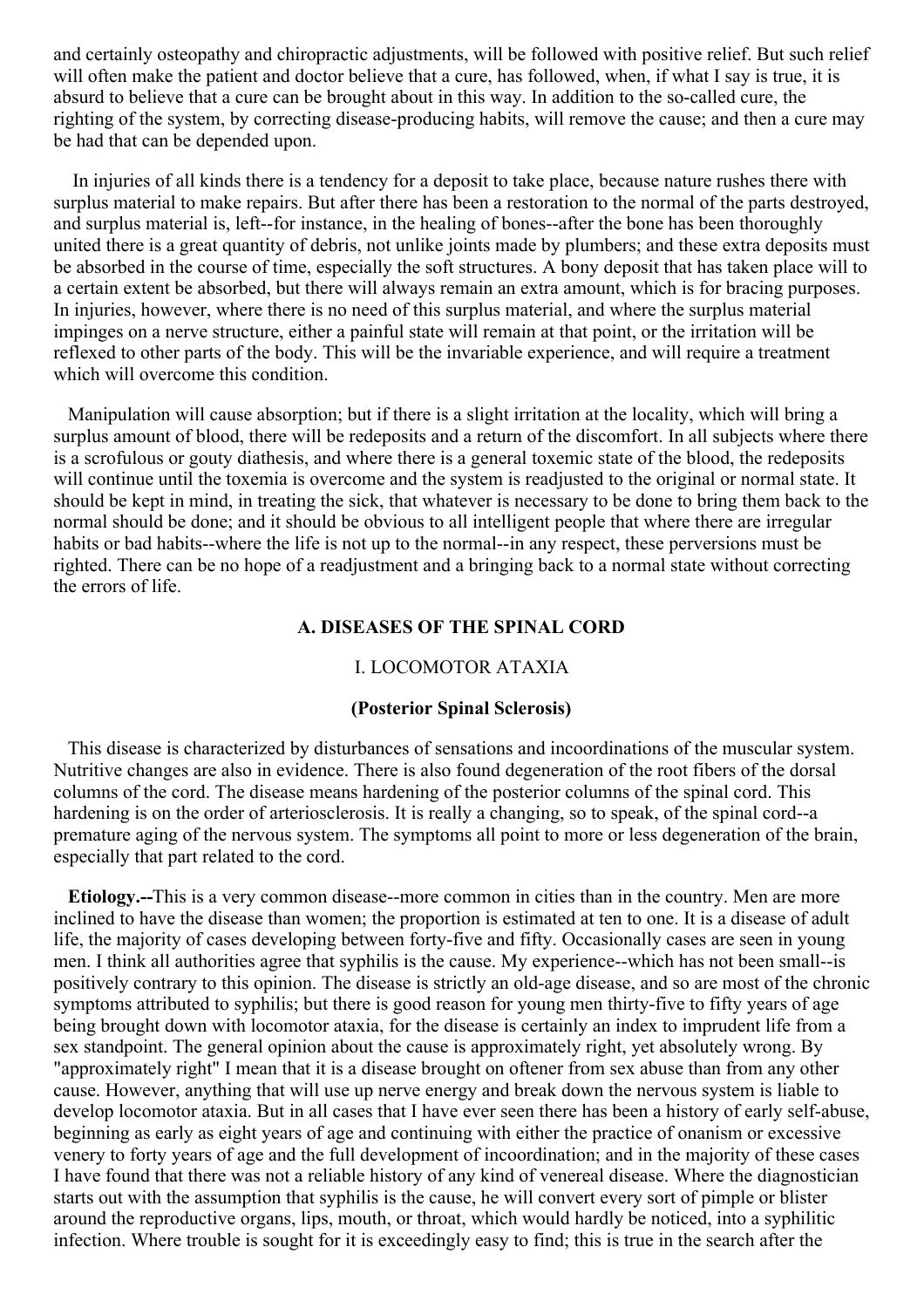and certainly osteopathy and chiropractic adjustments, will be followed with positive relief. But such relief will often make the patient and doctor believe that a cure, has followed, when, if what I say is true, it is absurd to believe that a cure can be brought about in this way. In addition to the so-called cure, the righting of the system, by correcting disease-producing habits, will remove the cause; and then a cure may be had that can be depended upon.

In injuries of all kinds there is a tendency for a deposit to take place, because nature rushes there with surplus material to make repairs. But after there has been a restoration to the normal of the parts destroyed, and surplus material is, left--for instance, in the healing of bones--after the bone has been thoroughly united there is a great quantity of debris, not unlike joints made by plumbers; and these extra deposits must be absorbed in the course of time, especially the soft structures. A bony deposit that has taken place will to a certain extent be absorbed, but there will always remain an extra amount, which is for bracing purposes. In injuries, however, where there is no need of this surplus material, and where the surplus material impinges on a nerve structure, either a painful state will remain at that point, or the irritation will be reflexed to other parts of the body. This will be the invariable experience, and will require a treatment which will overcome this condition.

Manipulation will cause absorption; but if there is a slight irritation at the locality, which will bring a surplus amount of blood, there will be redeposits and a return of the discomfort. In all subjects where there is a scrofulous or gouty diathesis, and where there is a general toxemic state of the blood, the redeposits will continue until the toxemia is overcome and the system is readjusted to the original or normal state. It should be kept in mind, in treating the sick, that whatever is necessary to be done to bring them back to the normal should be done; and it should be obvious to all intelligent people that where there are irregular habits or bad habits--where the life is not up to the normal--in any respect, these perversions must be righted. There can be no hope of a readjustment and a bringing back to a normal state without correcting the errors of life.

## A. DISEASES OF THE SPINAL CORD

### I. LOCOMOTOR ATAXIA

**(Posterior Spinal Sclerosis)**

This disease is characterized by disturbances of sensations and incoordinations of the muscular system. Nutritive changes are also in evidence. There is also found degeneration of the root fibers of the dorsal columns of the cord. The disease means hardening of the posterior columns of the spinal cord. This hardening is on the order of arteriosclerosis. It is really a changing, so to speak, of the spinal cord--a premature aging of the nervous system. The symptoms all point to more or less degeneration of the brain, especially that part related to the cord.

**Etiology.--**This is a very common disease--more common in cities than in the country. Men are more inclined to have the disease than women; the proportion is estimated at ten to one. It is a disease of adult life, the majority of cases developing between forty-five and fifty. Occasionally cases are seen in young men. I think all authorities agree that syphilis is the cause. My experience--which has not been small--is positively contrary to this opinion. The disease is strictly an old-age disease, and so are most of the chronic symptoms attributed to syphilis; but there is good reason for young men thirty-five to fifty years of age being brought down with locomotor ataxia, for the disease is certainly an index to imprudent life from a sex standpoint. The general opinion about the cause is approximately right, yet absolutely wrong. By "approximately right" I mean that it is a disease brought on oftener from sex abuse than from any other cause. However, anything that will use up nerve energy and break down the nervous system is liable to develop locomotor ataxia. But in all cases that I have ever seen there has been a history of early self-abuse, beginning as early as eight years of age and continuing with either the practice of onanism or excessive venery to forty years of age and the full development of incoordination; and in the majority of these cases I have found that there was not a reliable history of any kind of venereal disease. Where the diagnostician starts out with the assumption that syphilis is the cause, he will convert every sort of pimple or blister around the reproductive organs, lips, mouth, or throat, which would hardly be noticed, into a syphilitic infection. Where trouble is sought for it is exceedingly easy to find; this is true in the search after the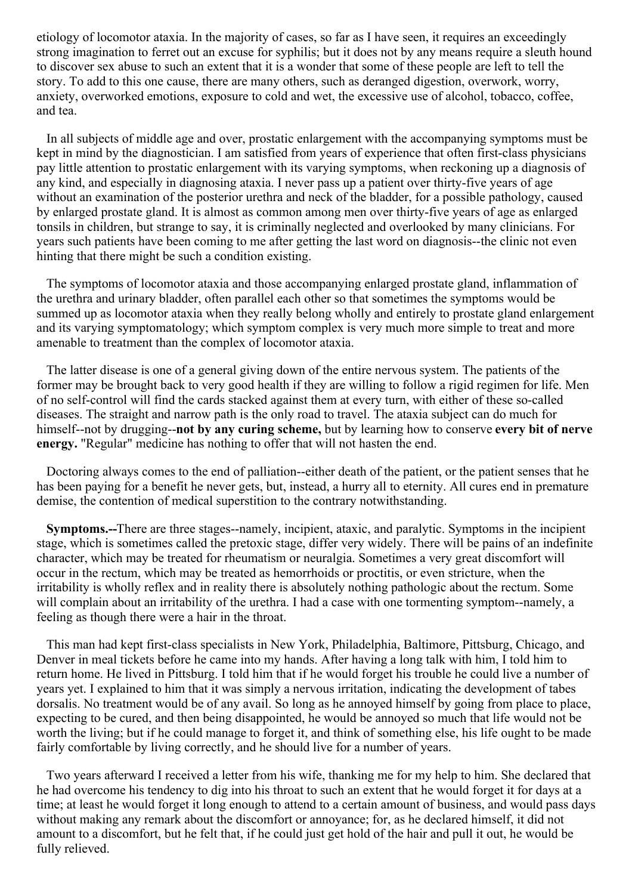etiology of locomotor ataxia. In the majority of cases, so far as I have seen, it requires an exceedingly strong imagination to ferret out an excuse for syphilis; but it does not by any means require a sleuth hound to discover sex abuse to such an extent that it is a wonder that some of these people are left to tell the story. To add to this one cause, there are many others, such as deranged digestion, overwork, worry, anxiety, overworked emotions, exposure to cold and wet, the excessive use of alcohol, tobacco, coffee, and tea.

In all subjects of middle age and over, prostatic enlargement with the accompanying symptoms must be kept in mind by the diagnostician. I am satisfied from years of experience that often first-class physicians pay little attention to prostatic enlargement with its varying symptoms, when reckoning up a diagnosis of any kind, and especially in diagnosing ataxia. I never pass up a patient over thirty-five years of age without an examination of the posterior urethra and neck of the bladder, for a possible pathology, caused by enlarged prostate gland. It is almost as common among men over thirty-five years of age as enlarged tonsils in children, but strange to say, it is criminally neglected and overlooked by many clinicians. For years such patients have been coming to me after getting the last word on diagnosis--the clinic not even hinting that there might be such a condition existing.

The symptoms of locomotor ataxia and those accompanying enlarged prostate gland, inflammation of the urethra and urinary bladder, often parallel each other so that sometimes the symptoms would be summed up as locomotor ataxia when they really belong wholly and entirely to prostate gland enlargement and its varying symptomatology; which symptom complex is very much more simple to treat and more amenable to treatment than the complex of locomotor ataxia.

The latter disease is one of a general giving down of the entire nervous system. The patients of the former may be brought back to very good health if they are willing to follow a rigid regimen for life. Men of no self-control will find the cards stacked against them at every turn, with either of these so-called diseases. The straight and narrow path is the only road to travel. The ataxia subject can do much for himself--not by drugging--**not by any curing scheme,** but by learning how to conserve **every bit of nerve energy.** "Regular" medicine has nothing to offer that will not hasten the end.

Doctoring always comes to the end of palliation--either death of the patient, or the patient senses that he has been paying for a benefit he never gets, but, instead, a hurry all to eternity. All cures end in premature demise, the contention of medical superstition to the contrary notwithstanding.

**Symptoms.--**There are three stages--namely, incipient, ataxic, and paralytic. Symptoms in the incipient stage, which is sometimes called the pretoxic stage, differ very widely. There will be pains of an indefinite character, which may be treated for rheumatism or neuralgia. Sometimes a very great discomfort will occur in the rectum, which may be treated as hemorrhoids or proctitis, or even stricture, when the irritability is wholly reflex and in reality there is absolutely nothing pathologic about the rectum. Some will complain about an irritability of the urethra. I had a case with one tormenting symptom--namely, a feeling as though there were a hair in the throat.

This man had kept first-class specialists in New York, Philadelphia, Baltimore, Pittsburg, Chicago, and Denver in meal tickets before he came into my hands. After having a long talk with him, I told him to return home. He lived in Pittsburg. I told him that if he would forget his trouble he could live a number of years yet. I explained to him that it was simply a nervous irritation, indicating the development of tabes dorsalis. No treatment would be of any avail. So long as he annoyed himself by going from place to place, expecting to be cured, and then being disappointed, he would be annoyed so much that life would not be worth the living; but if he could manage to forget it, and think of something else, his life ought to be made fairly comfortable by living correctly, and he should live for a number of years.

Two years afterward I received a letter from his wife, thanking me for my help to him. She declared that he had overcome his tendency to dig into his throat to such an extent that he would forget it for days at a time; at least he would forget it long enough to attend to a certain amount of business, and would pass days without making any remark about the discomfort or annoyance; for, as he declared himself, it did not amount to a discomfort, but he felt that, if he could just get hold of the hair and pull it out, he would be fully relieved.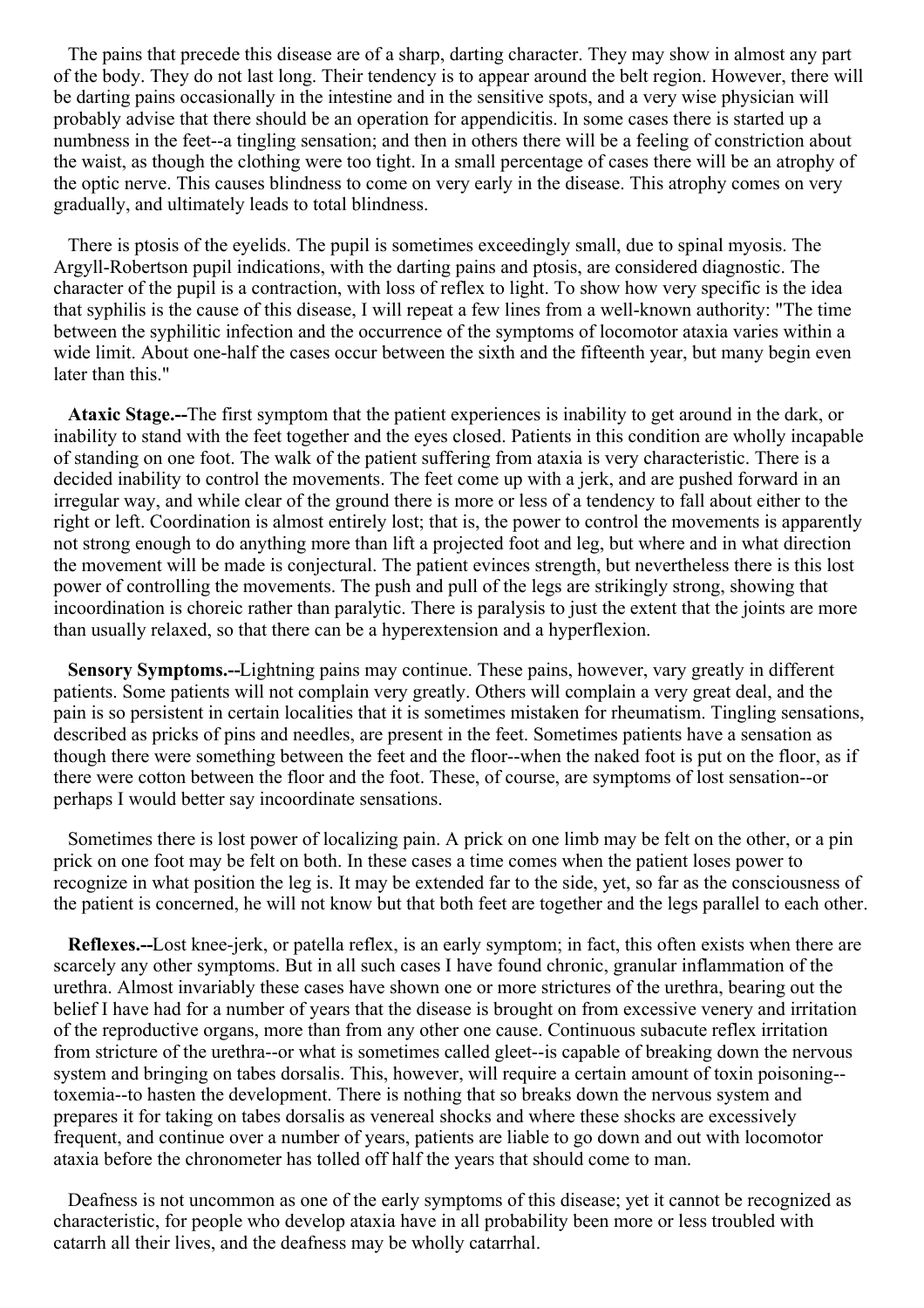The pains that precede this disease are of a sharp, darting character. They may show in almost any part of the body. They do not last long. Their tendency is to appear around the belt region. However, there will be darting pains occasionally in the intestine and in the sensitive spots, and a very wise physician will probably advise that there should be an operation for appendicitis. In some cases there is started up a numbness in the feet--a tingling sensation; and then in others there will be a feeling of constriction about the waist, as though the clothing were too tight. In a small percentage of cases there will be an atrophy of the optic nerve. This causes blindness to come on very early in the disease. This atrophy comes on very gradually, and ultimately leads to total blindness.

There is ptosis of the eyelids. The pupil is sometimes exceedingly small, due to spinal myosis. The Argyll-Robertson pupil indications, with the darting pains and ptosis, are considered diagnostic. The character of the pupil is a contraction, with loss of reflex to light. To show how very specific is the idea that syphilis is the cause of this disease, I will repeat a few lines from a well-known authority: "The time between the syphilitic infection and the occurrence of the symptoms of locomotor ataxia varies within a wide limit. About one-half the cases occur between the sixth and the fifteenth year, but many begin even later than this."

**Ataxic Stage.--**The first symptom that the patient experiences is inability to get around in the dark, or inability to stand with the feet together and the eyes closed. Patients in this condition are wholly incapable of standing on one foot. The walk of the patient suffering from ataxia is very characteristic. There is a decided inability to control the movements. The feet come up with a jerk, and are pushed forward in an irregular way, and while clear of the ground there is more or less of a tendency to fall about either to the right or left. Coordination is almost entirely lost; that is, the power to control the movements is apparently not strong enough to do anything more than lift a projected foot and leg, but where and in what direction the movement will be made is conjectural. The patient evinces strength, but nevertheless there is this lost power of controlling the movements. The push and pull of the legs are strikingly strong, showing that incoordination is choreic rather than paralytic. There is paralysis to just the extent that the joints are more than usually relaxed, so that there can be a hyperextension and a hyperflexion.

**Sensory Symptoms.--**Lightning pains may continue. These pains, however, vary greatly in different patients. Some patients will not complain very greatly. Others will complain a very great deal, and the pain is so persistent in certain localities that it is sometimes mistaken for rheumatism. Tingling sensations, described as pricks of pins and needles, are present in the feet. Sometimes patients have a sensation as though there were something between the feet and the floor--when the naked foot is put on the floor, as if there were cotton between the floor and the foot. These, of course, are symptoms of lost sensation--or perhaps I would better say incoordinate sensations.

Sometimes there is lost power of localizing pain. A prick on one limb may be felt on the other, or a pin prick on one foot may be felt on both. In these cases a time comes when the patient loses power to recognize in what position the leg is. It may be extended far to the side, yet, so far as the consciousness of the patient is concerned, he will not know but that both feet are together and the legs parallel to each other.

**Reflexes.--**Lost knee-jerk, or patella reflex, is an early symptom; in fact, this often exists when there are scarcely any other symptoms. But in all such cases I have found chronic, granular inflammation of the urethra. Almost invariably these cases have shown one or more strictures of the urethra, bearing out the belief I have had for a number of years that the disease is brought on from excessive venery and irritation of the reproductive organs, more than from any other one cause. Continuous subacute reflex irritation from stricture of the urethra--or what is sometimes called gleet--is capable of breaking down the nervous system and bringing on tabes dorsalis. This, however, will require a certain amount of toxin poisoning--toxemia--to hasten the development. There is nothing that so breaks down the nervous system and prepares it for taking on tabes dorsalis as venereal shocks and where these shocks are excessively frequent, and continue over a number of years, patients are liable to go down and out with locomotor ataxia before the chronometer has tolled off half the years that should come to man.

Deafness is not uncommon as one of the early symptoms of this disease; yet it cannot be recognized as characteristic, for people who develop ataxia have in all probability been more or less troubled with catarrh all their lives, and the deafness may be wholly catarrhal.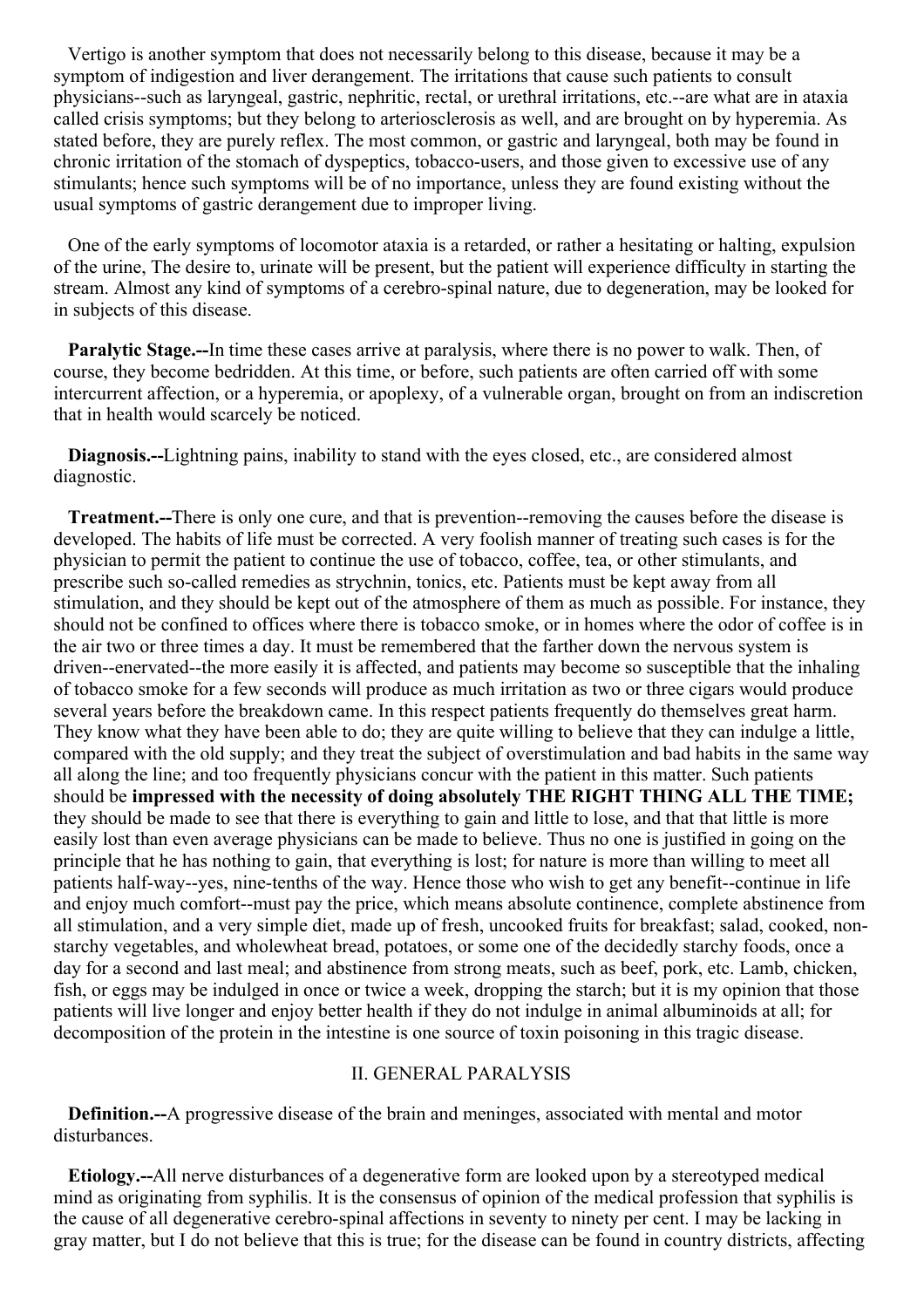Vertigo is another symptom that does not necessarily belong to this disease, because it may be a symptom of indigestion and liver derangement. The irritations that cause such patients to consult physicians--such as laryngeal, gastric, nephritic, rectal, or urethral irritations, etc.--are what are in ataxia called crisis symptoms; but they belong to arteriosclerosis as well, and are brought on by hyperemia. As stated before, they are purely reflex. The most common, or gastric and laryngeal, both may be found in chronic irritation of the stomach of dyspeptics, tobacco-users, and those given to excessive use of any stimulants; hence such symptoms will be of no importance, unless they are found existing without the usual symptoms of gastric derangement due to improper living.

One of the early symptoms of locomotor ataxia is a retarded, or rather a hesitating or halting, expulsion of the urine, The desire to, urinate will be present, but the patient will experience difficulty in starting the stream. Almost any kind of symptoms of a cerebro-spinal nature, due to degeneration, may be looked for in subjects of this disease.

**Paralytic Stage.--**In time these cases arrive at paralysis, where there is no power to walk. Then, of course, they become bedridden. At this time, or before, such patients are often carried off with some intercurrent affection, or a hyperemia, or apoplexy, of a vulnerable organ, brought on from an indiscretion that in health would scarcely be noticed.

**Diagnosis.--**Lightning pains, inability to stand with the eyes closed, etc., are considered almost diagnostic.

**Treatment.--**There is only one cure, and that is prevention--removing the causes before the disease is developed. The habits of life must be corrected. A very foolish manner of treating such cases is for the physician to permit the patient to continue the use of tobacco, coffee, tea, or other stimulants, and prescribe such so-called remedies as strychnin, tonics, etc. Patients must be kept away from all stimulation, and they should be kept out of the atmosphere of them as much as possible. For instance, they should not be confined to offices where there is tobacco smoke, or in homes where the odor of coffee is in the air two or three times a day. It must be remembered that the farther down the nervous system is driven--enervated--the more easily it is affected, and patients may become so susceptible that the inhaling of tobacco smoke for a few seconds will produce as much irritation as two or three cigars would produce several years before the breakdown came. In this respect patients frequently do themselves great harm. They know what they have been able to do; they are quite willing to believe that they can indulge a little, compared with the old supply; and they treat the subject of overstimulation and bad habits in the same way all along the line; and too frequently physicians concur with the patient in this matter. Such patients should be **impressed with the necessity of doing absolutely THE RIGHT THING ALL THE TIME;** they should be made to see that there is everything to gain and little to lose, and that that little is more easily lost than even average physicians can be made to believe. Thus no one is justified in going on the principle that he has nothing to gain, that everything is lost; for nature is more than willing to meet all patients half-way--yes, nine-tenths of the way. Hence those who wish to get any benefit--continue in life and enjoy much comfort--must pay the price, which means absolute continence, complete abstinence from all stimulation, and a very simple diet, made up of fresh, uncooked fruits for breakfast; salad, cooked, non-starchy vegetables, and wholewheat bread, potatoes, or some one of the decidedly starchy foods, once a day for a second and last meal; and abstinence from strong meats, such as beef, pork, etc. Lamb, chicken, fish, or eggs may be indulged in once or twice a week, dropping the starch; but it is my opinion that those patients will live longer and enjoy better health if they do not indulge in animal albuminoids at all; for decomposition of the protein in the intestine is one source of toxin poisoning in this tragic disease.

## II. GENERAL PARALYSIS

**Definition.--**A progressive disease of the brain and meninges, associated with mental and motor disturbances.

**Etiology.--**All nerve disturbances of a degenerative form are looked upon by a stereotyped medical mind as originating from syphilis. It is the consensus of opinion of the medical profession that syphilis is the cause of all degenerative cerebro-spinal affections in seventy to ninety per cent. I may be lacking in gray matter, but I do not believe that this is true; for the disease can be found in country districts, affecting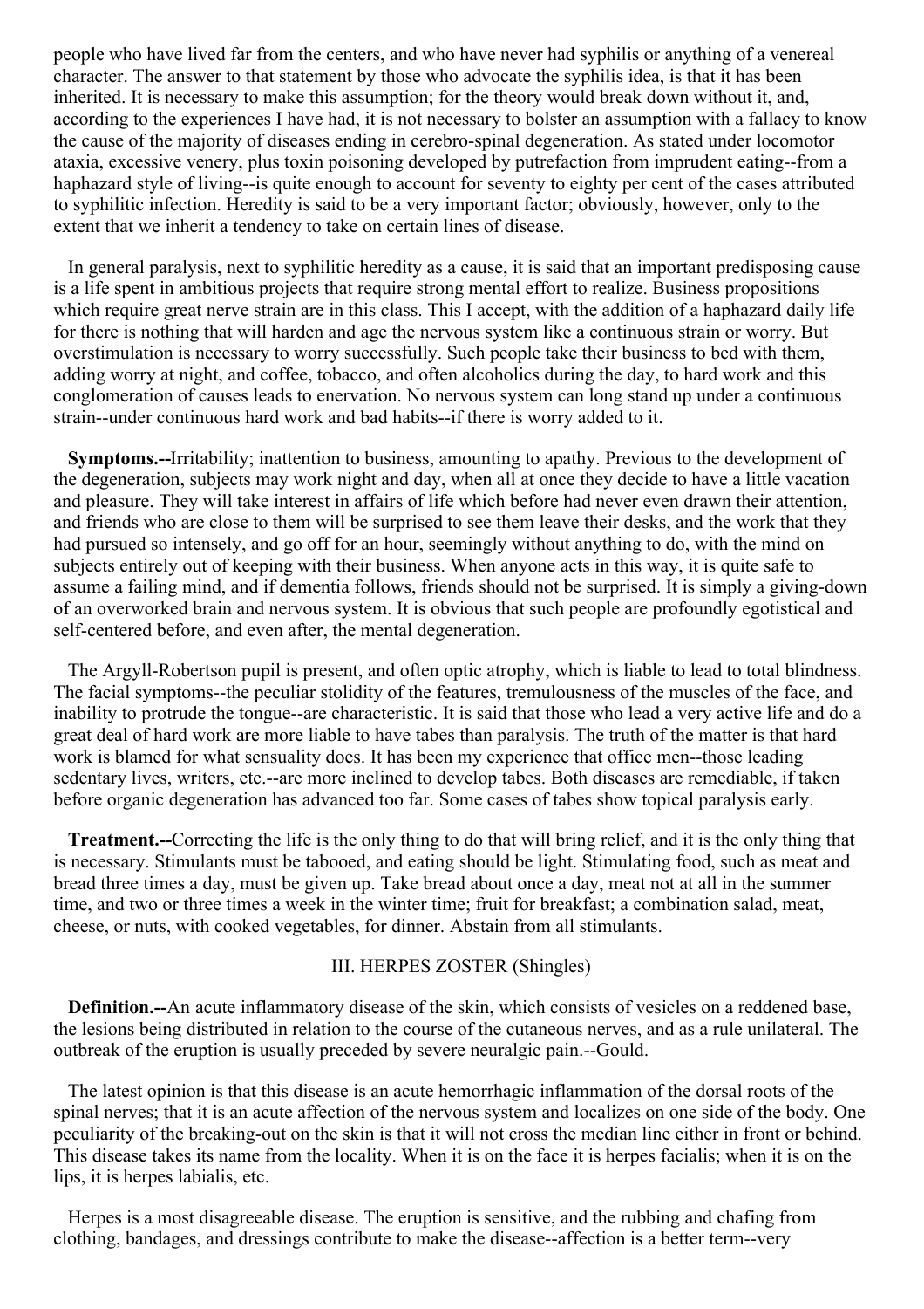people who have lived far from the centers, and who have never had syphilis or anything of a venereal character. The answer to that statement by those who advocate the syphilis idea, is that it has been inherited. It is necessary to make this assumption; for the theory would break down without it, and, according to the experiences I have had, it is not necessary to bolster an assumption with a fallacy to know the cause of the majority of diseases ending in cerebro-spinal degeneration. As stated under locomotor ataxia, excessive venery, plus toxin poisoning developed by putrefaction from imprudent eating--from a haphazard style of living--is quite enough to account for seventy to eighty per cent of the cases attributed to syphilitic infection. Heredity is said to be a very important factor; obviously, however, only to the extent that we inherit a tendency to take on certain lines of disease.

In general paralysis, next to syphilitic heredity as a cause, it is said that an important predisposing cause is a life spent in ambitious projects that require strong mental effort to realize. Business propositions which require great nerve strain are in this class. This I accept, with the addition of a haphazard daily life for there is nothing that will harden and age the nervous system like a continuous strain or worry. But overstimulation is necessary to worry successfully. Such people take their business to bed with them, adding worry at night, and coffee, tobacco, and often alcoholics during the day, to hard work and this conglomeration of causes leads to enervation. No nervous system can long stand up under a continuous strain--under continuous hard work and bad habits--if there is worry added to it.

**Symptoms.--**Irritability; inattention to business, amounting to apathy. Previous to the development of the degeneration, subjects may work night and day, when all at once they decide to have a little vacation and pleasure. They will take interest in affairs of life which before had never even drawn their attention, and friends who are close to them will be surprised to see them leave their desks, and the work that they had pursued so intensely, and go off for an hour, seemingly without anything to do, with the mind on subjects entirely out of keeping with their business. When anyone acts in this way, it is quite safe to assume a failing mind, and if dementia follows, friends should not be surprised. It is simply a giving-down of an overworked brain and nervous system. It is obvious that such people are profoundly egotistical and self-centered before, and even after, the mental degeneration.

The Argyll-Robertson pupil is present, and often optic atrophy, which is liable to lead to total blindness. The facial symptoms--the peculiar stolidity of the features, tremulousness of the muscles of the face, and inability to protrude the tongue--are characteristic. It is said that those who lead a very active life and do a great deal of hard work are more liable to have tabes than paralysis. The truth of the matter is that hard work is blamed for what sensuality does. It has been my experience that office men--those leading sedentary lives, writers, etc.--are more inclined to develop tabes. Both diseases are remediable, if taken before organic degeneration has advanced too far. Some cases of tabes show topical paralysis early.

**Treatment.--**Correcting the life is the only thing to do that will bring relief, and it is the only thing that is necessary. Stimulants must be tabooed, and eating should be light. Stimulating food, such as meat and bread three times a day, must be given up. Take bread about once a day, meat not at all in the summer time, and two or three times a week in the winter time; fruit for breakfast; a combination salad, meat, cheese, or nuts, with cooked vegetables, for dinner. Abstain from all stimulants.

## III. HERPES ZOSTER (Shingles)

**Definition.--**An acute inflammatory disease of the skin, which consists of vesicles on a reddened base, the lesions being distributed in relation to the course of the cutaneous nerves, and as a rule unilateral. The outbreak of the eruption is usually preceded by severe neuralgic pain.--Gould.

The latest opinion is that this disease is an acute hemorrhagic inflammation of the dorsal roots of the spinal nerves; that it is an acute affection of the nervous system and localizes on one side of the body. One peculiarity of the breaking-out on the skin is that it will not cross the median line either in front or behind. This disease takes its name from the locality. When it is on the face it is herpes facialis; when it is on the lips, it is herpes labialis, etc.

Herpes is a most disagreeable disease. The eruption is sensitive, and the rubbing and chafing from clothing, bandages, and dressings contribute to make the disease--affection is a better term--very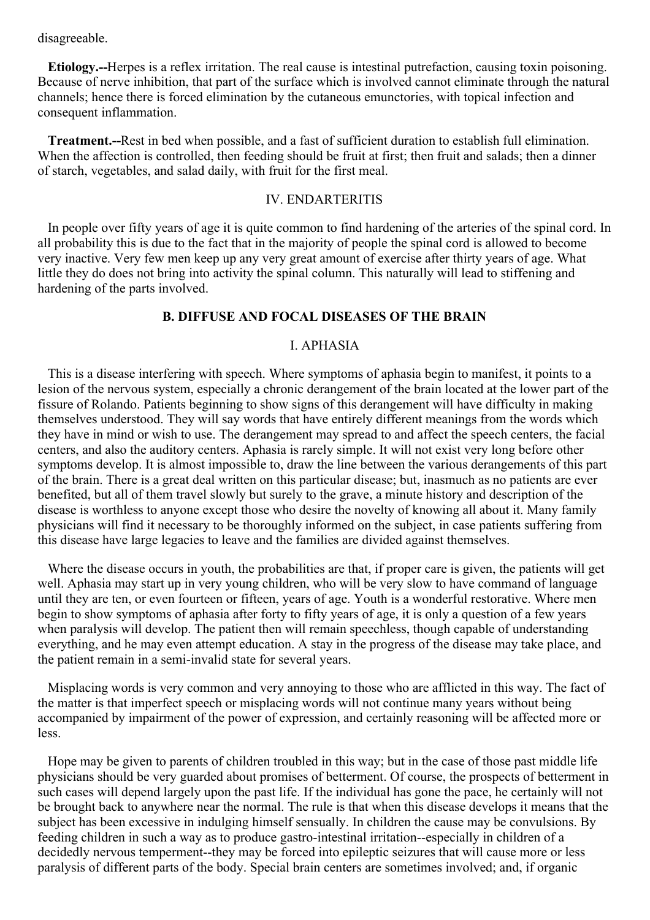disagreeable.

**Etiology.--**Herpes is a reflex irritation. The real cause is intestinal putrefaction, causing toxin poisoning. Because of nerve inhibition, that part of the surface which is involved cannot eliminate through the natural channels; hence there is forced elimination by the cutaneous emunctories, with topical infection and consequent inflammation.

**Treatment.--**Rest in bed when possible, and a fast of sufficient duration to establish full elimination. When the affection is controlled, then feeding should be fruit at first; then fruit and salads; then a dinner of starch, vegetables, and salad daily, with fruit for the first meal.

### IV. ENDARTERITIS

In people over fifty years of age it is quite common to find hardening of the arteries of the spinal cord. In all probability this is due to the fact that in the majority of people the spinal cord is allowed to become very inactive. Very few men keep up any very great amount of exercise after thirty years of age. What little they do does not bring into activity the spinal column. This naturally will lead to stiffening and hardening of the parts involved.

## B. DIFFUSE AND FOCAL DISEASES OF THE BRAIN

### I. APHASIA

This is a disease interfering with speech. Where symptoms of aphasia begin to manifest, it points to a lesion of the nervous system, especially a chronic derangement of the brain located at the lower part of the fissure of Rolando. Patients beginning to show signs of this derangement will have difficulty in making themselves understood. They will say words that have entirely different meanings from the words which they have in mind or wish to use. The derangement may spread to and affect the speech centers, the facial centers, and also the auditory centers. Aphasia is rarely simple. It will not exist very long before other symptoms develop. It is almost impossible to, draw the line between the various derangements of this part of the brain. There is a great deal written on this particular disease; but, inasmuch as no patients are ever benefited, but all of them travel slowly but surely to the grave, a minute history and description of the disease is worthless to anyone except those who desire the novelty of knowing all about it. Many family physicians will find it necessary to be thoroughly informed on the subject, in case patients suffering from this disease have large legacies to leave and the families are divided against themselves.

Where the disease occurs in youth, the probabilities are that, if proper care is given, the patients will get well. Aphasia may start up in very young children, who will be very slow to have command of language until they are ten, or even fourteen or fifteen, years of age. Youth is a wonderful restorative. Where men begin to show symptoms of aphasia after forty to fifty years of age, it is only a question of a few years when paralysis will develop. The patient then will remain speechless, though capable of understanding everything, and he may even attempt education. A stay in the progress of the disease may take place, and the patient remain in a semi-invalid state for several years.

Misplacing words is very common and very annoying to those who are afflicted in this way. The fact of the matter is that imperfect speech or misplacing words will not continue many years without being accompanied by impairment of the power of expression, and certainly reasoning will be affected more or less.

Hope may be given to parents of children troubled in this way; but in the case of those past middle life physicians should be very guarded about promises of betterment. Of course, the prospects of betterment in such cases will depend largely upon the past life. If the individual has gone the pace, he certainly will not be brought back to anywhere near the normal. The rule is that when this disease develops it means that the subject has been excessive in indulging himself sensually. In children the cause may be convulsions. By feeding children in such a way as to produce gastro-intestinal irritation--especially in children of a decidedly nervous temperment--they may be forced into epileptic seizures that will cause more or less paralysis of different parts of the body. Special brain centers are sometimes involved; and, if organic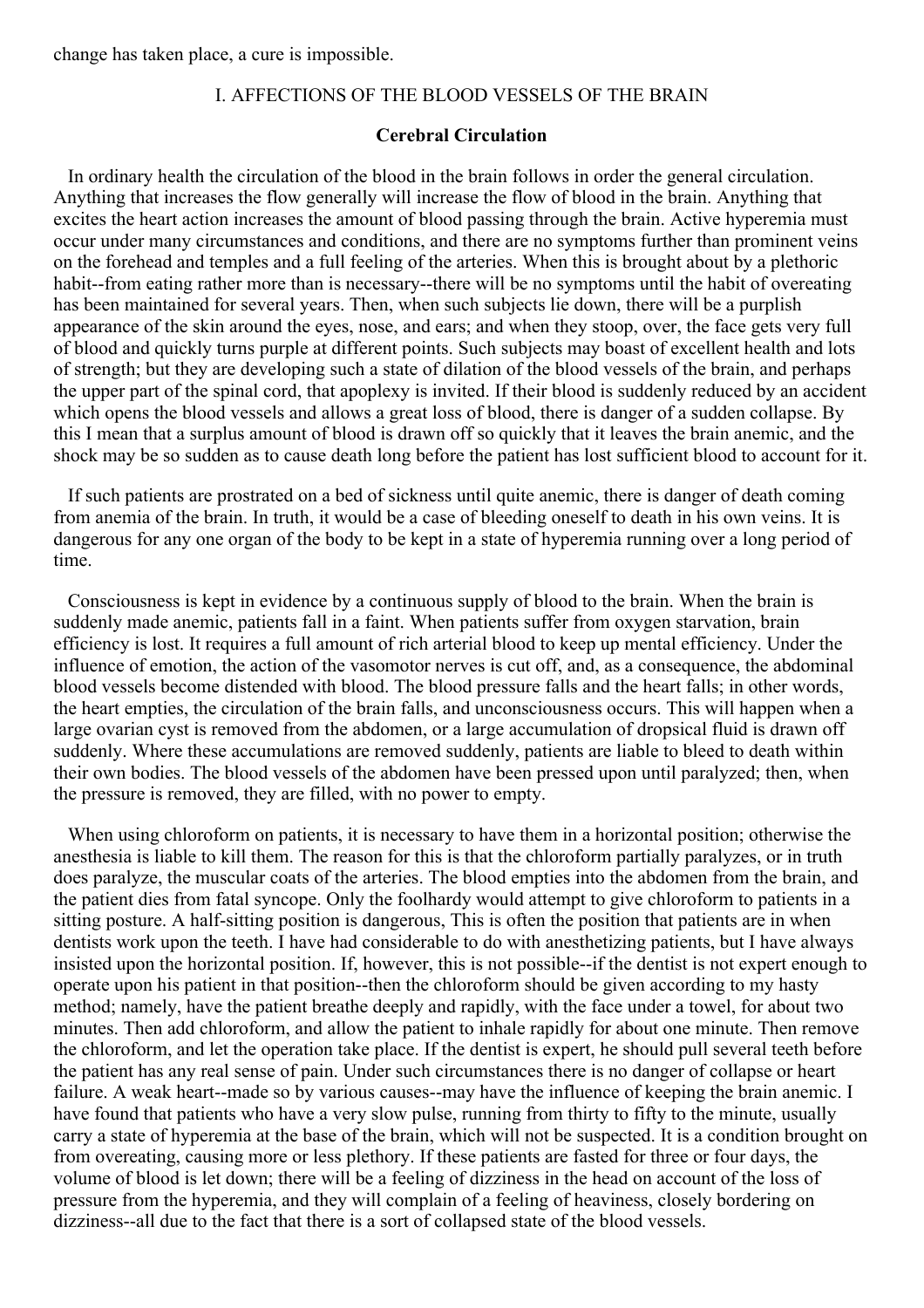change has taken place, a cure is impossible.

## I. AFFECTIONS OF THE BLOOD VESSELS OF THE BRAIN

### Cerebral Circulation

In ordinary health the circulation of the blood in the brain follows in order the general circulation. Anything that increases the flow generally will increase the flow of blood in the brain. Anything that excites the heart action increases the amount of blood passing through the brain. Active hyperemia must occur under many circumstances and conditions, and there are no symptoms further than prominent veins on the forehead and temples and a full feeling of the arteries. When this is brought about by a plethoric habit--from eating rather more than is necessary--there will be no symptoms until the habit of overeating has been maintained for several years. Then, when such subjects lie down, there will be a purplish appearance of the skin around the eyes, nose, and ears; and when they stoop, over, the face gets very full of blood and quickly turns purple at different points. Such subjects may boast of excellent health and lots of strength; but they are developing such a state of dilation of the blood vessels of the brain, and perhaps the upper part of the spinal cord, that apoplexy is invited. If their blood is suddenly reduced by an accident which opens the blood vessels and allows a great loss of blood, there is danger of a sudden collapse. By this I mean that a surplus amount of blood is drawn off so quickly that it leaves the brain anemic, and the shock may be so sudden as to cause death long before the patient has lost sufficient blood to account for it.

If such patients are prostrated on a bed of sickness until quite anemic, there is danger of death coming from anemia of the brain. In truth, it would be a case of bleeding oneself to death in his own veins. It is dangerous for any one organ of the body to be kept in a state of hyperemia running over a long period of time.

Consciousness is kept in evidence by a continuous supply of blood to the brain. When the brain is suddenly made anemic, patients fall in a faint. When patients suffer from oxygen starvation, brain efficiency is lost. It requires a full amount of rich arterial blood to keep up mental efficiency. Under the influence of emotion, the action of the vasomotor nerves is cut off, and, as a consequence, the abdominal blood vessels become distended with blood. The blood pressure falls and the heart falls; in other words, the heart empties, the circulation of the brain falls, and unconsciousness occurs. This will happen when a large ovarian cyst is removed from the abdomen, or a large accumulation of dropsical fluid is drawn off suddenly. Where these accumulations are removed suddenly, patients are liable to bleed to death within their own bodies. The blood vessels of the abdomen have been pressed upon until paralyzed; then, when the pressure is removed, they are filled, with no power to empty.

When using chloroform on patients, it is necessary to have them in a horizontal position; otherwise the anesthesia is liable to kill them. The reason for this is that the chloroform partially paralyzes, or in truth does paralyze, the muscular coats of the arteries. The blood empties into the abdomen from the brain, and the patient dies from fatal syncope. Only the foolhardy would attempt to give chloroform to patients in a sitting posture. A half-sitting position is dangerous, This is often the position that patients are in when dentists work upon the teeth. I have had considerable to do with anesthetizing patients, but I have always insisted upon the horizontal position. If, however, this is not possible--if the dentist is not expert enough to operate upon his patient in that position--then the chloroform should be given according to my hasty method; namely, have the patient breathe deeply and rapidly, with the face under a towel, for about two minutes. Then add chloroform, and allow the patient to inhale rapidly for about one minute. Then remove the chloroform, and let the operation take place. If the dentist is expert, he should pull several teeth before the patient has any real sense of pain. Under such circumstances there is no danger of collapse or heart failure. A weak heart--made so by various causes--may have the influence of keeping the brain anemic. I have found that patients who have a very slow pulse, running from thirty to fifty to the minute, usually carry a state of hyperemia at the base of the brain, which will not be suspected. It is a condition brought on from overeating, causing more or less plethory. If these patients are fasted for three or four days, the volume of blood is let down; there will be a feeling of dizziness in the head on account of the loss of pressure from the hyperemia, and they will complain of a feeling of heaviness, closely bordering on dizziness--all due to the fact that there is a sort of collapsed state of the blood vessels.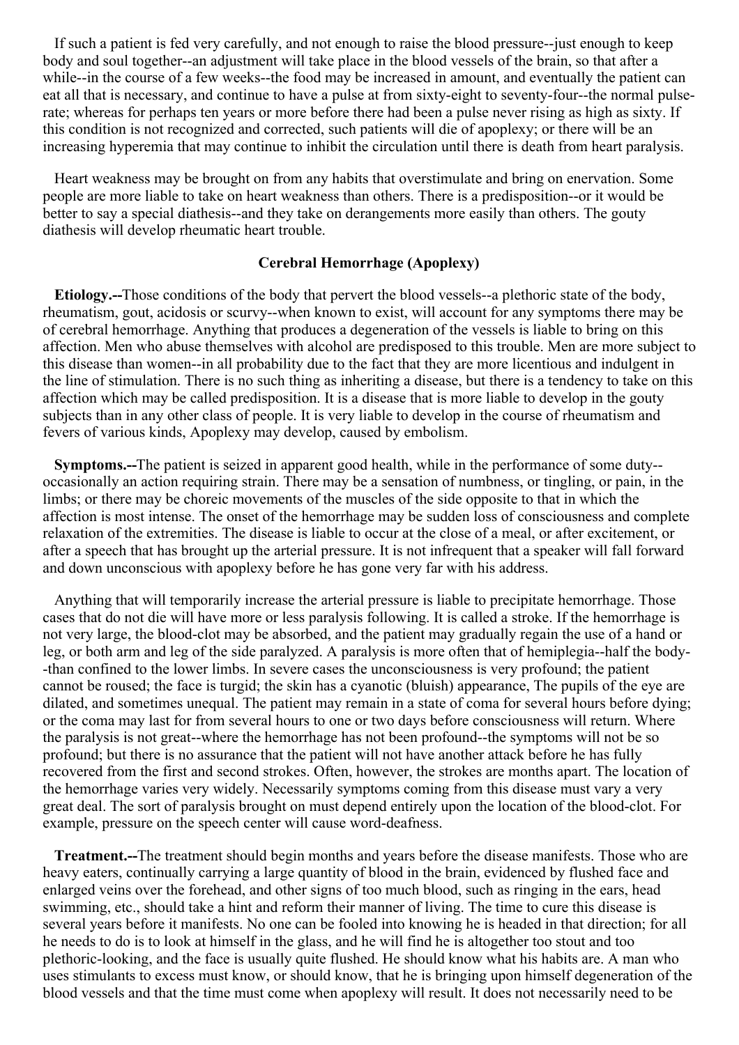If such a patient is fed very carefully, and not enough to raise the blood pressure--just enough to keep body and soul together--an adjustment will take place in the blood vessels of the brain, so that after a while--in the course of a few weeks--the food may be increased in amount, and eventually the patient can eat all that is necessary, and continue to have a pulse at from sixty-eight to seventy-four--the normal pulse-rate; whereas for perhaps ten years or more before there had been a pulse never rising as high as sixty. If this condition is not recognized and corrected, such patients will die of apoplexy; or there will be an increasing hyperemia that may continue to inhibit the circulation until there is death from heart paralysis.

Heart weakness may be brought on from any habits that overstimulate and bring on enervation. Some people are more liable to take on heart weakness than others. There is a predisposition--or it would be better to say a special diathesis--and they take on derangements more easily than others. The gouty diathesis will develop rheumatic heart trouble.

### Cerebral Hemorrhage (Apoplexy)

**Etiology.--**Those conditions of the body that pervert the blood vessels--a plethoric state of the body, rheumatism, gout, acidosis or scurvy--when known to exist, will account for any symptoms there may be of cerebral hemorrhage. Anything that produces a degeneration of the vessels is liable to bring on this affection. Men who abuse themselves with alcohol are predisposed to this trouble. Men are more subject to this disease than women--in all probability due to the fact that they are more licentious and indulgent in the line of stimulation. There is no such thing as inheriting a disease, but there is a tendency to take on this affection which may be called predisposition. It is a disease that is more liable to develop in the gouty subjects than in any other class of people. It is very liable to develop in the course of rheumatism and fevers of various kinds, Apoplexy may develop, caused by embolism.

**Symptoms.--**The patient is seized in apparent good health, while in the performance of some duty--occasionally an action requiring strain. There may be a sensation of numbness, or tingling, or pain, in the limbs; or there may be choreic movements of the muscles of the side opposite to that in which the affection is most intense. The onset of the hemorrhage may be sudden loss of consciousness and complete relaxation of the extremities. The disease is liable to occur at the close of a meal, or after excitement, or after a speech that has brought up the arterial pressure. It is not infrequent that a speaker will fall forward and down unconscious with apoplexy before he has gone very far with his address.

Anything that will temporarily increase the arterial pressure is liable to precipitate hemorrhage. Those cases that do not die will have more or less paralysis following. It is called a stroke. If the hemorrhage is not very large, the blood-clot may be absorbed, and the patient may gradually regain the use of a hand or leg, or both arm and leg of the side paralyzed. A paralysis is more often that of hemiplegia--half the body--than confined to the lower limbs. In severe cases the unconsciousness is very profound; the patient cannot be roused; the face is turgid; the skin has a cyanotic (bluish) appearance, The pupils of the eye are dilated, and sometimes unequal. The patient may remain in a state of coma for several hours before dying; or the coma may last for from several hours to one or two days before consciousness will return. Where the paralysis is not great--where the hemorrhage has not been profound--the symptoms will not be so profound; but there is no assurance that the patient will not have another attack before he has fully recovered from the first and second strokes. Often, however, the strokes are months apart. The location of the hemorrhage varies very widely. Necessarily symptoms coming from this disease must vary a very great deal. The sort of paralysis brought on must depend entirely upon the location of the blood-clot. For example, pressure on the speech center will cause word-deafness.

**Treatment.--**The treatment should begin months and years before the disease manifests. Those who are heavy eaters, continually carrying a large quantity of blood in the brain, evidenced by flushed face and enlarged veins over the forehead, and other signs of too much blood, such as ringing in the ears, head swimming, etc., should take a hint and reform their manner of living. The time to cure this disease is several years before it manifests. No one can be fooled into knowing he is headed in that direction; for all he needs to do is to look at himself in the glass, and he will find he is altogether too stout and too plethoric-looking, and the face is usually quite flushed. He should know what his habits are. A man who uses stimulants to excess must know, or should know, that he is bringing upon himself degeneration of the blood vessels and that the time must come when apoplexy will result. It does not necessarily need to be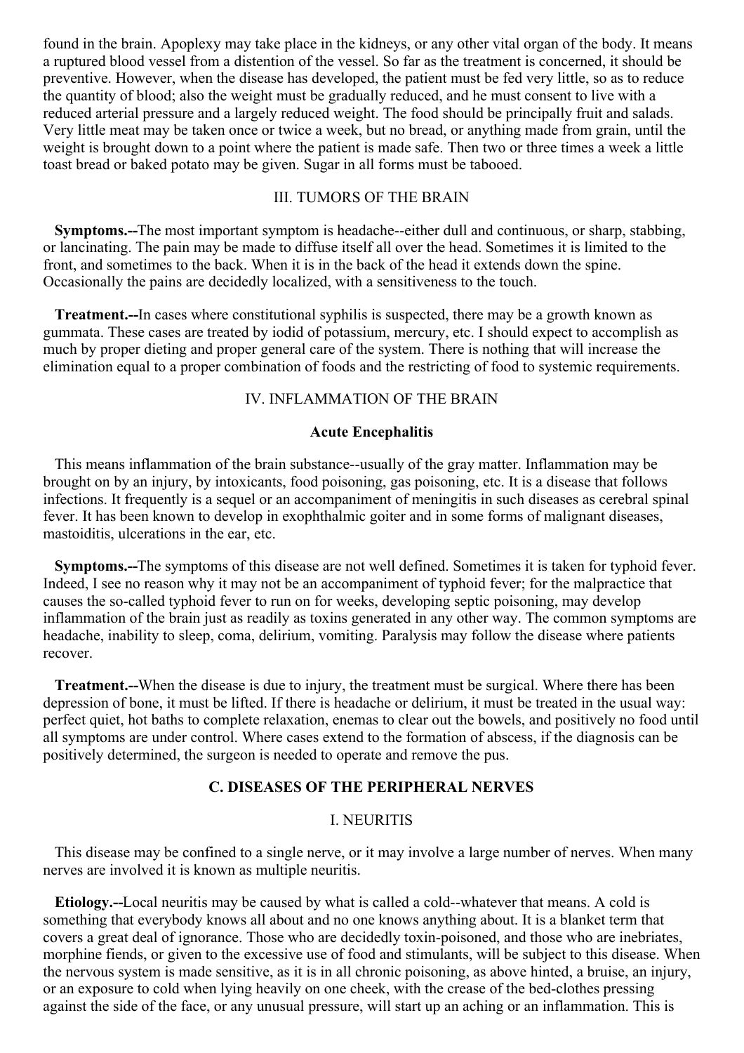found in the brain. Apoplexy may take place in the kidneys, or any other vital organ of the body. It means a ruptured blood vessel from a distention of the vessel. So far as the treatment is concerned, it should be preventive. However, when the disease has developed, the patient must be fed very little, so as to reduce the quantity of blood; also the weight must be gradually reduced, and he must consent to live with a reduced arterial pressure and a largely reduced weight. The food should be principally fruit and salads. Very little meat may be taken once or twice a week, but no bread, or anything made from grain, until the weight is brought down to a point where the patient is made safe. Then two or three times a week a little toast bread or baked potato may be given. Sugar in all forms must be tabooed.

### III. TUMORS OF THE BRAIN

**Symptoms.--**The most important symptom is headache--either dull and continuous, or sharp, stabbing, or lancinating. The pain may be made to diffuse itself all over the head. Sometimes it is limited to the front, and sometimes to the back. When it is in the back of the head it extends down the spine. Occasionally the pains are decidedly localized, with a sensitiveness to the touch.

**Treatment.--**In cases where constitutional syphilis is suspected, there may be a growth known as gummata. These cases are treated by iodid of potassium, mercury, etc. I should expect to accomplish as much by proper dieting and proper general care of the system. There is nothing that will increase the elimination equal to a proper combination of foods and the restricting of food to systemic requirements.

### IV. INFLAMMATION OF THE BRAIN

#### Acute Encephalitis

This means inflammation of the brain substance--usually of the gray matter. Inflammation may be brought on by an injury, by intoxicants, food poisoning, gas poisoning, etc. It is a disease that follows infections. It frequently is a sequel or an accompaniment of meningitis in such diseases as cerebral spinal fever. It has been known to develop in exophthalmic goiter and in some forms of malignant diseases, mastoiditis, ulcerations in the ear, etc.

**Symptoms.--**The symptoms of this disease are not well defined. Sometimes it is taken for typhoid fever. Indeed, I see no reason why it may not be an accompaniment of typhoid fever; for the malpractice that causes the so-called typhoid fever to run on for weeks, developing septic poisoning, may develop inflammation of the brain just as readily as toxins generated in any other way. The common symptoms are headache, inability to sleep, coma, delirium, vomiting. Paralysis may follow the disease where patients recover.

**Treatment.--**When the disease is due to injury, the treatment must be surgical. Where there has been depression of bone, it must be lifted. If there is headache or delirium, it must be treated in the usual way: perfect quiet, hot baths to complete relaxation, enemas to clear out the bowels, and positively no food until all symptoms are under control. Where cases extend to the formation of abscess, if the diagnosis can be positively determined, the surgeon is needed to operate and remove the pus.

## C. DISEASES OF THE PERIPHERAL NERVES

### I. NEURITIS

This disease may be confined to a single nerve, or it may involve a large number of nerves. When many nerves are involved it is known as multiple neuritis.

**Etiology.--**Local neuritis may be caused by what is called a cold--whatever that means. A cold is something that everybody knows all about and no one knows anything about. It is a blanket term that covers a great deal of ignorance. Those who are decidedly toxin-poisoned, and those who are inebriates, morphine fiends, or given to the excessive use of food and stimulants, will be subject to this disease. When the nervous system is made sensitive, as it is in all chronic poisoning, as above hinted, a bruise, an injury, or an exposure to cold when lying heavily on one cheek, with the crease of the bed-clothes pressing against the side of the face, or any unusual pressure, will start up an aching or an inflammation. This is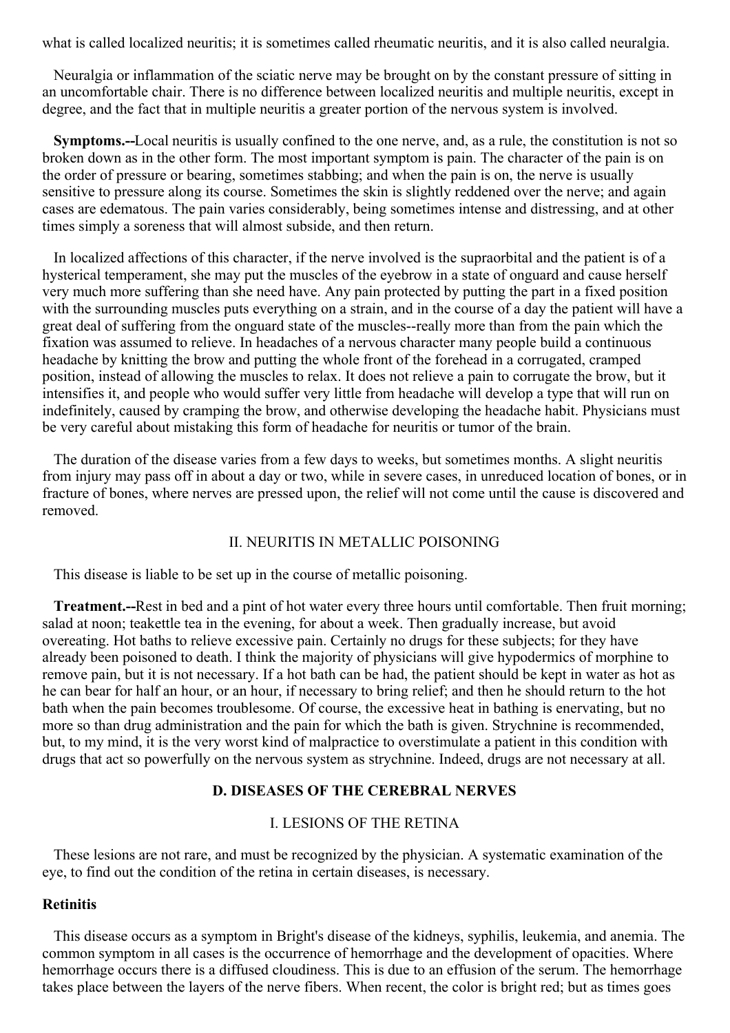what is called localized neuritis; it is sometimes called rheumatic neuritis, and it is also called neuralgia.

Neuralgia or inflammation of the sciatic nerve may be brought on by the constant pressure of sitting in an uncomfortable chair. There is no difference between localized neuritis and multiple neuritis, except in degree, and the fact that in multiple neuritis a greater portion of the nervous system is involved.

**Symptoms.--**Local neuritis is usually confined to the one nerve, and, as a rule, the constitution is not so broken down as in the other form. The most important symptom is pain. The character of the pain is on the order of pressure or bearing, sometimes stabbing; and when the pain is on, the nerve is usually sensitive to pressure along its course. Sometimes the skin is slightly reddened over the nerve; and again cases are edematous. The pain varies considerably, being sometimes intense and distressing, and at other times simply a soreness that will almost subside, and then return.

In localized affections of this character, if the nerve involved is the supraorbital and the patient is of a hysterical temperament, she may put the muscles of the eyebrow in a state of onguard and cause herself very much more suffering than she need have. Any pain protected by putting the part in a fixed position with the surrounding muscles puts everything on a strain, and in the course of a day the patient will have a great deal of suffering from the onguard state of the muscles--really more than from the pain which the fixation was assumed to relieve. In headaches of a nervous character many people build a continuous headache by knitting the brow and putting the whole front of the forehead in a corrugated, cramped position, instead of allowing the muscles to relax. It does not relieve a pain to corrugate the brow, but it intensifies it, and people who would suffer very little from headache will develop a type that will run on indefinitely, caused by cramping the brow, and otherwise developing the headache habit. Physicians must be very careful about mistaking this form of headache for neuritis or tumor of the brain.

The duration of the disease varies from a few days to weeks, but sometimes months. A slight neuritis from injury may pass off in about a day or two, while in severe cases, in unreduced location of bones, or in fracture of bones, where nerves are pressed upon, the relief will not come until the cause is discovered and removed.

## II. NEURITIS IN METALLIC POISONING

This disease is liable to be set up in the course of metallic poisoning.

**Treatment.--**Rest in bed and a pint of hot water every three hours until comfortable. Then fruit morning; salad at noon; teakettle tea in the evening, for about a week. Then gradually increase, but avoid overeating. Hot baths to relieve excessive pain. Certainly no drugs for these subjects; for they have already been poisoned to death. I think the majority of physicians will give hypodermics of morphine to remove pain, but it is not necessary. If a hot bath can be had, the patient should be kept in water as hot as he can bear for half an hour, or an hour, if necessary to bring relief; and then he should return to the hot bath when the pain becomes troublesome. Of course, the excessive heat in bathing is enervating, but no more so than drug administration and the pain for which the bath is given. Strychnine is recommended, but, to my mind, it is the very worst kind of malpractice to overstimulate a patient in this condition with drugs that act so powerfully on the nervous system as strychnine. Indeed, drugs are not necessary at all.

# D. DISEASES OF THE CEREBRAL NERVES

## I. LESIONS OF THE RETINA

These lesions are not rare, and must be recognized by the physician. A systematic examination of the eye, to find out the condition of the retina in certain diseases, is necessary.

### Retinitis

This disease occurs as a symptom in Bright's disease of the kidneys, syphilis, leukemia, and anemia. The common symptom in all cases is the occurrence of hemorrhage and the development of opacities. Where hemorrhage occurs there is a diffused cloudiness. This is due to an effusion of the serum. The hemorrhage takes place between the layers of the nerve fibers. When recent, the color is bright red; but as times goes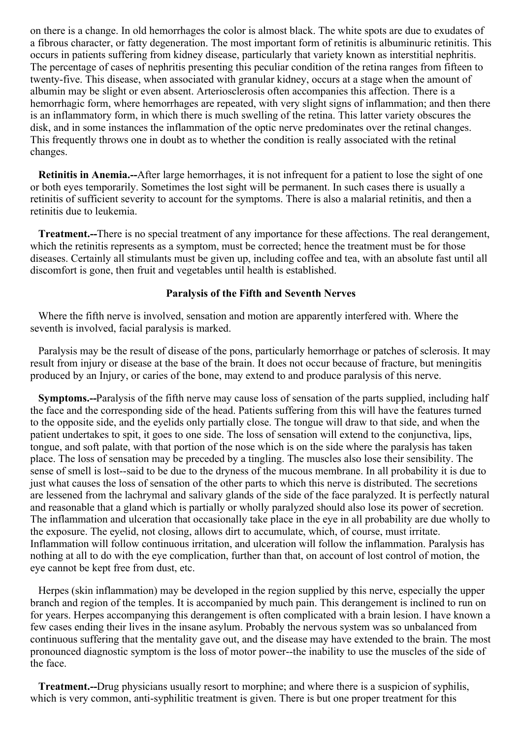on there is a change. In old hemorrhages the color is almost black. The white spots are due to exudates of a fibrous character, or fatty degeneration. The most important form of retinitis is albuminuric retinitis. This occurs in patients suffering from kidney disease, particularly that variety known as interstitial nephritis. The percentage of cases of nephritis presenting this peculiar condition of the retina ranges from fifteen to twenty-five. This disease, when associated with granular kidney, occurs at a stage when the amount of albumin may be slight or even absent. Arteriosclerosis often accompanies this affection. There is a hemorrhagic form, where hemorrhages are repeated, with very slight signs of inflammation; and then there is an inflammatory form, in which there is much swelling of the retina. This latter variety obscures the disk, and in some instances the inflammation of the optic nerve predominates over the retinal changes. This frequently throws one in doubt as to whether the condition is really associated with the retinal changes.

**Retinitis in Anemia.--**After large hemorrhages, it is not infrequent for a patient to lose the sight of one or both eyes temporarily. Sometimes the lost sight will be permanent. In such cases there is usually a retinitis of sufficient severity to account for the symptoms. There is also a malarial retinitis, and then a retinitis due to leukemia.

**Treatment.--**There is no special treatment of any importance for these affections. The real derangement, which the retinitis represents as a symptom, must be corrected; hence the treatment must be for those diseases. Certainly all stimulants must be given up, including coffee and tea, with an absolute fast until all discomfort is gone, then fruit and vegetables until health is established.

### Paralysis of the Fifth and Seventh Nerves

Where the fifth nerve is involved, sensation and motion are apparently interfered with. Where the seventh is involved, facial paralysis is marked.

Paralysis may be the result of disease of the pons, particularly hemorrhage or patches of sclerosis. It may result from injury or disease at the base of the brain. It does not occur because of fracture, but meningitis produced by an Injury, or caries of the bone, may extend to and produce paralysis of this nerve.

**Symptoms.--**Paralysis of the fifth nerve may cause loss of sensation of the parts supplied, including half the face and the corresponding side of the head. Patients suffering from this will have the features turned to the opposite side, and the eyelids only partially close. The tongue will draw to that side, and when the patient undertakes to spit, it goes to one side. The loss of sensation will extend to the conjunctiva, lips, tongue, and soft palate, with that portion of the nose which is on the side where the paralysis has taken place. The loss of sensation may be preceded by a tingling. The muscles also lose their sensibility. The sense of smell is lost--said to be due to the dryness of the mucous membrane. In all probability it is due to just what causes the loss of sensation of the other parts to which this nerve is distributed. The secretions are lessened from the lachrymal and salivary glands of the side of the face paralyzed. It is perfectly natural and reasonable that a gland which is partially or wholly paralyzed should also lose its power of secretion. The inflammation and ulceration that occasionally take place in the eye in all probability are due wholly to the exposure. The eyelid, not closing, allows dirt to accumulate, which, of course, must irritate. Inflammation will follow continuous irritation, and ulceration will follow the inflammation. Paralysis has nothing at all to do with the eye complication, further than that, on account of lost control of motion, the eye cannot be kept free from dust, etc.

Herpes (skin inflammation) may be developed in the region supplied by this nerve, especially the upper branch and region of the temples. It is accompanied by much pain. This derangement is inclined to run on for years. Herpes accompanying this derangement is often complicated with a brain lesion. I have known a few cases ending their lives in the insane asylum. Probably the nervous system was so unbalanced from continuous suffering that the mentality gave out, and the disease may have extended to the brain. The most pronounced diagnostic symptom is the loss of motor power--the inability to use the muscles of the side of the face.

**Treatment.--**Drug physicians usually resort to morphine; and where there is a suspicion of syphilis, which is very common, anti-syphilitic treatment is given. There is but one proper treatment for this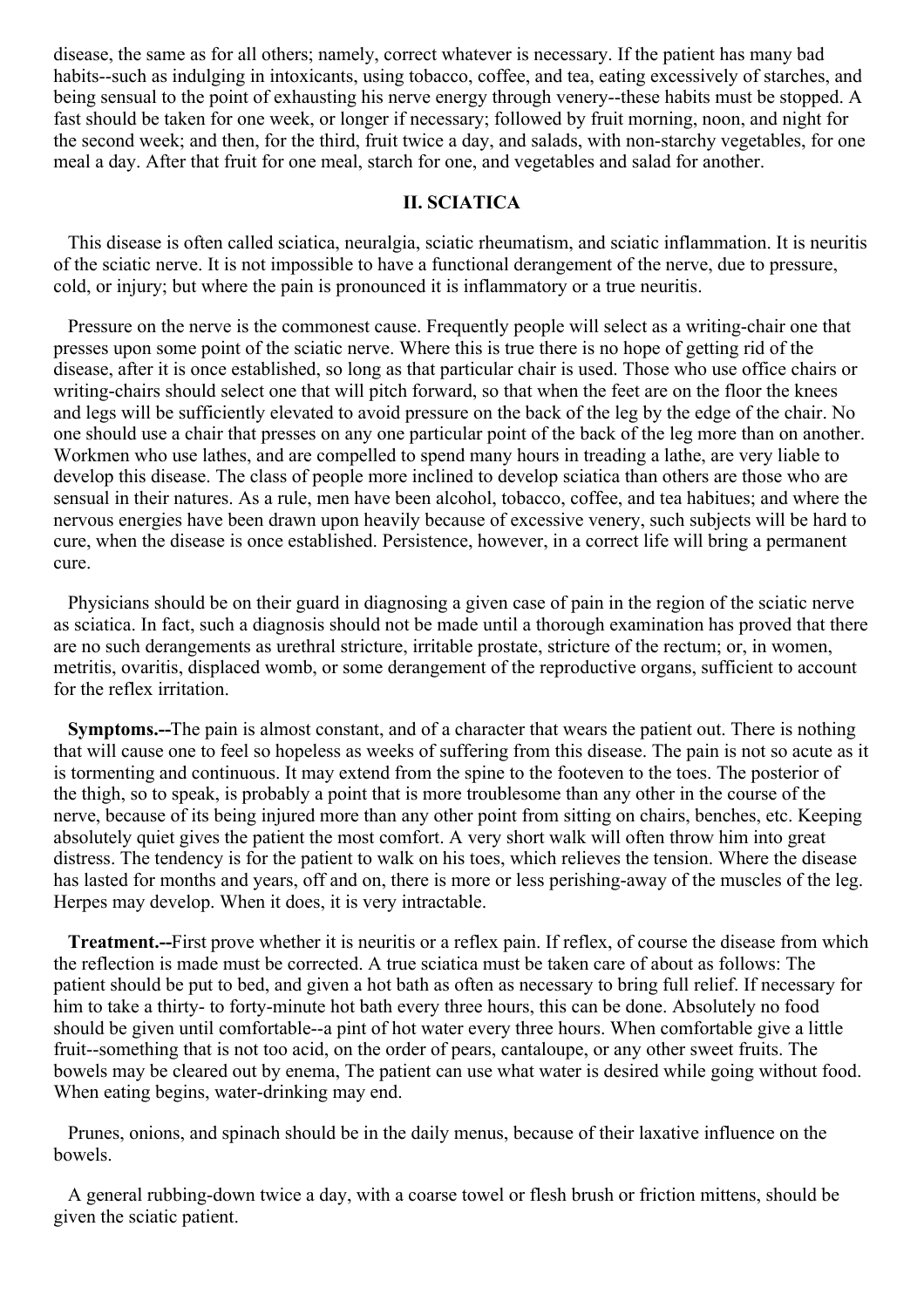disease, the same as for all others; namely, correct whatever is necessary. If the patient has many bad habits--such as indulging in intoxicants, using tobacco, coffee, and tea, eating excessively of starches, and being sensual to the point of exhausting his nerve energy through venery--these habits must be stopped. A fast should be taken for one week, or longer if necessary; followed by fruit morning, noon, and night for the second week; and then, for the third, fruit twice a day, and salads, with non-starchy vegetables, for one meal a day. After that fruit for one meal, starch for one, and vegetables and salad for another.

## II. SCIATICA

This disease is often called sciatica, neuralgia, sciatic rheumatism, and sciatic inflammation. It is neuritis of the sciatic nerve. It is not impossible to have a functional derangement of the nerve, due to pressure, cold, or injury; but where the pain is pronounced it is inflammatory or a true neuritis.

Pressure on the nerve is the commonest cause. Frequently people will select as a writing-chair one that presses upon some point of the sciatic nerve. Where this is true there is no hope of getting rid of the disease, after it is once established, so long as that particular chair is used. Those who use office chairs or writing-chairs should select one that will pitch forward, so that when the feet are on the floor the knees and legs will be sufficiently elevated to avoid pressure on the back of the leg by the edge of the chair. No one should use a chair that presses on any one particular point of the back of the leg more than on another. Workmen who use lathes, and are compelled to spend many hours in treading a lathe, are very liable to develop this disease. The class of people more inclined to develop sciatica than others are those who are sensual in their natures. As a rule, men have been alcohol, tobacco, coffee, and tea habitues; and where the nervous energies have been drawn upon heavily because of excessive venery, such subjects will be hard to cure, when the disease is once established. Persistence, however, in a correct life will bring a permanent cure.

Physicians should be on their guard in diagnosing a given case of pain in the region of the sciatic nerve as sciatica. In fact, such a diagnosis should not be made until a thorough examination has proved that there are no such derangements as urethral stricture, irritable prostate, stricture of the rectum; or, in women, metritis, ovaritis, displaced womb, or some derangement of the reproductive organs, sufficient to account for the reflex irritation.

**Symptoms.--**The pain is almost constant, and of a character that wears the patient out. There is nothing that will cause one to feel so hopeless as weeks of suffering from this disease. The pain is not so acute as it is tormenting and continuous. It may extend from the spine to the footeven to the toes. The posterior of the thigh, so to speak, is probably a point that is more troublesome than any other in the course of the nerve, because of its being injured more than any other point from sitting on chairs, benches, etc. Keeping absolutely quiet gives the patient the most comfort. A very short walk will often throw him into great distress. The tendency is for the patient to walk on his toes, which relieves the tension. Where the disease has lasted for months and years, off and on, there is more or less perishing-away of the muscles of the leg. Herpes may develop. When it does, it is very intractable.

**Treatment.--**First prove whether it is neuritis or a reflex pain. If reflex, of course the disease from which the reflection is made must be corrected. A true sciatica must be taken care of about as follows: The patient should be put to bed, and given a hot bath as often as necessary to bring full relief. If necessary for him to take a thirty- to forty-minute hot bath every three hours, this can be done. Absolutely no food should be given until comfortable--a pint of hot water every three hours. When comfortable give a little fruit--something that is not too acid, on the order of pears, cantaloupe, or any other sweet fruits. The bowels may be cleared out by enema, The patient can use what water is desired while going without food. When eating begins, water-drinking may end.

Prunes, onions, and spinach should be in the daily menus, because of their laxative influence on the bowels.

A general rubbing-down twice a day, with a coarse towel or flesh brush or friction mittens, should be given the sciatic patient.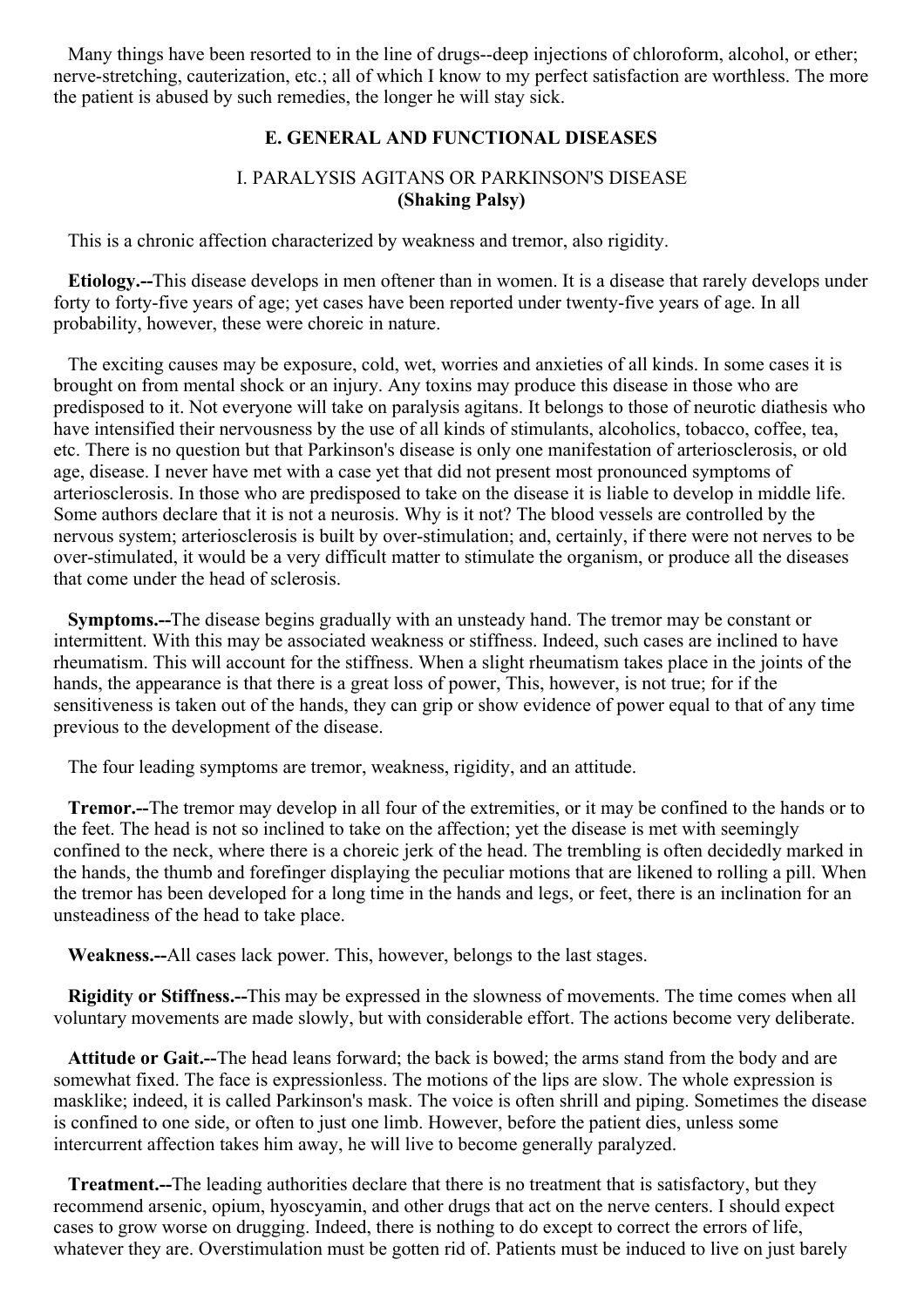Many things have been resorted to in the line of drugs--deep injections of chloroform, alcohol, or ether; nerve-stretching, cauterization, etc.; all of which I know to my perfect satisfaction are worthless. The more the patient is abused by such remedies, the longer he will stay sick.

## E. GENERAL AND FUNCTIONAL DISEASES

### I. PARALYSIS AGITANS OR PARKINSON'S DISEASE
### (Shaking Palsy)

This is a chronic affection characterized by weakness and tremor, also rigidity.

**Etiology.--**This disease develops in men oftener than in women. It is a disease that rarely develops under forty to forty-five years of age; yet cases have been reported under twenty-five years of age. In all probability, however, these were choreic in nature.

The exciting causes may be exposure, cold, wet, worries and anxieties of all kinds. In some cases it is brought on from mental shock or an injury. Any toxins may produce this disease in those who are predisposed to it. Not everyone will take on paralysis agitans. It belongs to those of neurotic diathesis who have intensified their nervousness by the use of all kinds of stimulants, alcoholics, tobacco, coffee, tea, etc. There is no question but that Parkinson's disease is only one manifestation of arteriosclerosis, or old age, disease. I never have met with a case yet that did not present most pronounced symptoms of arteriosclerosis. In those who are predisposed to take on the disease it is liable to develop in middle life. Some authors declare that it is not a neurosis. Why is it not? The blood vessels are controlled by the nervous system; arteriosclerosis is built by over-stimulation; and, certainly, if there were not nerves to be over-stimulated, it would be a very difficult matter to stimulate the organism, or produce all the diseases that come under the head of sclerosis.

**Symptoms.--**The disease begins gradually with an unsteady hand. The tremor may be constant or intermittent. With this may be associated weakness or stiffness. Indeed, such cases are inclined to have rheumatism. This will account for the stiffness. When a slight rheumatism takes place in the joints of the hands, the appearance is that there is a great loss of power, This, however, is not true; for if the sensitiveness is taken out of the hands, they can grip or show evidence of power equal to that of any time previous to the development of the disease.

The four leading symptoms are tremor, weakness, rigidity, and an attitude.

**Tremor.--**The tremor may develop in all four of the extremities, or it may be confined to the hands or to the feet. The head is not so inclined to take on the affection; yet the disease is met with seemingly confined to the neck, where there is a choreic jerk of the head. The trembling is often decidedly marked in the hands, the thumb and forefinger displaying the peculiar motions that are likened to rolling a pill. When the tremor has been developed for a long time in the hands and legs, or feet, there is an inclination for an unsteadiness of the head to take place.

**Weakness.--**All cases lack power. This, however, belongs to the last stages.

**Rigidity or Stiffness.--**This may be expressed in the slowness of movements. The time comes when all voluntary movements are made slowly, but with considerable effort. The actions become very deliberate.

**Attitude or Gait.--**The head leans forward; the back is bowed; the arms stand from the body and are somewhat fixed. The face is expressionless. The motions of the lips are slow. The whole expression is masklike; indeed, it is called Parkinson's mask. The voice is often shrill and piping. Sometimes the disease is confined to one side, or often to just one limb. However, before the patient dies, unless some intercurrent affection takes him away, he will live to become generally paralyzed.

**Treatment.--**The leading authorities declare that there is no treatment that is satisfactory, but they recommend arsenic, opium, hyoscyamin, and other drugs that act on the nerve centers. I should expect cases to grow worse on drugging. Indeed, there is nothing to do except to correct the errors of life, whatever they are. Overstimulation must be gotten rid of. Patients must be induced to live on just barely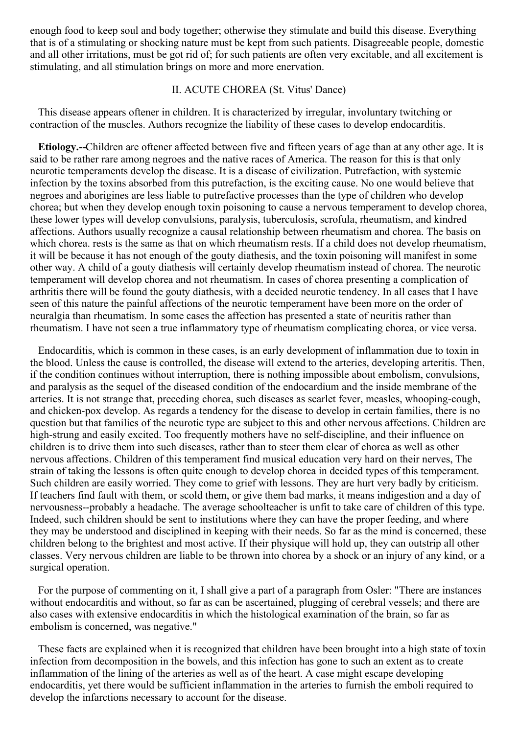enough food to keep soul and body together; otherwise they stimulate and build this disease. Everything that is of a stimulating or shocking nature must be kept from such patients. Disagreeable people, domestic and all other irritations, must be got rid of; for such patients are often very excitable, and all excitement is stimulating, and all stimulation brings on more and more enervation.

## II. ACUTE CHOREA (St. Vitus' Dance)

This disease appears oftener in children. It is characterized by irregular, involuntary twitching or contraction of the muscles. Authors recognize the liability of these cases to develop endocarditis.

**Etiology.--**Children are oftener affected between five and fifteen years of age than at any other age. It is said to be rather rare among negroes and the native races of America. The reason for this is that only neurotic temperaments develop the disease. It is a disease of civilization. Putrefaction, with systemic infection by the toxins absorbed from this putrefaction, is the exciting cause. No one would believe that negroes and aborigines are less liable to putrefactive processes than the type of children who develop chorea; but when they develop enough toxin poisoning to cause a nervous temperament to develop chorea, these lower types will develop convulsions, paralysis, tuberculosis, scrofula, rheumatism, and kindred affections. Authors usually recognize a causal relationship between rheumatism and chorea. The basis on which chorea. rests is the same as that on which rheumatism rests. If a child does not develop rheumatism, it will be because it has not enough of the gouty diathesis, and the toxin poisoning will manifest in some other way. A child of a gouty diathesis will certainly develop rheumatism instead of chorea. The neurotic temperament will develop chorea and not rheumatism. In cases of chorea presenting a complication of arthritis there will be found the gouty diathesis, with a decided neurotic tendency. In all cases that I have seen of this nature the painful affections of the neurotic temperament have been more on the order of neuralgia than rheumatism. In some cases the affection has presented a state of neuritis rather than rheumatism. I have not seen a true inflammatory type of rheumatism complicating chorea, or vice versa.

Endocarditis, which is common in these cases, is an early development of inflammation due to toxin in the blood. Unless the cause is controlled, the disease will extend to the arteries, developing arteritis. Then, if the condition continues without interruption, there is nothing impossible about embolism, convulsions, and paralysis as the sequel of the diseased condition of the endocardium and the inside membrane of the arteries. It is not strange that, preceding chorea, such diseases as scarlet fever, measles, whooping-cough, and chicken-pox develop. As regards a tendency for the disease to develop in certain families, there is no question but that families of the neurotic type are subject to this and other nervous affections. Children are high-strung and easily excited. Too frequently mothers have no self-discipline, and their influence on children is to drive them into such diseases, rather than to steer them clear of chorea as well as other nervous affections. Children of this temperament find musical education very hard on their nerves, The strain of taking the lessons is often quite enough to develop chorea in decided types of this temperament. Such children are easily worried. They come to grief with lessons. They are hurt very badly by criticism. If teachers find fault with them, or scold them, or give them bad marks, it means indigestion and a day of nervousness--probably a headache. The average schoolteacher is unfit to take care of children of this type. Indeed, such children should be sent to institutions where they can have the proper feeding, and where they may be understood and disciplined in keeping with their needs. So far as the mind is concerned, these children belong to the brightest and most active. If their physique will hold up, they can outstrip all other classes. Very nervous children are liable to be thrown into chorea by a shock or an injury of any kind, or a surgical operation.

For the purpose of commenting on it, I shall give a part of a paragraph from Osler: "There are instances without endocarditis and without, so far as can be ascertained, plugging of cerebral vessels; and there are also cases with extensive endocarditis in which the histological examination of the brain, so far as embolism is concerned, was negative."

These facts are explained when it is recognized that children have been brought into a high state of toxin infection from decomposition in the bowels, and this infection has gone to such an extent as to create inflammation of the lining of the arteries as well as of the heart. A case might escape developing endocarditis, yet there would be sufficient inflammation in the arteries to furnish the emboli required to develop the infarctions necessary to account for the disease.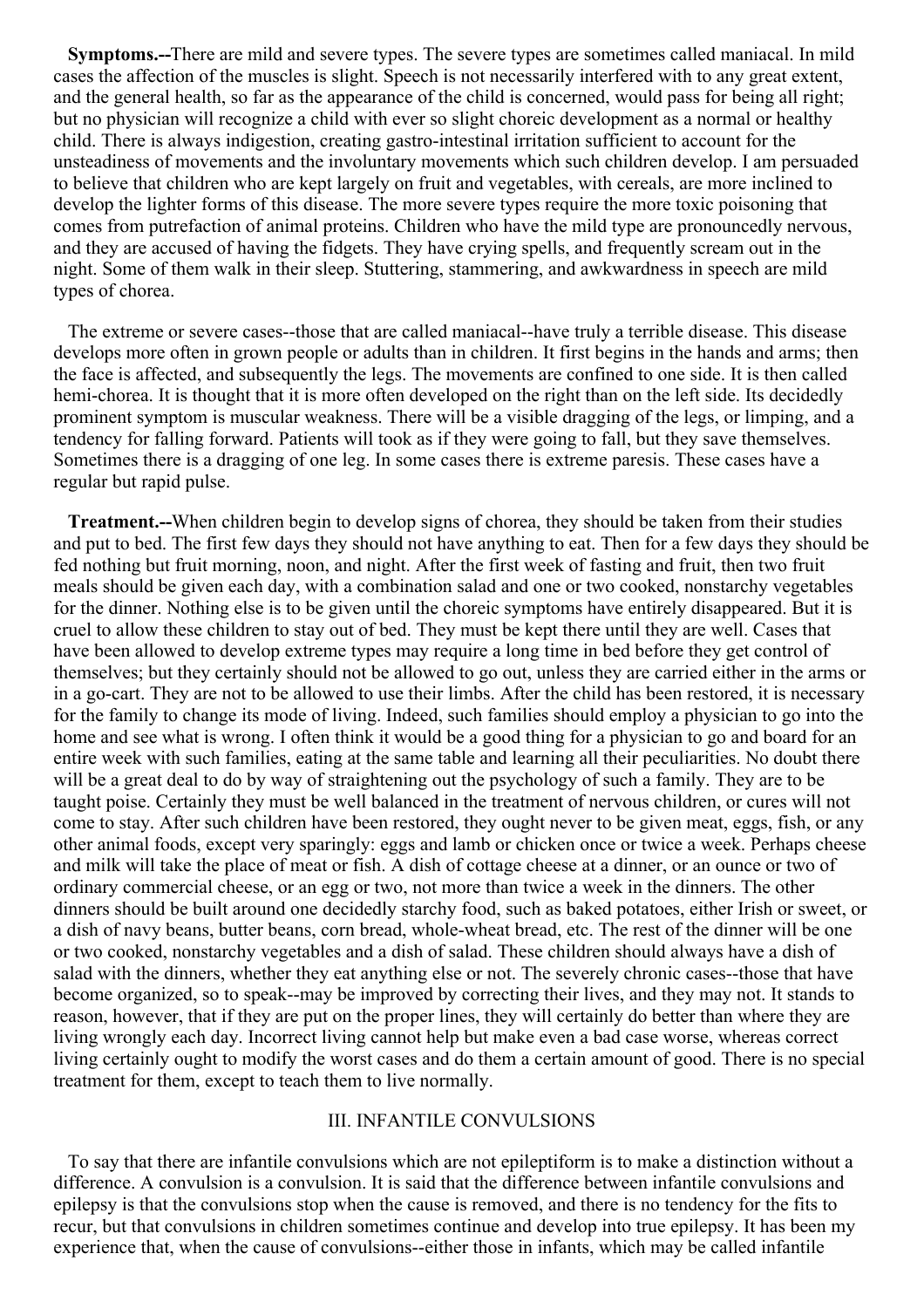**Symptoms.--**There are mild and severe types. The severe types are sometimes called maniacal. In mild cases the affection of the muscles is slight. Speech is not necessarily interfered with to any great extent, and the general health, so far as the appearance of the child is concerned, would pass for being all right; but no physician will recognize a child with ever so slight choreic development as a normal or healthy child. There is always indigestion, creating gastro-intestinal irritation sufficient to account for the unsteadiness of movements and the involuntary movements which such children develop. I am persuaded to believe that children who are kept largely on fruit and vegetables, with cereals, are more inclined to develop the lighter forms of this disease. The more severe types require the more toxic poisoning that comes from putrefaction of animal proteins. Children who have the mild type are pronouncedly nervous, and they are accused of having the fidgets. They have crying spells, and frequently scream out in the night. Some of them walk in their sleep. Stuttering, stammering, and awkwardness in speech are mild types of chorea.

The extreme or severe cases--those that are called maniacal--have truly a terrible disease. This disease develops more often in grown people or adults than in children. It first begins in the hands and arms; then the face is affected, and subsequently the legs. The movements are confined to one side. It is then called hemi-chorea. It is thought that it is more often developed on the right than on the left side. Its decidedly prominent symptom is muscular weakness. There will be a visible dragging of the legs, or limping, and a tendency for falling forward. Patients will took as if they were going to fall, but they save themselves. Sometimes there is a dragging of one leg. In some cases there is extreme paresis. These cases have a regular but rapid pulse.

**Treatment.--**When children begin to develop signs of chorea, they should be taken from their studies and put to bed. The first few days they should not have anything to eat. Then for a few days they should be fed nothing but fruit morning, noon, and night. After the first week of fasting and fruit, then two fruit meals should be given each day, with a combination salad and one or two cooked, nonstarchy vegetables for the dinner. Nothing else is to be given until the choreic symptoms have entirely disappeared. But it is cruel to allow these children to stay out of bed. They must be kept there until they are well. Cases that have been allowed to develop extreme types may require a long time in bed before they get control of themselves; but they certainly should not be allowed to go out, unless they are carried either in the arms or in a go-cart. They are not to be allowed to use their limbs. After the child has been restored, it is necessary for the family to change its mode of living. Indeed, such families should employ a physician to go into the home and see what is wrong. I often think it would be a good thing for a physician to go and board for an entire week with such families, eating at the same table and learning all their peculiarities. No doubt there will be a great deal to do by way of straightening out the psychology of such a family. They are to be taught poise. Certainly they must be well balanced in the treatment of nervous children, or cures will not come to stay. After such children have been restored, they ought never to be given meat, eggs, fish, or any other animal foods, except very sparingly: eggs and lamb or chicken once or twice a week. Perhaps cheese and milk will take the place of meat or fish. A dish of cottage cheese at a dinner, or an ounce or two of ordinary commercial cheese, or an egg or two, not more than twice a week in the dinners. The other dinners should be built around one decidedly starchy food, such as baked potatoes, either Irish or sweet, or a dish of navy beans, butter beans, corn bread, whole-wheat bread, etc. The rest of the dinner will be one or two cooked, nonstarchy vegetables and a dish of salad. These children should always have a dish of salad with the dinners, whether they eat anything else or not. The severely chronic cases--those that have become organized, so to speak--may be improved by correcting their lives, and they may not. It stands to reason, however, that if they are put on the proper lines, they will certainly do better than where they are living wrongly each day. Incorrect living cannot help but make even a bad case worse, whereas correct living certainly ought to modify the worst cases and do them a certain amount of good. There is no special treatment for them, except to teach them to live normally.

## III. INFANTILE CONVULSIONS

To say that there are infantile convulsions which are not epileptiform is to make a distinction without a difference. A convulsion is a convulsion. It is said that the difference between infantile convulsions and epilepsy is that the convulsions stop when the cause is removed, and there is no tendency for the fits to recur, but that convulsions in children sometimes continue and develop into true epilepsy. It has been my experience that, when the cause of convulsions--either those in infants, which may be called infantile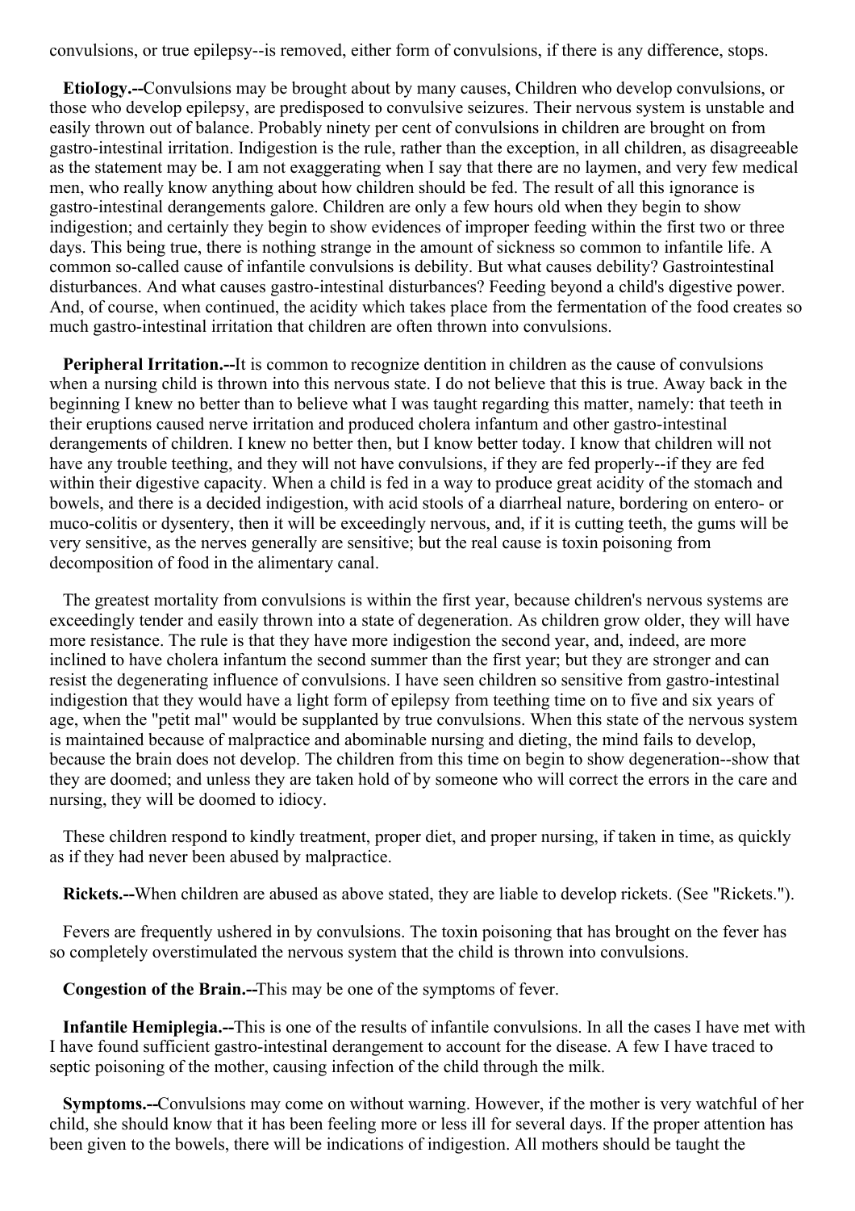convulsions, or true epilepsy--is removed, either form of convulsions, if there is any difference, stops.

**Etiology.--**Convulsions may be brought about by many causes, Children who develop convulsions, or those who develop epilepsy, are predisposed to convulsive seizures. Their nervous system is unstable and easily thrown out of balance. Probably ninety per cent of convulsions in children are brought on from gastro-intestinal irritation. Indigestion is the rule, rather than the exception, in all children, as disagreeable as the statement may be. I am not exaggerating when I say that there are no laymen, and very few medical men, who really know anything about how children should be fed. The result of all this ignorance is gastro-intestinal derangements galore. Children are only a few hours old when they begin to show indigestion; and certainly they begin to show evidences of improper feeding within the first two or three days. This being true, there is nothing strange in the amount of sickness so common to infantile life. A common so-called cause of infantile convulsions is debility. But what causes debility? Gastrointestinal disturbances. And what causes gastro-intestinal disturbances? Feeding beyond a child's digestive power. And, of course, when continued, the acidity which takes place from the fermentation of the food creates so much gastro-intestinal irritation that children are often thrown into convulsions.

**Peripheral Irritation.--**It is common to recognize dentition in children as the cause of convulsions when a nursing child is thrown into this nervous state. I do not believe that this is true. Away back in the beginning I knew no better than to believe what I was taught regarding this matter, namely: that teeth in their eruptions caused nerve irritation and produced cholera infantum and other gastro-intestinal derangements of children. I knew no better then, but I know better today. I know that children will not have any trouble teething, and they will not have convulsions, if they are fed properly--if they are fed within their digestive capacity. When a child is fed in a way to produce great acidity of the stomach and bowels, and there is a decided indigestion, with acid stools of a diarrheal nature, bordering on entero- or muco-colitis or dysentery, then it will be exceedingly nervous, and, if it is cutting teeth, the gums will be very sensitive, as the nerves generally are sensitive; but the real cause is toxin poisoning from decomposition of food in the alimentary canal.

The greatest mortality from convulsions is within the first year, because children's nervous systems are exceedingly tender and easily thrown into a state of degeneration. As children grow older, they will have more resistance. The rule is that they have more indigestion the second year, and, indeed, are more inclined to have cholera infantum the second summer than the first year; but they are stronger and can resist the degenerating influence of convulsions. I have seen children so sensitive from gastro-intestinal indigestion that they would have a light form of epilepsy from teething time on to five and six years of age, when the "petit mal" would be supplanted by true convulsions. When this state of the nervous system is maintained because of malpractice and abominable nursing and dieting, the mind fails to develop, because the brain does not develop. The children from this time on begin to show degeneration--show that they are doomed; and unless they are taken hold of by someone who will correct the errors in the care and nursing, they will be doomed to idiocy.

These children respond to kindly treatment, proper diet, and proper nursing, if taken in time, as quickly as if they had never been abused by malpractice.

**Rickets.--**When children are abused as above stated, they are liable to develop rickets. (See "Rickets.").

Fevers are frequently ushered in by convulsions. The toxin poisoning that has brought on the fever has so completely overstimulated the nervous system that the child is thrown into convulsions.

**Congestion of the Brain.--**This may be one of the symptoms of fever.

**Infantile Hemiplegia.--**This is one of the results of infantile convulsions. In all the cases I have met with I have found sufficient gastro-intestinal derangement to account for the disease. A few I have traced to septic poisoning of the mother, causing infection of the child through the milk.

**Symptoms.--**Convulsions may come on without warning. However, if the mother is very watchful of her child, she should know that it has been feeling more or less ill for several days. If the proper attention has been given to the bowels, there will be indications of indigestion. All mothers should be taught the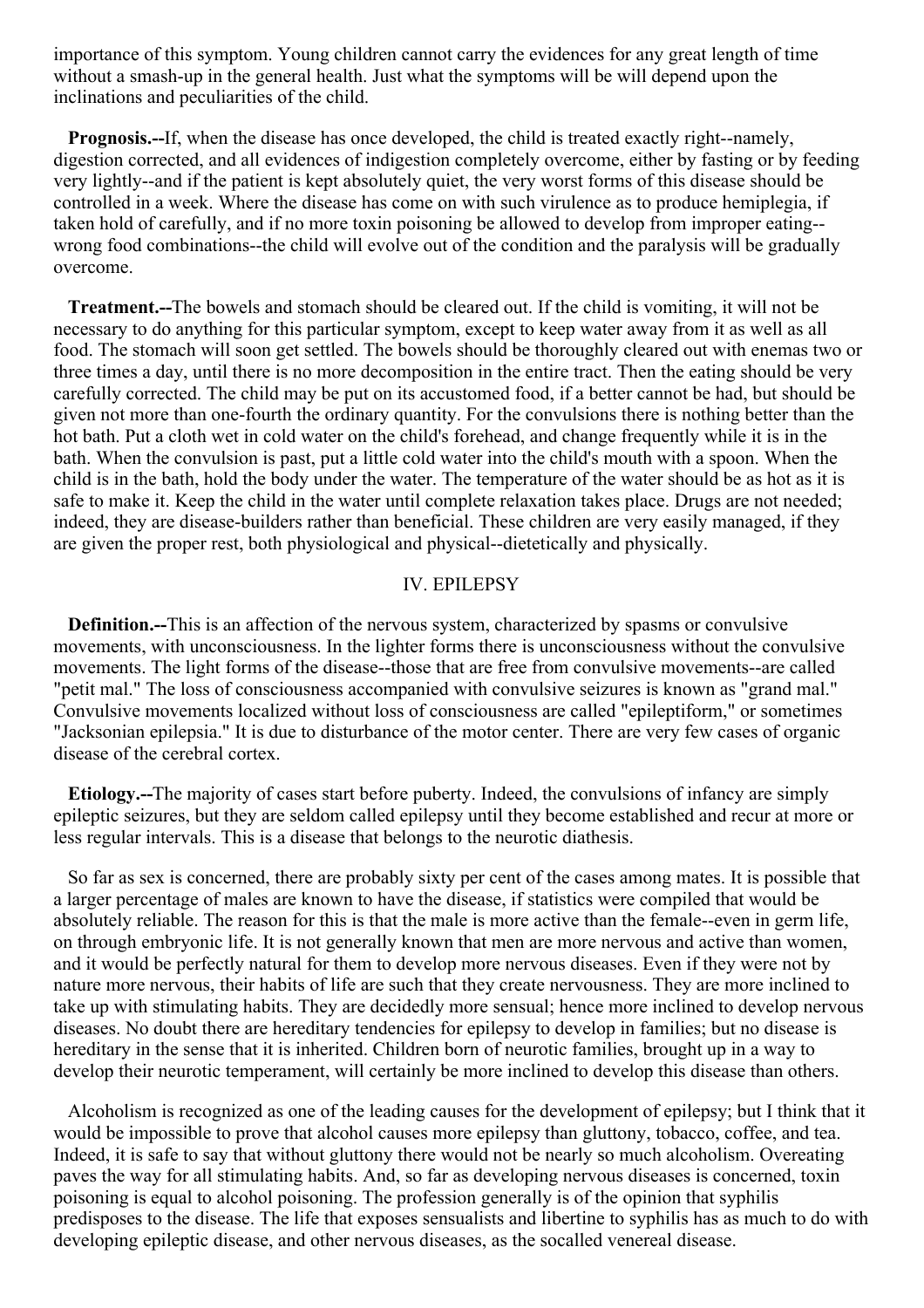importance of this symptom. Young children cannot carry the evidences for any great length of time without a smash-up in the general health. Just what the symptoms will be will depend upon the inclinations and peculiarities of the child.

**Prognosis.--**If, when the disease has once developed, the child is treated exactly right--namely, digestion corrected, and all evidences of indigestion completely overcome, either by fasting or by feeding very lightly--and if the patient is kept absolutely quiet, the very worst forms of this disease should be controlled in a week. Where the disease has come on with such virulence as to produce hemiplegia, if taken hold of carefully, and if no more toxin poisoning be allowed to develop from improper eating--wrong food combinations--the child will evolve out of the condition and the paralysis will be gradually overcome.

**Treatment.--**The bowels and stomach should be cleared out. If the child is vomiting, it will not be necessary to do anything for this particular symptom, except to keep water away from it as well as all food. The stomach will soon get settled. The bowels should be thoroughly cleared out with enemas two or three times a day, until there is no more decomposition in the entire tract. Then the eating should be very carefully corrected. The child may be put on its accustomed food, if a better cannot be had, but should be given not more than one-fourth the ordinary quantity. For the convulsions there is nothing better than the hot bath. Put a cloth wet in cold water on the child's forehead, and change frequently while it is in the bath. When the convulsion is past, put a little cold water into the child's mouth with a spoon. When the child is in the bath, hold the body under the water. The temperature of the water should be as hot as it is safe to make it. Keep the child in the water until complete relaxation takes place. Drugs are not needed; indeed, they are disease-builders rather than beneficial. These children are very easily managed, if they are given the proper rest, both physiological and physical--dietetically and physically.

## IV. EPILEPSY

**Definition.--**This is an affection of the nervous system, characterized by spasms or convulsive movements, with unconsciousness. In the lighter forms there is unconsciousness without the convulsive movements. The light forms of the disease--those that are free from convulsive movements--are called "petit mal." The loss of consciousness accompanied with convulsive seizures is known as "grand mal." Convulsive movements localized without loss of consciousness are called "epileptiform," or sometimes "Jacksonian epilepsia." It is due to disturbance of the motor center. There are very few cases of organic disease of the cerebral cortex.

**Etiology.--**The majority of cases start before puberty. Indeed, the convulsions of infancy are simply epileptic seizures, but they are seldom called epilepsy until they become established and recur at more or less regular intervals. This is a disease that belongs to the neurotic diathesis.

So far as sex is concerned, there are probably sixty per cent of the cases among mates. It is possible that a larger percentage of males are known to have the disease, if statistics were compiled that would be absolutely reliable. The reason for this is that the male is more active than the female--even in germ life, on through embryonic life. It is not generally known that men are more nervous and active than women, and it would be perfectly natural for them to develop more nervous diseases. Even if they were not by nature more nervous, their habits of life are such that they create nervousness. They are more inclined to take up with stimulating habits. They are decidedly more sensual; hence more inclined to develop nervous diseases. No doubt there are hereditary tendencies for epilepsy to develop in families; but no disease is hereditary in the sense that it is inherited. Children born of neurotic families, brought up in a way to develop their neurotic temperament, will certainly be more inclined to develop this disease than others.

Alcoholism is recognized as one of the leading causes for the development of epilepsy; but I think that it would be impossible to prove that alcohol causes more epilepsy than gluttony, tobacco, coffee, and tea. Indeed, it is safe to say that without gluttony there would not be nearly so much alcoholism. Overeating paves the way for all stimulating habits. And, so far as developing nervous diseases is concerned, toxin poisoning is equal to alcohol poisoning. The profession generally is of the opinion that syphilis predisposes to the disease. The life that exposes sensualists and libertine to syphilis has as much to do with developing epileptic disease, and other nervous diseases, as the socalled venereal disease.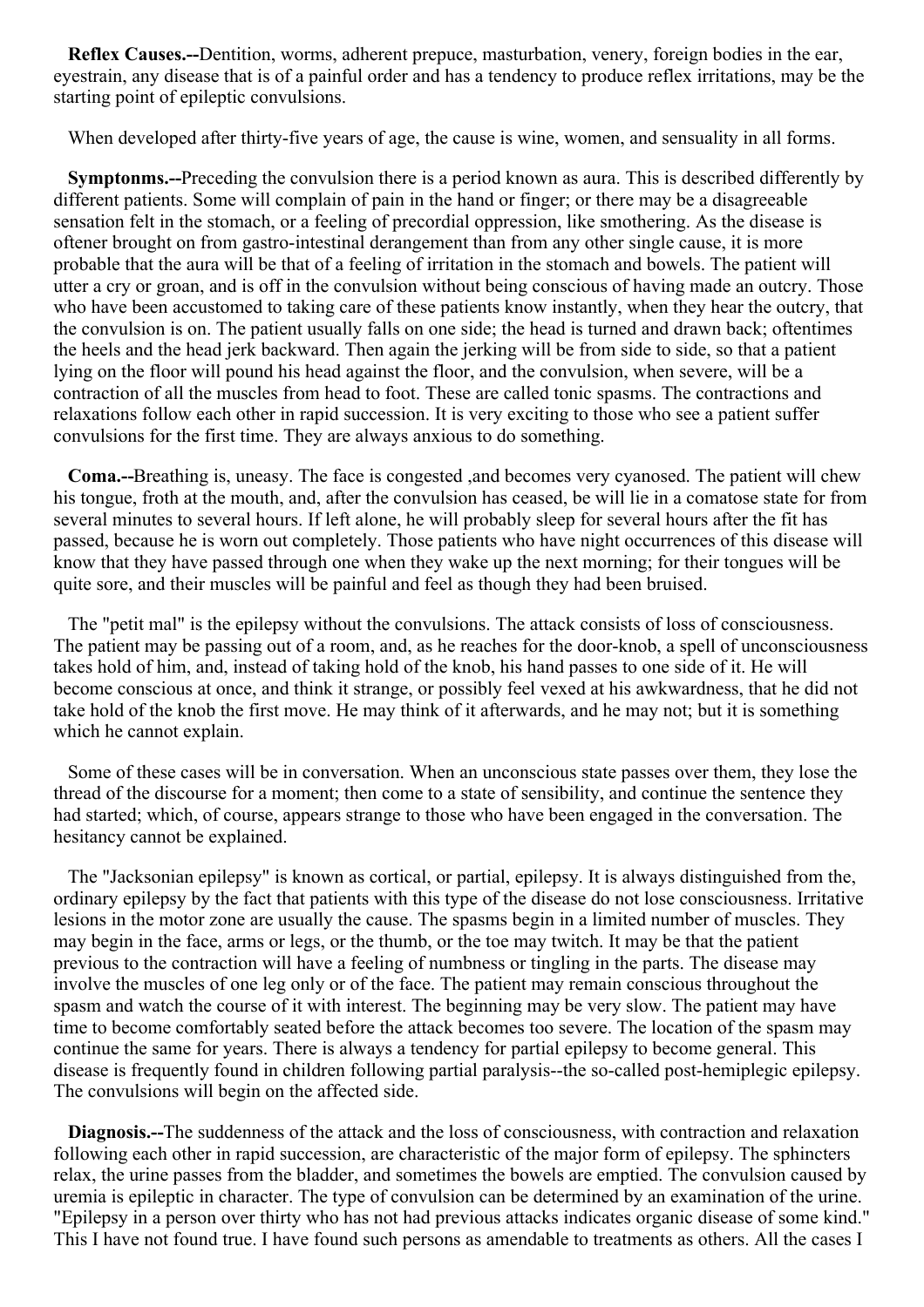**Reflex Causes.--**Dentition, worms, adherent prepuce, masturbation, venery, foreign bodies in the ear, eyestrain, any disease that is of a painful order and has a tendency to produce reflex irritations, may be the starting point of epileptic convulsions.

When developed after thirty-five years of age, the cause is wine, women, and sensuality in all forms.

**Symptonms.--**Preceding the convulsion there is a period known as aura. This is described differently by different patients. Some will complain of pain in the hand or finger; or there may be a disagreeable sensation felt in the stomach, or a feeling of precordial oppression, like smothering. As the disease is oftener brought on from gastro-intestinal derangement than from any other single cause, it is more probable that the aura will be that of a feeling of irritation in the stomach and bowels. The patient will utter a cry or groan, and is off in the convulsion without being conscious of having made an outcry. Those who have been accustomed to taking care of these patients know instantly, when they hear the outcry, that the convulsion is on. The patient usually falls on one side; the head is turned and drawn back; oftentimes the heels and the head jerk backward. Then again the jerking will be from side to side, so that a patient lying on the floor will pound his head against the floor, and the convulsion, when severe, will be a contraction of all the muscles from head to foot. These are called tonic spasms. The contractions and relaxations follow each other in rapid succession. It is very exciting to those who see a patient suffer convulsions for the first time. They are always anxious to do something.

**Coma.--**Breathing is, uneasy. The face is congested ,and becomes very cyanosed. The patient will chew his tongue, froth at the mouth, and, after the convulsion has ceased, be will lie in a comatose state for from several minutes to several hours. If left alone, he will probably sleep for several hours after the fit has passed, because he is worn out completely. Those patients who have night occurrences of this disease will know that they have passed through one when they wake up the next morning; for their tongues will be quite sore, and their muscles will be painful and feel as though they had been bruised.

The "petit mal" is the epilepsy without the convulsions. The attack consists of loss of consciousness. The patient may be passing out of a room, and, as he reaches for the door-knob, a spell of unconsciousness takes hold of him, and, instead of taking hold of the knob, his hand passes to one side of it. He will become conscious at once, and think it strange, or possibly feel vexed at his awkwardness, that he did not take hold of the knob the first move. He may think of it afterwards, and he may not; but it is something which he cannot explain.

Some of these cases will be in conversation. When an unconscious state passes over them, they lose the thread of the discourse for a moment; then come to a state of sensibility, and continue the sentence they had started; which, of course, appears strange to those who have been engaged in the conversation. The hesitancy cannot be explained.

The "Jacksonian epilepsy" is known as cortical, or partial, epilepsy. It is always distinguished from the, ordinary epilepsy by the fact that patients with this type of the disease do not lose consciousness. Irritative lesions in the motor zone are usually the cause. The spasms begin in a limited number of muscles. They may begin in the face, arms or legs, or the thumb, or the toe may twitch. It may be that the patient previous to the contraction will have a feeling of numbness or tingling in the parts. The disease may involve the muscles of one leg only or of the face. The patient may remain conscious throughout the spasm and watch the course of it with interest. The beginning may be very slow. The patient may have time to become comfortably seated before the attack becomes too severe. The location of the spasm may continue the same for years. There is always a tendency for partial epilepsy to become general. This disease is frequently found in children following partial paralysis--the so-called post-hemiplegic epilepsy. The convulsions will begin on the affected side.

**Diagnosis.--**The suddenness of the attack and the loss of consciousness, with contraction and relaxation following each other in rapid succession, are characteristic of the major form of epilepsy. The sphincters relax, the urine passes from the bladder, and sometimes the bowels are emptied. The convulsion caused by uremia is epileptic in character. The type of convulsion can be determined by an examination of the urine. "Epilepsy in a person over thirty who has not had previous attacks indicates organic disease of some kind." This I have not found true. I have found such persons as amendable to treatments as others. All the cases I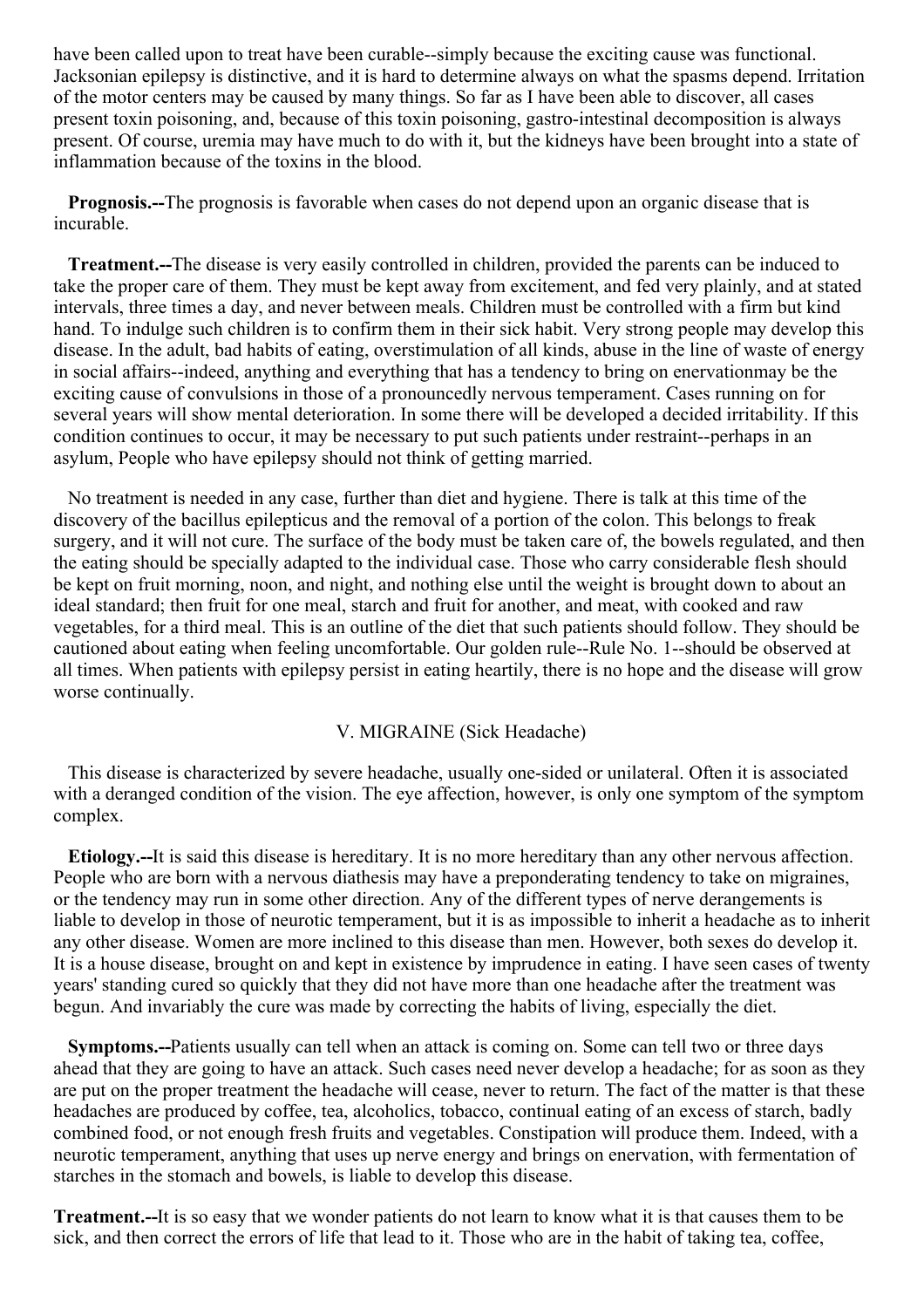have been called upon to treat have been curable--simply because the exciting cause was functional. Jacksonian epilepsy is distinctive, and it is hard to determine always on what the spasms depend. Irritation of the motor centers may be caused by many things. So far as I have been able to discover, all cases present toxin poisoning, and, because of this toxin poisoning, gastro-intestinal decomposition is always present. Of course, uremia may have much to do with it, but the kidneys have been brought into a state of inflammation because of the toxins in the blood.

**Prognosis.--**The prognosis is favorable when cases do not depend upon an organic disease that is incurable.

**Treatment.--**The disease is very easily controlled in children, provided the parents can be induced to take the proper care of them. They must be kept away from excitement, and fed very plainly, and at stated intervals, three times a day, and never between meals. Children must be controlled with a firm but kind hand. To indulge such children is to confirm them in their sick habit. Very strong people may develop this disease. In the adult, bad habits of eating, overstimulation of all kinds, abuse in the line of waste of energy in social affairs--indeed, anything and everything that has a tendency to bring on enervationmay be the exciting cause of convulsions in those of a pronouncedly nervous temperament. Cases running on for several years will show mental deterioration. In some there will be developed a decided irritability. If this condition continues to occur, it may be necessary to put such patients under restraint--perhaps in an asylum, People who have epilepsy should not think of getting married.

No treatment is needed in any case, further than diet and hygiene. There is talk at this time of the discovery of the bacillus epilepticus and the removal of a portion of the colon. This belongs to freak surgery, and it will not cure. The surface of the body must be taken care of, the bowels regulated, and then the eating should be specially adapted to the individual case. Those who carry considerable flesh should be kept on fruit morning, noon, and night, and nothing else until the weight is brought down to about an ideal standard; then fruit for one meal, starch and fruit for another, and meat, with cooked and raw vegetables, for a third meal. This is an outline of the diet that such patients should follow. They should be cautioned about eating when feeling uncomfortable. Our golden rule--Rule No. 1--should be observed at all times. When patients with epilepsy persist in eating heartily, there is no hope and the disease will grow worse continually.

## V. MIGRAINE (Sick Headache)

This disease is characterized by severe headache, usually one-sided or unilateral. Often it is associated with a deranged condition of the vision. The eye affection, however, is only one symptom of the symptom complex.

**Etiology.--**It is said this disease is hereditary. It is no more hereditary than any other nervous affection. People who are born with a nervous diathesis may have a preponderating tendency to take on migraines, or the tendency may run in some other direction. Any of the different types of nerve derangements is liable to develop in those of neurotic temperament, but it is as impossible to inherit a headache as to inherit any other disease. Women are more inclined to this disease than men. However, both sexes do develop it. It is a house disease, brought on and kept in existence by imprudence in eating. I have seen cases of twenty years' standing cured so quickly that they did not have more than one headache after the treatment was begun. And invariably the cure was made by correcting the habits of living, especially the diet.

**Symptoms.--**Patients usually can tell when an attack is coming on. Some can tell two or three days ahead that they are going to have an attack. Such cases need never develop a headache; for as soon as they are put on the proper treatment the headache will cease, never to return. The fact of the matter is that these headaches are produced by coffee, tea, alcoholics, tobacco, continual eating of an excess of starch, badly combined food, or not enough fresh fruits and vegetables. Constipation will produce them. Indeed, with a neurotic temperament, anything that uses up nerve energy and brings on enervation, with fermentation of starches in the stomach and bowels, is liable to develop this disease.

**Treatment.--**It is so easy that we wonder patients do not learn to know what it is that causes them to be sick, and then correct the errors of life that lead to it. Those who are in the habit of taking tea, coffee,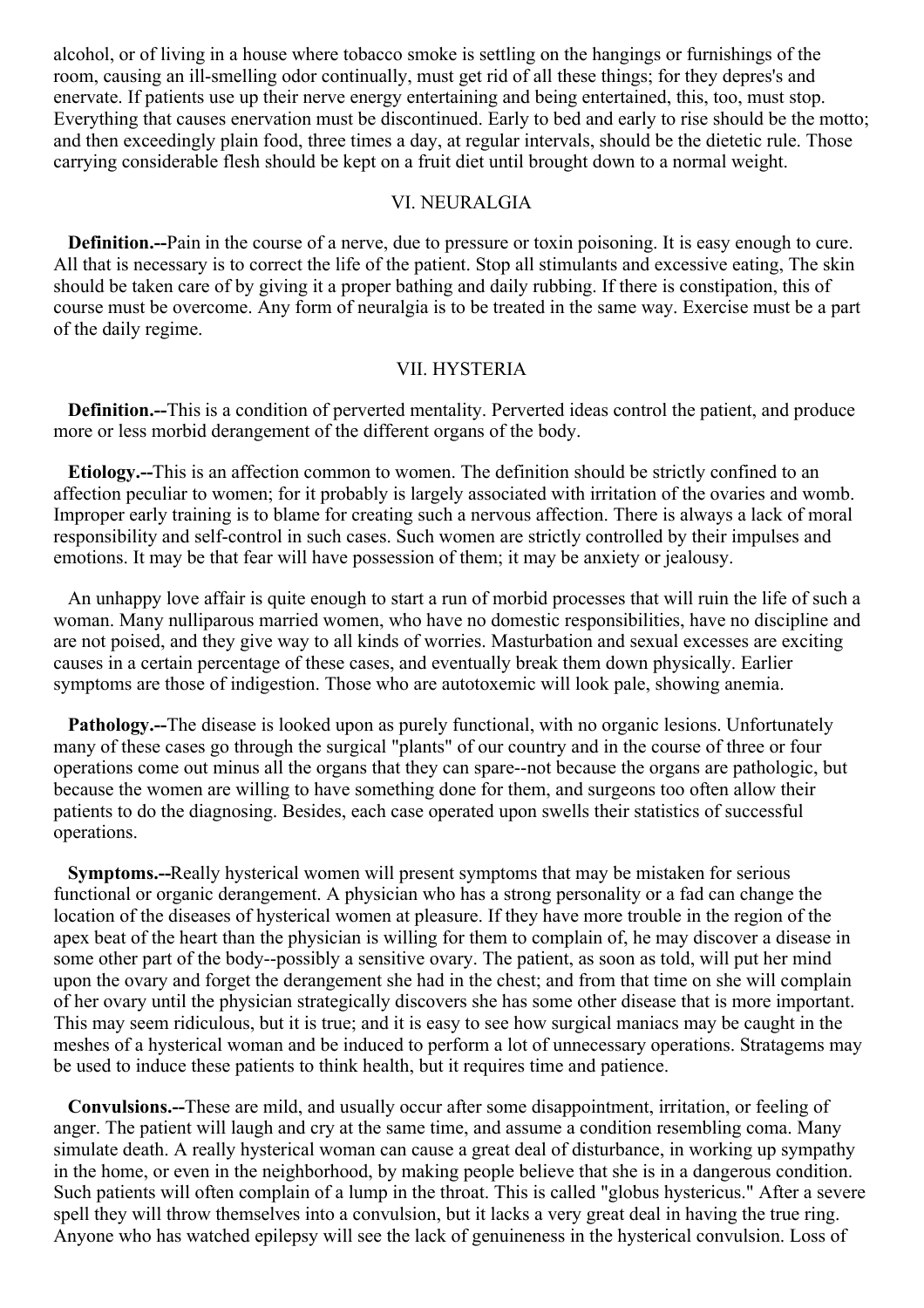alcohol, or of living in a house where tobacco smoke is settling on the hangings or furnishings of the room, causing an ill-smelling odor continually, must get rid of all these things; for they depres's and enervate. If patients use up their nerve energy entertaining and being entertained, this, too, must stop. Everything that causes enervation must be discontinued. Early to bed and early to rise should be the motto; and then exceedingly plain food, three times a day, at regular intervals, should be the dietetic rule. Those carrying considerable flesh should be kept on a fruit diet until brought down to a normal weight.

## VI. NEURALGIA

**Definition.--**Pain in the course of a nerve, due to pressure or toxin poisoning. It is easy enough to cure. All that is necessary is to correct the life of the patient. Stop all stimulants and excessive eating, The skin should be taken care of by giving it a proper bathing and daily rubbing. If there is constipation, this of course must be overcome. Any form of neuralgia is to be treated in the same way. Exercise must be a part of the daily regime.

## VII. HYSTERIA

**Definition.--**This is a condition of perverted mentality. Perverted ideas control the patient, and produce more or less morbid derangement of the different organs of the body.

**Etiology.--**This is an affection common to women. The definition should be strictly confined to an affection peculiar to women; for it probably is largely associated with irritation of the ovaries and womb. Improper early training is to blame for creating such a nervous affection. There is always a lack of moral responsibility and self-control in such cases. Such women are strictly controlled by their impulses and emotions. It may be that fear will have possession of them; it may be anxiety or jealousy.

An unhappy love affair is quite enough to start a run of morbid processes that will ruin the life of such a woman. Many nulliparous married women, who have no domestic responsibilities, have no discipline and are not poised, and they give way to all kinds of worries. Masturbation and sexual excesses are exciting causes in a certain percentage of these cases, and eventually break them down physically. Earlier symptoms are those of indigestion. Those who are autotoxemic will look pale, showing anemia.

**Pathology.--**The disease is looked upon as purely functional, with no organic lesions. Unfortunately many of these cases go through the surgical "plants" of our country and in the course of three or four operations come out minus all the organs that they can spare--not because the organs are pathologic, but because the women are willing to have something done for them, and surgeons too often allow their patients to do the diagnosing. Besides, each case operated upon swells their statistics of successful operations.

**Symptoms.--**Really hysterical women will present symptoms that may be mistaken for serious functional or organic derangement. A physician who has a strong personality or a fad can change the location of the diseases of hysterical women at pleasure. If they have more trouble in the region of the apex beat of the heart than the physician is willing for them to complain of, he may discover a disease in some other part of the body--possibly a sensitive ovary. The patient, as soon as told, will put her mind upon the ovary and forget the derangement she had in the chest; and from that time on she will complain of her ovary until the physician strategically discovers she has some other disease that is more important. This may seem ridiculous, but it is true; and it is easy to see how surgical maniacs may be caught in the meshes of a hysterical woman and be induced to perform a lot of unnecessary operations. Stratagems may be used to induce these patients to think health, but it requires time and patience.

**Convulsions.--**These are mild, and usually occur after some disappointment, irritation, or feeling of anger. The patient will laugh and cry at the same time, and assume a condition resembling coma. Many simulate death. A really hysterical woman can cause a great deal of disturbance, in working up sympathy in the home, or even in the neighborhood, by making people believe that she is in a dangerous condition. Such patients will often complain of a lump in the throat. This is called "globus hystericus." After a severe spell they will throw themselves into a convulsion, but it lacks a very great deal in having the true ring. Anyone who has watched epilepsy will see the lack of genuineness in the hysterical convulsion. Loss of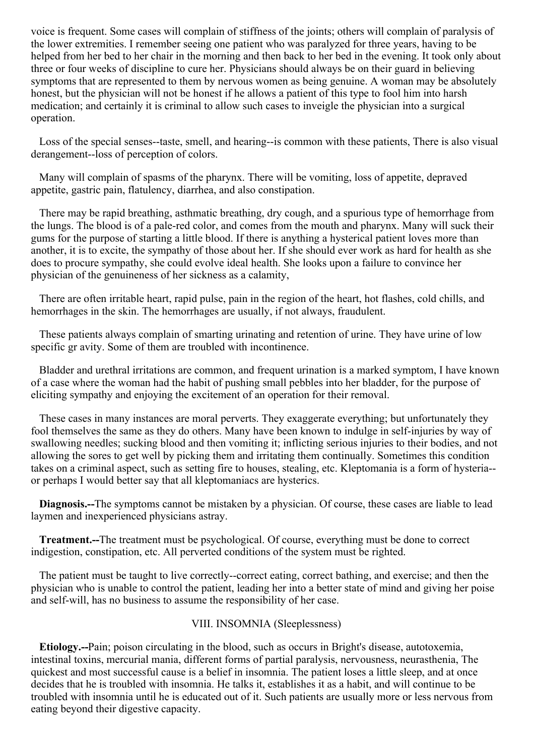voice is frequent. Some cases will complain of stiffness of the joints; others will complain of paralysis of the lower extremities. I remember seeing one patient who was paralyzed for three years, having to be helped from her bed to her chair in the morning and then back to her bed in the evening. It took only about three or four weeks of discipline to cure her. Physicians should always be on their guard in believing symptoms that are represented to them by nervous women as being genuine. A woman may be absolutely honest, but the physician will not be honest if he allows a patient of this type to fool him into harsh medication; and certainly it is criminal to allow such cases to inveigle the physician into a surgical operation.

Loss of the special senses--taste, smell, and hearing--is common with these patients, There is also visual derangement--loss of perception of colors.

Many will complain of spasms of the pharynx. There will be vomiting, loss of appetite, depraved appetite, gastric pain, flatulency, diarrhea, and also constipation.

There may be rapid breathing, asthmatic breathing, dry cough, and a spurious type of hemorrhage from the lungs. The blood is of a pale-red color, and comes from the mouth and pharynx. Many will suck their gums for the purpose of starting a little blood. If there is anything a hysterical patient loves more than another, it is to excite, the sympathy of those about her. If she should ever work as hard for health as she does to procure sympathy, she could evolve ideal health. She looks upon a failure to convince her physician of the genuineness of her sickness as a calamity,

There are often irritable heart, rapid pulse, pain in the region of the heart, hot flashes, cold chills, and hemorrhages in the skin. The hemorrhages are usually, if not always, fraudulent.

These patients always complain of smarting urinating and retention of urine. They have urine of low specific gr avity. Some of them are troubled with incontinence.

Bladder and urethral irritations are common, and frequent urination is a marked symptom, I have known of a case where the woman had the habit of pushing small pebbles into her bladder, for the purpose of eliciting sympathy and enjoying the excitement of an operation for their removal.

These cases in many instances are moral perverts. They exaggerate everything; but unfortunately they fool themselves the same as they do others. Many have been known to indulge in self-injuries by way of swallowing needles; sucking blood and then vomiting it; inflicting serious injuries to their bodies, and not allowing the sores to get well by picking them and irritating them continually. Sometimes this condition takes on a criminal aspect, such as setting fire to houses, stealing, etc. Kleptomania is a form of hysteria--or perhaps I would better say that all kleptomaniacs are hysterics.

**Diagnosis.--**The symptoms cannot be mistaken by a physician. Of course, these cases are liable to lead laymen and inexperienced physicians astray.

**Treatment.--**The treatment must be psychological. Of course, everything must be done to correct indigestion, constipation, etc. All perverted conditions of the system must be righted.

The patient must be taught to live correctly--correct eating, correct bathing, and exercise; and then the physician who is unable to control the patient, leading her into a better state of mind and giving her poise and self-will, has no business to assume the responsibility of her case.

## VIII. INSOMNIA (Sleeplessness)

**Etiology.--**Pain; poison circulating in the blood, such as occurs in Bright's disease, autotoxemia, intestinal toxins, mercurial mania, different forms of partial paralysis, nervousness, neurasthenia, The quickest and most successful cause is a belief in insomnia. The patient loses a little sleep, and at once decides that he is troubled with insomnia. He talks it, establishes it as a habit, and will continue to be troubled with insomnia until he is educated out of it. Such patients are usually more or less nervous from eating beyond their digestive capacity.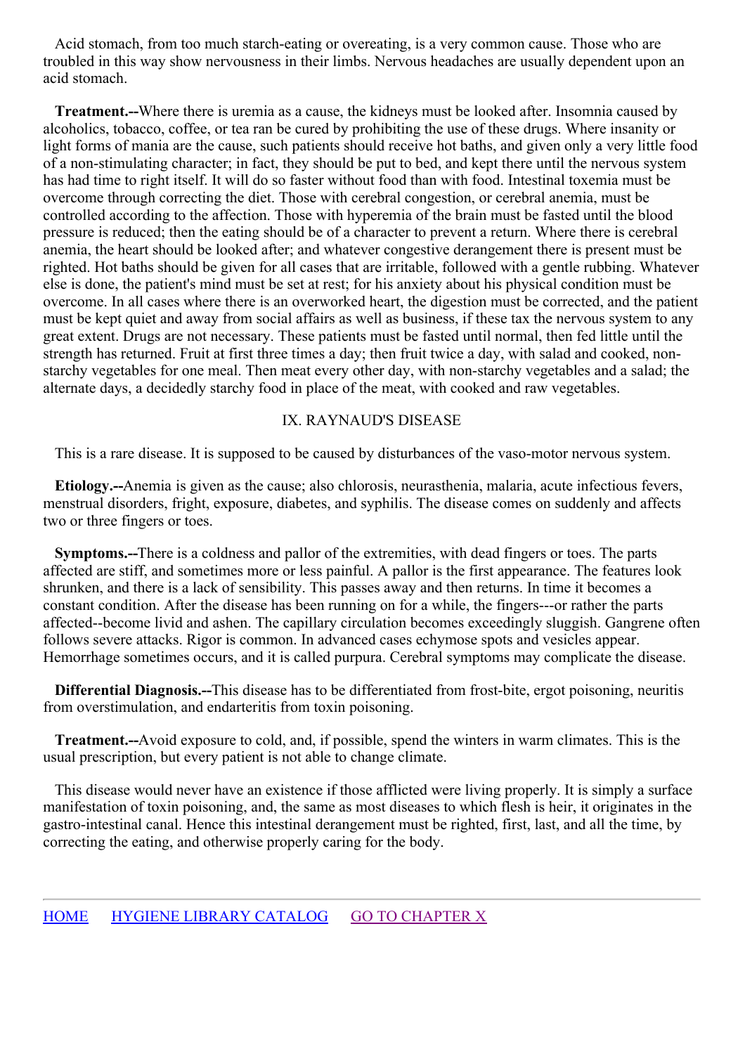Acid stomach, from too much starch-eating or overeating, is a very common cause. Those who are troubled in this way show nervousness in their limbs. Nervous headaches are usually dependent upon an acid stomach.

**Treatment.--**Where there is uremia as a cause, the kidneys must be looked after. Insomnia caused by alcoholics, tobacco, coffee, or tea ran be cured by prohibiting the use of these drugs. Where insanity or light forms of mania are the cause, such patients should receive hot baths, and given only a very little food of a non-stimulating character; in fact, they should be put to bed, and kept there until the nervous system has had time to right itself. It will do so faster without food than with food. Intestinal toxemia must be overcome through correcting the diet. Those with cerebral congestion, or cerebral anemia, must be controlled according to the affection. Those with hyperemia of the brain must be fasted until the blood pressure is reduced; then the eating should be of a character to prevent a return. Where there is cerebral anemia, the heart should be looked after; and whatever congestive derangement there is present must be righted. Hot baths should be given for all cases that are irritable, followed with a gentle rubbing. Whatever else is done, the patient's mind must be set at rest; for his anxiety about his physical condition must be overcome. In all cases where there is an overworked heart, the digestion must be corrected, and the patient must be kept quiet and away from social affairs as well as business, if these tax the nervous system to any great extent. Drugs are not necessary. These patients must be fasted until normal, then fed little until the strength has returned. Fruit at first three times a day; then fruit twice a day, with salad and cooked, non-starchy vegetables for one meal. Then meat every other day, with non-starchy vegetables and a salad; the alternate days, a decidedly starchy food in place of the meat, with cooked and raw vegetables.

## IX. RAYNAUD'S DISEASE

This is a rare disease. It is supposed to be caused by disturbances of the vaso-motor nervous system.

**Etiology.--**Anemia is given as the cause; also chlorosis, neurasthenia, malaria, acute infectious fevers, menstrual disorders, fright, exposure, diabetes, and syphilis. The disease comes on suddenly and affects two or three fingers or toes.

**Symptoms.--**There is a coldness and pallor of the extremities, with dead fingers or toes. The parts affected are stiff, and sometimes more or less painful. A pallor is the first appearance. The features look shrunken, and there is a lack of sensibility. This passes away and then returns. In time it becomes a constant condition. After the disease has been running on for a while, the fingers---or rather the parts affected--become livid and ashen. The capillary circulation becomes exceedingly sluggish. Gangrene often follows severe attacks. Rigor is common. In advanced cases echymose spots and vesicles appear. Hemorrhage sometimes occurs, and it is called purpura. Cerebral symptoms may complicate the disease.

**Differential Diagnosis.--**This disease has to be differentiated from frost-bite, ergot poisoning, neuritis from overstimulation, and endarteritis from toxin poisoning.

**Treatment.--**Avoid exposure to cold, and, if possible, spend the winters in warm climates. This is the usual prescription, but every patient is not able to change climate.

This disease would never have an existence if those afflicted were living properly. It is simply a surface manifestation of toxin poisoning, and, the same as most diseases to which flesh is heir, it originates in the gastro-intestinal canal. Hence this intestinal derangement must be righted, first, last, and all the time, by correcting the eating, and otherwise properly caring for the body.

---

HOME HYGIENE LIBRARY CATALOG GO TO CHAPTER X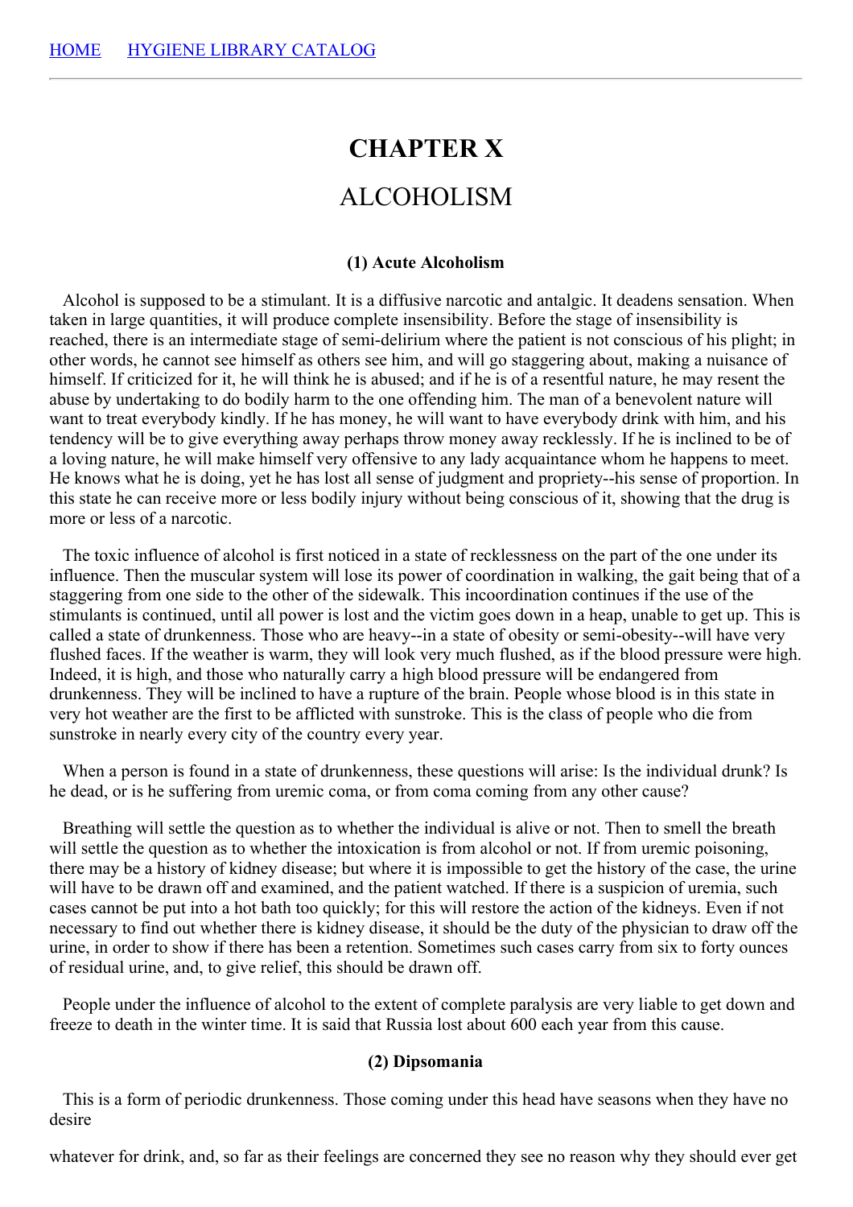HOME HYGIENE LIBRARY CATALOG

# CHAPTER X

## ALCOHOLISM

### (1) Acute Alcoholism

Alcohol is supposed to be a stimulant. It is a diffusive narcotic and antalgic. It deadens sensation. When taken in large quantities, it will produce complete insensibility. Before the stage of insensibility is reached, there is an intermediate stage of semi-delirium where the patient is not conscious of his plight; in other words, he cannot see himself as others see him, and will go staggering about, making a nuisance of himself. If criticized for it, he will think he is abused; and if he is of a resentful nature, he may resent the abuse by undertaking to do bodily harm to the one offending him. The man of a benevolent nature will want to treat everybody kindly. If he has money, he will want to have everybody drink with him, and his tendency will be to give everything away perhaps throw money away recklessly. If he is inclined to be of a loving nature, he will make himself very offensive to any lady acquaintance whom he happens to meet. He knows what he is doing, yet he has lost all sense of judgment and propriety--his sense of proportion. In this state he can receive more or less bodily injury without being conscious of it, showing that the drug is more or less of a narcotic.

The toxic influence of alcohol is first noticed in a state of recklessness on the part of the one under its influence. Then the muscular system will lose its power of coordination in walking, the gait being that of a staggering from one side to the other of the sidewalk. This incoordination continues if the use of the stimulants is continued, until all power is lost and the victim goes down in a heap, unable to get up. This is called a state of drunkenness. Those who are heavy--in a state of obesity or semi-obesity--will have very flushed faces. If the weather is warm, they will look very much flushed, as if the blood pressure were high. Indeed, it is high, and those who naturally carry a high blood pressure will be endangered from drunkenness. They will be inclined to have a rupture of the brain. People whose blood is in this state in very hot weather are the first to be afflicted with sunstroke. This is the class of people who die from sunstroke in nearly every city of the country every year.

When a person is found in a state of drunkenness, these questions will arise: Is the individual drunk? Is he dead, or is he suffering from uremic coma, or from coma coming from any other cause?

Breathing will settle the question as to whether the individual is alive or not. Then to smell the breath will settle the question as to whether the intoxication is from alcohol or not. If from uremic poisoning, there may be a history of kidney disease; but where it is impossible to get the history of the case, the urine will have to be drawn off and examined, and the patient watched. If there is a suspicion of uremia, such cases cannot be put into a hot bath too quickly; for this will restore the action of the kidneys. Even if not necessary to find out whether there is kidney disease, it should be the duty of the physician to draw off the urine, in order to show if there has been a retention. Sometimes such cases carry from six to forty ounces of residual urine, and, to give relief, this should be drawn off.

People under the influence of alcohol to the extent of complete paralysis are very liable to get down and freeze to death in the winter time. It is said that Russia lost about 600 each year from this cause.

### (2) Dipsomania

This is a form of periodic drunkenness. Those coming under this head have seasons when they have no desire whatever for drink, and, so far as their feelings are concerned they see no reason why they should ever get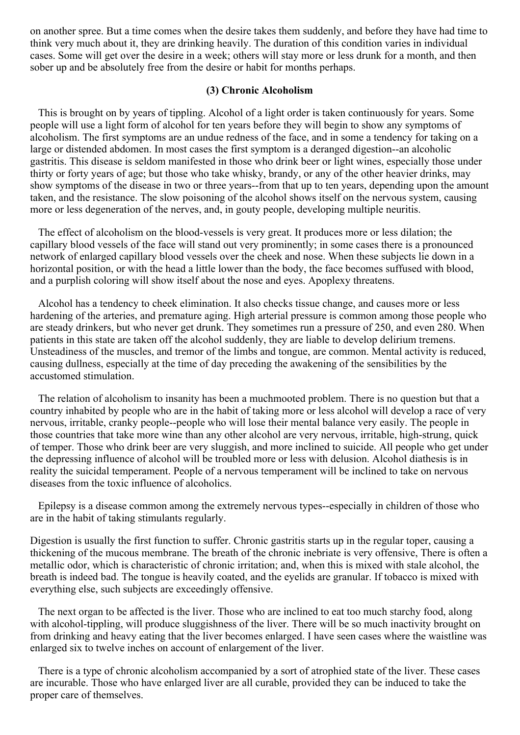on another spree. But a time comes when the desire takes them suddenly, and before they have had time to think very much about it, they are drinking heavily. The duration of this condition varies in individual cases. Some will get over the desire in a week; others will stay more or less drunk for a month, and then sober up and be absolutely free from the desire or habit for months perhaps.

### (3) Chronic Alcoholism

This is brought on by years of tippling. Alcohol of a light order is taken continuously for years. Some people will use a light form of alcohol for ten years before they will begin to show any symptoms of alcoholism. The first symptoms are an undue redness of the face, and in some a tendency for taking on a large or distended abdomen. In most cases the first symptom is a deranged digestion--an alcoholic gastritis. This disease is seldom manifested in those who drink beer or light wines, especially those under thirty or forty years of age; but those who take whisky, brandy, or any of the other heavier drinks, may show symptoms of the disease in two or three years--from that up to ten years, depending upon the amount taken, and the resistance. The slow poisoning of the alcohol shows itself on the nervous system, causing more or less degeneration of the nerves, and, in gouty people, developing multiple neuritis.

The effect of alcoholism on the blood-vessels is very great. It produces more or less dilation; the capillary blood vessels of the face will stand out very prominently; in some cases there is a pronounced network of enlarged capillary blood vessels over the cheek and nose. When these subjects lie down in a horizontal position, or with the head a little lower than the body, the face becomes suffused with blood, and a purplish coloring will show itself about the nose and eyes. Apoplexy threatens.

Alcohol has a tendency to cheek elimination. It also checks tissue change, and causes more or less hardening of the arteries, and premature aging. High arterial pressure is common among those people who are steady drinkers, but who never get drunk. They sometimes run a pressure of 250, and even 280. When patients in this state are taken off the alcohol suddenly, they are liable to develop delirium tremens. Unsteadiness of the muscles, and tremor of the limbs and tongue, are common. Mental activity is reduced, causing dullness, especially at the time of day preceding the awakening of the sensibilities by the accustomed stimulation.

The relation of alcoholism to insanity has been a muchmooted problem. There is no question but that a country inhabited by people who are in the habit of taking more or less alcohol will develop a race of very nervous, irritable, cranky people--people who will lose their mental balance very easily. The people in those countries that take more wine than any other alcohol are very nervous, irritable, high-strung, quick of temper. Those who drink beer are very sluggish, and more inclined to suicide. All people who get under the depressing influence of alcohol will be troubled more or less with delusion. Alcohol diathesis is in reality the suicidal temperament. People of a nervous temperament will be inclined to take on nervous diseases from the toxic influence of alcoholics.

Epilepsy is a disease common among the extremely nervous types--especially in children of those who are in the habit of taking stimulants regularly.

Digestion is usually the first function to suffer. Chronic gastritis starts up in the regular toper, causing a thickening of the mucous membrane. The breath of the chronic inebriate is very offensive, There is often a metallic odor, which is characteristic of chronic irritation; and, when this is mixed with stale alcohol, the breath is indeed bad. The tongue is heavily coated, and the eyelids are granular. If tobacco is mixed with everything else, such subjects are exceedingly offensive.

The next organ to be affected is the liver. Those who are inclined to eat too much starchy food, along with alcohol-tippling, will produce sluggishness of the liver. There will be so much inactivity brought on from drinking and heavy eating that the liver becomes enlarged. I have seen cases where the waistline was enlarged six to twelve inches on account of enlargement of the liver.

There is a type of chronic alcoholism accompanied by a sort of atrophied state of the liver. These cases are incurable. Those who have enlarged liver are all curable, provided they can be induced to take the proper care of themselves.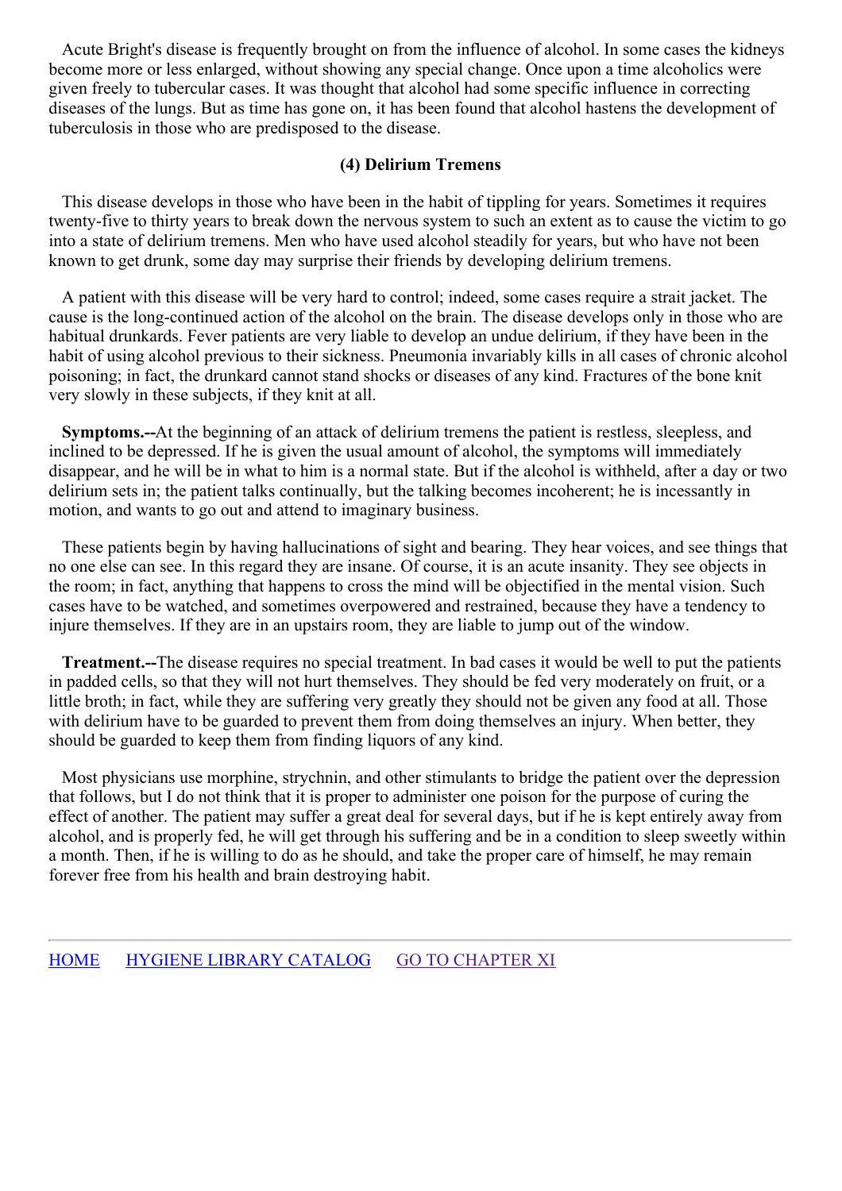Acute Bright's disease is frequently brought on from the influence of alcohol. In some cases the kidneys become more or less enlarged, without showing any special change. Once upon a time alcoholics were given freely to tubercular cases. It was thought that alcohol had some specific influence in correcting diseases of the lungs. But as time has gone on, it has been found that alcohol hastens the development of tuberculosis in those who are predisposed to the disease.

### (4) Delirium Tremens

This disease develops in those who have been in the habit of tippling for years. Sometimes it requires twenty-five to thirty years to break down the nervous system to such an extent as to cause the victim to go into a state of delirium tremens. Men who have used alcohol steadily for years, but who have not been known to get drunk, some day may surprise their friends by developing delirium tremens.

A patient with this disease will be very hard to control; indeed, some cases require a strait jacket. The cause is the long-continued action of the alcohol on the brain. The disease develops only in those who are habitual drunkards. Fever patients are very liable to develop an undue delirium, if they have been in the habit of using alcohol previous to their sickness. Pneumonia invariably kills in all cases of chronic alcohol poisoning; in fact, the drunkard cannot stand shocks or diseases of any kind. Fractures of the bone knit very slowly in these subjects, if they knit at all.

**Symptoms.--**At the beginning of an attack of delirium tremens the patient is restless, sleepless, and inclined to be depressed. If he is given the usual amount of alcohol, the symptoms will immediately disappear, and he will be in what to him is a normal state. But if the alcohol is withheld, after a day or two delirium sets in; the patient talks continually, but the talking becomes incoherent; he is incessantly in motion, and wants to go out and attend to imaginary business.

These patients begin by having hallucinations of sight and bearing. They hear voices, and see things that no one else can see. In this regard they are insane. Of course, it is an acute insanity. They see objects in the room; in fact, anything that happens to cross the mind will be objectified in the mental vision. Such cases have to be watched, and sometimes overpowered and restrained, because they have a tendency to injure themselves. If they are in an upstairs room, they are liable to jump out of the window.

**Treatment.--**The disease requires no special treatment. In bad cases it would be well to put the patients in padded cells, so that they will not hurt themselves. They should be fed very moderately on fruit, or a little broth; in fact, while they are suffering very greatly they should not be given any food at all. Those with delirium have to be guarded to prevent them from doing themselves an injury. When better, they should be guarded to keep them from finding liquors of any kind.

Most physicians use morphine, strychnin, and other stimulants to bridge the patient over the depression that follows, but I do not think that it is proper to administer one poison for the purpose of curing the effect of another. The patient may suffer a great deal for several days, but if he is kept entirely away from alcohol, and is properly fed, he will get through his suffering and be in a condition to sleep sweetly within a month. Then, if he is willing to do as he should, and take the proper care of himself, he may remain forever free from his health and brain destroying habit.

---

HOME HYGIENE LIBRARY CATALOG GO TO CHAPTER XI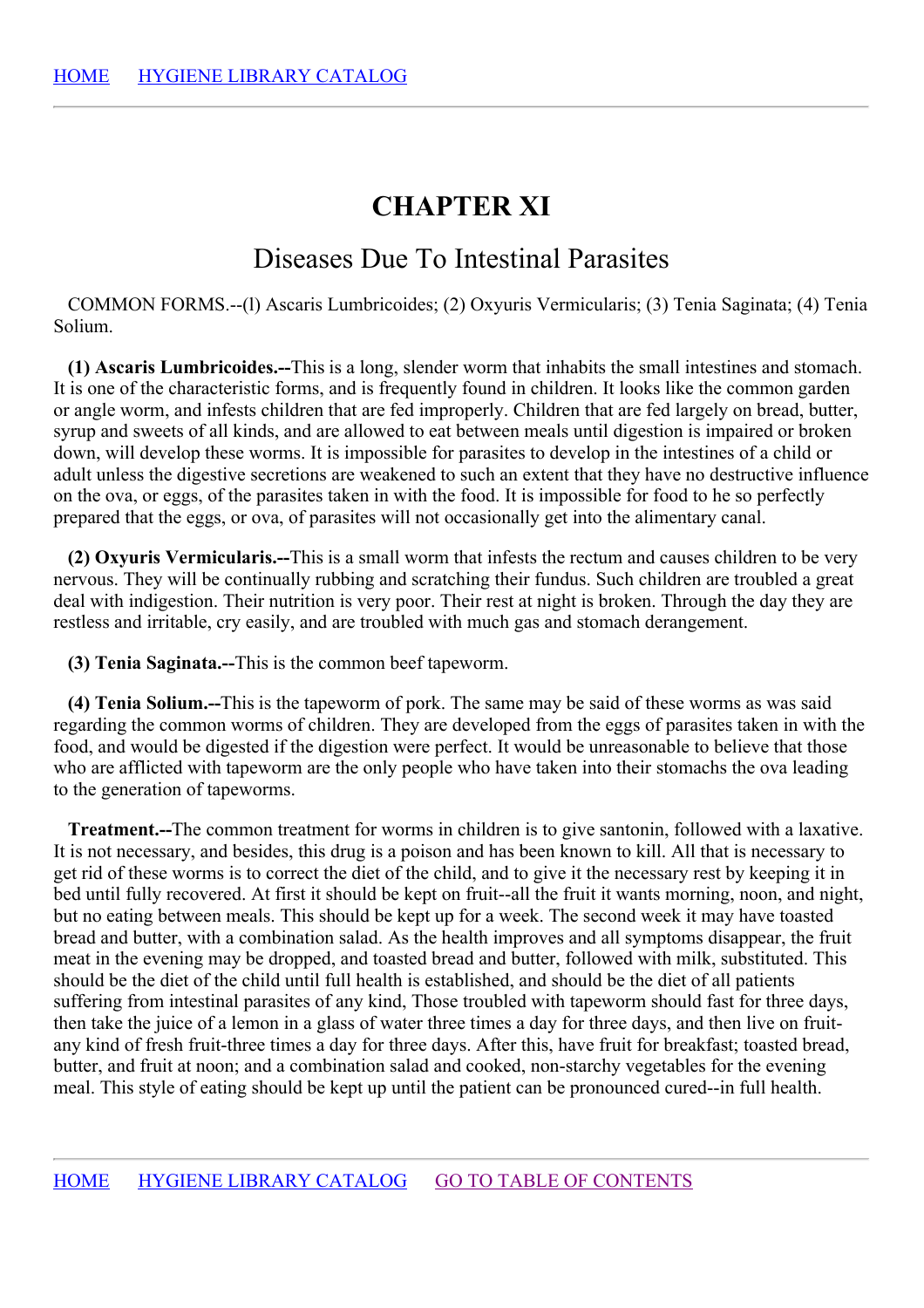# CHAPTER XI

## Diseases Due To Intestinal Parasites

COMMON FORMS.--(l) Ascaris Lumbricoides; (2) Oxyuris Vermicularis; (3) Tenia Saginata; (4) Tenia Solium.

**(1) Ascaris Lumbricoides.--**This is a long, slender worm that inhabits the small intestines and stomach. It is one of the characteristic forms, and is frequently found in children. It looks like the common garden or angle worm, and infests children that are fed improperly. Children that are fed largely on bread, butter, syrup and sweets of all kinds, and are allowed to eat between meals until digestion is impaired or broken down, will develop these worms. It is impossible for parasites to develop in the intestines of a child or adult unless the digestive secretions are weakened to such an extent that they have no destructive influence on the ova, or eggs, of the parasites taken in with the food. It is impossible for food to he so perfectly prepared that the eggs, or ova, of parasites will not occasionally get into the alimentary canal.

**(2) Oxyuris Vermicularis.--**This is a small worm that infests the rectum and causes children to be very nervous. They will be continually rubbing and scratching their fundus. Such children are troubled a great deal with indigestion. Their nutrition is very poor. Their rest at night is broken. Through the day they are restless and irritable, cry easily, and are troubled with much gas and stomach derangement.

**(3) Tenia Saginata.--**This is the common beef tapeworm.

**(4) Tenia Solium.--**This is the tapeworm of pork. The same may be said of these worms as was said regarding the common worms of children. They are developed from the eggs of parasites taken in with the food, and would be digested if the digestion were perfect. It would be unreasonable to believe that those who are afflicted with tapeworm are the only people who have taken into their stomachs the ova leading to the generation of tapeworms.

**Treatment.--**The common treatment for worms in children is to give santonin, followed with a laxative. It is not necessary, and besides, this drug is a poison and has been known to kill. All that is necessary to get rid of these worms is to correct the diet of the child, and to give it the necessary rest by keeping it in bed until fully recovered. At first it should be kept on fruit--all the fruit it wants morning, noon, and night, but no eating between meals. This should be kept up for a week. The second week it may have toasted bread and butter, with a combination salad. As the health improves and all symptoms disappear, the fruit meat in the evening may be dropped, and toasted bread and butter, followed with milk, substituted. This should be the diet of the child until full health is established, and should be the diet of all patients suffering from intestinal parasites of any kind, Those troubled with tapeworm should fast for three days, then take the juice of a lemon in a glass of water three times a day for three days, and then live on fruit-any kind of fresh fruit-three times a day for three days. After this, have fruit for breakfast; toasted bread, butter, and fruit at noon; and a combination salad and cooked, non-starchy vegetables for the evening meal. This style of eating should be kept up until the patient can be pronounced cured--in full health.